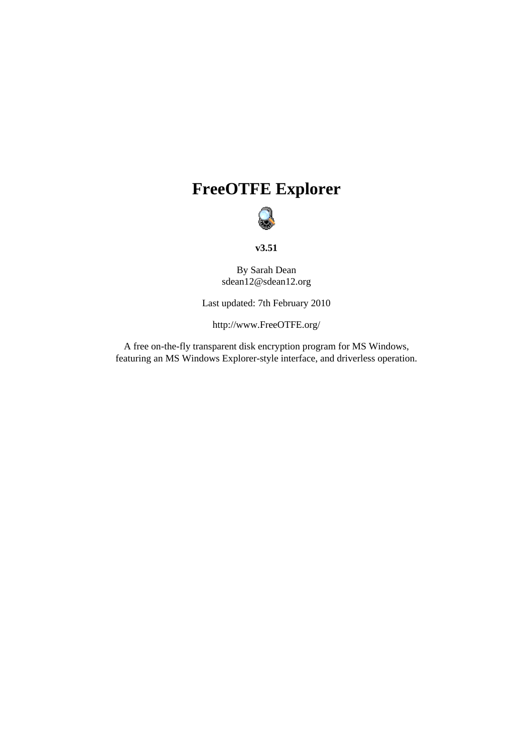# FreeOTFE Explorer

**v3.51**

By Sarah Dean
sdean12@sdean12.org

Last updated: 7th February 2010

http://www.FreeOTFE.org/

A free on-the-fly transparent disk encryption program for MS Windows, featuring an MS Windows Explorer-style interface, and driverless operation.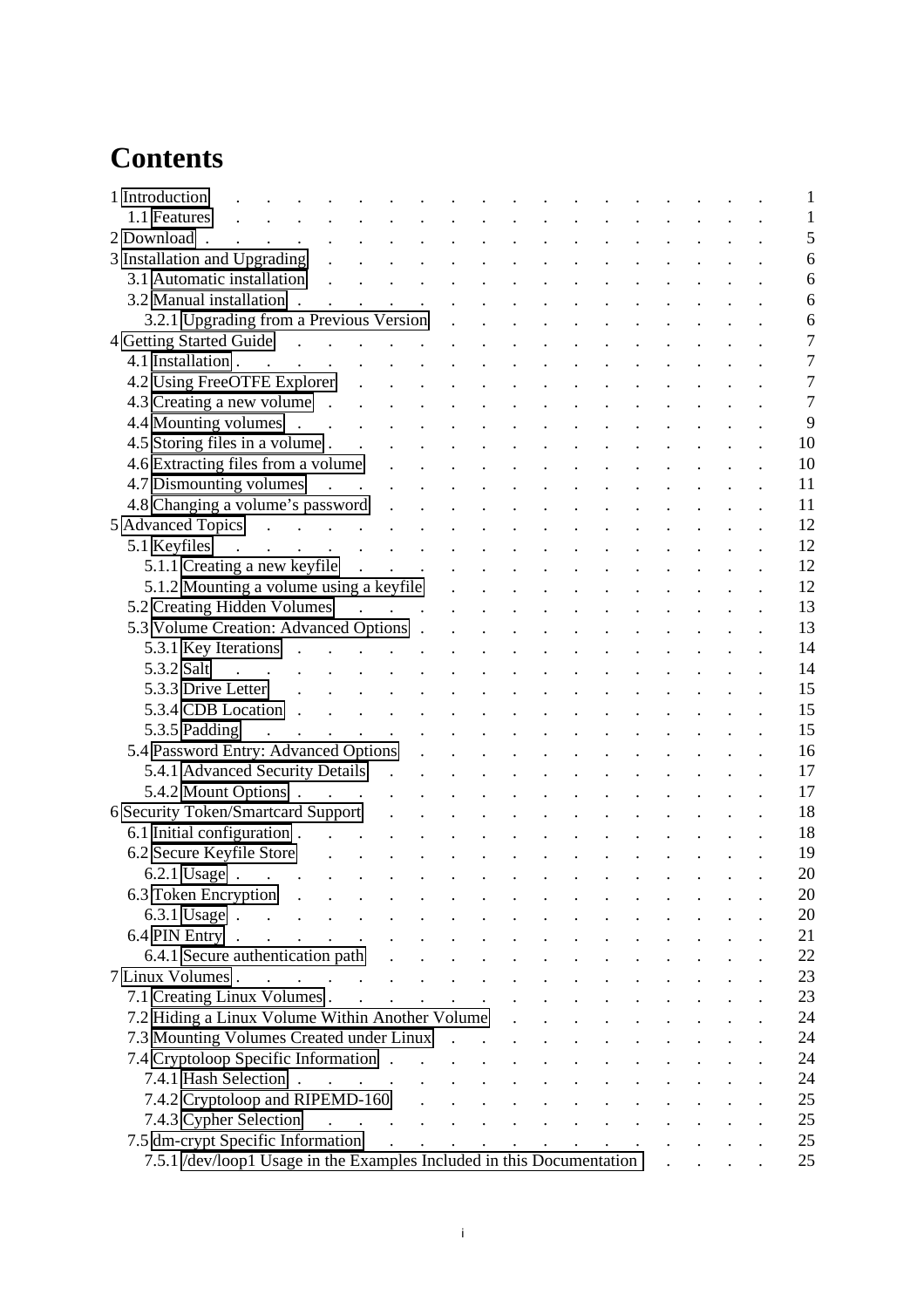# Contents

1 Introduction . . . . . . . . . . . . . . . . . . . . . . . . 1
  1.1 Features . . . . . . . . . . . . . . . . . . . . . . . . 1
2 Download . . . . . . . . . . . . . . . . . . . . . . . . 5
3 Installation and Upgrading . . . . . . . . . . . . . . . . . . . . . . . . 6
  3.1 Automatic installation . . . . . . . . . . . . . . . . . . . . . . . . 6
  3.2 Manual installation . . . . . . . . . . . . . . . . . . . . . . . . 6
    3.2.1 Upgrading from a Previous Version . . . . . . . . . . . . . . . . . . . . . . . . 6
4 Getting Started Guide . . . . . . . . . . . . . . . . . . . . . . . . 7
  4.1 Installation . . . . . . . . . . . . . . . . . . . . . . . . 7
  4.2 Using FreeOTFE Explorer . . . . . . . . . . . . . . . . . . . . . . . . 7
  4.3 Creating a new volume . . . . . . . . . . . . . . . . . . . . . . . . 7
  4.4 Mounting volumes . . . . . . . . . . . . . . . . . . . . . . . . 9
  4.5 Storing files in a volume . . . . . . . . . . . . . . . . . . . . . . . . 10
  4.6 Extracting files from a volume . . . . . . . . . . . . . . . . . . . . . . . . 10
  4.7 Dismounting volumes . . . . . . . . . . . . . . . . . . . . . . . . 11
  4.8 Changing a volume's password . . . . . . . . . . . . . . . . . . . . . . . . 11
5 Advanced Topics . . . . . . . . . . . . . . . . . . . . . . . . 12
  5.1 Keyfiles . . . . . . . . . . . . . . . . . . . . . . . . 12
    5.1.1 Creating a new keyfile . . . . . . . . . . . . . . . . . . . . . . . . 12
    5.1.2 Mounting a volume using a keyfile . . . . . . . . . . . . . . . . . . . . . . . . 12
  5.2 Creating Hidden Volumes . . . . . . . . . . . . . . . . . . . . . . . . 13
  5.3 Volume Creation: Advanced Options . . . . . . . . . . . . . . . . . . . . . . . . 13
    5.3.1 Key Iterations . . . . . . . . . . . . . . . . . . . . . . . . 14
    5.3.2 Salt . . . . . . . . . . . . . . . . . . . . . . . . 14
    5.3.3 Drive Letter . . . . . . . . . . . . . . . . . . . . . . . . 15
    5.3.4 CDB Location . . . . . . . . . . . . . . . . . . . . . . . . 15
    5.3.5 Padding . . . . . . . . . . . . . . . . . . . . . . . . 15
  5.4 Password Entry: Advanced Options . . . . . . . . . . . . . . . . . . . . . . . . 16
    5.4.1 Advanced Security Details . . . . . . . . . . . . . . . . . . . . . . . . 17
    5.4.2 Mount Options . . . . . . . . . . . . . . . . . . . . . . . . 17
6 Security Token/Smartcard Support . . . . . . . . . . . . . . . . . . . . . . . . 18
  6.1 Initial configuration . . . . . . . . . . . . . . . . . . . . . . . . 18
  6.2 Secure Keyfile Store . . . . . . . . . . . . . . . . . . . . . . . . 19
    6.2.1 Usage . . . . . . . . . . . . . . . . . . . . . . . . 20
  6.3 Token Encryption . . . . . . . . . . . . . . . . . . . . . . . . 20
    6.3.1 Usage . . . . . . . . . . . . . . . . . . . . . . . . 20
  6.4 PIN Entry . . . . . . . . . . . . . . . . . . . . . . . . 21
    6.4.1 Secure authentication path . . . . . . . . . . . . . . . . . . . . . . . . 22
7 Linux Volumes . . . . . . . . . . . . . . . . . . . . . . . . 23
  7.1 Creating Linux Volumes . . . . . . . . . . . . . . . . . . . . . . . . 23
  7.2 Hiding a Linux Volume Within Another Volume . . . . . . . . . . . . . . . . . . . . . . . . 24
  7.3 Mounting Volumes Created under Linux . . . . . . . . . . . . . . . . . . . . . . . . 24
  7.4 Cryptoloop Specific Information . . . . . . . . . . . . . . . . . . . . . . . . 24
    7.4.1 Hash Selection . . . . . . . . . . . . . . . . . . . . . . . . 24
    7.4.2 Cryptoloop and RIPEMD-160 . . . . . . . . . . . . . . . . . . . . . . . . 25
    7.4.3 Cypher Selection . . . . . . . . . . . . . . . . . . . . . . . . 25
  7.5 dm-crypt Specific Information . . . . . . . . . . . . . . . . . . . . . . . . 25
    7.5.1 /dev/loop1 Usage in the Examples Included in this Documentation . . . . . . . . 25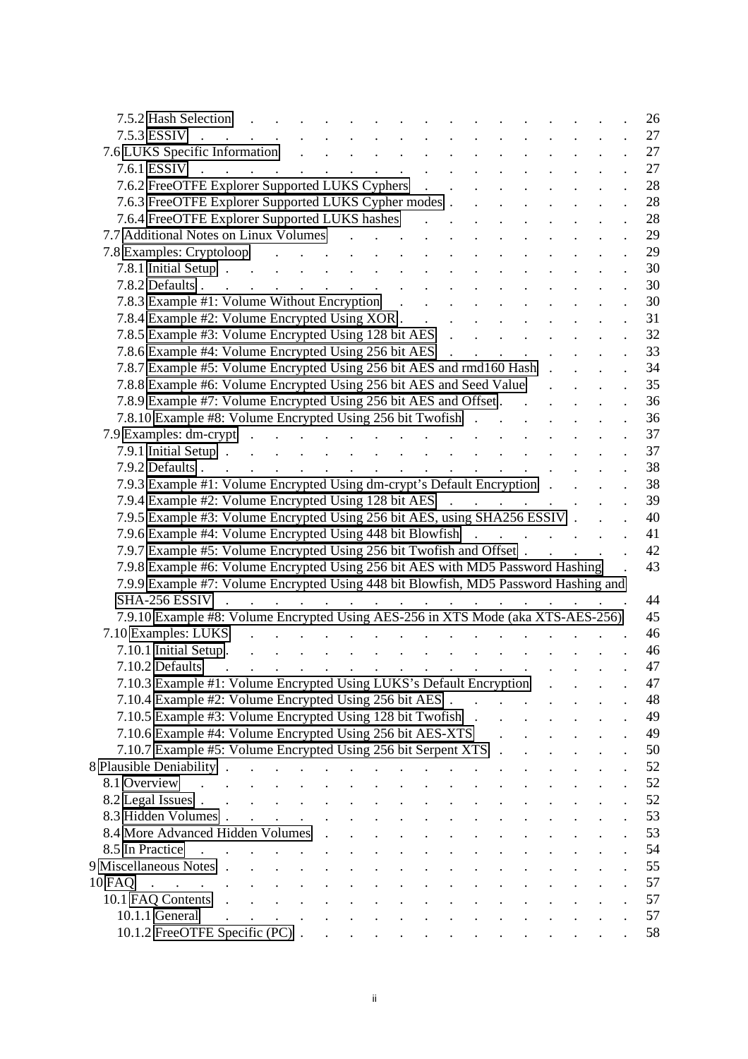- 7.5.2 Hash Selection . . . 26
- 7.5.3 ESSIV . . . 27
- 7.6 LUKS Specific Information . . . 27
  - 7.6.1 ESSIV . . . 27
  - 7.6.2 FreeOTFE Explorer Supported LUKS Cyphers . . . 28
  - 7.6.3 FreeOTFE Explorer Supported LUKS Cypher modes . . . 28
  - 7.6.4 FreeOTFE Explorer Supported LUKS hashes . . . 28
- 7.7 Additional Notes on Linux Volumes . . . 29
- 7.8 Examples: Cryptoloop . . . 29
  - 7.8.1 Initial Setup . . . 30
  - 7.8.2 Defaults . . . 30
  - 7.8.3 Example #1: Volume Without Encryption . . . 30
  - 7.8.4 Example #2: Volume Encrypted Using XOR . . . 31
  - 7.8.5 Example #3: Volume Encrypted Using 128 bit AES . . . 32
  - 7.8.6 Example #4: Volume Encrypted Using 256 bit AES . . . 33
  - 7.8.7 Example #5: Volume Encrypted Using 256 bit AES and rmd160 Hash . . . 34
  - 7.8.8 Example #6: Volume Encrypted Using 256 bit AES and Seed Value . . . 35
  - 7.8.9 Example #7: Volume Encrypted Using 256 bit AES and Offset . . . 36
  - 7.8.10 Example #8: Volume Encrypted Using 256 bit Twofish . . . 36
- 7.9 Examples: dm-crypt . . . 37
  - 7.9.1 Initial Setup . . . 37
  - 7.9.2 Defaults . . . 38
  - 7.9.3 Example #1: Volume Encrypted Using dm-crypt's Default Encryption . . . 38
  - 7.9.4 Example #2: Volume Encrypted Using 128 bit AES . . . 39
  - 7.9.5 Example #3: Volume Encrypted Using 256 bit AES, using SHA256 ESSIV . . . 40
  - 7.9.6 Example #4: Volume Encrypted Using 448 bit Blowfish . . . 41
  - 7.9.7 Example #5: Volume Encrypted Using 256 bit Twofish and Offset . . . 42
  - 7.9.8 Example #6: Volume Encrypted Using 256 bit AES with MD5 Password Hashing . . . 43
  - 7.9.9 Example #7: Volume Encrypted Using 448 bit Blowfish, MD5 Password Hashing and SHA-256 ESSIV . . . 44
  - 7.9.10 Example #8: Volume Encrypted Using AES-256 in XTS Mode (aka XTS-AES-256) . . . 45
- 7.10 Examples: LUKS . . . 46
  - 7.10.1 Initial Setup . . . 46
  - 7.10.2 Defaults . . . 47
  - 7.10.3 Example #1: Volume Encrypted Using LUKS's Default Encryption . . . 47
  - 7.10.4 Example #2: Volume Encrypted Using 256 bit AES . . . 48
  - 7.10.5 Example #3: Volume Encrypted Using 128 bit Twofish . . . 49
  - 7.10.6 Example #4: Volume Encrypted Using 256 bit AES-XTS . . . 49
  - 7.10.7 Example #5: Volume Encrypted Using 256 bit Serpent XTS . . . 50

8 Plausible Deniability . . . 52
- 8.1 Overview . . . 52
- 8.2 Legal Issues . . . 52
- 8.3 Hidden Volumes . . . 53
- 8.4 More Advanced Hidden Volumes . . . 53
- 8.5 In Practice . . . 54

9 Miscellaneous Notes . . . 55

10 FAQ . . . 57
- 10.1 FAQ Contents . . . 57
  - 10.1.1 General . . . 57
  - 10.1.2 FreeOTFE Specific (PC) . . . 58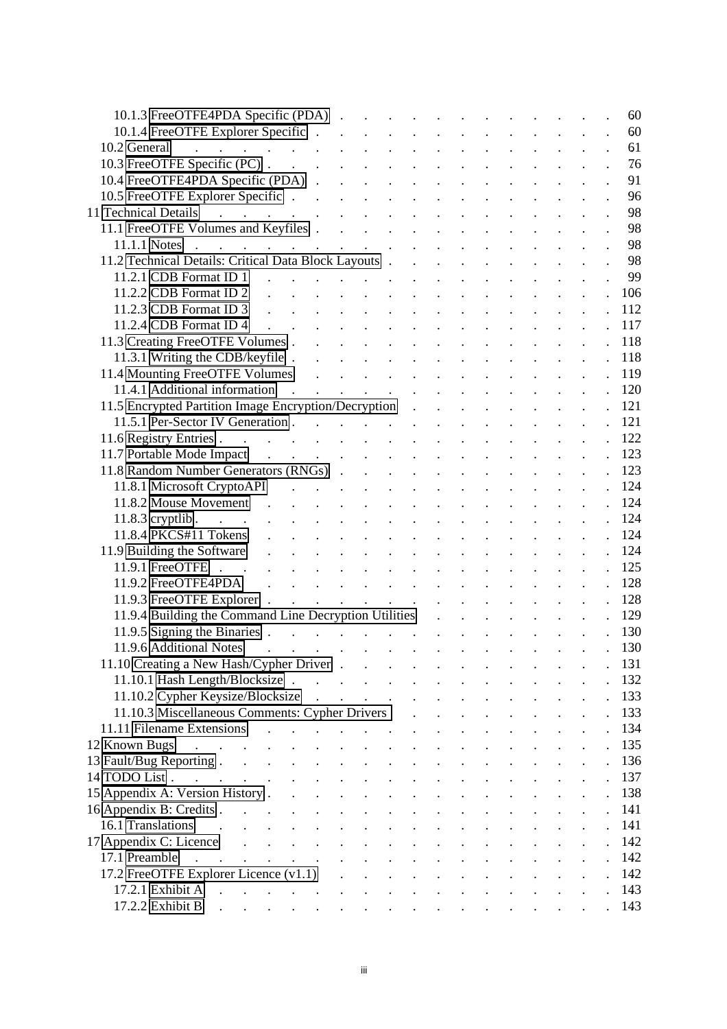- 10.1.3 FreeOTFE4PDA Specific (PDA) . . . 60
- 10.1.4 FreeOTFE Explorer Specific . . . 60
- 10.2 General . . . 61
- 10.3 FreeOTFE Specific (PC) . . . 76
- 10.4 FreeOTFE4PDA Specific (PDA) . . . 91
- 10.5 FreeOTFE Explorer Specific . . . 96
- 11 Technical Details . . . 98
  - 11.1 FreeOTFE Volumes and Keyfiles . . . 98
    - 11.1.1 Notes . . . 98
  - 11.2 Technical Details: Critical Data Block Layouts . . . 98
    - 11.2.1 CDB Format ID 1 . . . 99
    - 11.2.2 CDB Format ID 2 . . . 106
    - 11.2.3 CDB Format ID 3 . . . 112
    - 11.2.4 CDB Format ID 4 . . . 117
  - 11.3 Creating FreeOTFE Volumes . . . 118
    - 11.3.1 Writing the CDB/keyfile . . . 118
  - 11.4 Mounting FreeOTFE Volumes . . . 119
    - 11.4.1 Additional information . . . 120
  - 11.5 Encrypted Partition Image Encryption/Decryption . . . 121
    - 11.5.1 Per-Sector IV Generation . . . 121
  - 11.6 Registry Entries . . . 122
  - 11.7 Portable Mode Impact . . . 123
  - 11.8 Random Number Generators (RNGs) . . . 123
    - 11.8.1 Microsoft CryptoAPI . . . 124
    - 11.8.2 Mouse Movement . . . 124
    - 11.8.3 cryptlib . . . 124
    - 11.8.4 PKCS#11 Tokens . . . 124
  - 11.9 Building the Software . . . 124
    - 11.9.1 FreeOTFE . . . 125
    - 11.9.2 FreeOTFE4PDA . . . 128
    - 11.9.3 FreeOTFE Explorer . . . 128
    - 11.9.4 Building the Command Line Decryption Utilities . . . 129
    - 11.9.5 Signing the Binaries . . . 130
    - 11.9.6 Additional Notes . . . 130
  - 11.10 Creating a New Hash/Cypher Driver . . . 131
    - 11.10.1 Hash Length/Blocksize . . . 132
    - 11.10.2 Cypher Keysize/Blocksize . . . 133
    - 11.10.3 Miscellaneous Comments: Cypher Drivers . . . 133
  - 11.11 Filename Extensions . . . 134
- 12 Known Bugs . . . 135
- 13 Fault/Bug Reporting . . . 136
- 14 TODO List . . . 137
- 15 Appendix A: Version History . . . 138
- 16 Appendix B: Credits . . . 141
  - 16.1 Translations . . . 141
- 17 Appendix C: Licence . . . 142
  - 17.1 Preamble . . . 142
  - 17.2 FreeOTFE Explorer Licence (v1.1) . . . 142
    - 17.2.1 Exhibit A . . . 143
    - 17.2.2 Exhibit B . . . 143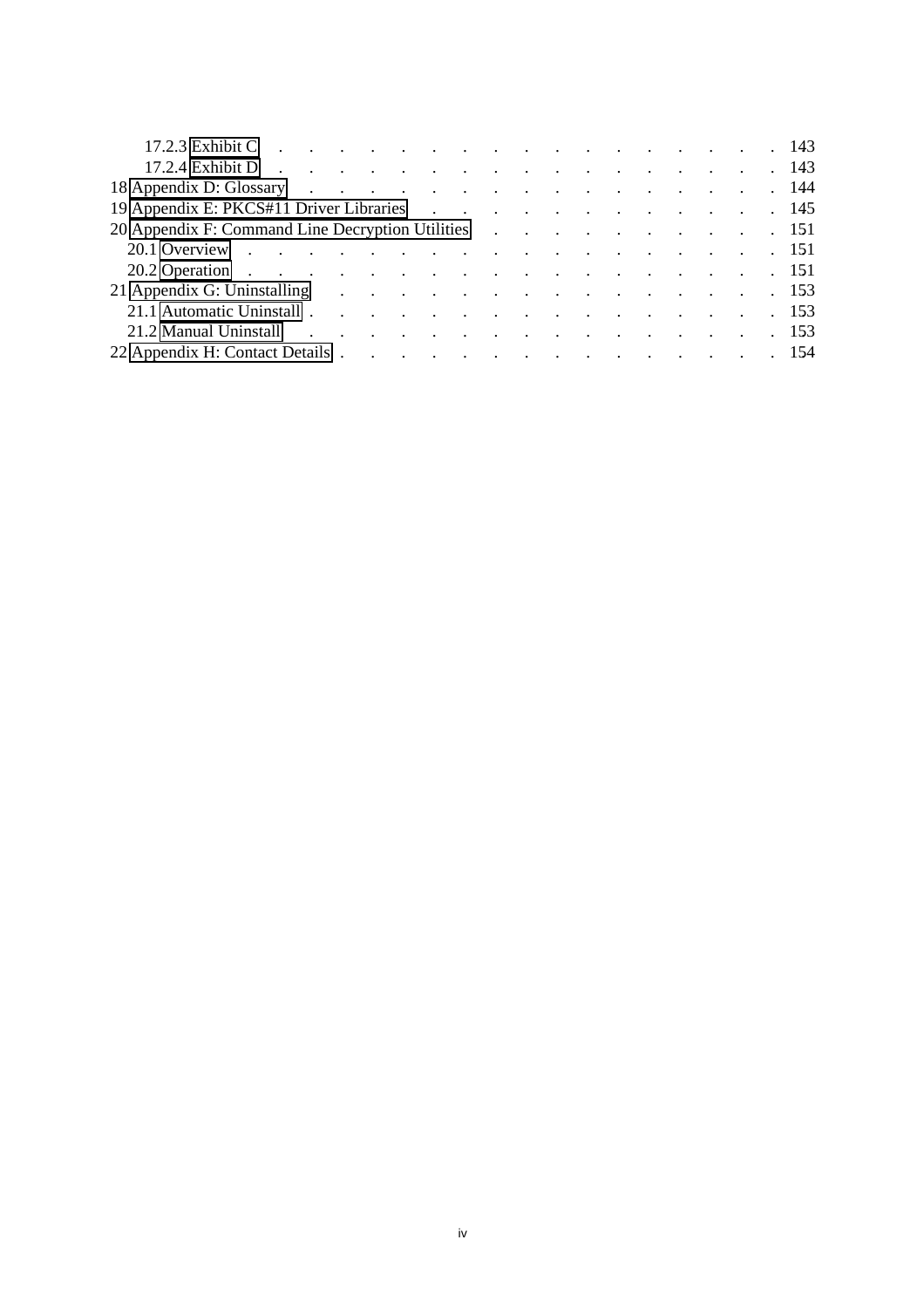17.2.3 Exhibit C . . . . . . . . . . . . . . . . . . . . . . 143
17.2.4 Exhibit D . . . . . . . . . . . . . . . . . . . . . . 143
18 Appendix D: Glossary . . . . . . . . . . . . . . . . . . . . . 144
19 Appendix E: PKCS#11 Driver Libraries . . . . . . . . . . . . . . . 145
20 Appendix F: Command Line Decryption Utilities . . . . . . . . . . . 151
20.1 Overview . . . . . . . . . . . . . . . . . . . . . . . . 151
20.2 Operation . . . . . . . . . . . . . . . . . . . . . . . 151
21 Appendix G: Uninstalling . . . . . . . . . . . . . . . . . . . 153
21.1 Automatic Uninstall . . . . . . . . . . . . . . . . . . . 153
21.2 Manual Uninstall . . . . . . . . . . . . . . . . . . . . 153
22 Appendix H: Contact Details . . . . . . . . . . . . . . . . . . 154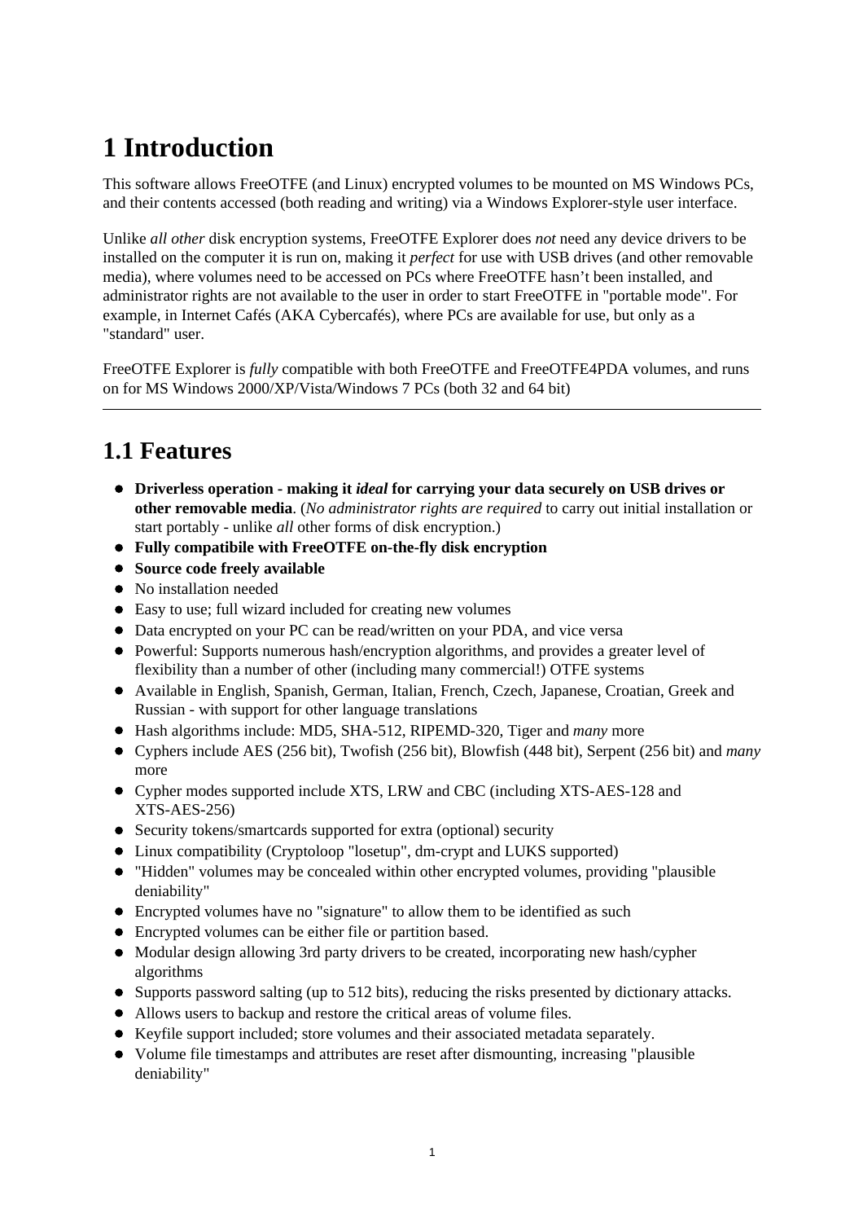# 1 Introduction

This software allows FreeOTFE (and Linux) encrypted volumes to be mounted on MS Windows PCs, and their contents accessed (both reading and writing) via a Windows Explorer-style user interface.

Unlike *all other* disk encryption systems, FreeOTFE Explorer does *not* need any device drivers to be installed on the computer it is run on, making it *perfect* for use with USB drives (and other removable media), where volumes need to be accessed on PCs where FreeOTFE hasn't been installed, and administrator rights are not available to the user in order to start FreeOTFE in "portable mode". For example, in Internet Cafés (AKA Cybercafés), where PCs are available for use, but only as a "standard" user.

FreeOTFE Explorer is *fully* compatible with both FreeOTFE and FreeOTFE4PDA volumes, and runs on for MS Windows 2000/XP/Vista/Windows 7 PCs (both 32 and 64 bit)

---

## 1.1 Features

- **Driverless operation - making it *ideal* for carrying your data securely on USB drives or other removable media**. (*No administrator rights are required* to carry out initial installation or start portably - unlike *all* other forms of disk encryption.)
- **Fully compatibile with FreeOTFE on-the-fly disk encryption**
- **Source code freely available**
- No installation needed
- Easy to use; full wizard included for creating new volumes
- Data encrypted on your PC can be read/written on your PDA, and vice versa
- Powerful: Supports numerous hash/encryption algorithms, and provides a greater level of flexibility than a number of other (including many commercial!) OTFE systems
- Available in English, Spanish, German, Italian, French, Czech, Japanese, Croatian, Greek and Russian - with support for other language translations
- Hash algorithms include: MD5, SHA-512, RIPEMD-320, Tiger and *many* more
- Cyphers include AES (256 bit), Twofish (256 bit), Blowfish (448 bit), Serpent (256 bit) and *many* more
- Cypher modes supported include XTS, LRW and CBC (including XTS-AES-128 and XTS-AES-256)
- Security tokens/smartcards supported for extra (optional) security
- Linux compatibility (Cryptoloop "losetup", dm-crypt and LUKS supported)
- "Hidden" volumes may be concealed within other encrypted volumes, providing "plausible deniability"
- Encrypted volumes have no "signature" to allow them to be identified as such
- Encrypted volumes can be either file or partition based.
- Modular design allowing 3rd party drivers to be created, incorporating new hash/cypher algorithms
- Supports password salting (up to 512 bits), reducing the risks presented by dictionary attacks.
- Allows users to backup and restore the critical areas of volume files.
- Keyfile support included; store volumes and their associated metadata separately.
- Volume file timestamps and attributes are reset after dismounting, increasing "plausible deniability"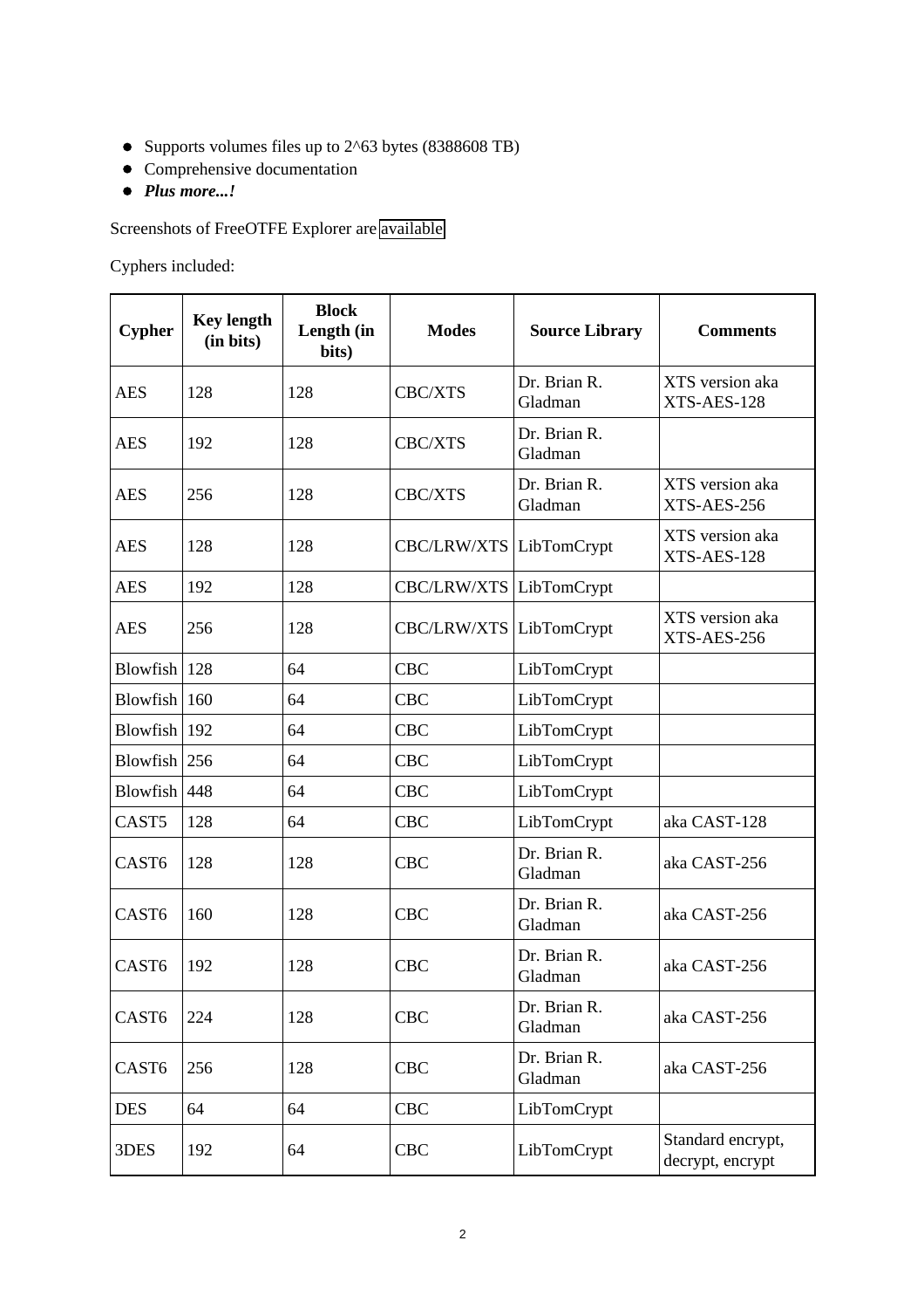- Supports volumes files up to 2^63 bytes (8388608 TB)
- Comprehensive documentation
- ***Plus more...!***

Screenshots of FreeOTFE Explorer are available

Cyphers included:

| Cypher | Key length (in bits) | Block Length (in bits) | Modes | Source Library | Comments |
|---|---|---|---|---|---|
| AES | 128 | 128 | CBC/XTS | Dr. Brian R. Gladman | XTS version aka XTS-AES-128 |
| AES | 192 | 128 | CBC/XTS | Dr. Brian R. Gladman | |
| AES | 256 | 128 | CBC/XTS | Dr. Brian R. Gladman | XTS version aka XTS-AES-256 |
| AES | 128 | 128 | CBC/LRW/XTS | LibTomCrypt | XTS version aka XTS-AES-128 |
| AES | 192 | 128 | CBC/LRW/XTS | LibTomCrypt | |
| AES | 256 | 128 | CBC/LRW/XTS | LibTomCrypt | XTS version aka XTS-AES-256 |
| Blowfish | 128 | 64 | CBC | LibTomCrypt | |
| Blowfish | 160 | 64 | CBC | LibTomCrypt | |
| Blowfish | 192 | 64 | CBC | LibTomCrypt | |
| Blowfish | 256 | 64 | CBC | LibTomCrypt | |
| Blowfish | 448 | 64 | CBC | LibTomCrypt | |
| CAST5 | 128 | 64 | CBC | LibTomCrypt | aka CAST-128 |
| CAST6 | 128 | 128 | CBC | Dr. Brian R. Gladman | aka CAST-256 |
| CAST6 | 160 | 128 | CBC | Dr. Brian R. Gladman | aka CAST-256 |
| CAST6 | 192 | 128 | CBC | Dr. Brian R. Gladman | aka CAST-256 |
| CAST6 | 224 | 128 | CBC | Dr. Brian R. Gladman | aka CAST-256 |
| CAST6 | 256 | 128 | CBC | Dr. Brian R. Gladman | aka CAST-256 |
| DES | 64 | 64 | CBC | LibTomCrypt | |
| 3DES | 192 | 64 | CBC | LibTomCrypt | Standard encrypt, decrypt, encrypt |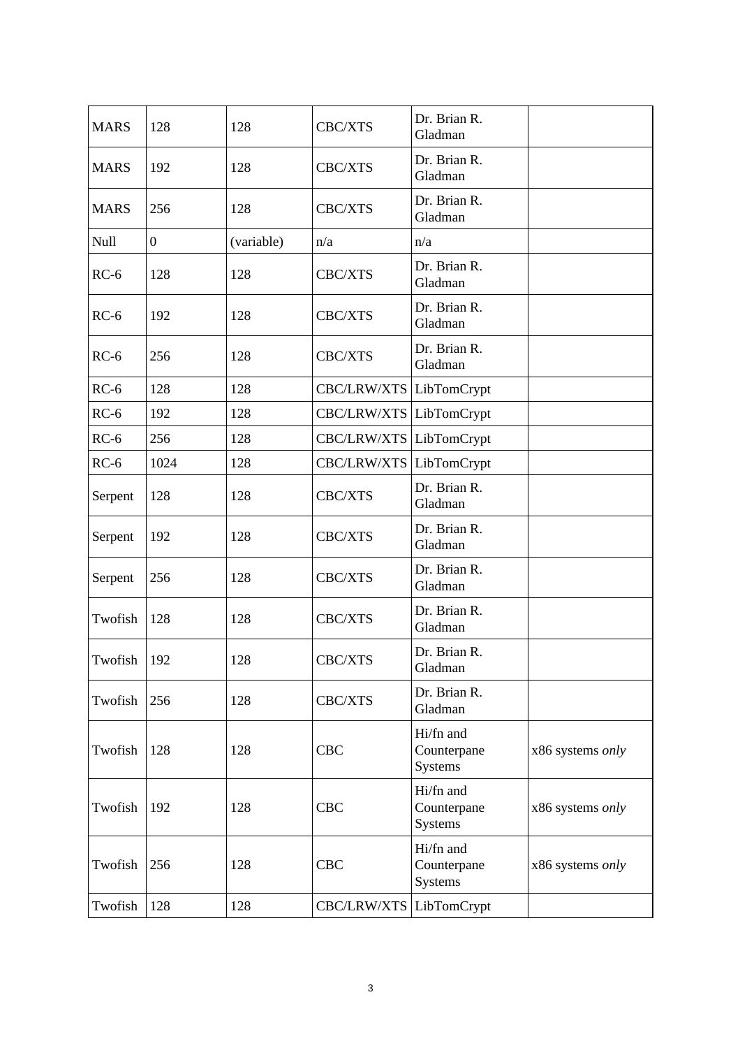| MARS | 128 | 128 | CBC/XTS | Dr. Brian R. Gladman | |
|---|---|---|---|---|---|
| MARS | 192 | 128 | CBC/XTS | Dr. Brian R. Gladman | |
| MARS | 256 | 128 | CBC/XTS | Dr. Brian R. Gladman | |
| Null | 0 | (variable) | n/a | n/a | |
| RC-6 | 128 | 128 | CBC/XTS | Dr. Brian R. Gladman | |
| RC-6 | 192 | 128 | CBC/XTS | Dr. Brian R. Gladman | |
| RC-6 | 256 | 128 | CBC/XTS | Dr. Brian R. Gladman | |
| RC-6 | 128 | 128 | CBC/LRW/XTS | LibTomCrypt | |
| RC-6 | 192 | 128 | CBC/LRW/XTS | LibTomCrypt | |
| RC-6 | 256 | 128 | CBC/LRW/XTS | LibTomCrypt | |
| RC-6 | 1024 | 128 | CBC/LRW/XTS | LibTomCrypt | |
| Serpent | 128 | 128 | CBC/XTS | Dr. Brian R. Gladman | |
| Serpent | 192 | 128 | CBC/XTS | Dr. Brian R. Gladman | |
| Serpent | 256 | 128 | CBC/XTS | Dr. Brian R. Gladman | |
| Twofish | 128 | 128 | CBC/XTS | Dr. Brian R. Gladman | |
| Twofish | 192 | 128 | CBC/XTS | Dr. Brian R. Gladman | |
| Twofish | 256 | 128 | CBC/XTS | Dr. Brian R. Gladman | |
| Twofish | 128 | 128 | CBC | Hi/fn and Counterpane Systems | x86 systems *only* |
| Twofish | 192 | 128 | CBC | Hi/fn and Counterpane Systems | x86 systems *only* |
| Twofish | 256 | 128 | CBC | Hi/fn and Counterpane Systems | x86 systems *only* |
| Twofish | 128 | 128 | CBC/LRW/XTS | LibTomCrypt | |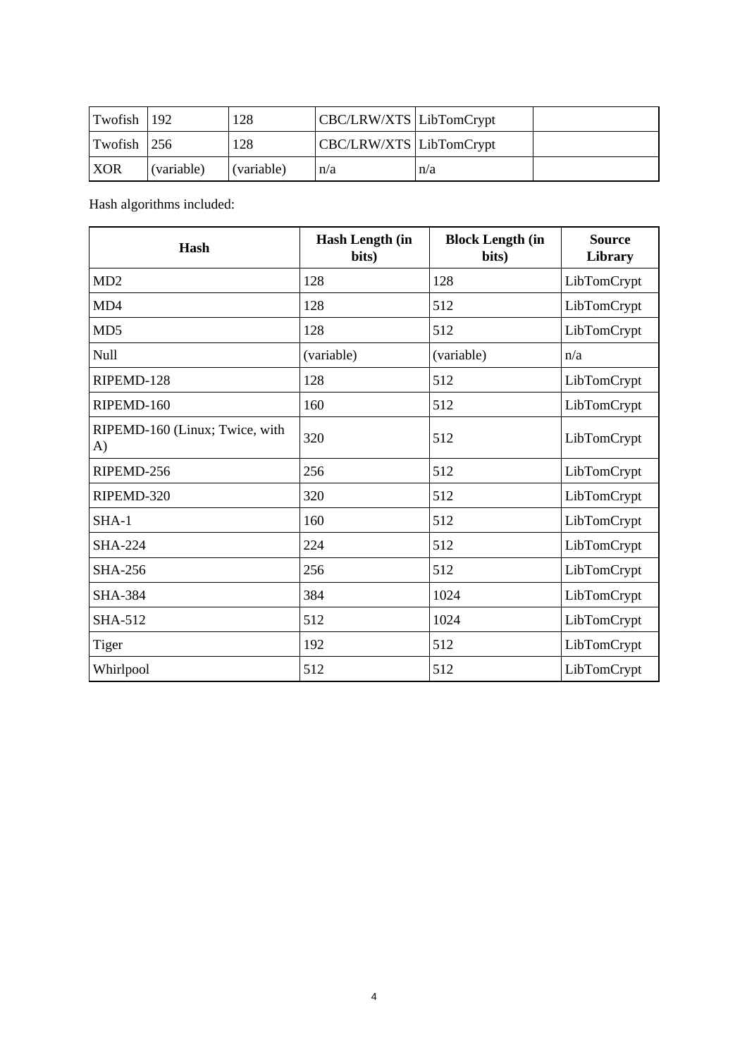| Twofish | 192 | 128 | CBC/LRW/XTS | LibTomCrypt | |
|---|---|---|---|---|---|
| Twofish | 256 | 128 | CBC/LRW/XTS | LibTomCrypt | |
| XOR | (variable) | (variable) | n/a | n/a | |

Hash algorithms included:

| Hash | Hash Length (in bits) | Block Length (in bits) | Source Library |
|---|---|---|---|
| MD2 | 128 | 128 | LibTomCrypt |
| MD4 | 128 | 512 | LibTomCrypt |
| MD5 | 128 | 512 | LibTomCrypt |
| Null | (variable) | (variable) | n/a |
| RIPEMD-128 | 128 | 512 | LibTomCrypt |
| RIPEMD-160 | 160 | 512 | LibTomCrypt |
| RIPEMD-160 (Linux; Twice, with A) | 320 | 512 | LibTomCrypt |
| RIPEMD-256 | 256 | 512 | LibTomCrypt |
| RIPEMD-320 | 320 | 512 | LibTomCrypt |
| SHA-1 | 160 | 512 | LibTomCrypt |
| SHA-224 | 224 | 512 | LibTomCrypt |
| SHA-256 | 256 | 512 | LibTomCrypt |
| SHA-384 | 384 | 1024 | LibTomCrypt |
| SHA-512 | 512 | 1024 | LibTomCrypt |
| Tiger | 192 | 512 | LibTomCrypt |
| Whirlpool | 512 | 512 | LibTomCrypt |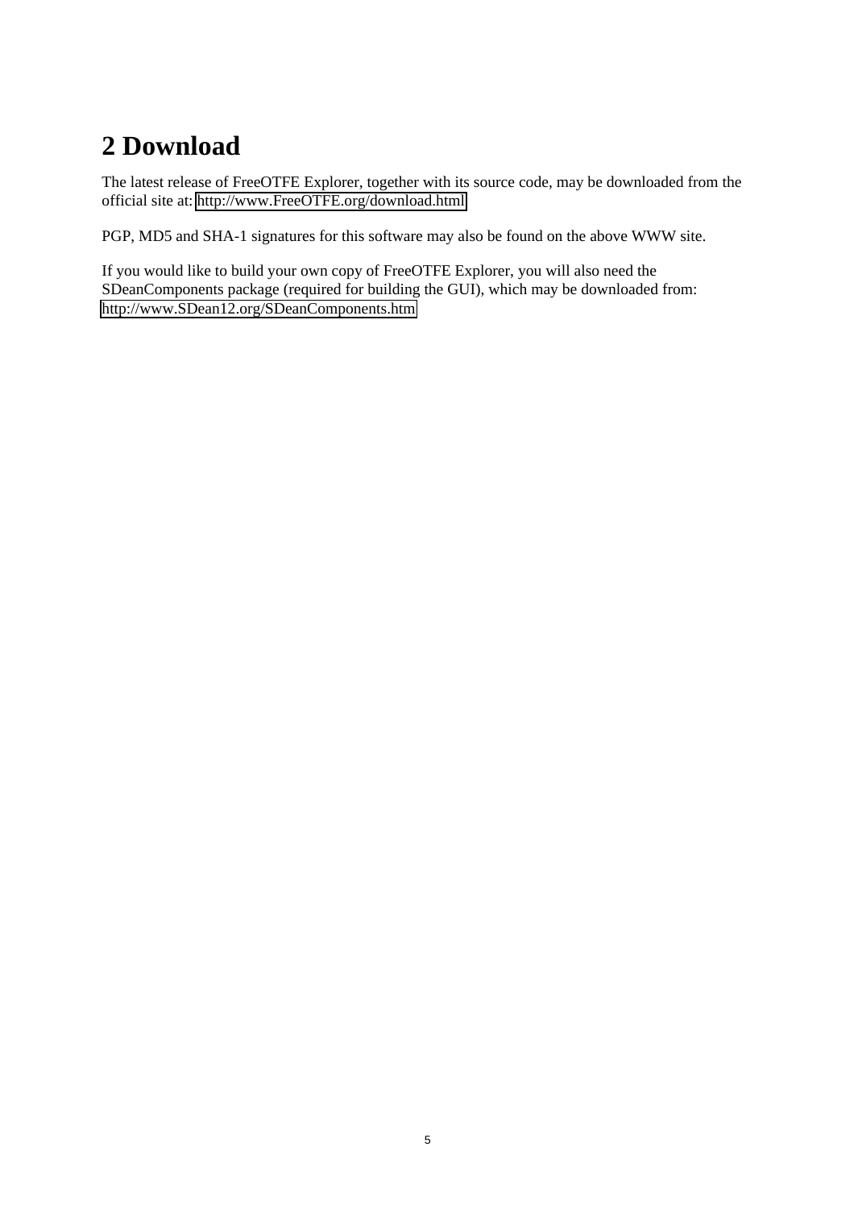# 2 Download

The latest release of FreeOTFE Explorer, together with its source code, may be downloaded from the official site at: http://www.FreeOTFE.org/download.html

PGP, MD5 and SHA-1 signatures for this software may also be found on the above WWW site.

If you would like to build your own copy of FreeOTFE Explorer, you will also need the SDeanComponents package (required for building the GUI), which may be downloaded from: http://www.SDean12.org/SDeanComponents.htm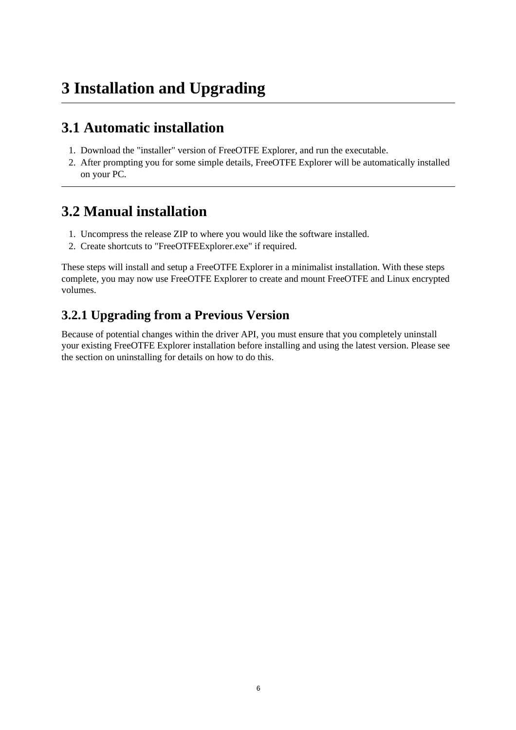# 3 Installation and Upgrading

## 3.1 Automatic installation

1. Download the "installer" version of FreeOTFE Explorer, and run the executable.
2. After prompting you for some simple details, FreeOTFE Explorer will be automatically installed on your PC.

---

## 3.2 Manual installation

1. Uncompress the release ZIP to where you would like the software installed.
2. Create shortcuts to "FreeOTFEExplorer.exe" if required.

These steps will install and setup a FreeOTFE Explorer in a minimalist installation. With these steps complete, you may now use FreeOTFE Explorer to create and mount FreeOTFE and Linux encrypted volumes.

### 3.2.1 Upgrading from a Previous Version

Because of potential changes within the driver API, you must ensure that you completely uninstall your existing FreeOTFE Explorer installation before installing and using the latest version. Please see the section on uninstalling for details on how to do this.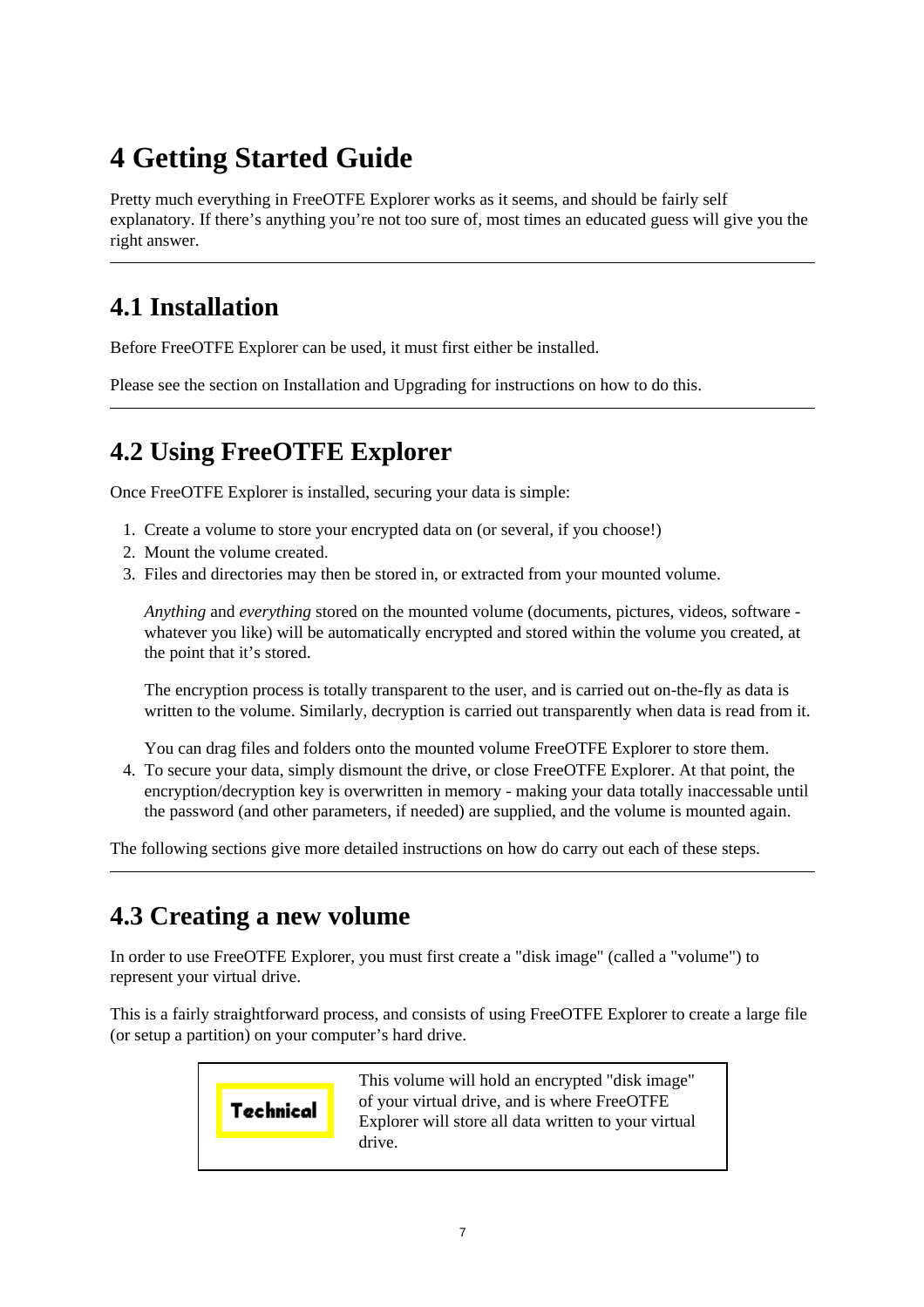# 4 Getting Started Guide

Pretty much everything in FreeOTFE Explorer works as it seems, and should be fairly self explanatory. If there's anything you're not too sure of, most times an educated guess will give you the right answer.

---

## 4.1 Installation

Before FreeOTFE Explorer can be used, it must first either be installed.

Please see the section on Installation and Upgrading for instructions on how to do this.

---

## 4.2 Using FreeOTFE Explorer

Once FreeOTFE Explorer is installed, securing your data is simple:

1. Create a volume to store your encrypted data on (or several, if you choose!)
2. Mount the volume created.
3. Files and directories may then be stored in, or extracted from your mounted volume.

   *Anything* and *everything* stored on the mounted volume (documents, pictures, videos, software - whatever you like) will be automatically encrypted and stored within the volume you created, at the point that it's stored.

   The encryption process is totally transparent to the user, and is carried out on-the-fly as data is written to the volume. Similarly, decryption is carried out transparently when data is read from it.

   You can drag files and folders onto the mounted volume FreeOTFE Explorer to store them.
4. To secure your data, simply dismount the drive, or close FreeOTFE Explorer. At that point, the encryption/decryption key is overwritten in memory - making your data totally inaccessable until the password (and other parameters, if needed) are supplied, and the volume is mounted again.

The following sections give more detailed instructions on how do carry out each of these steps.

---

## 4.3 Creating a new volume

In order to use FreeOTFE Explorer, you must first create a "disk image" (called a "volume") to represent your virtual drive.

This is a fairly straightforward process, and consists of using FreeOTFE Explorer to create a large file (or setup a partition) on your computer's hard drive.

| Technical | This volume will hold an encrypted "disk image" of your virtual drive, and is where FreeOTFE Explorer will store all data written to your virtual drive. |
|---|---|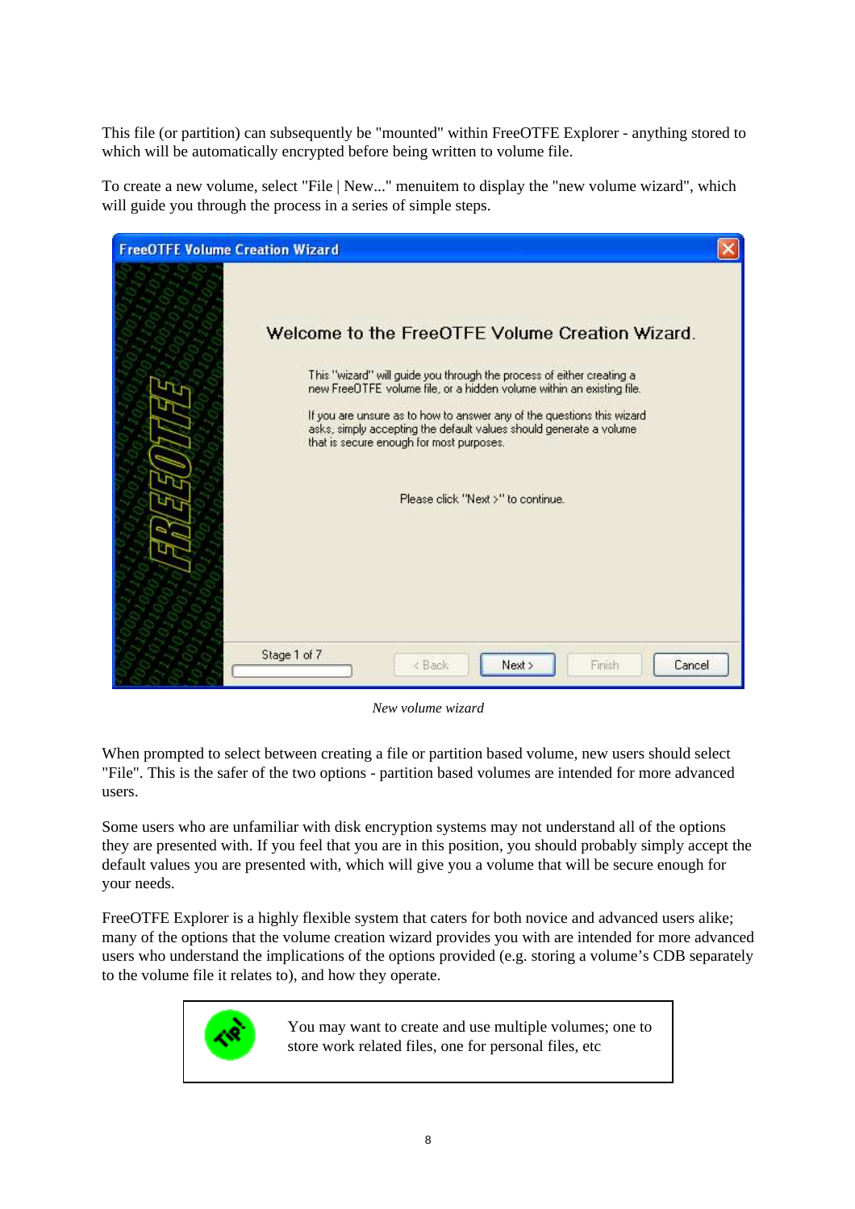This file (or partition) can subsequently be "mounted" within FreeOTFE Explorer - anything stored to which will be automatically encrypted before being written to volume file.

To create a new volume, select "File | New..." menuitem to display the "new volume wizard", which will guide you through the process in a series of simple steps.

*New volume wizard*

When prompted to select between creating a file or partition based volume, new users should select "File". This is the safer of the two options - partition based volumes are intended for more advanced users.

Some users who are unfamiliar with disk encryption systems may not understand all of the options they are presented with. If you feel that you are in this position, you should probably simply accept the default values you are presented with, which will give you a volume that will be secure enough for your needs.

FreeOTFE Explorer is a highly flexible system that caters for both novice and advanced users alike; many of the options that the volume creation wizard provides you with are intended for more advanced users who understand the implications of the options provided (e.g. storing a volume's CDB separately to the volume file it relates to), and how they operate.

> TIP! You may want to create and use multiple volumes; one to store work related files, one for personal files, etc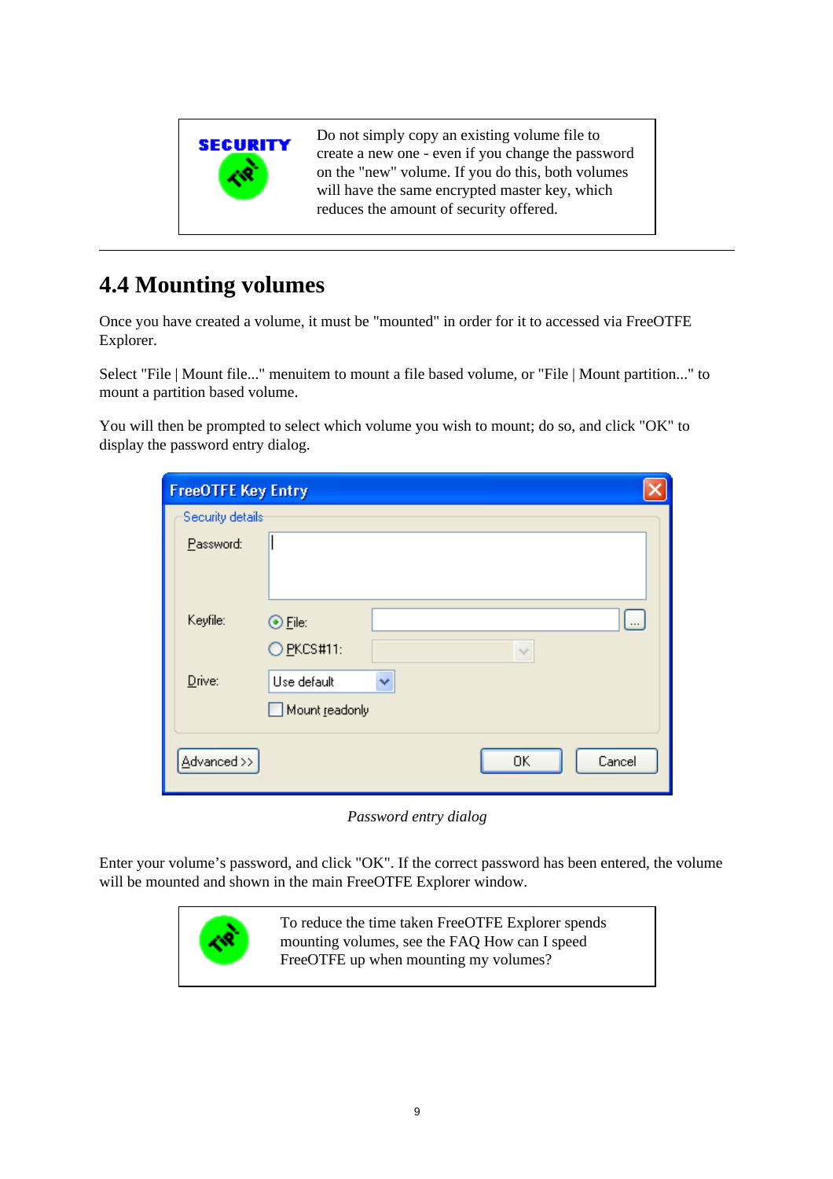> **SECURITY TIP!** Do not simply copy an existing volume file to create a new one - even if you change the password on the "new" volume. If you do this, both volumes will have the same encrypted master key, which reduces the amount of security offered.

---

## 4.4 Mounting volumes

Once you have created a volume, it must be "mounted" in order for it to accessed via FreeOTFE Explorer.

Select "File | Mount file..." menuitem to mount a file based volume, or "File | Mount partition..." to mount a partition based volume.

You will then be prompted to select which volume you wish to mount; do so, and click "OK" to display the password entry dialog.

*Password entry dialog*

Enter your volume's password, and click "OK". If the correct password has been entered, the volume will be mounted and shown in the main FreeOTFE Explorer window.

> **TIP!** To reduce the time taken FreeOTFE Explorer spends mounting volumes, see the FAQ How can I speed FreeOTFE up when mounting my volumes?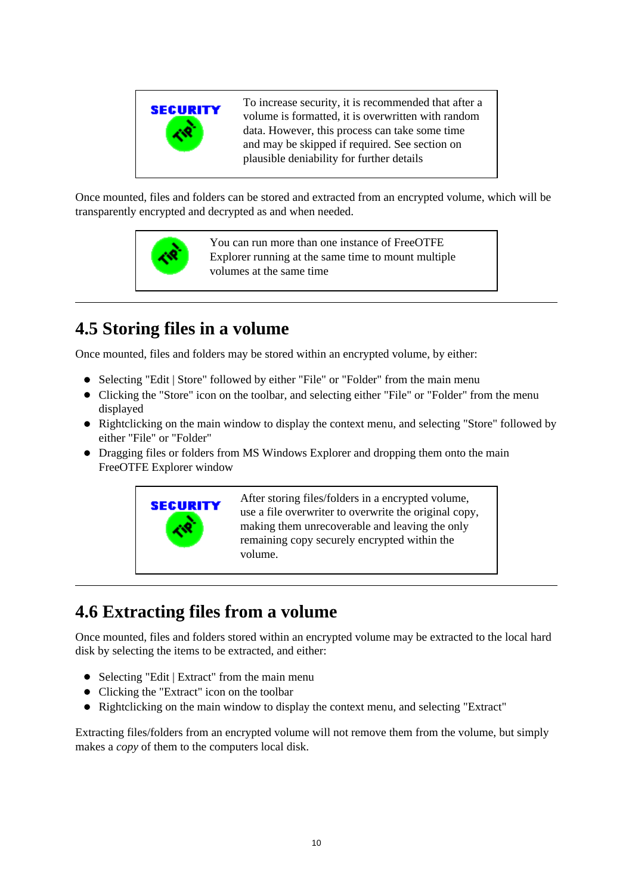| SECURITY Tip! | To increase security, it is recommended that after a volume is formatted, it is overwritten with random data. However, this process can take some time and may be skipped if required. See section on plausible deniability for further details |
|---|---|

Once mounted, files and folders can be stored and extracted from an encrypted volume, which will be transparently encrypted and decrypted as and when needed.

| Tip! | You can run more than one instance of FreeOTFE Explorer running at the same time to mount multiple volumes at the same time |
|---|---|

---

## 4.5 Storing files in a volume

Once mounted, files and folders may be stored within an encrypted volume, by either:

- Selecting "Edit | Store" followed by either "File" or "Folder" from the main menu
- Clicking the "Store" icon on the toolbar, and selecting either "File" or "Folder" from the menu displayed
- Rightclicking on the main window to display the context menu, and selecting "Store" followed by either "File" or "Folder"
- Dragging files or folders from MS Windows Explorer and dropping them onto the main FreeOTFE Explorer window

| SECURITY Tip! | After storing files/folders in a encrypted volume, use a file overwriter to overwrite the original copy, making them unrecoverable and leaving the only remaining copy securely encrypted within the volume. |
|---|---|

---

## 4.6 Extracting files from a volume

Once mounted, files and folders stored within an encrypted volume may be extracted to the local hard disk by selecting the items to be extracted, and either:

- Selecting "Edit | Extract" from the main menu
- Clicking the "Extract" icon on the toolbar
- Rightclicking on the main window to display the context menu, and selecting "Extract"

Extracting files/folders from an encrypted volume will not remove them from the volume, but simply makes a *copy* of them to the computers local disk.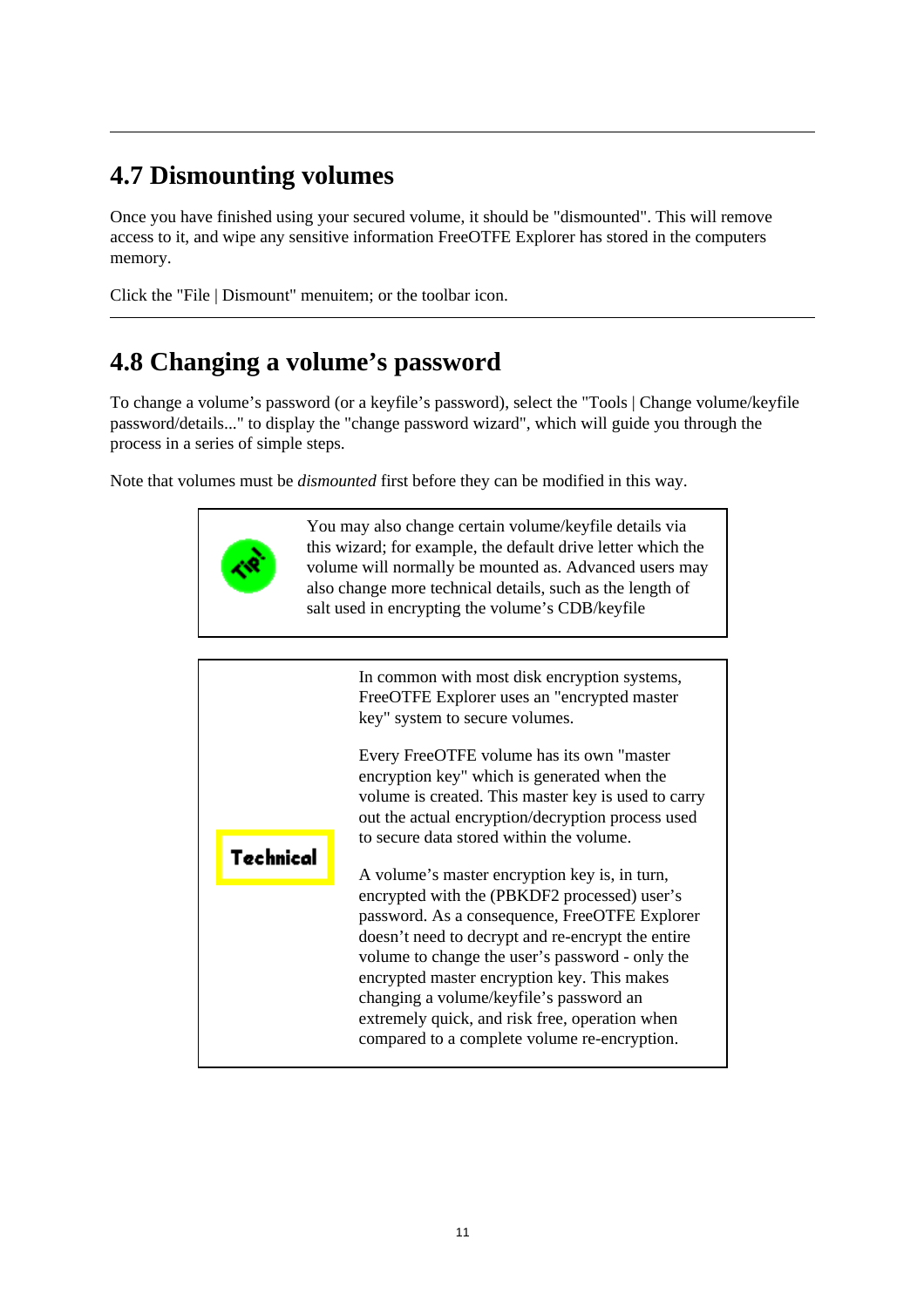## 4.7 Dismounting volumes

Once you have finished using your secured volume, it should be "dismounted". This will remove access to it, and wipe any sensitive information FreeOTFE Explorer has stored in the computers memory.

Click the "File | Dismount" menuitem; or the toolbar icon.

## 4.8 Changing a volume's password

To change a volume's password (or a keyfile's password), select the "Tools | Change volume/keyfile password/details..." to display the "change password wizard", which will guide you through the process in a series of simple steps.

Note that volumes must be *dismounted* first before they can be modified in this way.

| Tip! | You may also change certain volume/keyfile details via this wizard; for example, the default drive letter which the volume will normally be mounted as. Advanced users may also change more technical details, such as the length of salt used in encrypting the volume's CDB/keyfile |
|---|---|

| Technical | In common with most disk encryption systems, FreeOTFE Explorer uses an "encrypted master key" system to secure volumes.<br><br>Every FreeOTFE volume has its own "master encryption key" which is generated when the volume is created. This master key is used to carry out the actual encryption/decryption process used to secure data stored within the volume.<br><br>A volume's master encryption key is, in turn, encrypted with the (PBKDF2 processed) user's password. As a consequence, FreeOTFE Explorer doesn't need to decrypt and re-encrypt the entire volume to change the user's password - only the encrypted master encryption key. This makes changing a volume/keyfile's password an extremely quick, and risk free, operation when compared to a complete volume re-encryption. |
|---|---|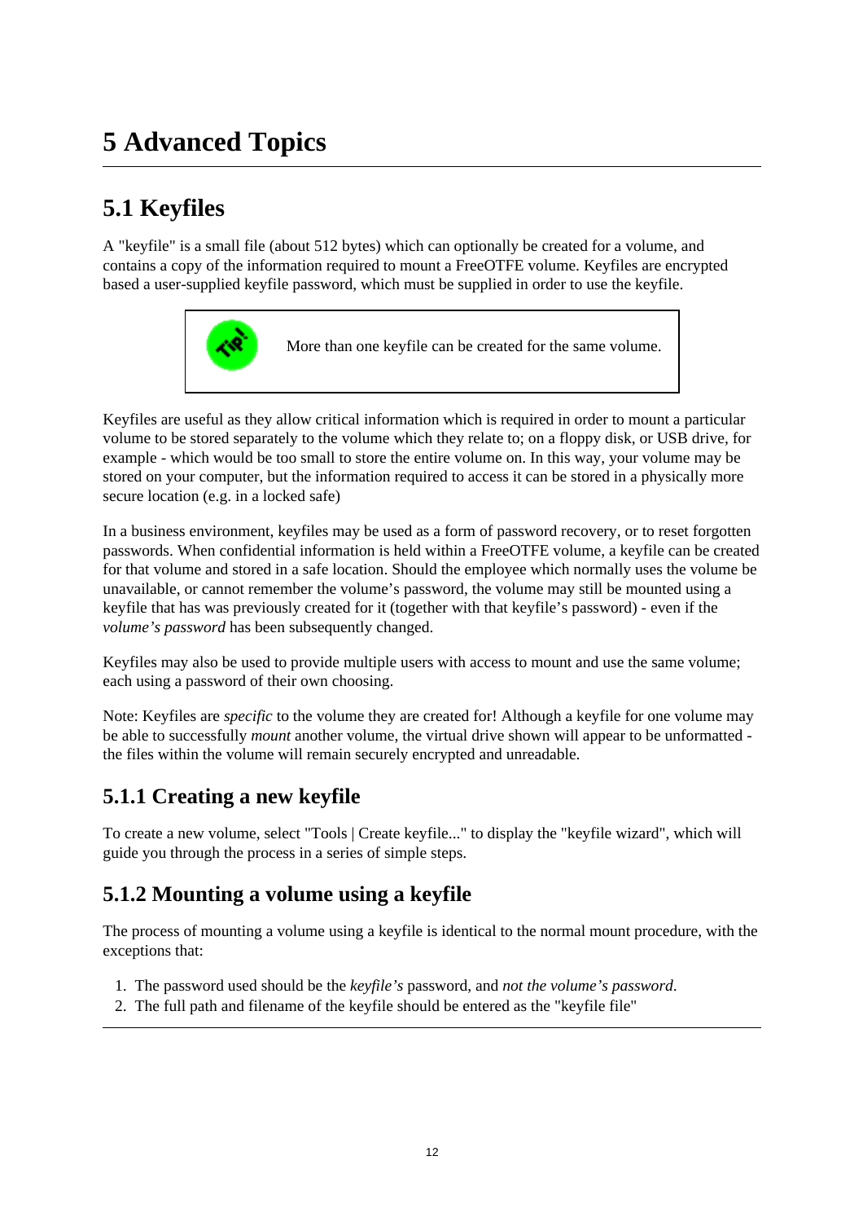# 5 Advanced Topics

## 5.1 Keyfiles

A "keyfile" is a small file (about 512 bytes) which can optionally be created for a volume, and contains a copy of the information required to mount a FreeOTFE volume. Keyfiles are encrypted based a user-supplied keyfile password, which must be supplied in order to use the keyfile.

> More than one keyfile can be created for the same volume.

Keyfiles are useful as they allow critical information which is required in order to mount a particular volume to be stored separately to the volume which they relate to; on a floppy disk, or USB drive, for example - which would be too small to store the entire volume on. In this way, your volume may be stored on your computer, but the information required to access it can be stored in a physically more secure location (e.g. in a locked safe)

In a business environment, keyfiles may be used as a form of password recovery, or to reset forgotten passwords. When confidential information is held within a FreeOTFE volume, a keyfile can be created for that volume and stored in a safe location. Should the employee which normally uses the volume be unavailable, or cannot remember the volume's password, the volume may still be mounted using a keyfile that has was previously created for it (together with that keyfile's password) - even if the *volume's password* has been subsequently changed.

Keyfiles may also be used to provide multiple users with access to mount and use the same volume; each using a password of their own choosing.

Note: Keyfiles are *specific* to the volume they are created for! Although a keyfile for one volume may be able to successfully *mount* another volume, the virtual drive shown will appear to be unformatted - the files within the volume will remain securely encrypted and unreadable.

### 5.1.1 Creating a new keyfile

To create a new volume, select "Tools | Create keyfile..." to display the "keyfile wizard", which will guide you through the process in a series of simple steps.

### 5.1.2 Mounting a volume using a keyfile

The process of mounting a volume using a keyfile is identical to the normal mount procedure, with the exceptions that:

1. The password used should be the *keyfile's* password, and *not the volume's password*.
2. The full path and filename of the keyfile should be entered as the "keyfile file"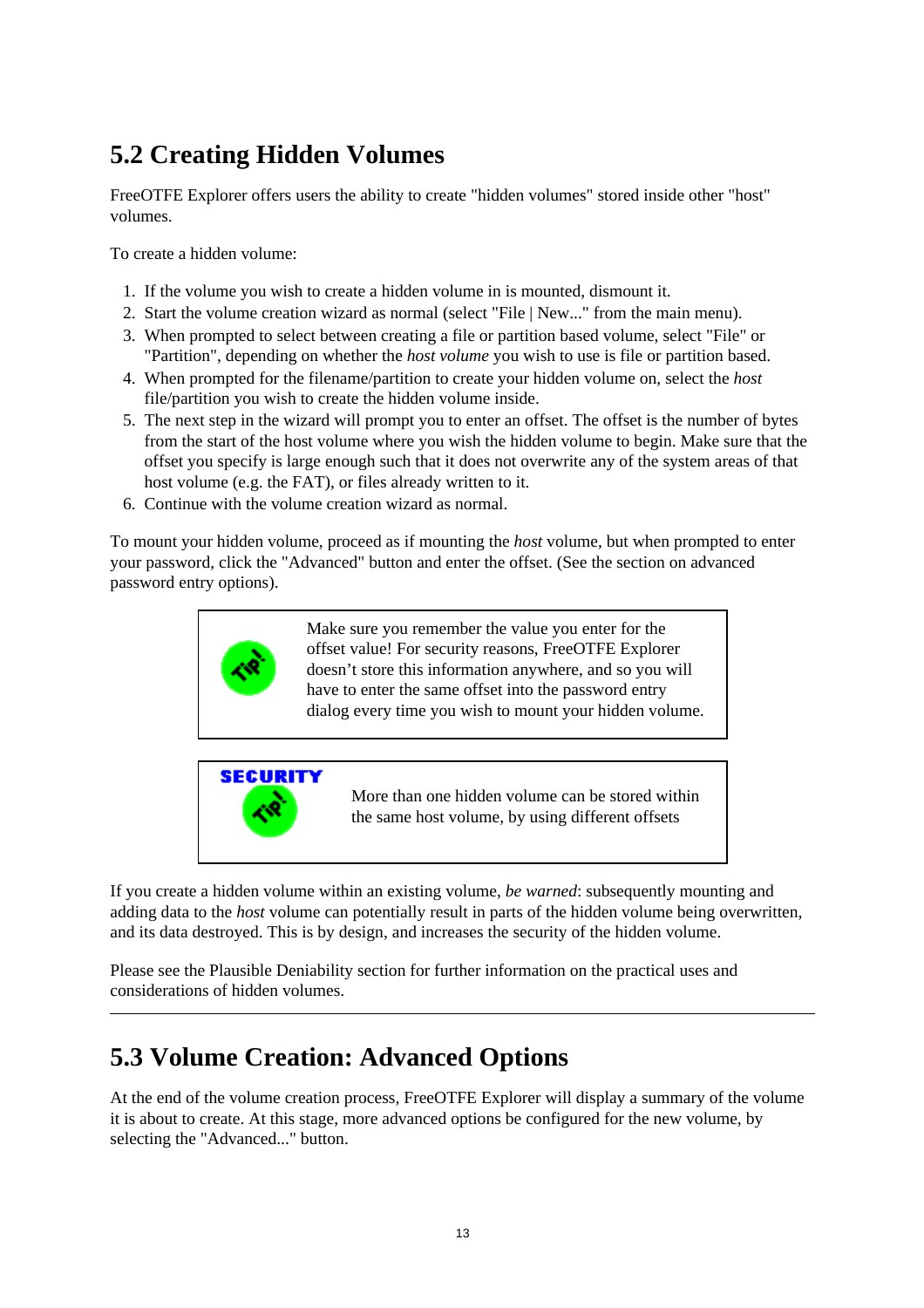## 5.2 Creating Hidden Volumes

FreeOTFE Explorer offers users the ability to create "hidden volumes" stored inside other "host" volumes.

To create a hidden volume:

1. If the volume you wish to create a hidden volume in is mounted, dismount it.
2. Start the volume creation wizard as normal (select "File | New..." from the main menu).
3. When prompted to select between creating a file or partition based volume, select "File" or "Partition", depending on whether the *host volume* you wish to use is file or partition based.
4. When prompted for the filename/partition to create your hidden volume on, select the *host* file/partition you wish to create the hidden volume inside.
5. The next step in the wizard will prompt you to enter an offset. The offset is the number of bytes from the start of the host volume where you wish the hidden volume to begin. Make sure that the offset you specify is large enough such that it does not overwrite any of the system areas of that host volume (e.g. the FAT), or files already written to it.
6. Continue with the volume creation wizard as normal.

To mount your hidden volume, proceed as if mounting the *host* volume, but when prompted to enter your password, click the "Advanced" button and enter the offset. (See the section on advanced password entry options).

> Make sure you remember the value you enter for the offset value! For security reasons, FreeOTFE Explorer doesn't store this information anywhere, and so you will have to enter the same offset into the password entry dialog every time you wish to mount your hidden volume.

> **SECURITY Tip!**
> More than one hidden volume can be stored within the same host volume, by using different offsets

If you create a hidden volume within an existing volume, *be warned*: subsequently mounting and adding data to the *host* volume can potentially result in parts of the hidden volume being overwritten, and its data destroyed. This is by design, and increases the security of the hidden volume.

Please see the Plausible Deniability section for further information on the practical uses and considerations of hidden volumes.

---

## 5.3 Volume Creation: Advanced Options

At the end of the volume creation process, FreeOTFE Explorer will display a summary of the volume it is about to create. At this stage, more advanced options be configured for the new volume, by selecting the "Advanced..." button.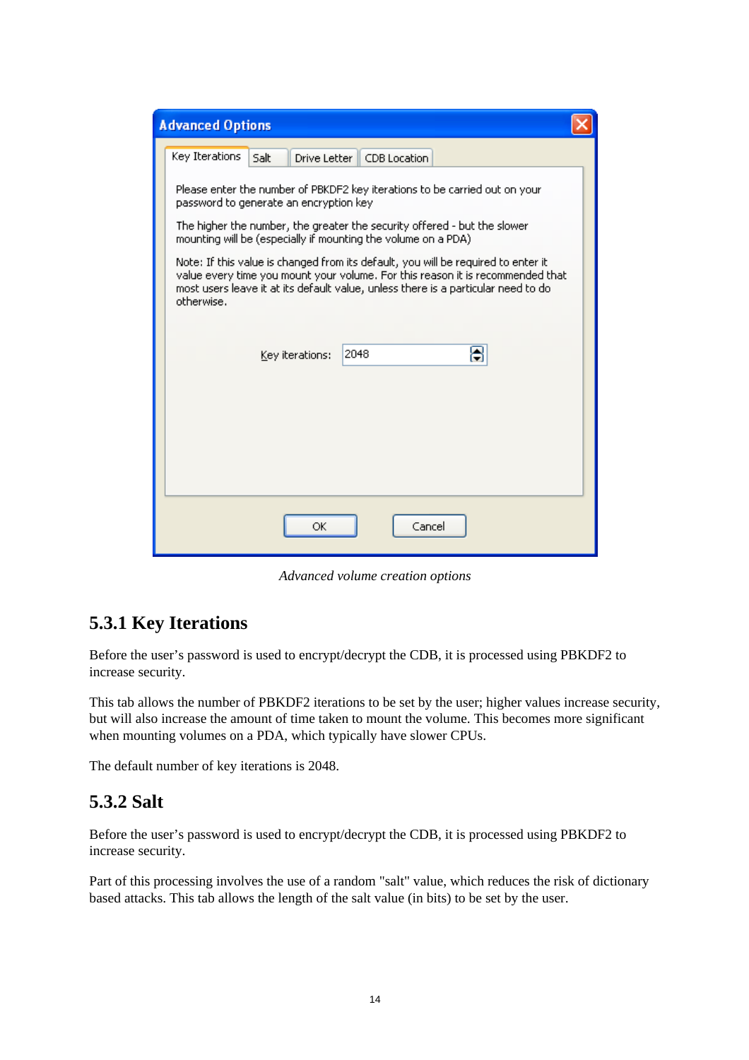*Advanced volume creation options*

## 5.3.1 Key Iterations

Before the user's password is used to encrypt/decrypt the CDB, it is processed using PBKDF2 to increase security.

This tab allows the number of PBKDF2 iterations to be set by the user; higher values increase security, but will also increase the amount of time taken to mount the volume. This becomes more significant when mounting volumes on a PDA, which typically have slower CPUs.

The default number of key iterations is 2048.

## 5.3.2 Salt

Before the user's password is used to encrypt/decrypt the CDB, it is processed using PBKDF2 to increase security.

Part of this processing involves the use of a random "salt" value, which reduces the risk of dictionary based attacks. This tab allows the length of the salt value (in bits) to be set by the user.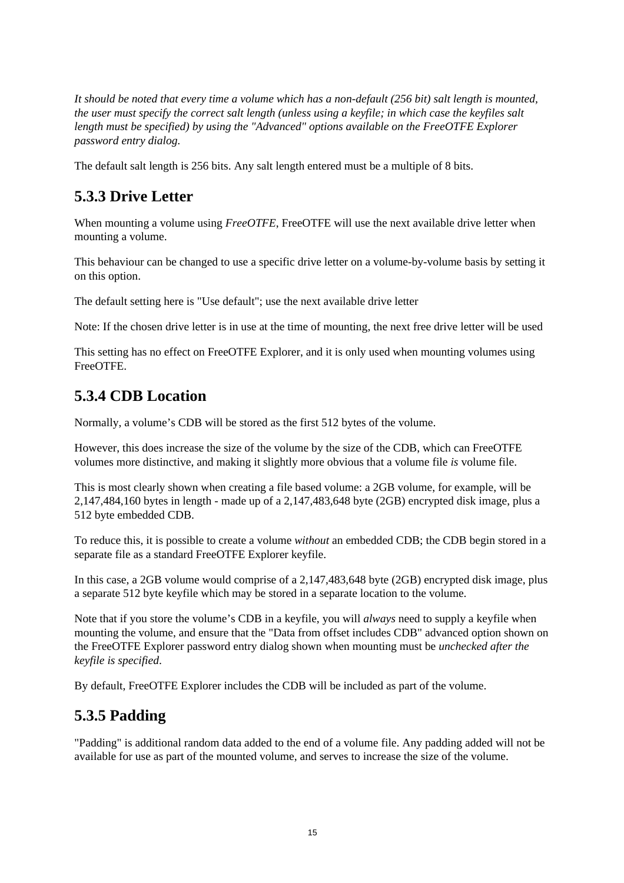*It should be noted that every time a volume which has a non-default (256 bit) salt length is mounted, the user must specify the correct salt length (unless using a keyfile; in which case the keyfiles salt length must be specified) by using the "Advanced" options available on the FreeOTFE Explorer password entry dialog.*

The default salt length is 256 bits. Any salt length entered must be a multiple of 8 bits.

## 5.3.3 Drive Letter

When mounting a volume using *FreeOTFE*, FreeOTFE will use the next available drive letter when mounting a volume.

This behaviour can be changed to use a specific drive letter on a volume-by-volume basis by setting it on this option.

The default setting here is "Use default"; use the next available drive letter

Note: If the chosen drive letter is in use at the time of mounting, the next free drive letter will be used

This setting has no effect on FreeOTFE Explorer, and it is only used when mounting volumes using FreeOTFE.

## 5.3.4 CDB Location

Normally, a volume's CDB will be stored as the first 512 bytes of the volume.

However, this does increase the size of the volume by the size of the CDB, which can FreeOTFE volumes more distinctive, and making it slightly more obvious that a volume file *is* volume file.

This is most clearly shown when creating a file based volume: a 2GB volume, for example, will be 2,147,484,160 bytes in length - made up of a 2,147,483,648 byte (2GB) encrypted disk image, plus a 512 byte embedded CDB.

To reduce this, it is possible to create a volume *without* an embedded CDB; the CDB begin stored in a separate file as a standard FreeOTFE Explorer keyfile.

In this case, a 2GB volume would comprise of a 2,147,483,648 byte (2GB) encrypted disk image, plus a separate 512 byte keyfile which may be stored in a separate location to the volume.

Note that if you store the volume's CDB in a keyfile, you will *always* need to supply a keyfile when mounting the volume, and ensure that the "Data from offset includes CDB" advanced option shown on the FreeOTFE Explorer password entry dialog shown when mounting must be *unchecked after the keyfile is specified*.

By default, FreeOTFE Explorer includes the CDB will be included as part of the volume.

## 5.3.5 Padding

"Padding" is additional random data added to the end of a volume file. Any padding added will not be available for use as part of the mounted volume, and serves to increase the size of the volume.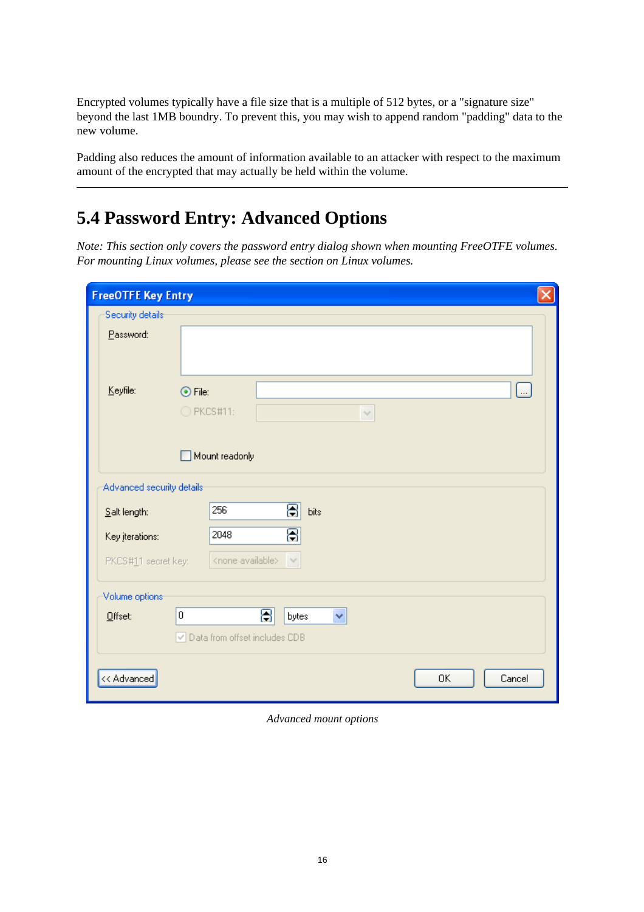Encrypted volumes typically have a file size that is a multiple of 512 bytes, or a "signature size" beyond the last 1MB boundry. To prevent this, you may wish to append random "padding" data to the new volume.

Padding also reduces the amount of information available to an attacker with respect to the maximum amount of the encrypted that may actually be held within the volume.

---

## 5.4 Password Entry: Advanced Options

*Note: This section only covers the password entry dialog shown when mounting FreeOTFE volumes. For mounting Linux volumes, please see the section on Linux volumes.*

*Advanced mount options*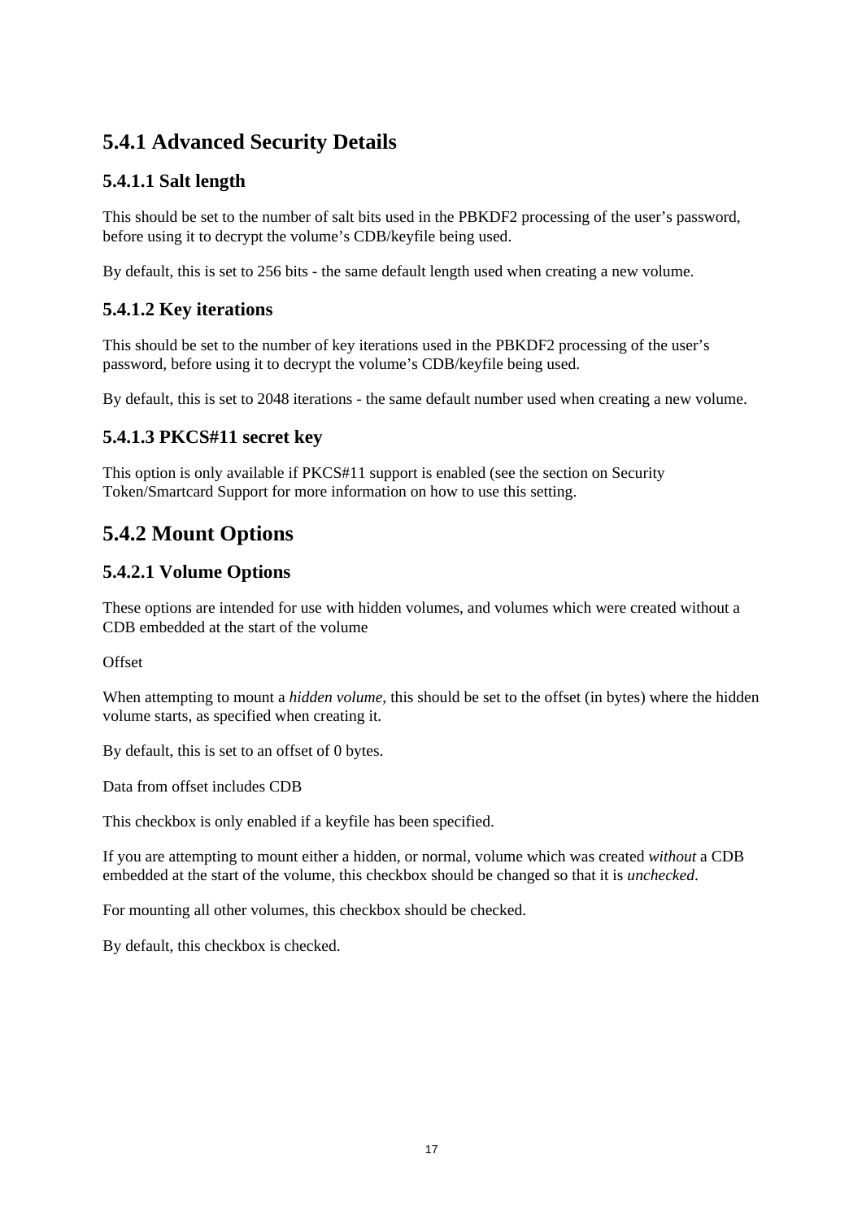## 5.4.1 Advanced Security Details

### 5.4.1.1 Salt length

This should be set to the number of salt bits used in the PBKDF2 processing of the user's password, before using it to decrypt the volume's CDB/keyfile being used.

By default, this is set to 256 bits - the same default length used when creating a new volume.

### 5.4.1.2 Key iterations

This should be set to the number of key iterations used in the PBKDF2 processing of the user's password, before using it to decrypt the volume's CDB/keyfile being used.

By default, this is set to 2048 iterations - the same default number used when creating a new volume.

### 5.4.1.3 PKCS#11 secret key

This option is only available if PKCS#11 support is enabled (see the section on Security Token/Smartcard Support for more information on how to use this setting.

## 5.4.2 Mount Options

### 5.4.2.1 Volume Options

These options are intended for use with hidden volumes, and volumes which were created without a CDB embedded at the start of the volume

Offset

When attempting to mount a *hidden volume*, this should be set to the offset (in bytes) where the hidden volume starts, as specified when creating it.

By default, this is set to an offset of 0 bytes.

Data from offset includes CDB

This checkbox is only enabled if a keyfile has been specified.

If you are attempting to mount either a hidden, or normal, volume which was created *without* a CDB embedded at the start of the volume, this checkbox should be changed so that it is *unchecked*.

For mounting all other volumes, this checkbox should be checked.

By default, this checkbox is checked.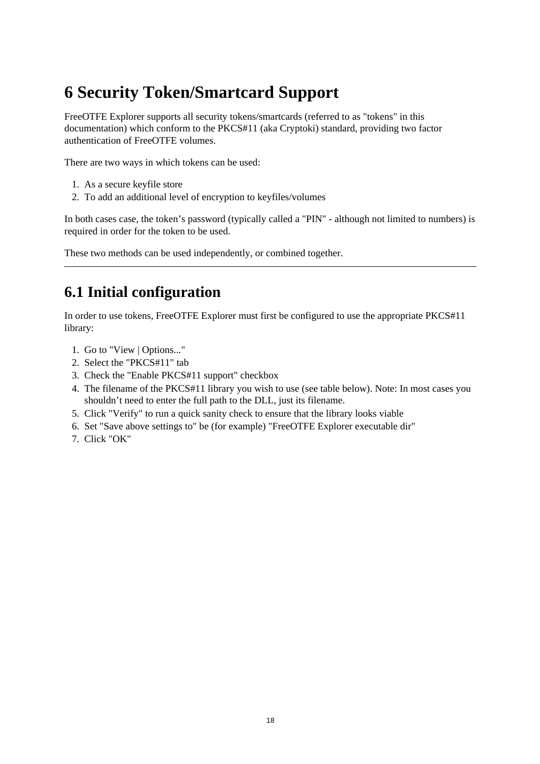# 6 Security Token/Smartcard Support

FreeOTFE Explorer supports all security tokens/smartcards (referred to as "tokens" in this documentation) which conform to the PKCS#11 (aka Cryptoki) standard, providing two factor authentication of FreeOTFE volumes.

There are two ways in which tokens can be used:

1. As a secure keyfile store
2. To add an additional level of encryption to keyfiles/volumes

In both cases case, the token's password (typically called a "PIN" - although not limited to numbers) is required in order for the token to be used.

These two methods can be used independently, or combined together.

---

## 6.1 Initial configuration

In order to use tokens, FreeOTFE Explorer must first be configured to use the appropriate PKCS#11 library:

1. Go to "View | Options..."
2. Select the "PKCS#11" tab
3. Check the "Enable PKCS#11 support" checkbox
4. The filename of the PKCS#11 library you wish to use (see table below). Note: In most cases you shouldn't need to enter the full path to the DLL, just its filename.
5. Click "Verify" to run a quick sanity check to ensure that the library looks viable
6. Set "Save above settings to" be (for example) "FreeOTFE Explorer executable dir"
7. Click "OK"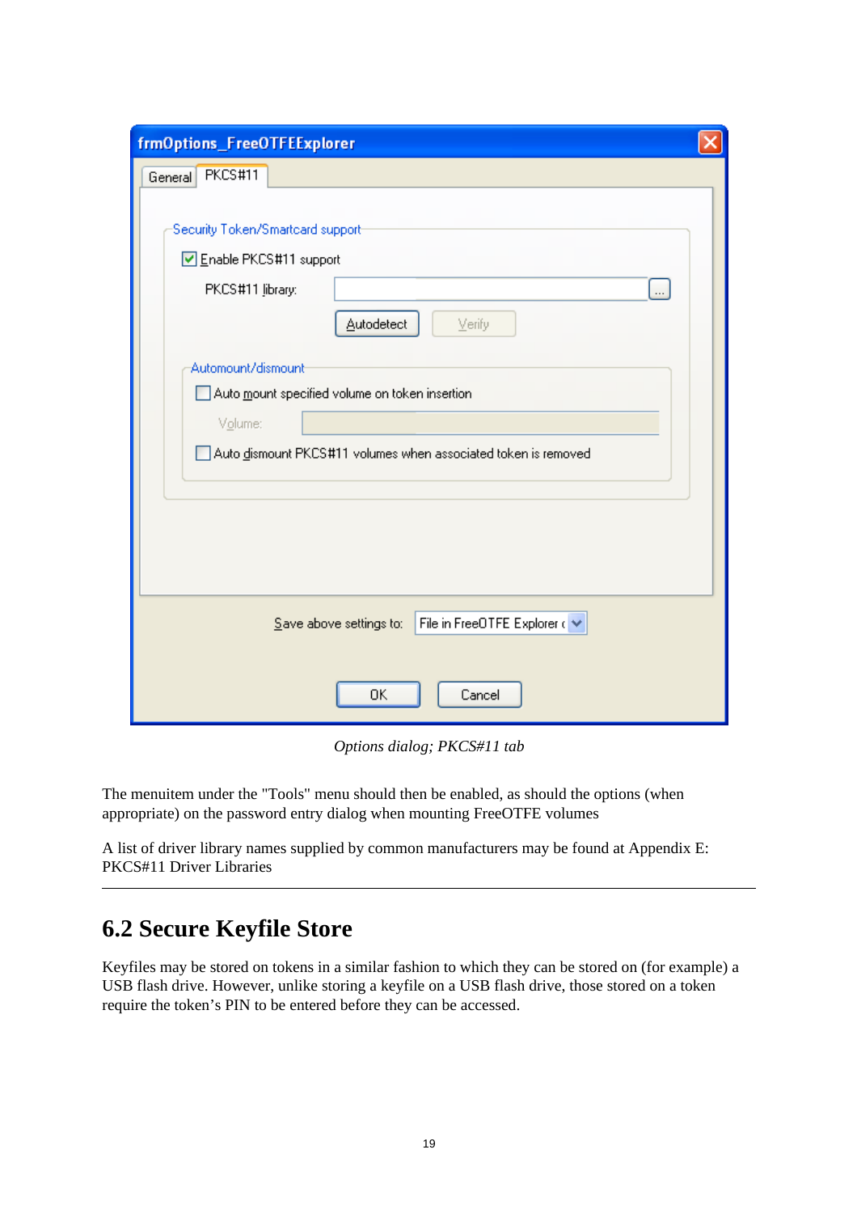*Options dialog; PKCS#11 tab*

The menuitem under the "Tools" menu should then be enabled, as should the options (when appropriate) on the password entry dialog when mounting FreeOTFE volumes

A list of driver library names supplied by common manufacturers may be found at Appendix E: PKCS#11 Driver Libraries

---

## 6.2 Secure Keyfile Store

Keyfiles may be stored on tokens in a similar fashion to which they can be stored on (for example) a USB flash drive. However, unlike storing a keyfile on a USB flash drive, those stored on a token require the token's PIN to be entered before they can be accessed.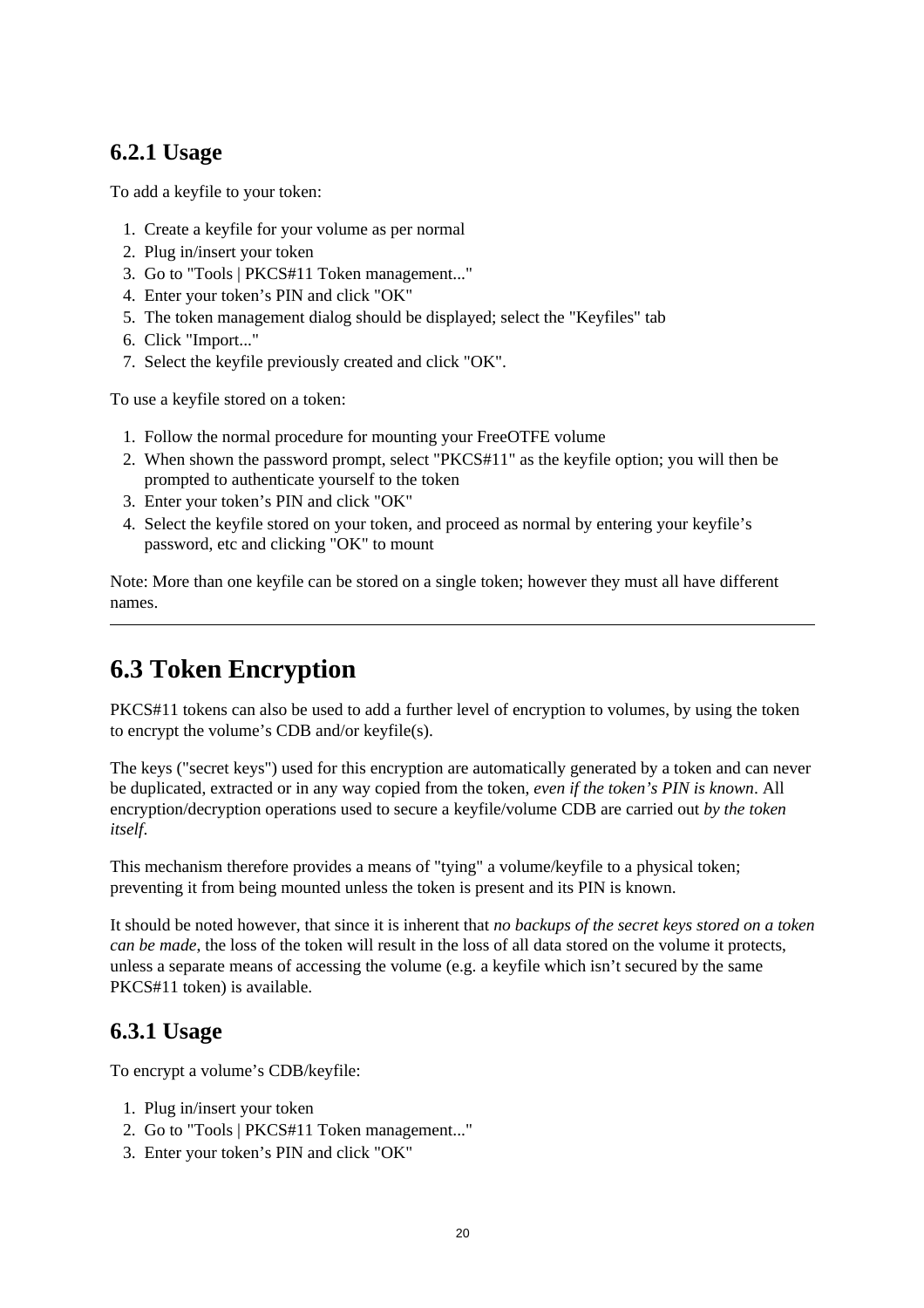### 6.2.1 Usage

To add a keyfile to your token:

1. Create a keyfile for your volume as per normal
2. Plug in/insert your token
3. Go to "Tools | PKCS#11 Token management..."
4. Enter your token's PIN and click "OK"
5. The token management dialog should be displayed; select the "Keyfiles" tab
6. Click "Import..."
7. Select the keyfile previously created and click "OK".

To use a keyfile stored on a token:

1. Follow the normal procedure for mounting your FreeOTFE volume
2. When shown the password prompt, select "PKCS#11" as the keyfile option; you will then be prompted to authenticate yourself to the token
3. Enter your token's PIN and click "OK"
4. Select the keyfile stored on your token, and proceed as normal by entering your keyfile's password, etc and clicking "OK" to mount

Note: More than one keyfile can be stored on a single token; however they must all have different names.

---

## 6.3 Token Encryption

PKCS#11 tokens can also be used to add a further level of encryption to volumes, by using the token to encrypt the volume's CDB and/or keyfile(s).

The keys ("secret keys") used for this encryption are automatically generated by a token and can never be duplicated, extracted or in any way copied from the token, *even if the token's PIN is known*. All encryption/decryption operations used to secure a keyfile/volume CDB are carried out *by the token itself*.

This mechanism therefore provides a means of "tying" a volume/keyfile to a physical token; preventing it from being mounted unless the token is present and its PIN is known.

It should be noted however, that since it is inherent that *no backups of the secret keys stored on a token can be made*, the loss of the token will result in the loss of all data stored on the volume it protects, unless a separate means of accessing the volume (e.g. a keyfile which isn't secured by the same PKCS#11 token) is available.

### 6.3.1 Usage

To encrypt a volume's CDB/keyfile:

1. Plug in/insert your token
2. Go to "Tools | PKCS#11 Token management..."
3. Enter your token's PIN and click "OK"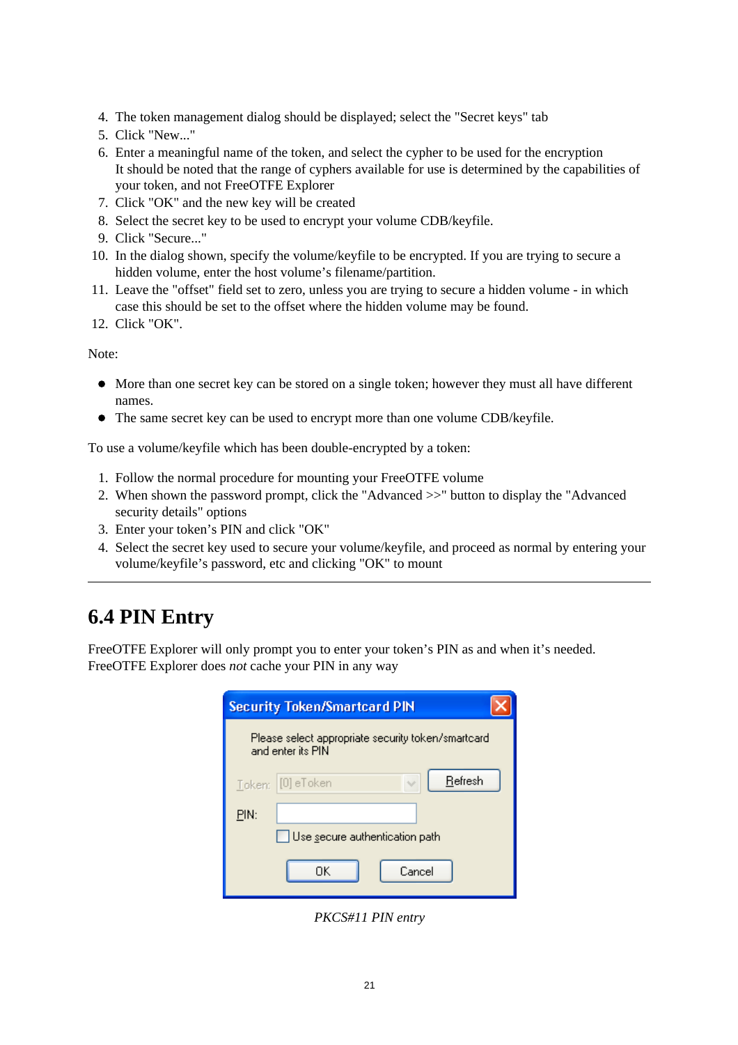4. The token management dialog should be displayed; select the "Secret keys" tab
5. Click "New..."
6. Enter a meaningful name of the token, and select the cypher to be used for the encryption
   It should be noted that the range of cyphers available for use is determined by the capabilities of your token, and not FreeOTFE Explorer
7. Click "OK" and the new key will be created
8. Select the secret key to be used to encrypt your volume CDB/keyfile.
9. Click "Secure..."
10. In the dialog shown, specify the volume/keyfile to be encrypted. If you are trying to secure a hidden volume, enter the host volume's filename/partition.
11. Leave the "offset" field set to zero, unless you are trying to secure a hidden volume - in which case this should be set to the offset where the hidden volume may be found.
12. Click "OK".

Note:

- More than one secret key can be stored on a single token; however they must all have different names.
- The same secret key can be used to encrypt more than one volume CDB/keyfile.

To use a volume/keyfile which has been double-encrypted by a token:

1. Follow the normal procedure for mounting your FreeOTFE volume
2. When shown the password prompt, click the "Advanced >>" button to display the "Advanced security details" options
3. Enter your token's PIN and click "OK"
4. Select the secret key used to secure your volume/keyfile, and proceed as normal by entering your volume/keyfile's password, etc and clicking "OK" to mount

---

## 6.4 PIN Entry

FreeOTFE Explorer will only prompt you to enter your token's PIN as and when it's needed. FreeOTFE Explorer does *not* cache your PIN in any way

*PKCS#11 PIN entry*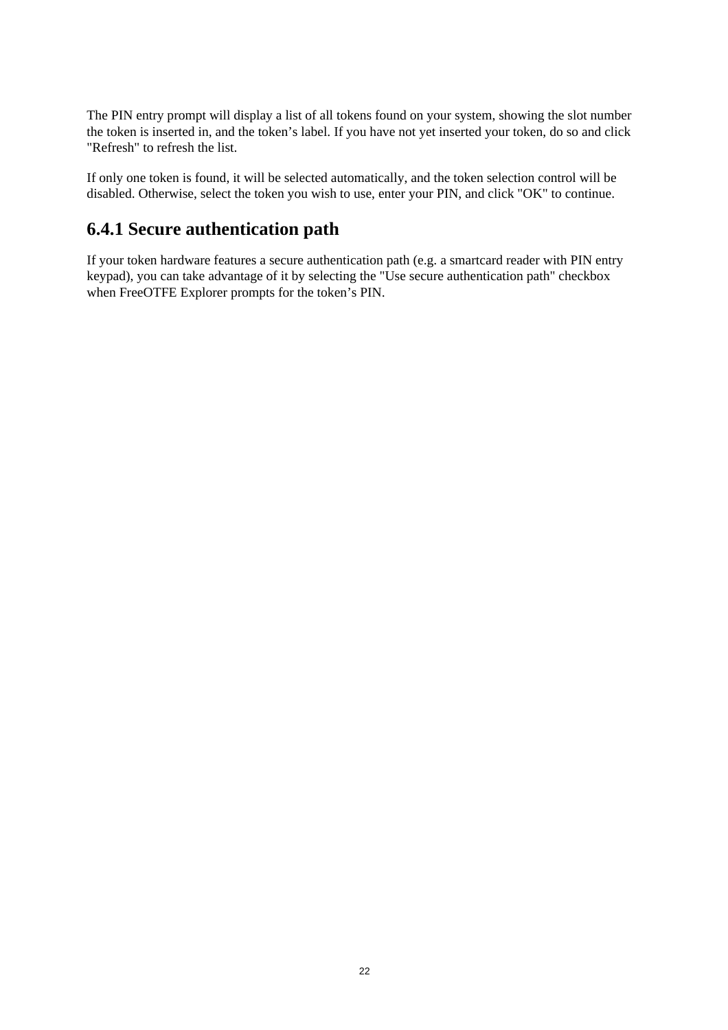The PIN entry prompt will display a list of all tokens found on your system, showing the slot number the token is inserted in, and the token's label. If you have not yet inserted your token, do so and click "Refresh" to refresh the list.

If only one token is found, it will be selected automatically, and the token selection control will be disabled. Otherwise, select the token you wish to use, enter your PIN, and click "OK" to continue.

## 6.4.1 Secure authentication path

If your token hardware features a secure authentication path (e.g. a smartcard reader with PIN entry keypad), you can take advantage of it by selecting the "Use secure authentication path" checkbox when FreeOTFE Explorer prompts for the token's PIN.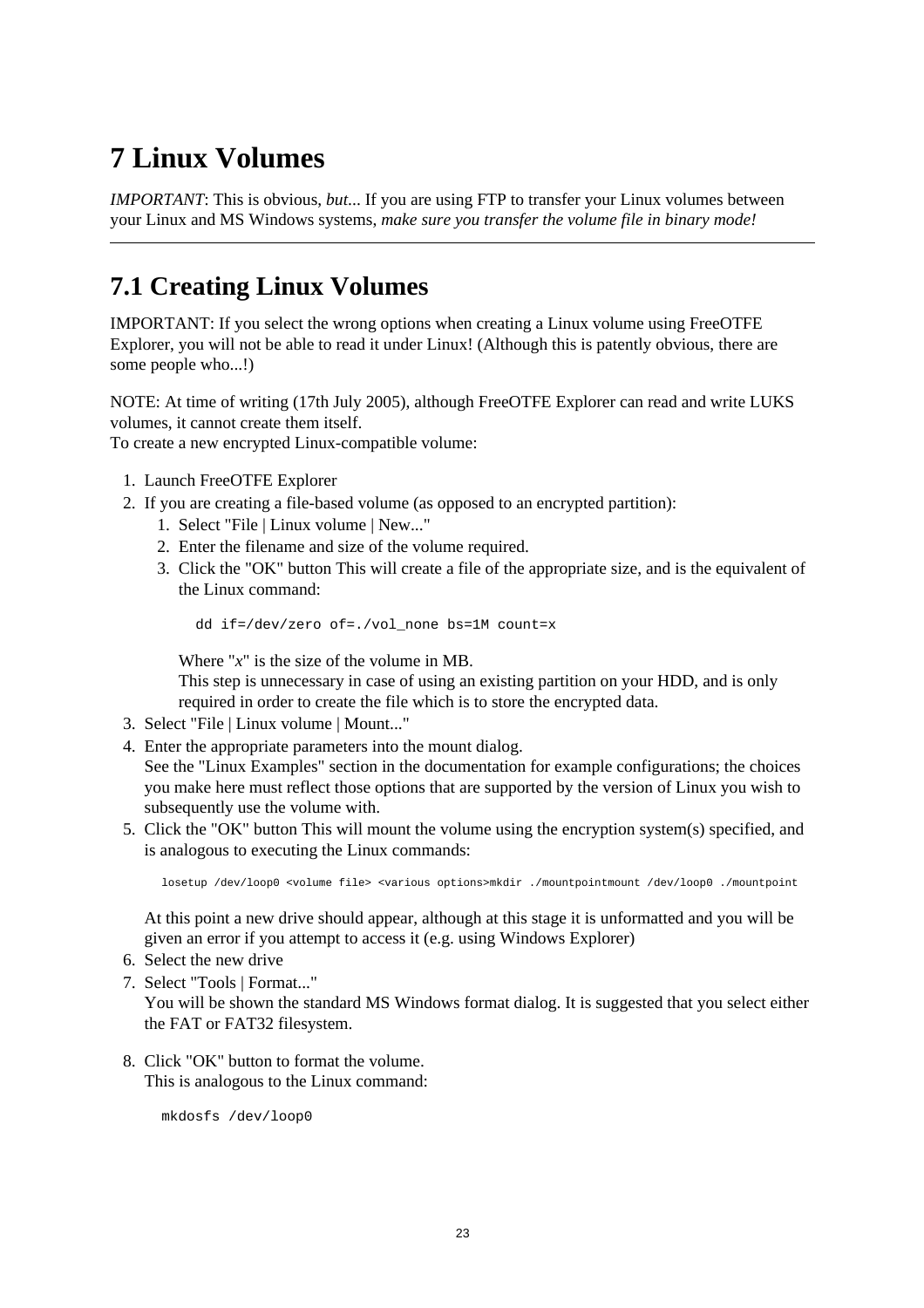# 7 Linux Volumes

*IMPORTANT*: This is obvious, *but*... If you are using FTP to transfer your Linux volumes between your Linux and MS Windows systems, *make sure you transfer the volume file in binary mode!*

---

## 7.1 Creating Linux Volumes

IMPORTANT: If you select the wrong options when creating a Linux volume using FreeOTFE Explorer, you will not be able to read it under Linux! (Although this is patently obvious, there are some people who...!)

NOTE: At time of writing (17th July 2005), although FreeOTFE Explorer can read and write LUKS volumes, it cannot create them itself.
To create a new encrypted Linux-compatible volume:

1. Launch FreeOTFE Explorer
2. If you are creating a file-based volume (as opposed to an encrypted partition):
   1. Select "File | Linux volume | New..."
   2. Enter the filename and size of the volume required.
   3. Click the "OK" button This will create a file of the appropriate size, and is the equivalent of the Linux command:

      ```
      dd if=/dev/zero of=./vol_none bs=1M count=x
      ```

      Where "*x*" is the size of the volume in MB.
      This step is unnecessary in case of using an existing partition on your HDD, and is only required in order to create the file which is to store the encrypted data.
3. Select "File | Linux volume | Mount..."
4. Enter the appropriate parameters into the mount dialog.
   See the "Linux Examples" section in the documentation for example configurations; the choices you make here must reflect those options that are supported by the version of Linux you wish to subsequently use the volume with.
5. Click the "OK" button This will mount the volume using the encryption system(s) specified, and is analogous to executing the Linux commands:

   ```
   losetup /dev/loop0 <volume file> <various options>mkdir ./mountpointmount /dev/loop0 ./mountpoint
   ```

   At this point a new drive should appear, although at this stage it is unformatted and you will be given an error if you attempt to access it (e.g. using Windows Explorer)
6. Select the new drive
7. Select "Tools | Format..."
   You will be shown the standard MS Windows format dialog. It is suggested that you select either the FAT or FAT32 filesystem.
8. Click "OK" button to format the volume.
   This is analogous to the Linux command:

   ```
   mkdosfs /dev/loop0
   ```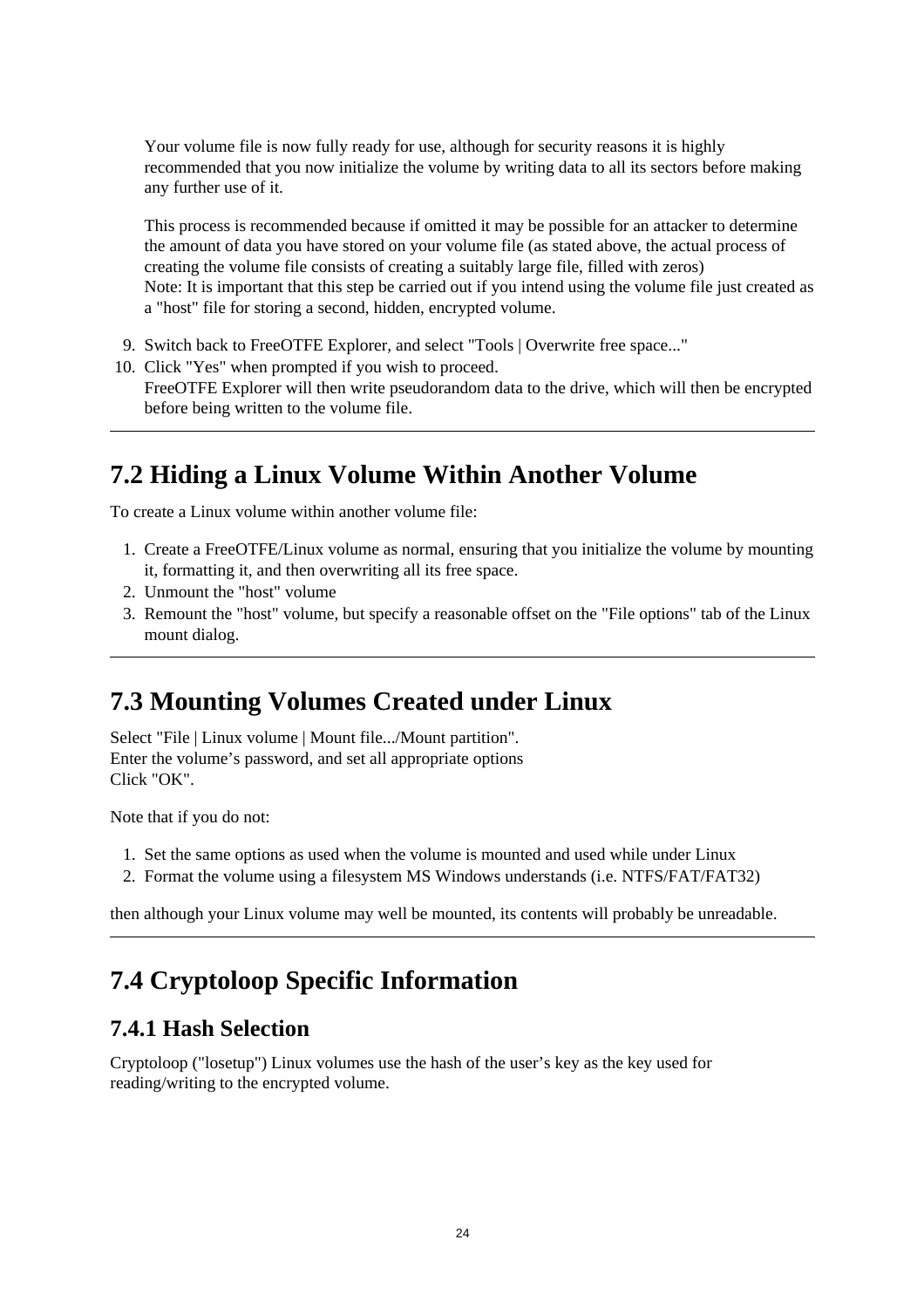Your volume file is now fully ready for use, although for security reasons it is highly recommended that you now initialize the volume by writing data to all its sectors before making any further use of it.

This process is recommended because if omitted it may be possible for an attacker to determine the amount of data you have stored on your volume file (as stated above, the actual process of creating the volume file consists of creating a suitably large file, filled with zeros)
Note: It is important that this step be carried out if you intend using the volume file just created as a "host" file for storing a second, hidden, encrypted volume.

9. Switch back to FreeOTFE Explorer, and select "Tools | Overwrite free space..."
10. Click "Yes" when prompted if you wish to proceed.
    FreeOTFE Explorer will then write pseudorandom data to the drive, which will then be encrypted before being written to the volume file.

---

## 7.2 Hiding a Linux Volume Within Another Volume

To create a Linux volume within another volume file:

1. Create a FreeOTFE/Linux volume as normal, ensuring that you initialize the volume by mounting it, formatting it, and then overwriting all its free space.
2. Unmount the "host" volume
3. Remount the "host" volume, but specify a reasonable offset on the "File options" tab of the Linux mount dialog.

---

## 7.3 Mounting Volumes Created under Linux

Select "File | Linux volume | Mount file.../Mount partition".
Enter the volume’s password, and set all appropriate options
Click "OK".

Note that if you do not:

1. Set the same options as used when the volume is mounted and used while under Linux
2. Format the volume using a filesystem MS Windows understands (i.e. NTFS/FAT/FAT32)

then although your Linux volume may well be mounted, its contents will probably be unreadable.

---

## 7.4 Cryptoloop Specific Information

### 7.4.1 Hash Selection

Cryptoloop ("losetup") Linux volumes use the hash of the user’s key as the key used for reading/writing to the encrypted volume.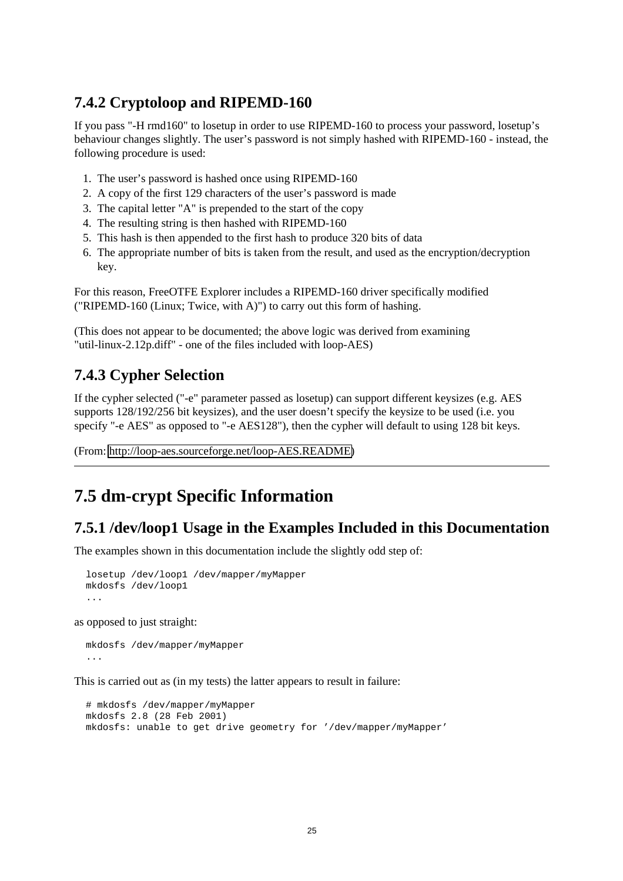### 7.4.2 Cryptoloop and RIPEMD-160

If you pass "-H rmd160" to losetup in order to use RIPEMD-160 to process your password, losetup's behaviour changes slightly. The user's password is not simply hashed with RIPEMD-160 - instead, the following procedure is used:

1. The user's password is hashed once using RIPEMD-160
2. A copy of the first 129 characters of the user's password is made
3. The capital letter "A" is prepended to the start of the copy
4. The resulting string is then hashed with RIPEMD-160
5. This hash is then appended to the first hash to produce 320 bits of data
6. The appropriate number of bits is taken from the result, and used as the encryption/decryption key.

For this reason, FreeOTFE Explorer includes a RIPEMD-160 driver specifically modified ("RIPEMD-160 (Linux; Twice, with A)") to carry out this form of hashing.

(This does not appear to be documented; the above logic was derived from examining "util-linux-2.12p.diff" - one of the files included with loop-AES)

### 7.4.3 Cypher Selection

If the cypher selected ("-e" parameter passed as losetup) can support different keysizes (e.g. AES supports 128/192/256 bit keysizes), and the user doesn't specify the keysize to be used (i.e. you specify "-e AES" as opposed to "-e AES128"), then the cypher will default to using 128 bit keys.

(From: [http://loop-aes.sourceforge.net/loop-AES.README](http://loop-aes.sourceforge.net/loop-AES.README))

---

## 7.5 dm-crypt Specific Information

### 7.5.1 /dev/loop1 Usage in the Examples Included in this Documentation

The examples shown in this documentation include the slightly odd step of:

```
losetup /dev/loop1 /dev/mapper/myMapper
mkdosfs /dev/loop1
...
```

as opposed to just straight:

```
mkdosfs /dev/mapper/myMapper
...
```

This is carried out as (in my tests) the latter appears to result in failure:

```
# mkdosfs /dev/mapper/myMapper
mkdosfs 2.8 (28 Feb 2001)
mkdosfs: unable to get drive geometry for '/dev/mapper/myMapper'
```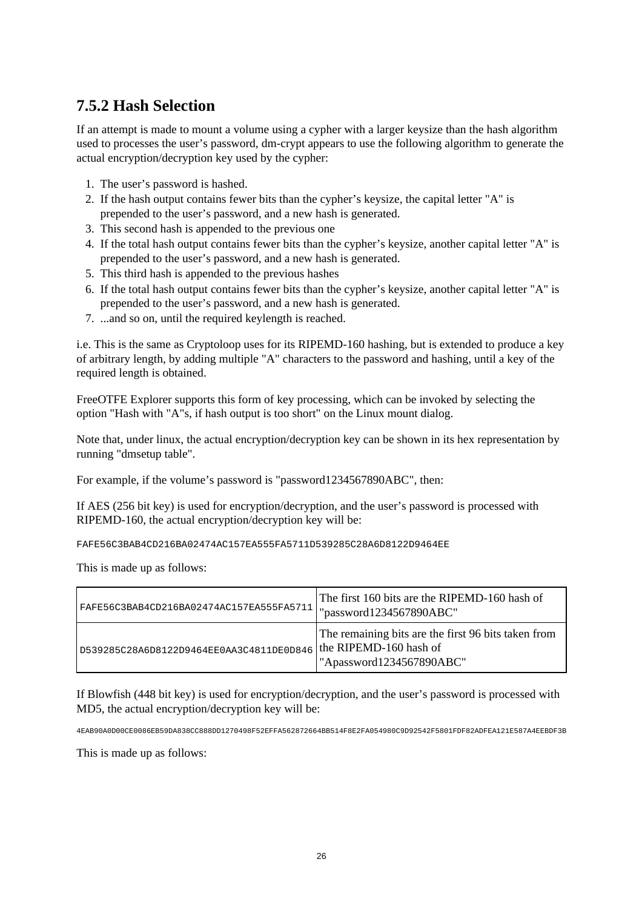### 7.5.2 Hash Selection

If an attempt is made to mount a volume using a cypher with a larger keysize than the hash algorithm used to processes the user's password, dm-crypt appears to use the following algorithm to generate the actual encryption/decryption key used by the cypher:

1. The user's password is hashed.
2. If the hash output contains fewer bits than the cypher's keysize, the capital letter "A" is prepended to the user's password, and a new hash is generated.
3. This second hash is appended to the previous one
4. If the total hash output contains fewer bits than the cypher's keysize, another capital letter "A" is prepended to the user's password, and a new hash is generated.
5. This third hash is appended to the previous hashes
6. If the total hash output contains fewer bits than the cypher's keysize, another capital letter "A" is prepended to the user's password, and a new hash is generated.
7. ...and so on, until the required keylength is reached.

i.e. This is the same as Cryptoloop uses for its RIPEMD-160 hashing, but is extended to produce a key of arbitrary length, by adding multiple "A" characters to the password and hashing, until a key of the required length is obtained.

FreeOTFE Explorer supports this form of key processing, which can be invoked by selecting the option "Hash with "A"s, if hash output is too short" on the Linux mount dialog.

Note that, under linux, the actual encryption/decryption key can be shown in its hex representation by running "dmsetup table".

For example, if the volume's password is "password1234567890ABC", then:

If AES (256 bit key) is used for encryption/decryption, and the user's password is processed with RIPEMD-160, the actual encryption/decryption key will be:

```
FAFE56C3BAB4CD216BA02474AC157EA555FA5711D539285C28A6D8122D9464EE
```

This is made up as follows:

| | |
|---|---|
| FAFE56C3BAB4CD216BA02474AC157EA555FA5711 | The first 160 bits are the RIPEMD-160 hash of "password1234567890ABC" |
| D539285C28A6D8122D9464EE0AA3C4811DE0D846 | The remaining bits are the first 96 bits taken from the RIPEMD-160 hash of "Apassword1234567890ABC" |

If Blowfish (448 bit key) is used for encryption/decryption, and the user's password is processed with MD5, the actual encryption/decryption key will be:

```
4EAB90A0D00CE0086EB59DA838CC888DD1270498F52EFFA562872664BB514F8E2FA054980C9D92542F5801FDF82ADFEA121E587A4EEBDF3B
```

This is made up as follows: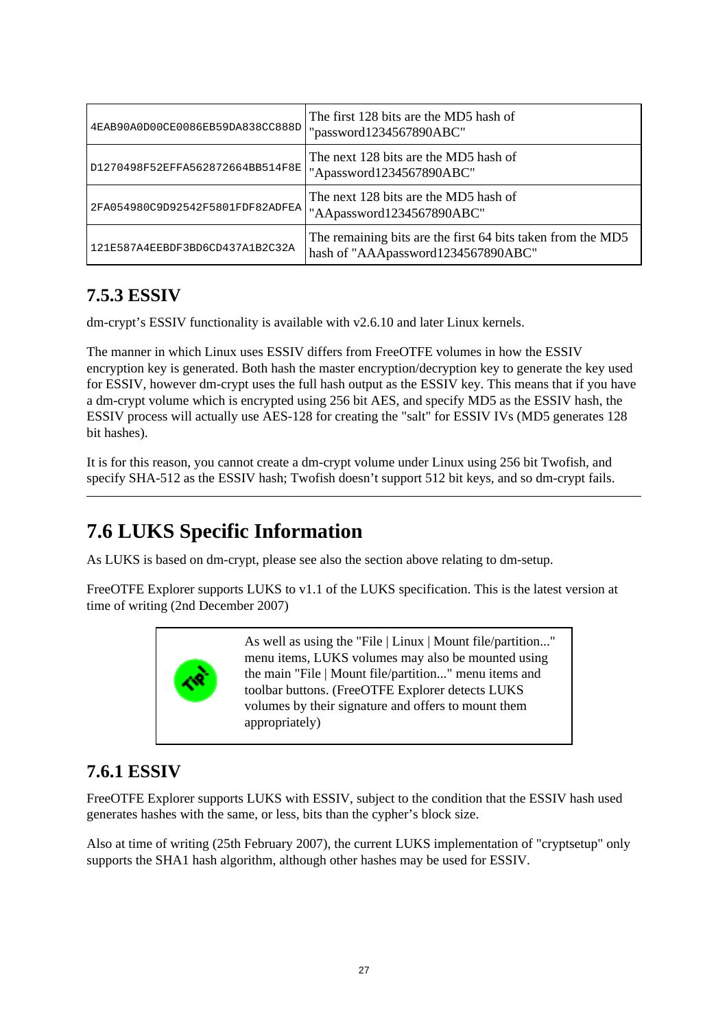| | |
|---|---|
| 4EAB90A0D00CE0086EB59DA838CC888D | The first 128 bits are the MD5 hash of "password1234567890ABC" |
| D1270498F52EFFA562872664BB514F8E | The next 128 bits are the MD5 hash of "Apassword1234567890ABC" |
| 2FA054980C9D92542F5801FDF82ADFEA | The next 128 bits are the MD5 hash of "AApassword1234567890ABC" |
| 121E587A4EEBDF3BD6CD437A1B2C32A | The remaining bits are the first 64 bits taken from the MD5 hash of "AAApassword1234567890ABC" |

### 7.5.3 ESSIV

dm-crypt's ESSIV functionality is available with v2.6.10 and later Linux kernels.

The manner in which Linux uses ESSIV differs from FreeOTFE volumes in how the ESSIV encryption key is generated. Both hash the master encryption/decryption key to generate the key used for ESSIV, however dm-crypt uses the full hash output as the ESSIV key. This means that if you have a dm-crypt volume which is encrypted using 256 bit AES, and specify MD5 as the ESSIV hash, the ESSIV process will actually use AES-128 for creating the "salt" for ESSIV IVs (MD5 generates 128 bit hashes).

It is for this reason, you cannot create a dm-crypt volume under Linux using 256 bit Twofish, and specify SHA-512 as the ESSIV hash; Twofish doesn't support 512 bit keys, and so dm-crypt fails.

---

## 7.6 LUKS Specific Information

As LUKS is based on dm-crypt, please see also the section above relating to dm-setup.

FreeOTFE Explorer supports LUKS to v1.1 of the LUKS specification. This is the latest version at time of writing (2nd December 2007)

> **Tip!** As well as using the "File | Linux | Mount file/partition..." menu items, LUKS volumes may also be mounted using the main "File | Mount file/partition..." menu items and toolbar buttons. (FreeOTFE Explorer detects LUKS volumes by their signature and offers to mount them appropriately)

### 7.6.1 ESSIV

FreeOTFE Explorer supports LUKS with ESSIV, subject to the condition that the ESSIV hash used generates hashes with the same, or less, bits than the cypher's block size.

Also at time of writing (25th February 2007), the current LUKS implementation of "cryptsetup" only supports the SHA1 hash algorithm, although other hashes may be used for ESSIV.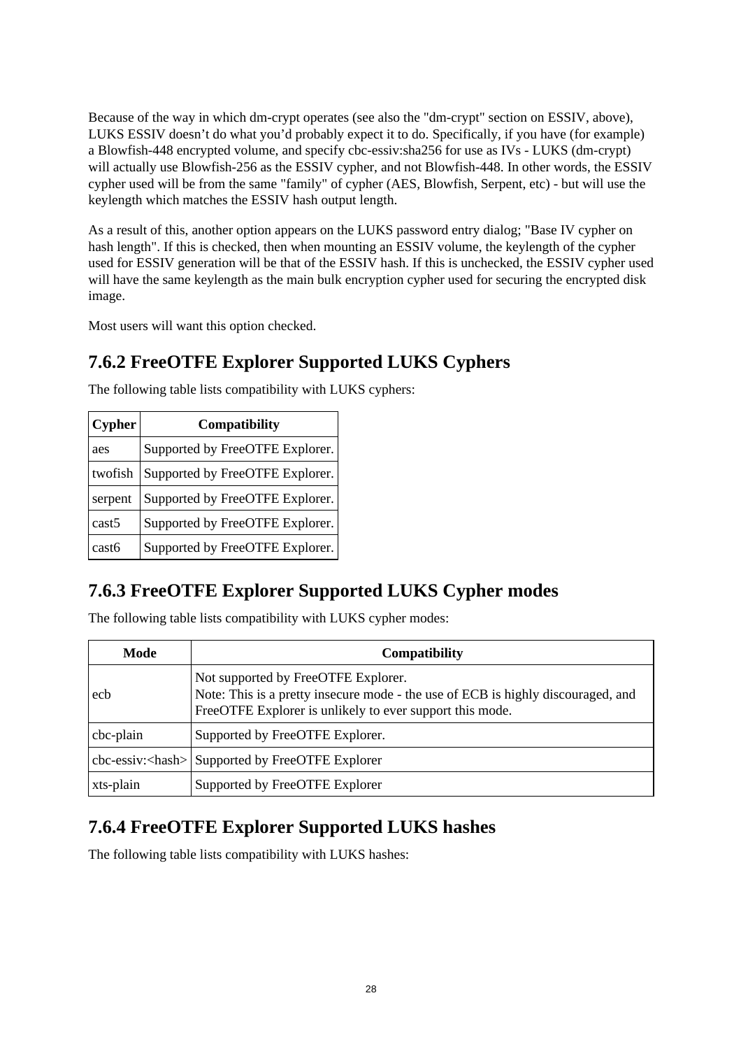Because of the way in which dm-crypt operates (see also the "dm-crypt" section on ESSIV, above), LUKS ESSIV doesn't do what you'd probably expect it to do. Specifically, if you have (for example) a Blowfish-448 encrypted volume, and specify cbc-essiv:sha256 for use as IVs - LUKS (dm-crypt) will actually use Blowfish-256 as the ESSIV cypher, and not Blowfish-448. In other words, the ESSIV cypher used will be from the same "family" of cypher (AES, Blowfish, Serpent, etc) - but will use the keylength which matches the ESSIV hash output length.

As a result of this, another option appears on the LUKS password entry dialog; "Base IV cypher on hash length". If this is checked, then when mounting an ESSIV volume, the keylength of the cypher used for ESSIV generation will be that of the ESSIV hash. If this is unchecked, the ESSIV cypher used will have the same keylength as the main bulk encryption cypher used for securing the encrypted disk image.

Most users will want this option checked.

## 7.6.2 FreeOTFE Explorer Supported LUKS Cyphers

The following table lists compatibility with LUKS cyphers:

| Cypher | Compatibility |
|---|---|
| aes | Supported by FreeOTFE Explorer. |
| twofish | Supported by FreeOTFE Explorer. |
| serpent | Supported by FreeOTFE Explorer. |
| cast5 | Supported by FreeOTFE Explorer. |
| cast6 | Supported by FreeOTFE Explorer. |

## 7.6.3 FreeOTFE Explorer Supported LUKS Cypher modes

The following table lists compatibility with LUKS cypher modes:

| Mode | Compatibility |
|---|---|
| ecb | Not supported by FreeOTFE Explorer.<br>Note: This is a pretty insecure mode - the use of ECB is highly discouraged, and FreeOTFE Explorer is unlikely to ever support this mode. |
| cbc-plain | Supported by FreeOTFE Explorer. |
| cbc-essiv:<hash> | Supported by FreeOTFE Explorer |
| xts-plain | Supported by FreeOTFE Explorer |

## 7.6.4 FreeOTFE Explorer Supported LUKS hashes

The following table lists compatibility with LUKS hashes: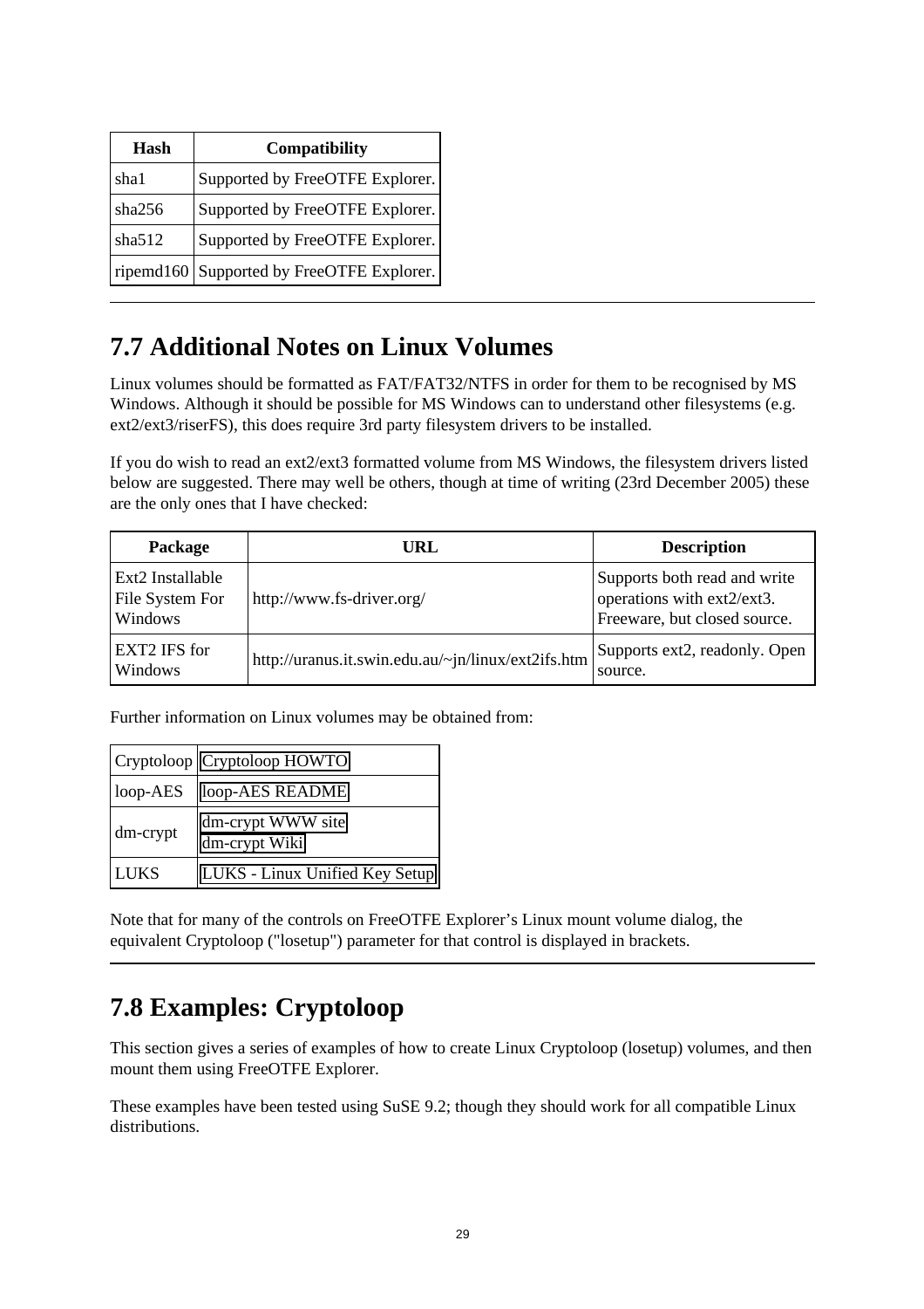| Hash | Compatibility |
|---|---|
| sha1 | Supported by FreeOTFE Explorer. |
| sha256 | Supported by FreeOTFE Explorer. |
| sha512 | Supported by FreeOTFE Explorer. |
| ripemd160 | Supported by FreeOTFE Explorer. |

---

## 7.7 Additional Notes on Linux Volumes

Linux volumes should be formatted as FAT/FAT32/NTFS in order for them to be recognised by MS Windows. Although it should be possible for MS Windows can to understand other filesystems (e.g. ext2/ext3/riserFS), this does require 3rd party filesystem drivers to be installed.

If you do wish to read an ext2/ext3 formatted volume from MS Windows, the filesystem drivers listed below are suggested. There may well be others, though at time of writing (23rd December 2005) these are the only ones that I have checked:

| Package | URL | Description |
|---|---|---|
| Ext2 Installable File System For Windows | http://www.fs-driver.org/ | Supports both read and write operations with ext2/ext3. Freeware, but closed source. |
| EXT2 IFS for Windows | http://uranus.it.swin.edu.au/~jn/linux/ext2ifs.htm | Supports ext2, readonly. Open source. |

Further information on Linux volumes may be obtained from:

| | |
|---|---|
| Cryptoloop | Cryptoloop HOWTO |
| loop-AES | loop-AES README |
| dm-crypt | dm-crypt WWW site<br>dm-crypt Wiki |
| LUKS | LUKS - Linux Unified Key Setup |

Note that for many of the controls on FreeOTFE Explorer's Linux mount volume dialog, the equivalent Cryptoloop ("losetup") parameter for that control is displayed in brackets.

---

## 7.8 Examples: Cryptoloop

This section gives a series of examples of how to create Linux Cryptoloop (losetup) volumes, and then mount them using FreeOTFE Explorer.

These examples have been tested using SuSE 9.2; though they should work for all compatible Linux distributions.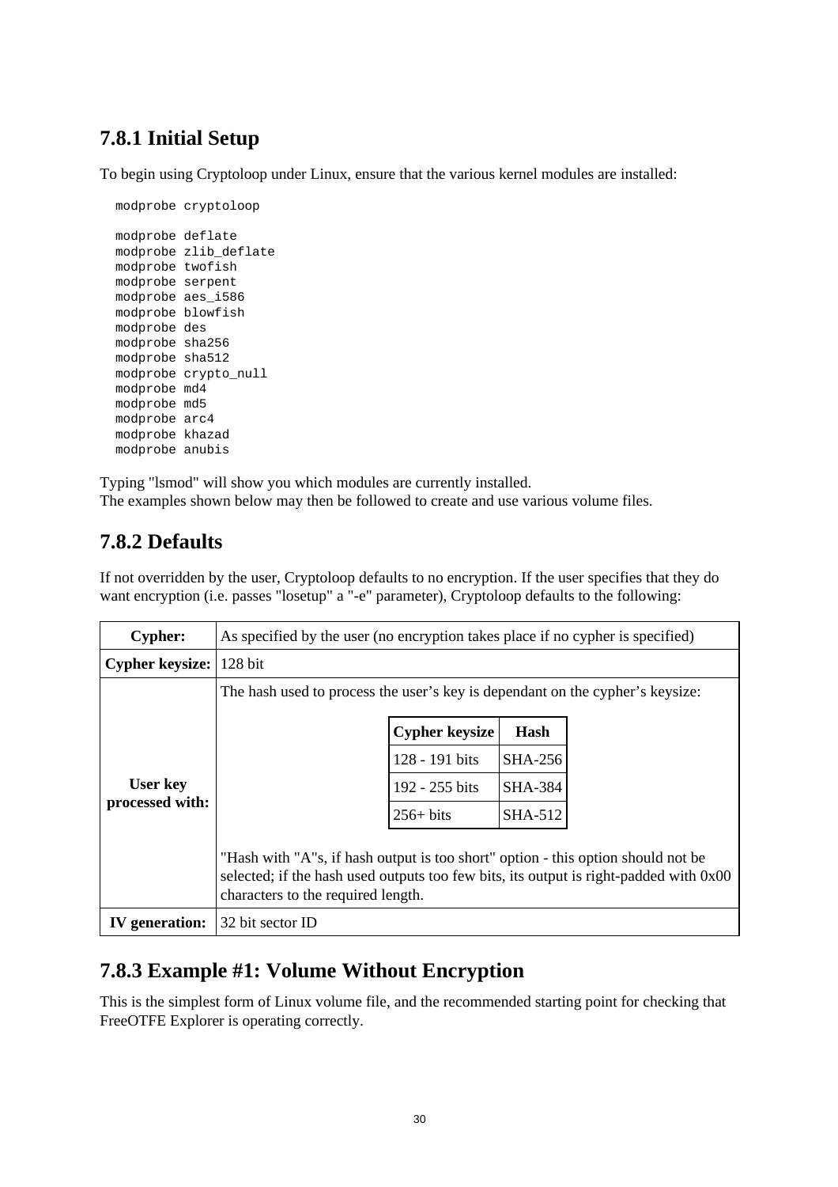### 7.8.1 Initial Setup

To begin using Cryptoloop under Linux, ensure that the various kernel modules are installed:

```
modprobe cryptoloop

modprobe deflate
modprobe zlib_deflate
modprobe twofish
modprobe serpent
modprobe aes_i586
modprobe blowfish
modprobe des
modprobe sha256
modprobe sha512
modprobe crypto_null
modprobe md4
modprobe md5
modprobe arc4
modprobe khazad
modprobe anubis
```

Typing "lsmod" will show you which modules are currently installed.
The examples shown below may then be followed to create and use various volume files.

### 7.8.2 Defaults

If not overridden by the user, Cryptoloop defaults to no encryption. If the user specifies that they do want encryption (i.e. passes "losetup" a "-e" parameter), Cryptoloop defaults to the following:

| **Cypher:** | As specified by the user (no encryption takes place if no cypher is specified) |
|---|---|
| **Cypher keysize:** | 128 bit |
| **User key processed with:** | The hash used to process the user's key is dependant on the cypher's keysize:<br><br>Cypher keysize: 128 - 191 bits → Hash: SHA-256<br>Cypher keysize: 192 - 255 bits → Hash: SHA-384<br>Cypher keysize: 256+ bits → Hash: SHA-512<br><br>"Hash with "A"s, if hash output is too short" option - this option should not be selected; if the hash used outputs too few bits, its output is right-padded with 0x00 characters to the required length. |
| **IV generation:** | 32 bit sector ID |

Nested table (User key processed with):

| Cypher keysize | Hash |
|---|---|
| 128 - 191 bits | SHA-256 |
| 192 - 255 bits | SHA-384 |
| 256+ bits | SHA-512 |

### 7.8.3 Example #1: Volume Without Encryption

This is the simplest form of Linux volume file, and the recommended starting point for checking that FreeOTFE Explorer is operating correctly.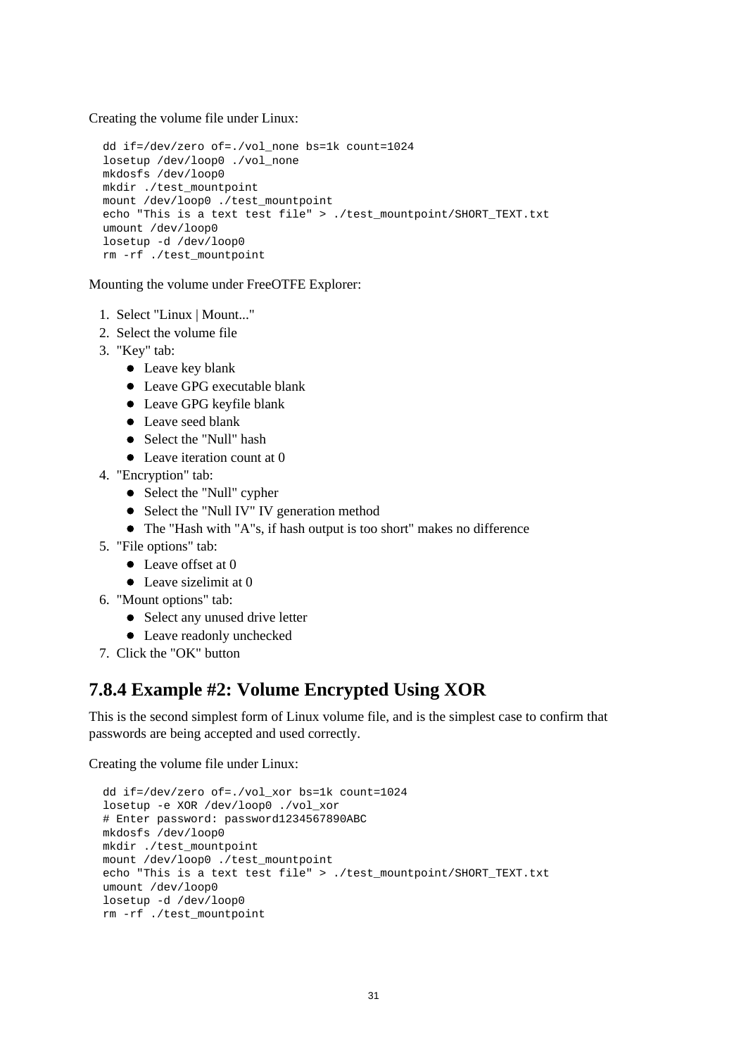Creating the volume file under Linux:

```
dd if=/dev/zero of=./vol_none bs=1k count=1024
losetup /dev/loop0 ./vol_none
mkdosfs /dev/loop0
mkdir ./test_mountpoint
mount /dev/loop0 ./test_mountpoint
echo "This is a text test file" > ./test_mountpoint/SHORT_TEXT.txt
umount /dev/loop0
losetup -d /dev/loop0
rm -rf ./test_mountpoint
```

Mounting the volume under FreeOTFE Explorer:

1. Select "Linux | Mount..."
2. Select the volume file
3. "Key" tab:
   - Leave key blank
   - Leave GPG executable blank
   - Leave GPG keyfile blank
   - Leave seed blank
   - Select the "Null" hash
   - Leave iteration count at 0
4. "Encryption" tab:
   - Select the "Null" cypher
   - Select the "Null IV" IV generation method
   - The "Hash with "A"s, if hash output is too short" makes no difference
5. "File options" tab:
   - Leave offset at 0
   - Leave sizelimit at 0
6. "Mount options" tab:
   - Select any unused drive letter
   - Leave readonly unchecked
7. Click the "OK" button

## 7.8.4 Example #2: Volume Encrypted Using XOR

This is the second simplest form of Linux volume file, and is the simplest case to confirm that passwords are being accepted and used correctly.

Creating the volume file under Linux:

```
dd if=/dev/zero of=./vol_xor bs=1k count=1024
losetup -e XOR /dev/loop0 ./vol_xor
# Enter password: password1234567890ABC
mkdosfs /dev/loop0
mkdir ./test_mountpoint
mount /dev/loop0 ./test_mountpoint
echo "This is a text test file" > ./test_mountpoint/SHORT_TEXT.txt
umount /dev/loop0
losetup -d /dev/loop0
rm -rf ./test_mountpoint
```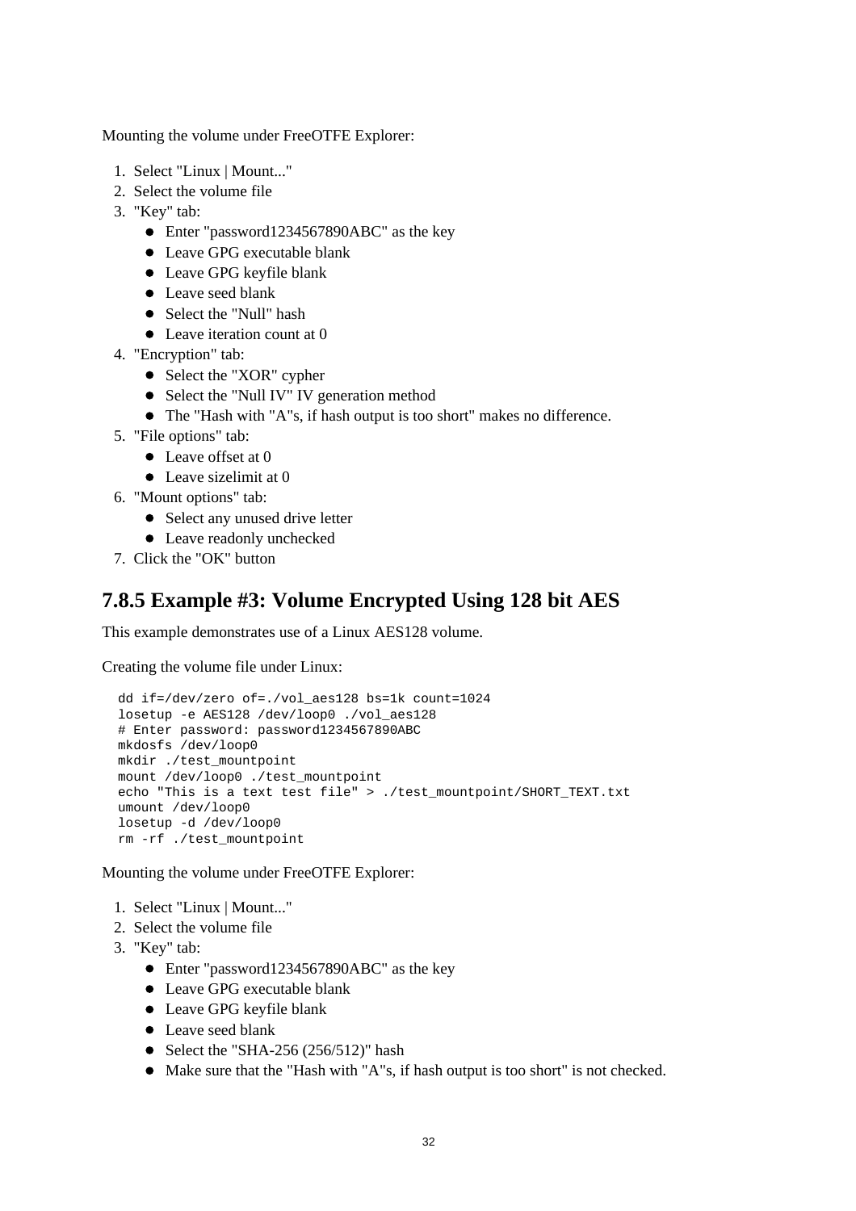Mounting the volume under FreeOTFE Explorer:

1. Select "Linux | Mount..."
2. Select the volume file
3. "Key" tab:
    - Enter "password1234567890ABC" as the key
    - Leave GPG executable blank
    - Leave GPG keyfile blank
    - Leave seed blank
    - Select the "Null" hash
    - Leave iteration count at 0
4. "Encryption" tab:
    - Select the "XOR" cypher
    - Select the "Null IV" IV generation method
    - The "Hash with "A"s, if hash output is too short" makes no difference.
5. "File options" tab:
    - Leave offset at 0
    - Leave sizelimit at 0
6. "Mount options" tab:
    - Select any unused drive letter
    - Leave readonly unchecked
7. Click the "OK" button

## 7.8.5 Example #3: Volume Encrypted Using 128 bit AES

This example demonstrates use of a Linux AES128 volume.

Creating the volume file under Linux:

```
dd if=/dev/zero of=./vol_aes128 bs=1k count=1024
losetup -e AES128 /dev/loop0 ./vol_aes128
# Enter password: password1234567890ABC
mkdosfs /dev/loop0
mkdir ./test_mountpoint
mount /dev/loop0 ./test_mountpoint
echo "This is a text test file" > ./test_mountpoint/SHORT_TEXT.txt
umount /dev/loop0
losetup -d /dev/loop0
rm -rf ./test_mountpoint
```

Mounting the volume under FreeOTFE Explorer:

1. Select "Linux | Mount..."
2. Select the volume file
3. "Key" tab:
    - Enter "password1234567890ABC" as the key
    - Leave GPG executable blank
    - Leave GPG keyfile blank
    - Leave seed blank
    - Select the "SHA-256 (256/512)" hash
    - Make sure that the "Hash with "A"s, if hash output is too short" is not checked.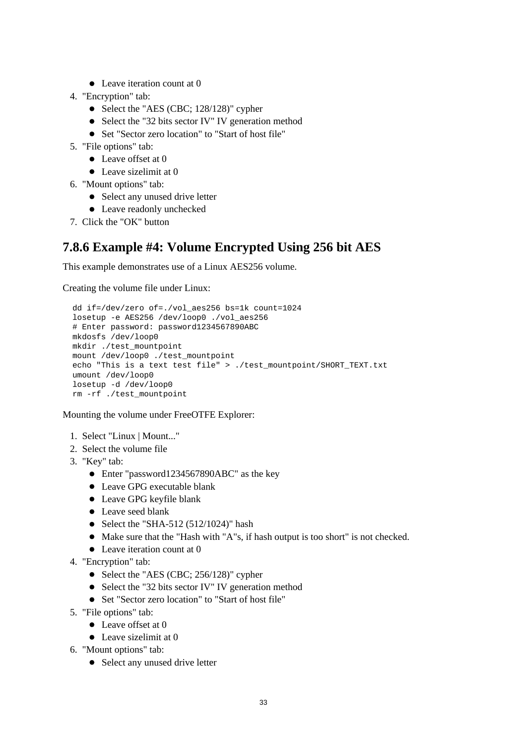- Leave iteration count at 0
4. "Encryption" tab:
    - Select the "AES (CBC; 128/128)" cypher
    - Select the "32 bits sector IV" IV generation method
    - Set "Sector zero location" to "Start of host file"
5. "File options" tab:
    - Leave offset at 0
    - Leave sizelimit at 0
6. "Mount options" tab:
    - Select any unused drive letter
    - Leave readonly unchecked
7. Click the "OK" button

### 7.8.6 Example #4: Volume Encrypted Using 256 bit AES

This example demonstrates use of a Linux AES256 volume.

Creating the volume file under Linux:

```
dd if=/dev/zero of=./vol_aes256 bs=1k count=1024
losetup -e AES256 /dev/loop0 ./vol_aes256
# Enter password: password1234567890ABC
mkdosfs /dev/loop0
mkdir ./test_mountpoint
mount /dev/loop0 ./test_mountpoint
echo "This is a text test file" > ./test_mountpoint/SHORT_TEXT.txt
umount /dev/loop0
losetup -d /dev/loop0
rm -rf ./test_mountpoint
```

Mounting the volume under FreeOTFE Explorer:

1. Select "Linux | Mount..."
2. Select the volume file
3. "Key" tab:
    - Enter "password1234567890ABC" as the key
    - Leave GPG executable blank
    - Leave GPG keyfile blank
    - Leave seed blank
    - Select the "SHA-512 (512/1024)" hash
    - Make sure that the "Hash with "A"s, if hash output is too short" is not checked.
    - Leave iteration count at 0
4. "Encryption" tab:
    - Select the "AES (CBC; 256/128)" cypher
    - Select the "32 bits sector IV" IV generation method
    - Set "Sector zero location" to "Start of host file"
5. "File options" tab:
    - Leave offset at 0
    - Leave sizelimit at 0
6. "Mount options" tab:
    - Select any unused drive letter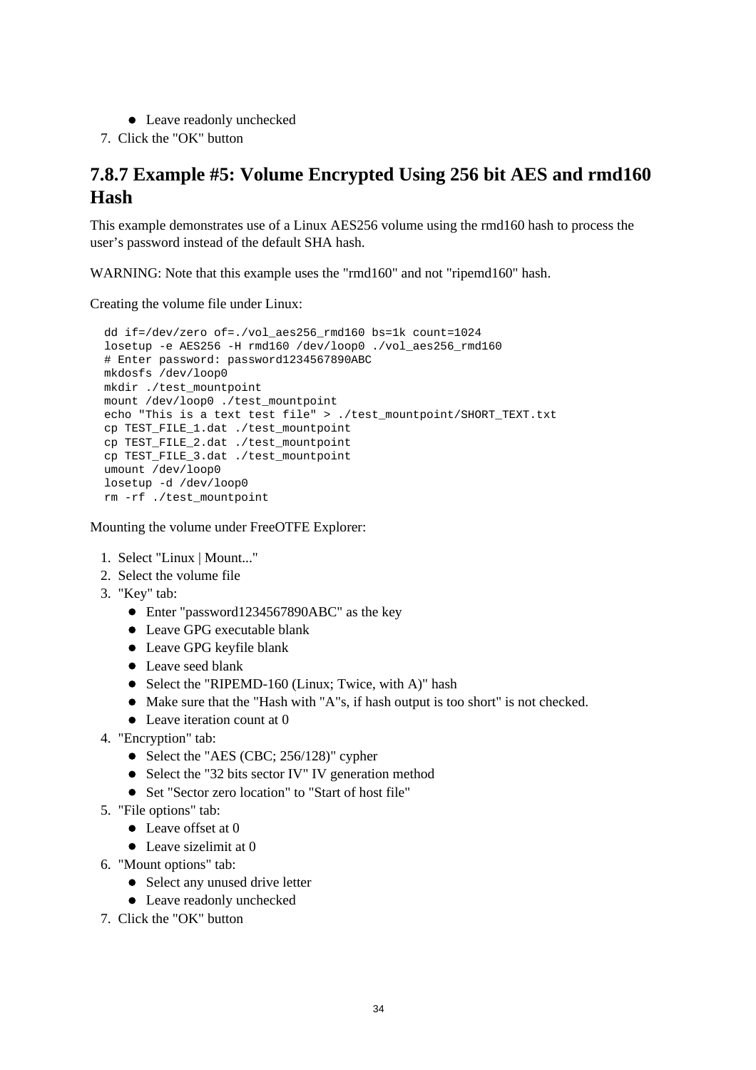- Leave readonly unchecked

7. Click the "OK" button

## 7.8.7 Example #5: Volume Encrypted Using 256 bit AES and rmd160 Hash

This example demonstrates use of a Linux AES256 volume using the rmd160 hash to process the user's password instead of the default SHA hash.

WARNING: Note that this example uses the "rmd160" and not "ripemd160" hash.

Creating the volume file under Linux:

```
dd if=/dev/zero of=./vol_aes256_rmd160 bs=1k count=1024
losetup -e AES256 -H rmd160 /dev/loop0 ./vol_aes256_rmd160
# Enter password: password1234567890ABC
mkdosfs /dev/loop0
mkdir ./test_mountpoint
mount /dev/loop0 ./test_mountpoint
echo "This is a text test file" > ./test_mountpoint/SHORT_TEXT.txt
cp TEST_FILE_1.dat ./test_mountpoint
cp TEST_FILE_2.dat ./test_mountpoint
cp TEST_FILE_3.dat ./test_mountpoint
umount /dev/loop0
losetup -d /dev/loop0
rm -rf ./test_mountpoint
```

Mounting the volume under FreeOTFE Explorer:

1. Select "Linux | Mount..."
2. Select the volume file
3. "Key" tab:
   - Enter "password1234567890ABC" as the key
   - Leave GPG executable blank
   - Leave GPG keyfile blank
   - Leave seed blank
   - Select the "RIPEMD-160 (Linux; Twice, with A)" hash
   - Make sure that the "Hash with "A"s, if hash output is too short" is not checked.
   - Leave iteration count at 0
4. "Encryption" tab:
   - Select the "AES (CBC; 256/128)" cypher
   - Select the "32 bits sector IV" IV generation method
   - Set "Sector zero location" to "Start of host file"
5. "File options" tab:
   - Leave offset at 0
   - Leave sizelimit at 0
6. "Mount options" tab:
   - Select any unused drive letter
   - Leave readonly unchecked
7. Click the "OK" button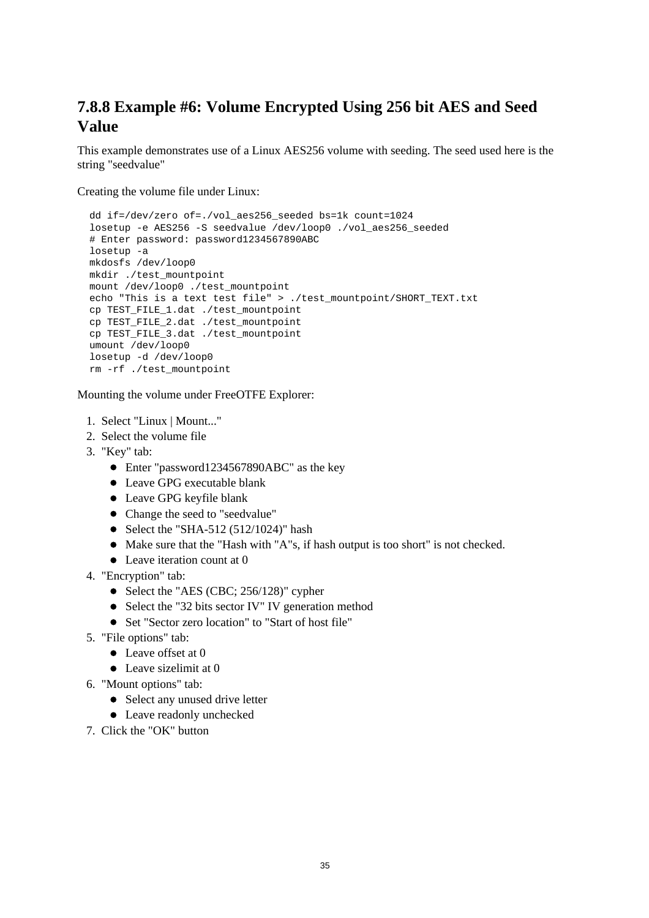### 7.8.8 Example #6: Volume Encrypted Using 256 bit AES and Seed Value

This example demonstrates use of a Linux AES256 volume with seeding. The seed used here is the string "seedvalue"

Creating the volume file under Linux:

```
dd if=/dev/zero of=./vol_aes256_seeded bs=1k count=1024
losetup -e AES256 -S seedvalue /dev/loop0 ./vol_aes256_seeded
# Enter password: password1234567890ABC
losetup -a
mkdosfs /dev/loop0
mkdir ./test_mountpoint
mount /dev/loop0 ./test_mountpoint
echo "This is a text test file" > ./test_mountpoint/SHORT_TEXT.txt
cp TEST_FILE_1.dat ./test_mountpoint
cp TEST_FILE_2.dat ./test_mountpoint
cp TEST_FILE_3.dat ./test_mountpoint
umount /dev/loop0
losetup -d /dev/loop0
rm -rf ./test_mountpoint
```

Mounting the volume under FreeOTFE Explorer:

1. Select "Linux | Mount..."
2. Select the volume file
3. "Key" tab:
   - Enter "password1234567890ABC" as the key
   - Leave GPG executable blank
   - Leave GPG keyfile blank
   - Change the seed to "seedvalue"
   - Select the "SHA-512 (512/1024)" hash
   - Make sure that the "Hash with "A"s, if hash output is too short" is not checked.
   - Leave iteration count at 0
4. "Encryption" tab:
   - Select the "AES (CBC; 256/128)" cypher
   - Select the "32 bits sector IV" IV generation method
   - Set "Sector zero location" to "Start of host file"
5. "File options" tab:
   - Leave offset at 0
   - Leave sizelimit at 0
6. "Mount options" tab:
   - Select any unused drive letter
   - Leave readonly unchecked
7. Click the "OK" button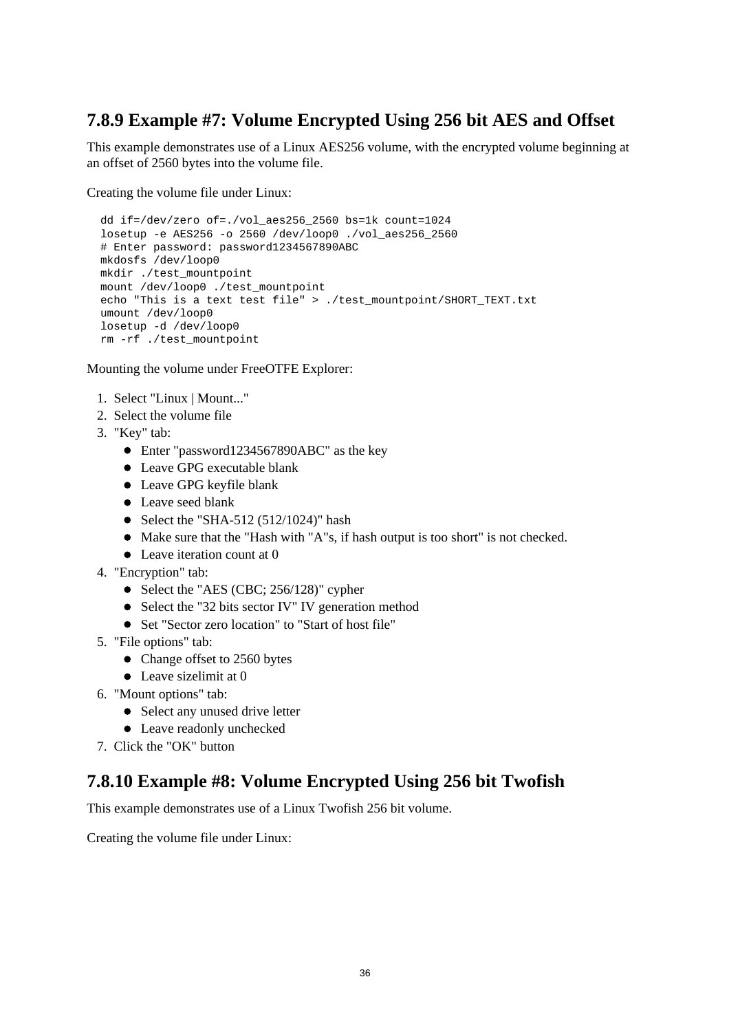## 7.8.9 Example #7: Volume Encrypted Using 256 bit AES and Offset

This example demonstrates use of a Linux AES256 volume, with the encrypted volume beginning at an offset of 2560 bytes into the volume file.

Creating the volume file under Linux:

```
dd if=/dev/zero of=./vol_aes256_2560 bs=1k count=1024
losetup -e AES256 -o 2560 /dev/loop0 ./vol_aes256_2560
# Enter password: password1234567890ABC
mkdosfs /dev/loop0
mkdir ./test_mountpoint
mount /dev/loop0 ./test_mountpoint
echo "This is a text test file" > ./test_mountpoint/SHORT_TEXT.txt
umount /dev/loop0
losetup -d /dev/loop0
rm -rf ./test_mountpoint
```

Mounting the volume under FreeOTFE Explorer:

1. Select "Linux | Mount..."
2. Select the volume file
3. "Key" tab:
   - Enter "password1234567890ABC" as the key
   - Leave GPG executable blank
   - Leave GPG keyfile blank
   - Leave seed blank
   - Select the "SHA-512 (512/1024)" hash
   - Make sure that the "Hash with "A"s, if hash output is too short" is not checked.
   - Leave iteration count at 0
4. "Encryption" tab:
   - Select the "AES (CBC; 256/128)" cypher
   - Select the "32 bits sector IV" IV generation method
   - Set "Sector zero location" to "Start of host file"
5. "File options" tab:
   - Change offset to 2560 bytes
   - Leave sizelimit at 0
6. "Mount options" tab:
   - Select any unused drive letter
   - Leave readonly unchecked
7. Click the "OK" button

## 7.8.10 Example #8: Volume Encrypted Using 256 bit Twofish

This example demonstrates use of a Linux Twofish 256 bit volume.

Creating the volume file under Linux: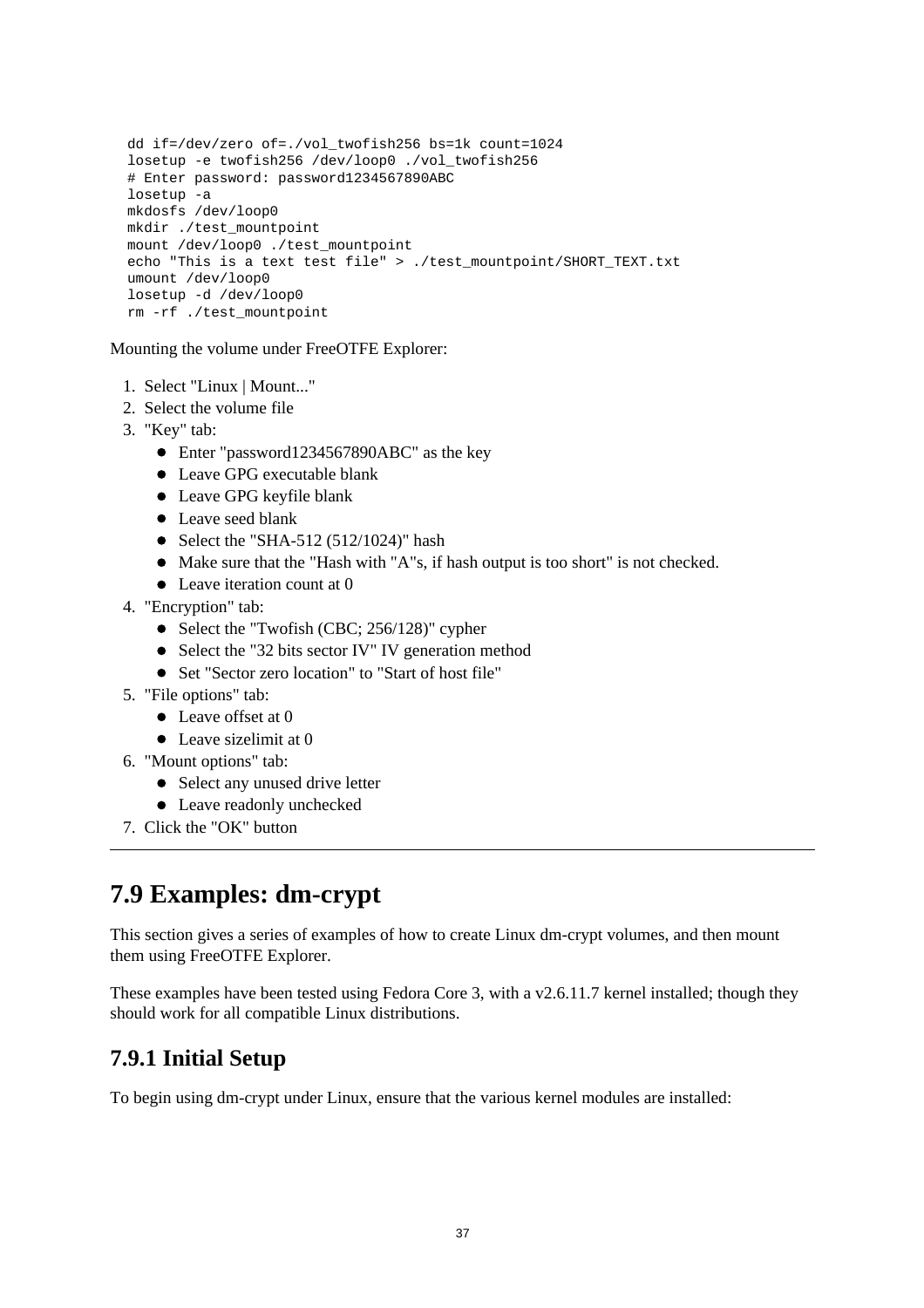```
dd if=/dev/zero of=./vol_twofish256 bs=1k count=1024
losetup -e twofish256 /dev/loop0 ./vol_twofish256
# Enter password: password1234567890ABC
losetup -a
mkdosfs /dev/loop0
mkdir ./test_mountpoint
mount /dev/loop0 ./test_mountpoint
echo "This is a text test file" > ./test_mountpoint/SHORT_TEXT.txt
umount /dev/loop0
losetup -d /dev/loop0
rm -rf ./test_mountpoint
```

Mounting the volume under FreeOTFE Explorer:

1. Select "Linux | Mount..."
2. Select the volume file
3. "Key" tab:
   - Enter "password1234567890ABC" as the key
   - Leave GPG executable blank
   - Leave GPG keyfile blank
   - Leave seed blank
   - Select the "SHA-512 (512/1024)" hash
   - Make sure that the "Hash with "A"s, if hash output is too short" is not checked.
   - Leave iteration count at 0
4. "Encryption" tab:
   - Select the "Twofish (CBC; 256/128)" cypher
   - Select the "32 bits sector IV" IV generation method
   - Set "Sector zero location" to "Start of host file"
5. "File options" tab:
   - Leave offset at 0
   - Leave sizelimit at 0
6. "Mount options" tab:
   - Select any unused drive letter
   - Leave readonly unchecked
7. Click the "OK" button

---

## 7.9 Examples: dm-crypt

This section gives a series of examples of how to create Linux dm-crypt volumes, and then mount them using FreeOTFE Explorer.

These examples have been tested using Fedora Core 3, with a v2.6.11.7 kernel installed; though they should work for all compatible Linux distributions.

### 7.9.1 Initial Setup

To begin using dm-crypt under Linux, ensure that the various kernel modules are installed: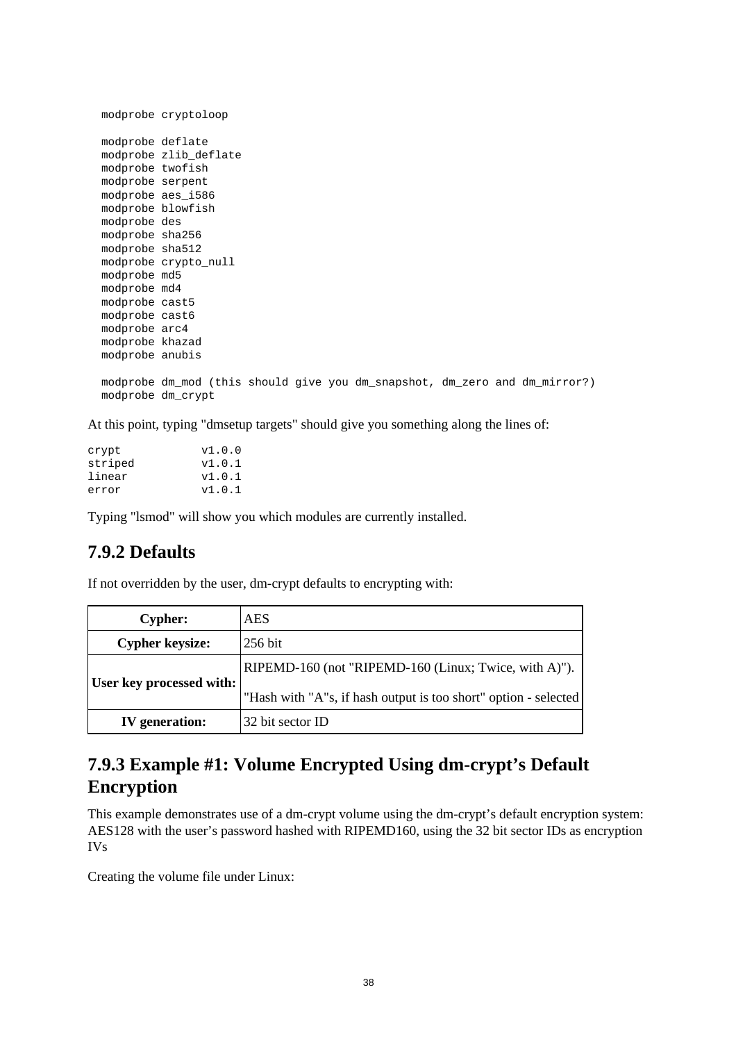```
modprobe cryptoloop

modprobe deflate
modprobe zlib_deflate
modprobe twofish
modprobe serpent
modprobe aes_i586
modprobe blowfish
modprobe des
modprobe sha256
modprobe sha512
modprobe crypto_null
modprobe md5
modprobe md4
modprobe cast5
modprobe cast6
modprobe arc4
modprobe khazad
modprobe anubis

modprobe dm_mod (this should give you dm_snapshot, dm_zero and dm_mirror?)
modprobe dm_crypt
```

At this point, typing "dmsetup targets" should give you something along the lines of:

```
crypt           v1.0.0
striped         v1.0.1
linear          v1.0.1
error           v1.0.1
```

Typing "lsmod" will show you which modules are currently installed.

## 7.9.2 Defaults

If not overridden by the user, dm-crypt defaults to encrypting with:

| | |
|---|---|
| **Cypher:** | AES |
| **Cypher keysize:** | 256 bit |
| **User key processed with:** | RIPEMD-160 (not "RIPEMD-160 (Linux; Twice, with A)").<br>"Hash with "A"s, if hash output is too short" option - selected |
| **IV generation:** | 32 bit sector ID |

## 7.9.3 Example #1: Volume Encrypted Using dm-crypt's Default Encryption

This example demonstrates use of a dm-crypt volume using the dm-crypt's default encryption system: AES128 with the user's password hashed with RIPEMD160, using the 32 bit sector IDs as encryption IVs

Creating the volume file under Linux: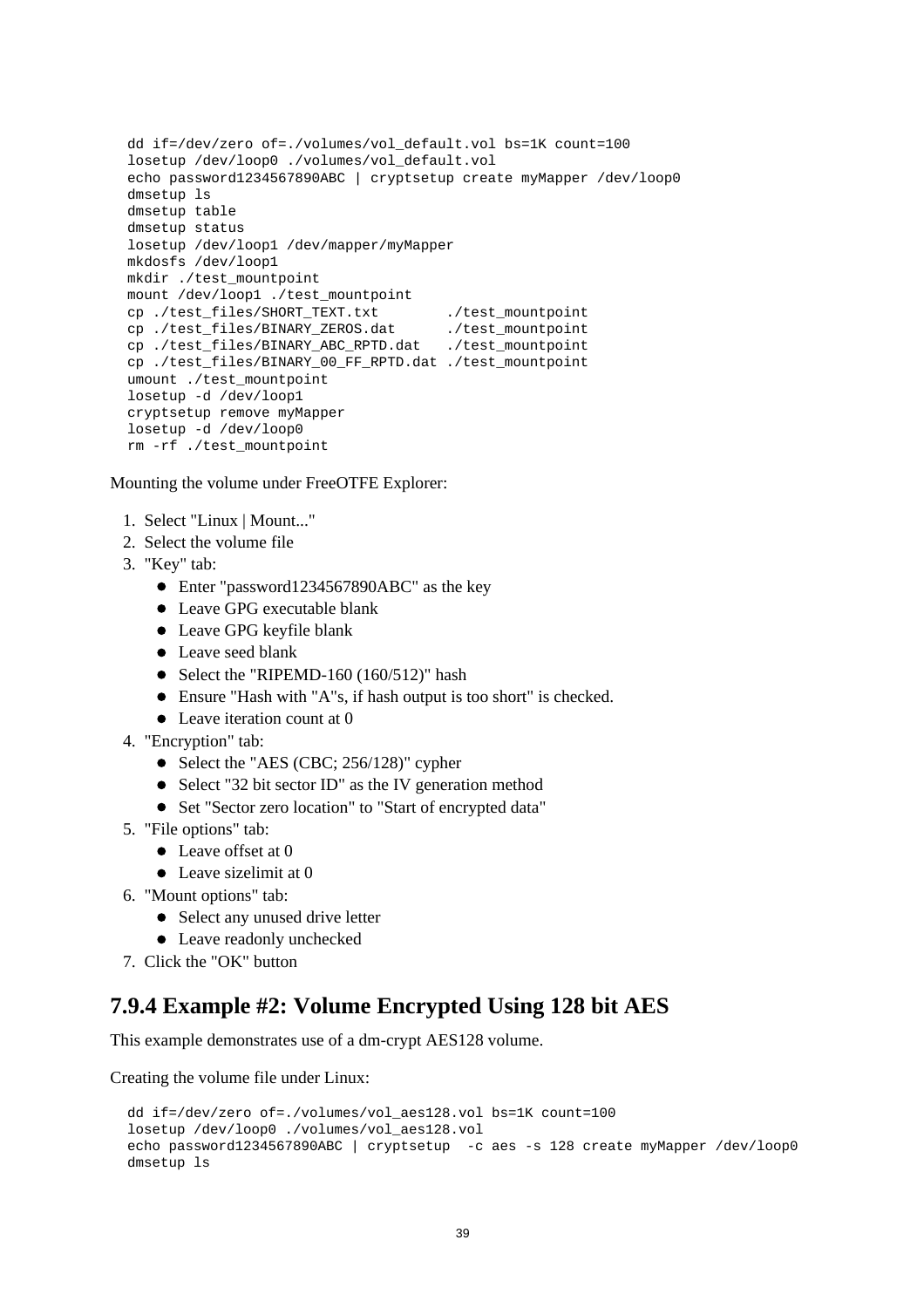```
dd if=/dev/zero of=./volumes/vol_default.vol bs=1K count=100
losetup /dev/loop0 ./volumes/vol_default.vol
echo password1234567890ABC | cryptsetup create myMapper /dev/loop0
dmsetup ls
dmsetup table
dmsetup status
losetup /dev/loop1 /dev/mapper/myMapper
mkdosfs /dev/loop1
mkdir ./test_mountpoint
mount /dev/loop1 ./test_mountpoint
cp ./test_files/SHORT_TEXT.txt        ./test_mountpoint
cp ./test_files/BINARY_ZEROS.dat      ./test_mountpoint
cp ./test_files/BINARY_ABC_RPTD.dat   ./test_mountpoint
cp ./test_files/BINARY_00_FF_RPTD.dat ./test_mountpoint
umount ./test_mountpoint
losetup -d /dev/loop1
cryptsetup remove myMapper
losetup -d /dev/loop0
rm -rf ./test_mountpoint
```

Mounting the volume under FreeOTFE Explorer:

1. Select "Linux | Mount..."
2. Select the volume file
3. "Key" tab:
   - Enter "password1234567890ABC" as the key
   - Leave GPG executable blank
   - Leave GPG keyfile blank
   - Leave seed blank
   - Select the "RIPEMD-160 (160/512)" hash
   - Ensure "Hash with "A"s, if hash output is too short" is checked.
   - Leave iteration count at 0
4. "Encryption" tab:
   - Select the "AES (CBC; 256/128)" cypher
   - Select "32 bit sector ID" as the IV generation method
   - Set "Sector zero location" to "Start of encrypted data"
5. "File options" tab:
   - Leave offset at 0
   - Leave sizelimit at 0
6. "Mount options" tab:
   - Select any unused drive letter
   - Leave readonly unchecked
7. Click the "OK" button

## 7.9.4 Example #2: Volume Encrypted Using 128 bit AES

This example demonstrates use of a dm-crypt AES128 volume.

Creating the volume file under Linux:

```
dd if=/dev/zero of=./volumes/vol_aes128.vol bs=1K count=100
losetup /dev/loop0 ./volumes/vol_aes128.vol
echo password1234567890ABC | cryptsetup  -c aes -s 128 create myMapper /dev/loop0
dmsetup ls
```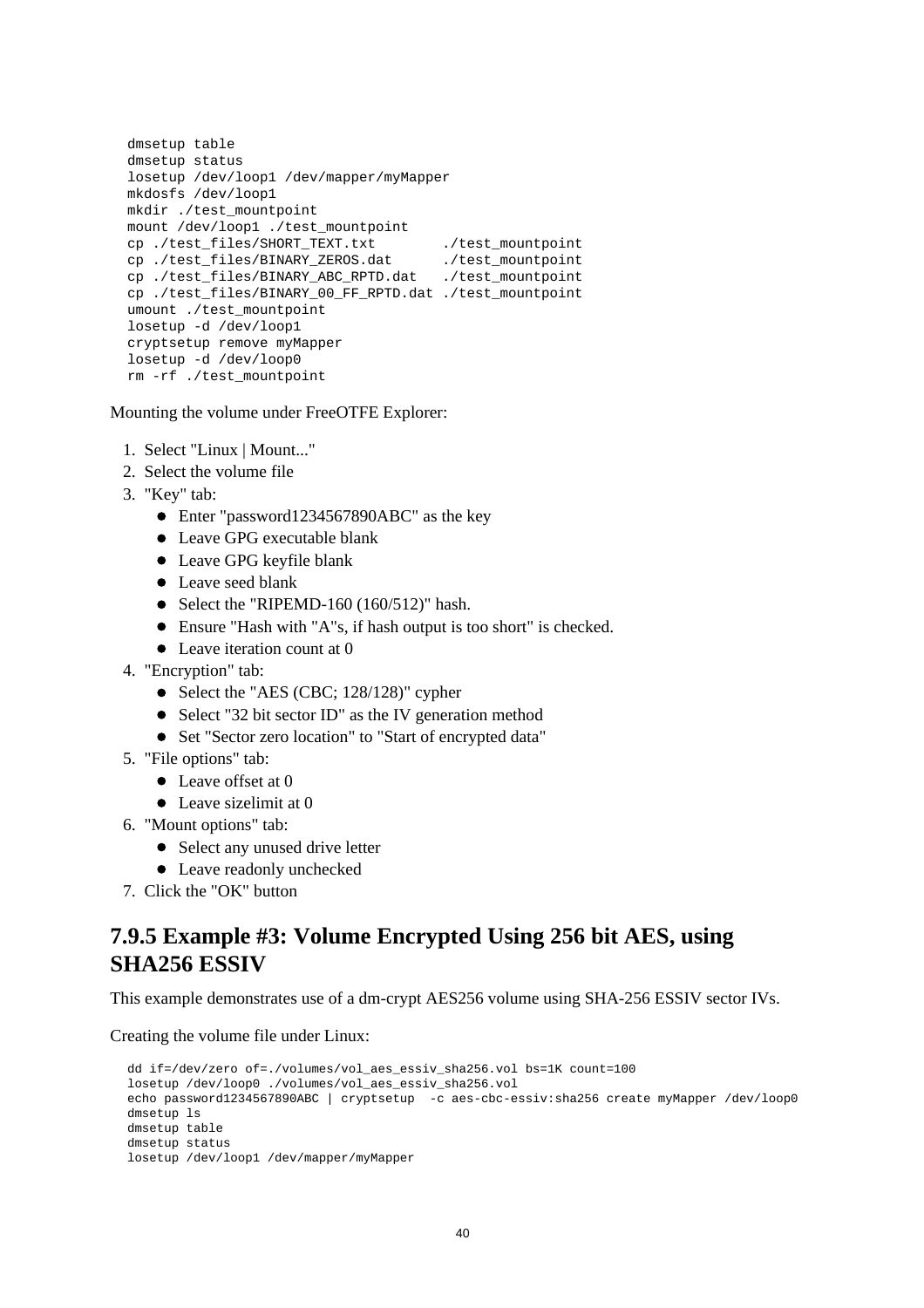```
dmsetup table
dmsetup status
losetup /dev/loop1 /dev/mapper/myMapper
mkdosfs /dev/loop1
mkdir ./test_mountpoint
mount /dev/loop1 ./test_mountpoint
cp ./test_files/SHORT_TEXT.txt        ./test_mountpoint
cp ./test_files/BINARY_ZEROS.dat      ./test_mountpoint
cp ./test_files/BINARY_ABC_RPTD.dat   ./test_mountpoint
cp ./test_files/BINARY_00_FF_RPTD.dat ./test_mountpoint
umount ./test_mountpoint
losetup -d /dev/loop1
cryptsetup remove myMapper
losetup -d /dev/loop0
rm -rf ./test_mountpoint
```

Mounting the volume under FreeOTFE Explorer:

1. Select "Linux | Mount..."
2. Select the volume file
3. "Key" tab:
   - Enter "password1234567890ABC" as the key
   - Leave GPG executable blank
   - Leave GPG keyfile blank
   - Leave seed blank
   - Select the "RIPEMD-160 (160/512)" hash.
   - Ensure "Hash with "A"s, if hash output is too short" is checked.
   - Leave iteration count at 0
4. "Encryption" tab:
   - Select the "AES (CBC; 128/128)" cypher
   - Select "32 bit sector ID" as the IV generation method
   - Set "Sector zero location" to "Start of encrypted data"
5. "File options" tab:
   - Leave offset at 0
   - Leave sizelimit at 0
6. "Mount options" tab:
   - Select any unused drive letter
   - Leave readonly unchecked
7. Click the "OK" button

## 7.9.5 Example #3: Volume Encrypted Using 256 bit AES, using SHA256 ESSIV

This example demonstrates use of a dm-crypt AES256 volume using SHA-256 ESSIV sector IVs.

Creating the volume file under Linux:

```
dd if=/dev/zero of=./volumes/vol_aes_essiv_sha256.vol bs=1K count=100
losetup /dev/loop0 ./volumes/vol_aes_essiv_sha256.vol
echo password1234567890ABC | cryptsetup  -c aes-cbc-essiv:sha256 create myMapper /dev/loop0
dmsetup ls
dmsetup table
dmsetup status
losetup /dev/loop1 /dev/mapper/myMapper
```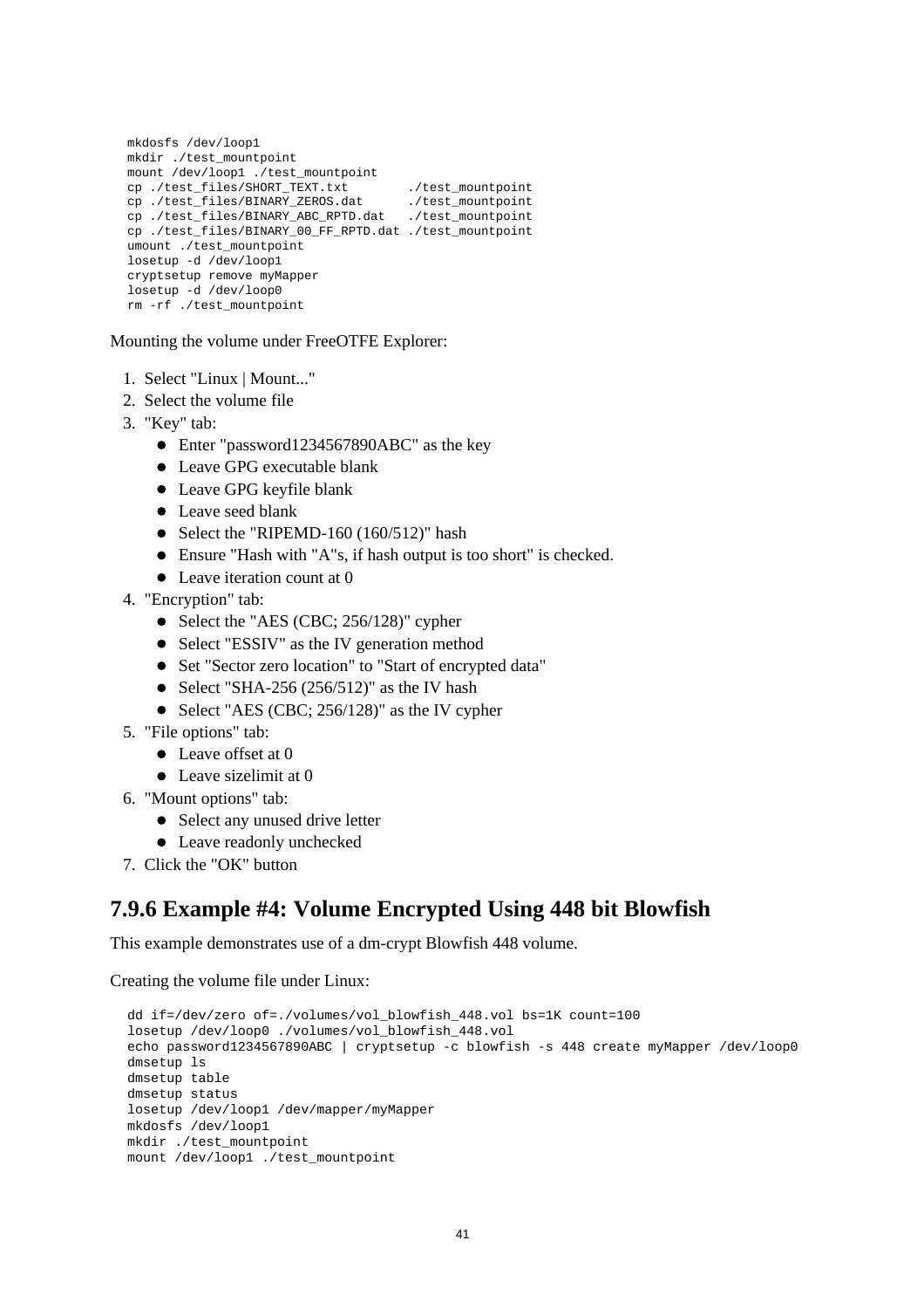```
mkdosfs /dev/loop1
mkdir ./test_mountpoint
mount /dev/loop1 ./test_mountpoint
cp ./test_files/SHORT_TEXT.txt        ./test_mountpoint
cp ./test_files/BINARY_ZEROS.dat      ./test_mountpoint
cp ./test_files/BINARY_ABC_RPTD.dat   ./test_mountpoint
cp ./test_files/BINARY_00_FF_RPTD.dat ./test_mountpoint
umount ./test_mountpoint
losetup -d /dev/loop1
cryptsetup remove myMapper
losetup -d /dev/loop0
rm -rf ./test_mountpoint
```

Mounting the volume under FreeOTFE Explorer:

1. Select "Linux | Mount..."
2. Select the volume file
3. "Key" tab:
   - Enter "password1234567890ABC" as the key
   - Leave GPG executable blank
   - Leave GPG keyfile blank
   - Leave seed blank
   - Select the "RIPEMD-160 (160/512)" hash
   - Ensure "Hash with "A"s, if hash output is too short" is checked.
   - Leave iteration count at 0
4. "Encryption" tab:
   - Select the "AES (CBC; 256/128)" cypher
   - Select "ESSIV" as the IV generation method
   - Set "Sector zero location" to "Start of encrypted data"
   - Select "SHA-256 (256/512)" as the IV hash
   - Select "AES (CBC; 256/128)" as the IV cypher
5. "File options" tab:
   - Leave offset at 0
   - Leave sizelimit at 0
6. "Mount options" tab:
   - Select any unused drive letter
   - Leave readonly unchecked
7. Click the "OK" button

## 7.9.6 Example #4: Volume Encrypted Using 448 bit Blowfish

This example demonstrates use of a dm-crypt Blowfish 448 volume.

Creating the volume file under Linux:

```
dd if=/dev/zero of=./volumes/vol_blowfish_448.vol bs=1K count=100
losetup /dev/loop0 ./volumes/vol_blowfish_448.vol
echo password1234567890ABC | cryptsetup -c blowfish -s 448 create myMapper /dev/loop0
dmsetup ls
dmsetup table
dmsetup status
losetup /dev/loop1 /dev/mapper/myMapper
mkdosfs /dev/loop1
mkdir ./test_mountpoint
mount /dev/loop1 ./test_mountpoint
```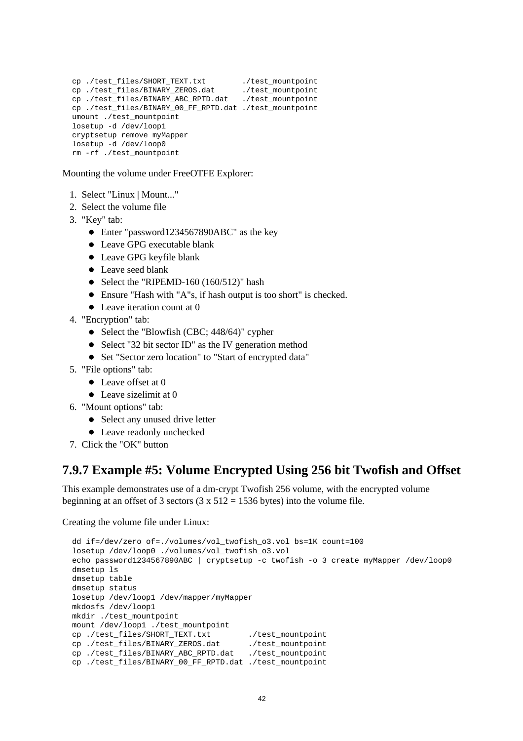```
cp ./test_files/SHORT_TEXT.txt        ./test_mountpoint
cp ./test_files/BINARY_ZEROS.dat      ./test_mountpoint
cp ./test_files/BINARY_ABC_RPTD.dat   ./test_mountpoint
cp ./test_files/BINARY_00_FF_RPTD.dat ./test_mountpoint
umount ./test_mountpoint
losetup -d /dev/loop1
cryptsetup remove myMapper
losetup -d /dev/loop0
rm -rf ./test_mountpoint
```

Mounting the volume under FreeOTFE Explorer:

1. Select "Linux | Mount..."
2. Select the volume file
3. "Key" tab:
   - Enter "password1234567890ABC" as the key
   - Leave GPG executable blank
   - Leave GPG keyfile blank
   - Leave seed blank
   - Select the "RIPEMD-160 (160/512)" hash
   - Ensure "Hash with "A"s, if hash output is too short" is checked.
   - Leave iteration count at 0
4. "Encryption" tab:
   - Select the "Blowfish (CBC; 448/64)" cypher
   - Select "32 bit sector ID" as the IV generation method
   - Set "Sector zero location" to "Start of encrypted data"
5. "File options" tab:
   - Leave offset at 0
   - Leave sizelimit at 0
6. "Mount options" tab:
   - Select any unused drive letter
   - Leave readonly unchecked
7. Click the "OK" button

## 7.9.7 Example #5: Volume Encrypted Using 256 bit Twofish and Offset

This example demonstrates use of a dm-crypt Twofish 256 volume, with the encrypted volume beginning at an offset of 3 sectors (3 x 512 = 1536 bytes) into the volume file.

Creating the volume file under Linux:

```
dd if=/dev/zero of=./volumes/vol_twofish_o3.vol bs=1K count=100
losetup /dev/loop0 ./volumes/vol_twofish_o3.vol
echo password1234567890ABC | cryptsetup -c twofish -o 3 create myMapper /dev/loop0
dmsetup ls
dmsetup table
dmsetup status
losetup /dev/loop1 /dev/mapper/myMapper
mkdosfs /dev/loop1
mkdir ./test_mountpoint
mount /dev/loop1 ./test_mountpoint
cp ./test_files/SHORT_TEXT.txt        ./test_mountpoint
cp ./test_files/BINARY_ZEROS.dat      ./test_mountpoint
cp ./test_files/BINARY_ABC_RPTD.dat   ./test_mountpoint
cp ./test_files/BINARY_00_FF_RPTD.dat ./test_mountpoint
```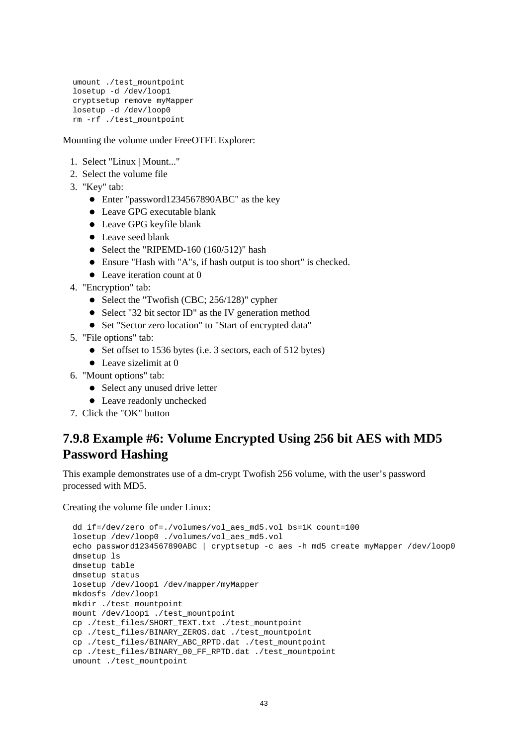```
umount ./test_mountpoint
losetup -d /dev/loop1
cryptsetup remove myMapper
losetup -d /dev/loop0
rm -rf ./test_mountpoint
```

Mounting the volume under FreeOTFE Explorer:

1. Select "Linux | Mount..."
2. Select the volume file
3. "Key" tab:
   - Enter "password1234567890ABC" as the key
   - Leave GPG executable blank
   - Leave GPG keyfile blank
   - Leave seed blank
   - Select the "RIPEMD-160 (160/512)" hash
   - Ensure "Hash with "A"s, if hash output is too short" is checked.
   - Leave iteration count at 0
4. "Encryption" tab:
   - Select the "Twofish (CBC; 256/128)" cypher
   - Select "32 bit sector ID" as the IV generation method
   - Set "Sector zero location" to "Start of encrypted data"
5. "File options" tab:
   - Set offset to 1536 bytes (i.e. 3 sectors, each of 512 bytes)
   - Leave sizelimit at 0
6. "Mount options" tab:
   - Select any unused drive letter
   - Leave readonly unchecked
7. Click the "OK" button

## 7.9.8 Example #6: Volume Encrypted Using 256 bit AES with MD5 Password Hashing

This example demonstrates use of a dm-crypt Twofish 256 volume, with the user's password processed with MD5.

Creating the volume file under Linux:

```
dd if=/dev/zero of=./volumes/vol_aes_md5.vol bs=1K count=100
losetup /dev/loop0 ./volumes/vol_aes_md5.vol
echo password1234567890ABC | cryptsetup -c aes -h md5 create myMapper /dev/loop0
dmsetup ls
dmsetup table
dmsetup status
losetup /dev/loop1 /dev/mapper/myMapper
mkdosfs /dev/loop1
mkdir ./test_mountpoint
mount /dev/loop1 ./test_mountpoint
cp ./test_files/SHORT_TEXT.txt ./test_mountpoint
cp ./test_files/BINARY_ZEROS.dat ./test_mountpoint
cp ./test_files/BINARY_ABC_RPTD.dat ./test_mountpoint
cp ./test_files/BINARY_00_FF_RPTD.dat ./test_mountpoint
umount ./test_mountpoint
```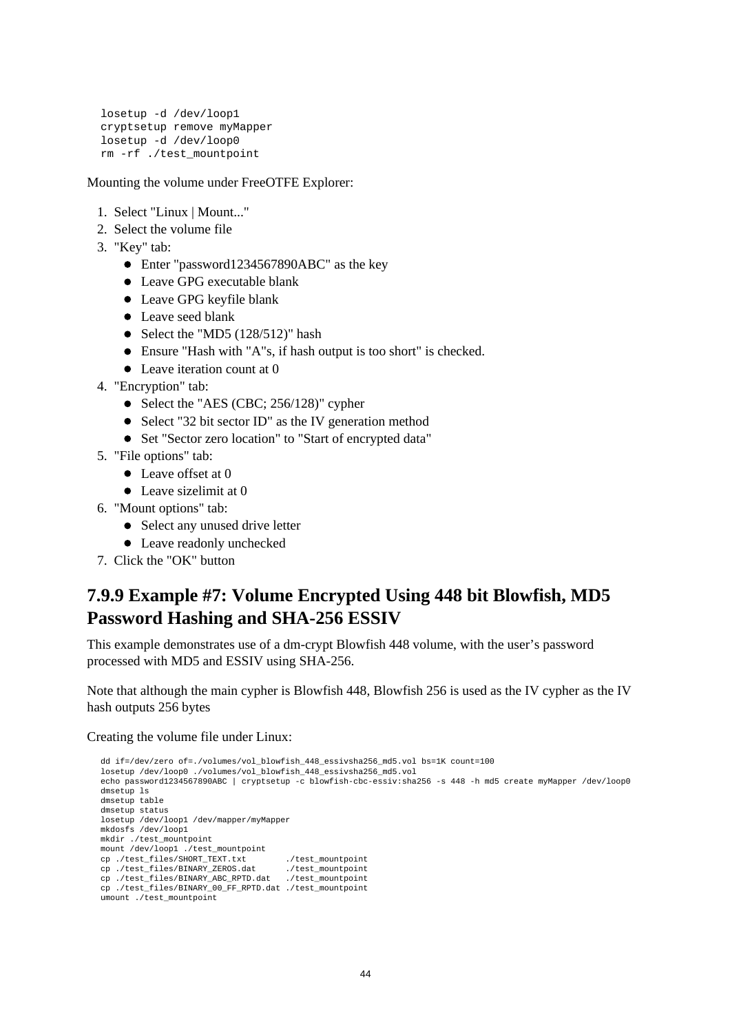```
losetup -d /dev/loop1
cryptsetup remove myMapper
losetup -d /dev/loop0
rm -rf ./test_mountpoint
```

Mounting the volume under FreeOTFE Explorer:

1. Select "Linux | Mount..."
2. Select the volume file
3. "Key" tab:
   - Enter "password1234567890ABC" as the key
   - Leave GPG executable blank
   - Leave GPG keyfile blank
   - Leave seed blank
   - Select the "MD5 (128/512)" hash
   - Ensure "Hash with "A"s, if hash output is too short" is checked.
   - Leave iteration count at 0
4. "Encryption" tab:
   - Select the "AES (CBC; 256/128)" cypher
   - Select "32 bit sector ID" as the IV generation method
   - Set "Sector zero location" to "Start of encrypted data"
5. "File options" tab:
   - Leave offset at 0
   - Leave sizelimit at 0
6. "Mount options" tab:
   - Select any unused drive letter
   - Leave readonly unchecked
7. Click the "OK" button

### 7.9.9 Example #7: Volume Encrypted Using 448 bit Blowfish, MD5 Password Hashing and SHA-256 ESSIV

This example demonstrates use of a dm-crypt Blowfish 448 volume, with the user's password processed with MD5 and ESSIV using SHA-256.

Note that although the main cypher is Blowfish 448, Blowfish 256 is used as the IV cypher as the IV hash outputs 256 bytes

Creating the volume file under Linux:

```
dd if=/dev/zero of=./volumes/vol_blowfish_448_essivsha256_md5.vol bs=1K count=100
losetup /dev/loop0 ./volumes/vol_blowfish_448_essivsha256_md5.vol
echo password1234567890ABC | cryptsetup -c blowfish-cbc-essiv:sha256 -s 448 -h md5 create myMapper /dev/loop0
dmsetup ls
dmsetup table
dmsetup status
losetup /dev/loop1 /dev/mapper/myMapper
mkdosfs /dev/loop1
mkdir ./test_mountpoint
mount /dev/loop1 ./test_mountpoint
cp ./test_files/SHORT_TEXT.txt        ./test_mountpoint
cp ./test_files/BINARY_ZEROS.dat      ./test_mountpoint
cp ./test_files/BINARY_ABC_RPTD.dat   ./test_mountpoint
cp ./test_files/BINARY_00_FF_RPTD.dat ./test_mountpoint
umount ./test_mountpoint
```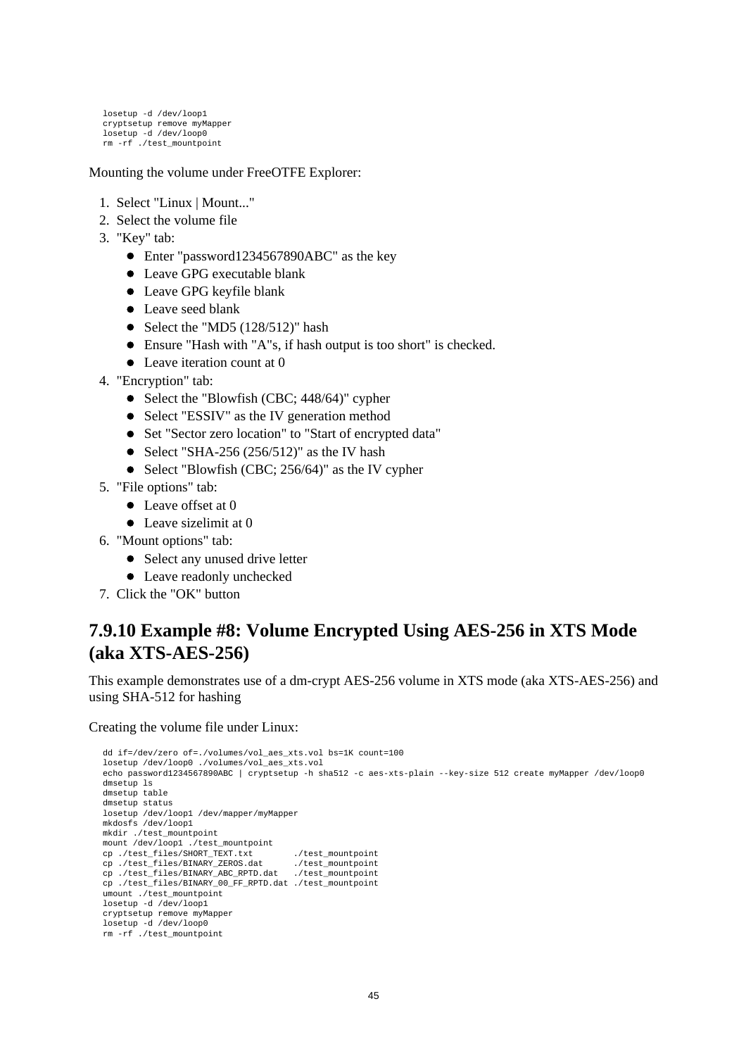```
losetup -d /dev/loop1
cryptsetup remove myMapper
losetup -d /dev/loop0
rm -rf ./test_mountpoint
```

Mounting the volume under FreeOTFE Explorer:

1. Select "Linux | Mount..."
2. Select the volume file
3. "Key" tab:
   - Enter "password1234567890ABC" as the key
   - Leave GPG executable blank
   - Leave GPG keyfile blank
   - Leave seed blank
   - Select the "MD5 (128/512)" hash
   - Ensure "Hash with "A"s, if hash output is too short" is checked.
   - Leave iteration count at 0
4. "Encryption" tab:
   - Select the "Blowfish (CBC; 448/64)" cypher
   - Select "ESSIV" as the IV generation method
   - Set "Sector zero location" to "Start of encrypted data"
   - Select "SHA-256 (256/512)" as the IV hash
   - Select "Blowfish (CBC; 256/64)" as the IV cypher
5. "File options" tab:
   - Leave offset at 0
   - Leave sizelimit at 0
6. "Mount options" tab:
   - Select any unused drive letter
   - Leave readonly unchecked
7. Click the "OK" button

## 7.9.10 Example #8: Volume Encrypted Using AES-256 in XTS Mode (aka XTS-AES-256)

This example demonstrates use of a dm-crypt AES-256 volume in XTS mode (aka XTS-AES-256) and using SHA-512 for hashing

Creating the volume file under Linux:

```
dd if=/dev/zero of=./volumes/vol_aes_xts.vol bs=1K count=100
losetup /dev/loop0 ./volumes/vol_aes_xts.vol
echo password1234567890ABC | cryptsetup -h sha512 -c aes-xts-plain --key-size 512 create myMapper /dev/loop0
dmsetup ls
dmsetup table
dmsetup status
losetup /dev/loop1 /dev/mapper/myMapper
mkdosfs /dev/loop1
mkdir ./test_mountpoint
mount /dev/loop1 ./test_mountpoint
cp ./test_files/SHORT_TEXT.txt        ./test_mountpoint
cp ./test_files/BINARY_ZEROS.dat      ./test_mountpoint
cp ./test_files/BINARY_ABC_RPTD.dat   ./test_mountpoint
cp ./test_files/BINARY_00_FF_RPTD.dat ./test_mountpoint
umount ./test_mountpoint
losetup -d /dev/loop1
cryptsetup remove myMapper
losetup -d /dev/loop0
rm -rf ./test_mountpoint
```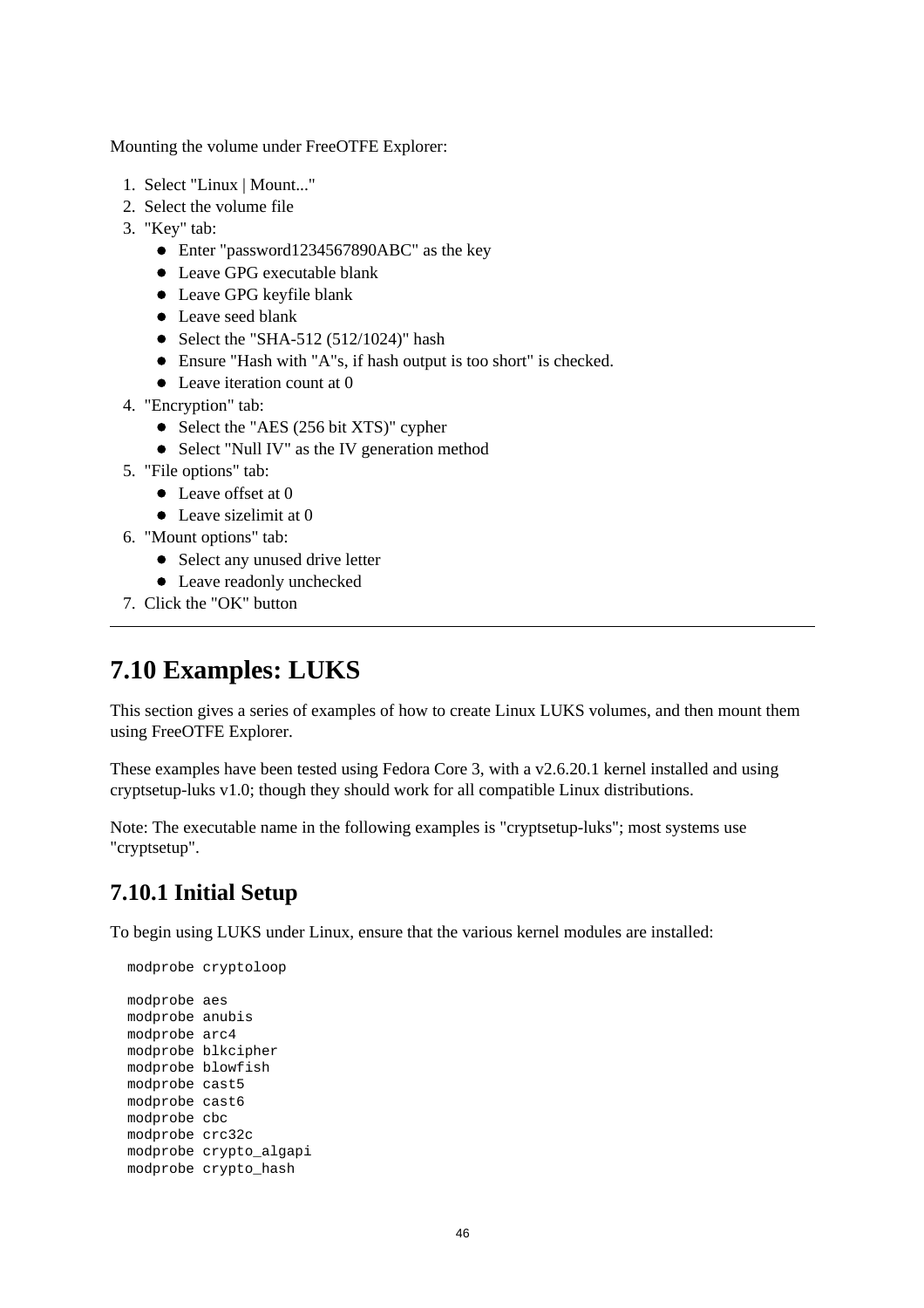Mounting the volume under FreeOTFE Explorer:

1. Select "Linux | Mount..."
2. Select the volume file
3. "Key" tab:
   - Enter "password1234567890ABC" as the key
   - Leave GPG executable blank
   - Leave GPG keyfile blank
   - Leave seed blank
   - Select the "SHA-512 (512/1024)" hash
   - Ensure "Hash with "A"s, if hash output is too short" is checked.
   - Leave iteration count at 0
4. "Encryption" tab:
   - Select the "AES (256 bit XTS)" cypher
   - Select "Null IV" as the IV generation method
5. "File options" tab:
   - Leave offset at 0
   - Leave sizelimit at 0
6. "Mount options" tab:
   - Select any unused drive letter
   - Leave readonly unchecked
7. Click the "OK" button

---

## 7.10 Examples: LUKS

This section gives a series of examples of how to create Linux LUKS volumes, and then mount them using FreeOTFE Explorer.

These examples have been tested using Fedora Core 3, with a v2.6.20.1 kernel installed and using cryptsetup-luks v1.0; though they should work for all compatible Linux distributions.

Note: The executable name in the following examples is "cryptsetup-luks"; most systems use "cryptsetup".

### 7.10.1 Initial Setup

To begin using LUKS under Linux, ensure that the various kernel modules are installed:

```
modprobe cryptoloop

modprobe aes
modprobe anubis
modprobe arc4
modprobe blkcipher
modprobe blowfish
modprobe cast5
modprobe cast6
modprobe cbc
modprobe crc32c
modprobe crypto_algapi
modprobe crypto_hash
```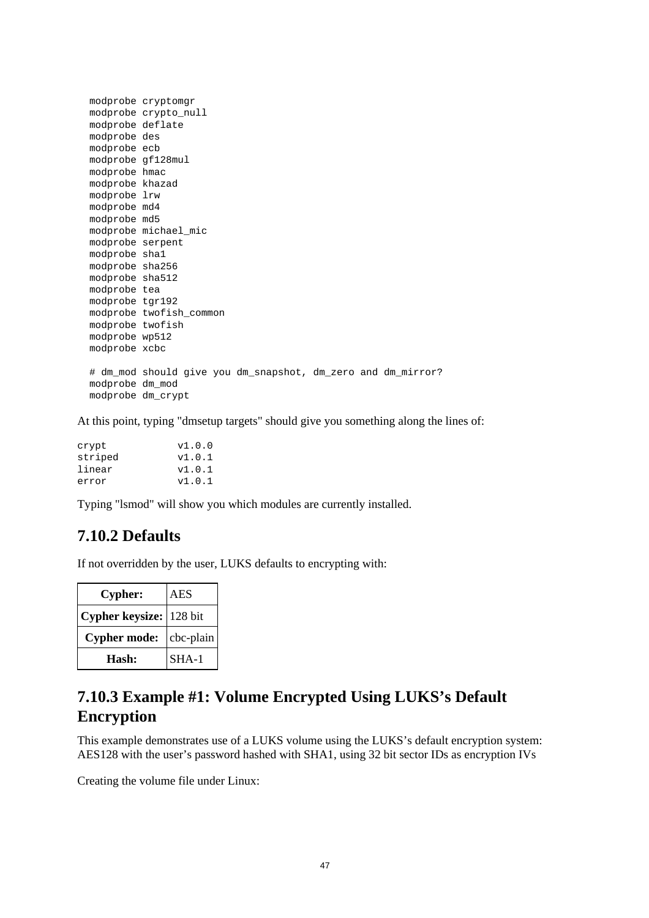```
  modprobe cryptomgr
  modprobe crypto_null
  modprobe deflate
  modprobe des
  modprobe ecb
  modprobe gf128mul
  modprobe hmac
  modprobe khazad
  modprobe lrw
  modprobe md4
  modprobe md5
  modprobe michael_mic
  modprobe serpent
  modprobe sha1
  modprobe sha256
  modprobe sha512
  modprobe tea
  modprobe tgr192
  modprobe twofish_common
  modprobe twofish
  modprobe wp512
  modprobe xcbc

  # dm_mod should give you dm_snapshot, dm_zero and dm_mirror?
  modprobe dm_mod
  modprobe dm_crypt
```

At this point, typing "dmsetup targets" should give you something along the lines of:

```
crypt            v1.0.0
striped          v1.0.1
linear           v1.0.1
error            v1.0.1
```

Typing "lsmod" will show you which modules are currently installed.

## 7.10.2 Defaults

If not overridden by the user, LUKS defaults to encrypting with:

| | |
|---|---|
| **Cypher:** | AES |
| **Cypher keysize:** | 128 bit |
| **Cypher mode:** | cbc-plain |
| **Hash:** | SHA-1 |

## 7.10.3 Example #1: Volume Encrypted Using LUKS's Default Encryption

This example demonstrates use of a LUKS volume using the LUKS's default encryption system: AES128 with the user's password hashed with SHA1, using 32 bit sector IDs as encryption IVs

Creating the volume file under Linux: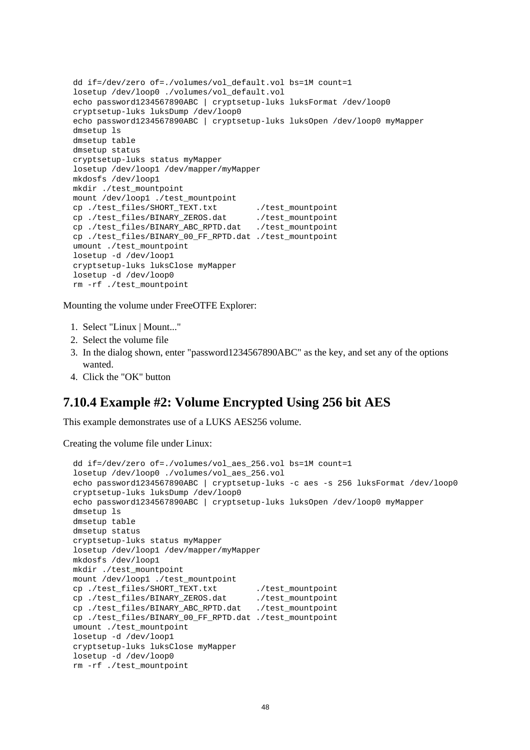```
dd if=/dev/zero of=./volumes/vol_default.vol bs=1M count=1
losetup /dev/loop0 ./volumes/vol_default.vol
echo password1234567890ABC | cryptsetup-luks luksFormat /dev/loop0
cryptsetup-luks luksDump /dev/loop0
echo password1234567890ABC | cryptsetup-luks luksOpen /dev/loop0 myMapper
dmsetup ls
dmsetup table
dmsetup status
cryptsetup-luks status myMapper
losetup /dev/loop1 /dev/mapper/myMapper
mkdosfs /dev/loop1
mkdir ./test_mountpoint
mount /dev/loop1 ./test_mountpoint
cp ./test_files/SHORT_TEXT.txt        ./test_mountpoint
cp ./test_files/BINARY_ZEROS.dat      ./test_mountpoint
cp ./test_files/BINARY_ABC_RPTD.dat   ./test_mountpoint
cp ./test_files/BINARY_00_FF_RPTD.dat ./test_mountpoint
umount ./test_mountpoint
losetup -d /dev/loop1
cryptsetup-luks luksClose myMapper
losetup -d /dev/loop0
rm -rf ./test_mountpoint
```

Mounting the volume under FreeOTFE Explorer:

1. Select "Linux | Mount..."
2. Select the volume file
3. In the dialog shown, enter "password1234567890ABC" as the key, and set any of the options wanted.
4. Click the "OK" button

## 7.10.4 Example #2: Volume Encrypted Using 256 bit AES

This example demonstrates use of a LUKS AES256 volume.

Creating the volume file under Linux:

```
dd if=/dev/zero of=./volumes/vol_aes_256.vol bs=1M count=1
losetup /dev/loop0 ./volumes/vol_aes_256.vol
echo password1234567890ABC | cryptsetup-luks -c aes -s 256 luksFormat /dev/loop0
cryptsetup-luks luksDump /dev/loop0
echo password1234567890ABC | cryptsetup-luks luksOpen /dev/loop0 myMapper
dmsetup ls
dmsetup table
dmsetup status
cryptsetup-luks status myMapper
losetup /dev/loop1 /dev/mapper/myMapper
mkdosfs /dev/loop1
mkdir ./test_mountpoint
mount /dev/loop1 ./test_mountpoint
cp ./test_files/SHORT_TEXT.txt        ./test_mountpoint
cp ./test_files/BINARY_ZEROS.dat      ./test_mountpoint
cp ./test_files/BINARY_ABC_RPTD.dat   ./test_mountpoint
cp ./test_files/BINARY_00_FF_RPTD.dat ./test_mountpoint
umount ./test_mountpoint
losetup -d /dev/loop1
cryptsetup-luks luksClose myMapper
losetup -d /dev/loop0
rm -rf ./test_mountpoint
```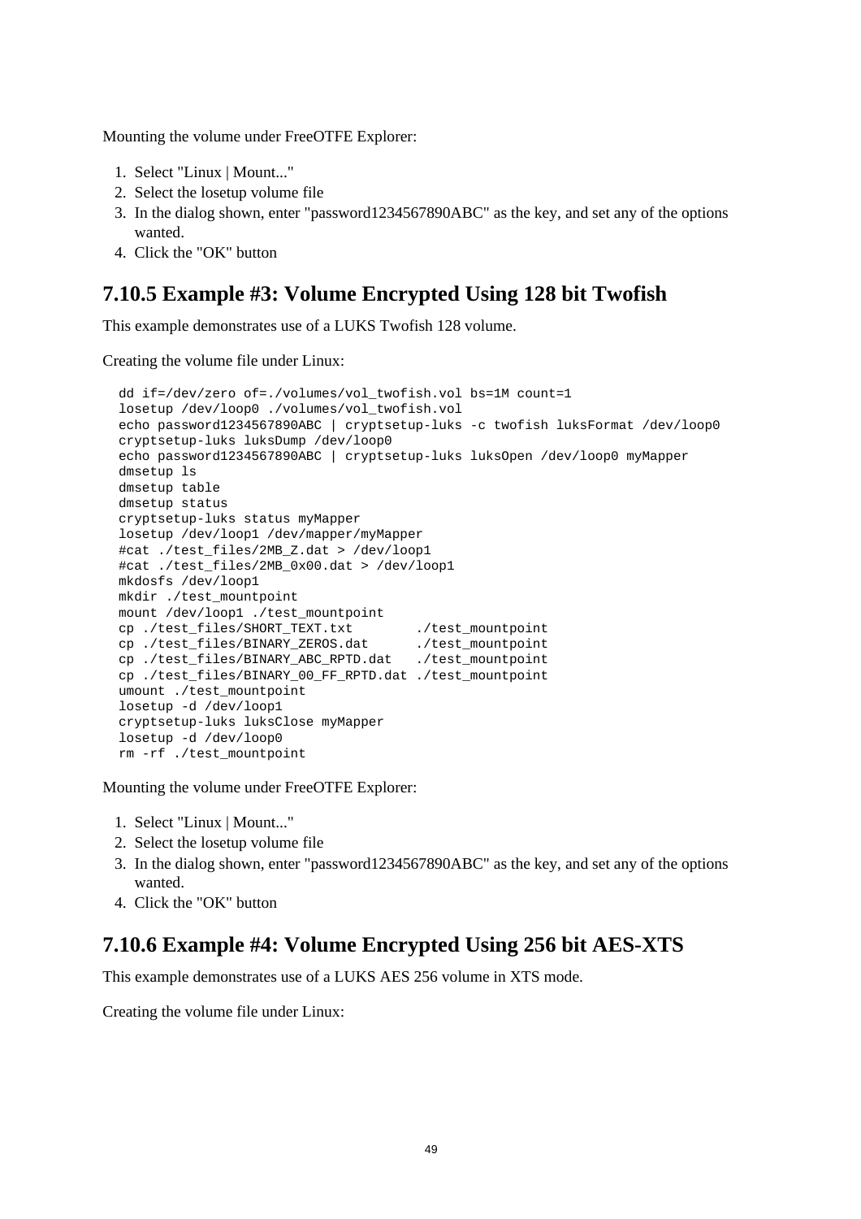Mounting the volume under FreeOTFE Explorer:

1. Select "Linux | Mount..."
2. Select the losetup volume file
3. In the dialog shown, enter "password1234567890ABC" as the key, and set any of the options wanted.
4. Click the "OK" button

## 7.10.5 Example #3: Volume Encrypted Using 128 bit Twofish

This example demonstrates use of a LUKS Twofish 128 volume.

Creating the volume file under Linux:

```
dd if=/dev/zero of=./volumes/vol_twofish.vol bs=1M count=1
losetup /dev/loop0 ./volumes/vol_twofish.vol
echo password1234567890ABC | cryptsetup-luks -c twofish luksFormat /dev/loop0
cryptsetup-luks luksDump /dev/loop0
echo password1234567890ABC | cryptsetup-luks luksOpen /dev/loop0 myMapper
dmsetup ls
dmsetup table
dmsetup status
cryptsetup-luks status myMapper
losetup /dev/loop1 /dev/mapper/myMapper
#cat ./test_files/2MB_Z.dat > /dev/loop1
#cat ./test_files/2MB_0x00.dat > /dev/loop1
mkdosfs /dev/loop1
mkdir ./test_mountpoint
mount /dev/loop1 ./test_mountpoint
cp ./test_files/SHORT_TEXT.txt        ./test_mountpoint
cp ./test_files/BINARY_ZEROS.dat      ./test_mountpoint
cp ./test_files/BINARY_ABC_RPTD.dat   ./test_mountpoint
cp ./test_files/BINARY_00_FF_RPTD.dat ./test_mountpoint
umount ./test_mountpoint
losetup -d /dev/loop1
cryptsetup-luks luksClose myMapper
losetup -d /dev/loop0
rm -rf ./test_mountpoint
```

Mounting the volume under FreeOTFE Explorer:

1. Select "Linux | Mount..."
2. Select the losetup volume file
3. In the dialog shown, enter "password1234567890ABC" as the key, and set any of the options wanted.
4. Click the "OK" button

## 7.10.6 Example #4: Volume Encrypted Using 256 bit AES-XTS

This example demonstrates use of a LUKS AES 256 volume in XTS mode.

Creating the volume file under Linux: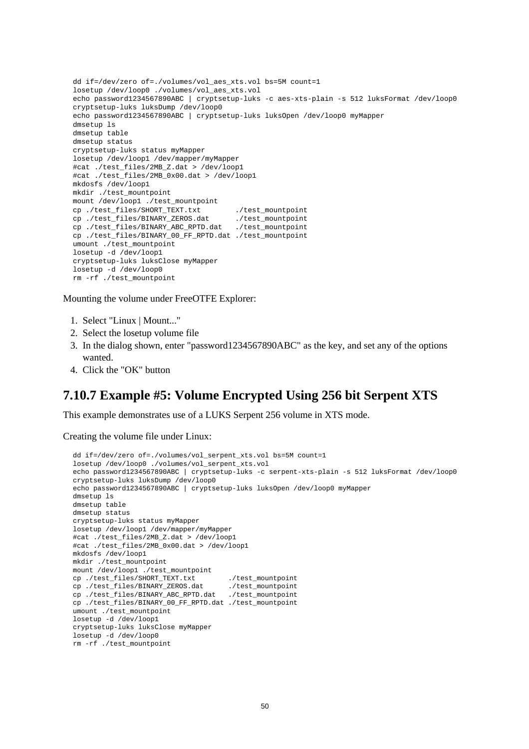```
dd if=/dev/zero of=./volumes/vol_aes_xts.vol bs=5M count=1
losetup /dev/loop0 ./volumes/vol_aes_xts.vol
echo password1234567890ABC | cryptsetup-luks -c aes-xts-plain -s 512 luksFormat /dev/loop0
cryptsetup-luks luksDump /dev/loop0
echo password1234567890ABC | cryptsetup-luks luksOpen /dev/loop0 myMapper
dmsetup ls
dmsetup table
dmsetup status
cryptsetup-luks status myMapper
losetup /dev/loop1 /dev/mapper/myMapper
#cat ./test_files/2MB_Z.dat > /dev/loop1
#cat ./test_files/2MB_0x00.dat > /dev/loop1
mkdosfs /dev/loop1
mkdir ./test_mountpoint
mount /dev/loop1 ./test_mountpoint
cp ./test_files/SHORT_TEXT.txt        ./test_mountpoint
cp ./test_files/BINARY_ZEROS.dat      ./test_mountpoint
cp ./test_files/BINARY_ABC_RPTD.dat   ./test_mountpoint
cp ./test_files/BINARY_00_FF_RPTD.dat ./test_mountpoint
umount ./test_mountpoint
losetup -d /dev/loop1
cryptsetup-luks luksClose myMapper
losetup -d /dev/loop0
rm -rf ./test_mountpoint
```

Mounting the volume under FreeOTFE Explorer:

1. Select "Linux | Mount..."
2. Select the losetup volume file
3. In the dialog shown, enter "password1234567890ABC" as the key, and set any of the options wanted.
4. Click the "OK" button

## 7.10.7 Example #5: Volume Encrypted Using 256 bit Serpent XTS

This example demonstrates use of a LUKS Serpent 256 volume in XTS mode.

Creating the volume file under Linux:

```
dd if=/dev/zero of=./volumes/vol_serpent_xts.vol bs=5M count=1
losetup /dev/loop0 ./volumes/vol_serpent_xts.vol
echo password1234567890ABC | cryptsetup-luks -c serpent-xts-plain -s 512 luksFormat /dev/loop0
cryptsetup-luks luksDump /dev/loop0
echo password1234567890ABC | cryptsetup-luks luksOpen /dev/loop0 myMapper
dmsetup ls
dmsetup table
dmsetup status
cryptsetup-luks status myMapper
losetup /dev/loop1 /dev/mapper/myMapper
#cat ./test_files/2MB_Z.dat > /dev/loop1
#cat ./test_files/2MB_0x00.dat > /dev/loop1
mkdosfs /dev/loop1
mkdir ./test_mountpoint
mount /dev/loop1 ./test_mountpoint
cp ./test_files/SHORT_TEXT.txt        ./test_mountpoint
cp ./test_files/BINARY_ZEROS.dat      ./test_mountpoint
cp ./test_files/BINARY_ABC_RPTD.dat   ./test_mountpoint
cp ./test_files/BINARY_00_FF_RPTD.dat ./test_mountpoint
umount ./test_mountpoint
losetup -d /dev/loop1
cryptsetup-luks luksClose myMapper
losetup -d /dev/loop0
rm -rf ./test_mountpoint
```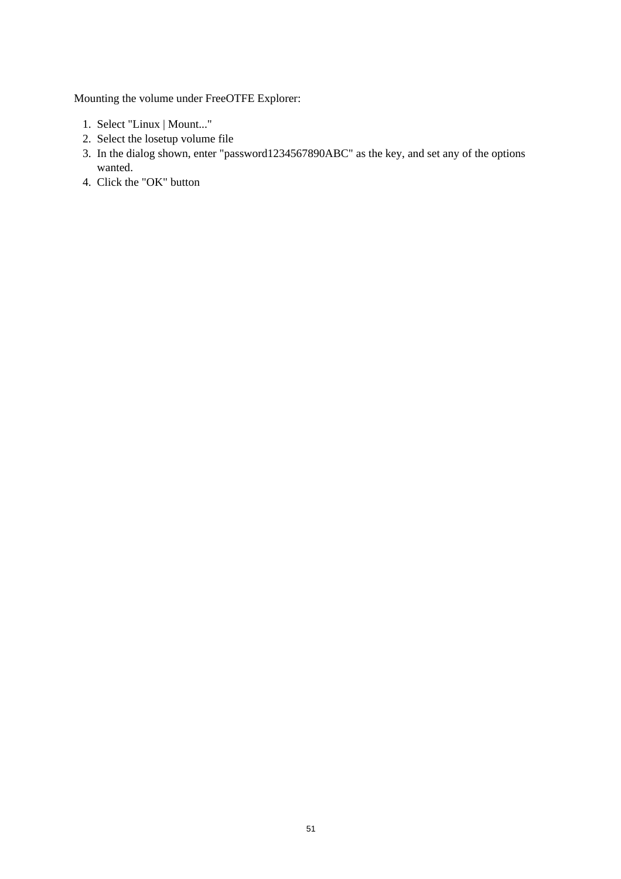Mounting the volume under FreeOTFE Explorer:

1. Select "Linux | Mount..."
2. Select the losetup volume file
3. In the dialog shown, enter "password1234567890ABC" as the key, and set any of the options wanted.
4. Click the "OK" button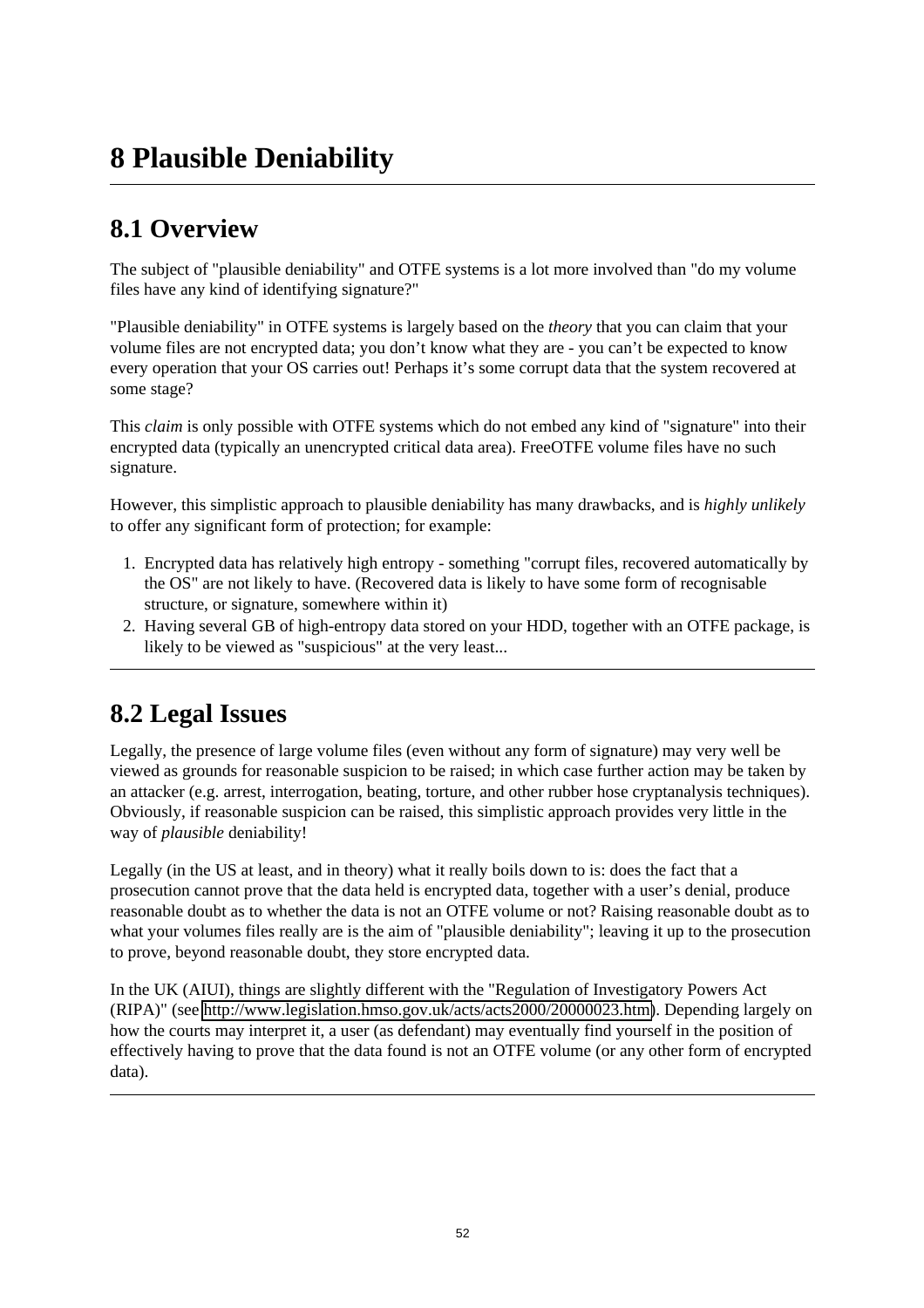# 8 Plausible Deniability

## 8.1 Overview

The subject of "plausible deniability" and OTFE systems is a lot more involved than "do my volume files have any kind of identifying signature?"

"Plausible deniability" in OTFE systems is largely based on the *theory* that you can claim that your volume files are not encrypted data; you don't know what they are - you can't be expected to know every operation that your OS carries out! Perhaps it's some corrupt data that the system recovered at some stage?

This *claim* is only possible with OTFE systems which do not embed any kind of "signature" into their encrypted data (typically an unencrypted critical data area). FreeOTFE volume files have no such signature.

However, this simplistic approach to plausible deniability has many drawbacks, and is *highly unlikely* to offer any significant form of protection; for example:

1. Encrypted data has relatively high entropy - something "corrupt files, recovered automatically by the OS" are not likely to have. (Recovered data is likely to have some form of recognisable structure, or signature, somewhere within it)
2. Having several GB of high-entropy data stored on your HDD, together with an OTFE package, is likely to be viewed as "suspicious" at the very least...

## 8.2 Legal Issues

Legally, the presence of large volume files (even without any form of signature) may very well be viewed as grounds for reasonable suspicion to be raised; in which case further action may be taken by an attacker (e.g. arrest, interrogation, beating, torture, and other rubber hose cryptanalysis techniques). Obviously, if reasonable suspicion can be raised, this simplistic approach provides very little in the way of *plausible* deniability!

Legally (in the US at least, and in theory) what it really boils down to is: does the fact that a prosecution cannot prove that the data held is encrypted data, together with a user's denial, produce reasonable doubt as to whether the data is not an OTFE volume or not? Raising reasonable doubt as to what your volumes files really are is the aim of "plausible deniability"; leaving it up to the prosecution to prove, beyond reasonable doubt, they store encrypted data.

In the UK (AIUI), things are slightly different with the "Regulation of Investigatory Powers Act (RIPA)" (see http://www.legislation.hmso.gov.uk/acts/acts2000/20000023.htm). Depending largely on how the courts may interpret it, a user (as defendant) may eventually find yourself in the position of effectively having to prove that the data found is not an OTFE volume (or any other form of encrypted data).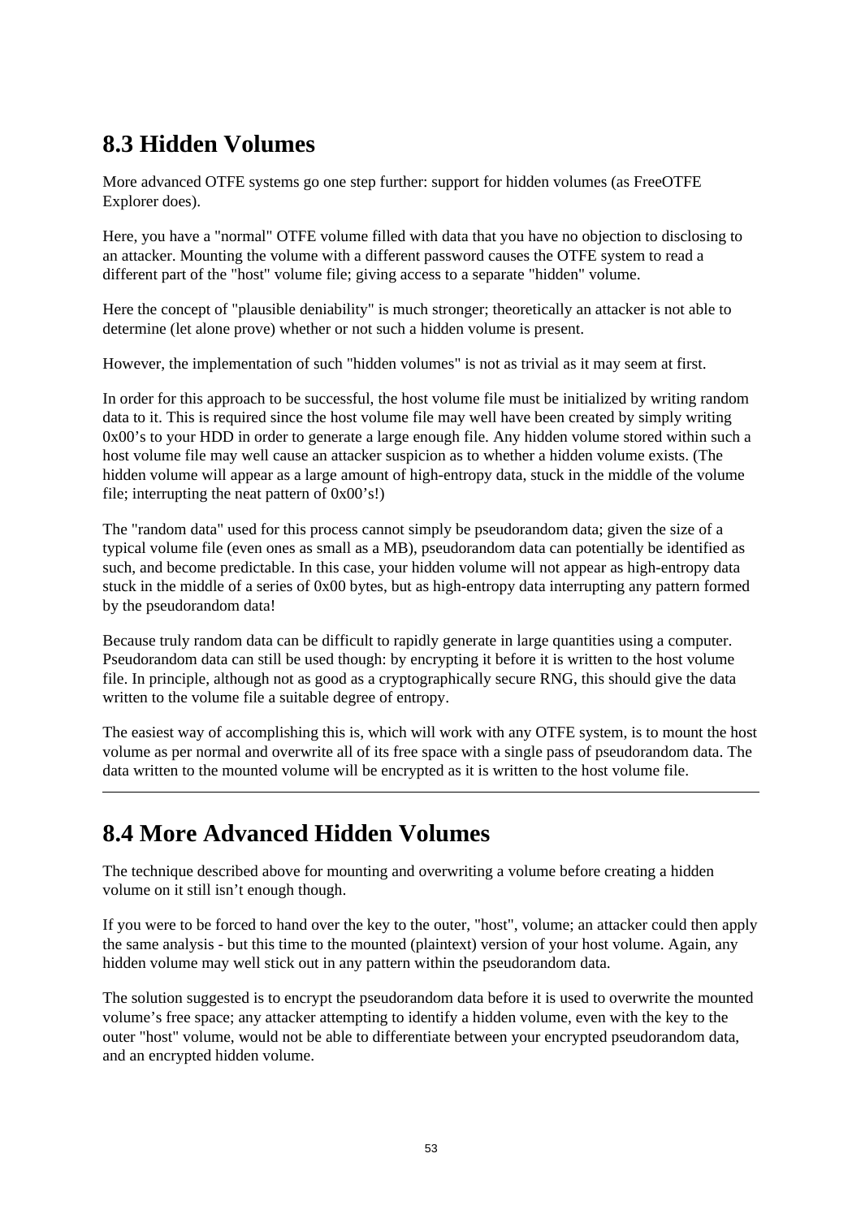## 8.3 Hidden Volumes

More advanced OTFE systems go one step further: support for hidden volumes (as FreeOTFE Explorer does).

Here, you have a "normal" OTFE volume filled with data that you have no objection to disclosing to an attacker. Mounting the volume with a different password causes the OTFE system to read a different part of the "host" volume file; giving access to a separate "hidden" volume.

Here the concept of "plausible deniability" is much stronger; theoretically an attacker is not able to determine (let alone prove) whether or not such a hidden volume is present.

However, the implementation of such "hidden volumes" is not as trivial as it may seem at first.

In order for this approach to be successful, the host volume file must be initialized by writing random data to it. This is required since the host volume file may well have been created by simply writing 0x00's to your HDD in order to generate a large enough file. Any hidden volume stored within such a host volume file may well cause an attacker suspicion as to whether a hidden volume exists. (The hidden volume will appear as a large amount of high-entropy data, stuck in the middle of the volume file; interrupting the neat pattern of 0x00's!)

The "random data" used for this process cannot simply be pseudorandom data; given the size of a typical volume file (even ones as small as a MB), pseudorandom data can potentially be identified as such, and become predictable. In this case, your hidden volume will not appear as high-entropy data stuck in the middle of a series of 0x00 bytes, but as high-entropy data interrupting any pattern formed by the pseudorandom data!

Because truly random data can be difficult to rapidly generate in large quantities using a computer. Pseudorandom data can still be used though: by encrypting it before it is written to the host volume file. In principle, although not as good as a cryptographically secure RNG, this should give the data written to the volume file a suitable degree of entropy.

The easiest way of accomplishing this is, which will work with any OTFE system, is to mount the host volume as per normal and overwrite all of its free space with a single pass of pseudorandom data. The data written to the mounted volume will be encrypted as it is written to the host volume file.

---

## 8.4 More Advanced Hidden Volumes

The technique described above for mounting and overwriting a volume before creating a hidden volume on it still isn't enough though.

If you were to be forced to hand over the key to the outer, "host", volume; an attacker could then apply the same analysis - but this time to the mounted (plaintext) version of your host volume. Again, any hidden volume may well stick out in any pattern within the pseudorandom data.

The solution suggested is to encrypt the pseudorandom data before it is used to overwrite the mounted volume's free space; any attacker attempting to identify a hidden volume, even with the key to the outer "host" volume, would not be able to differentiate between your encrypted pseudorandom data, and an encrypted hidden volume.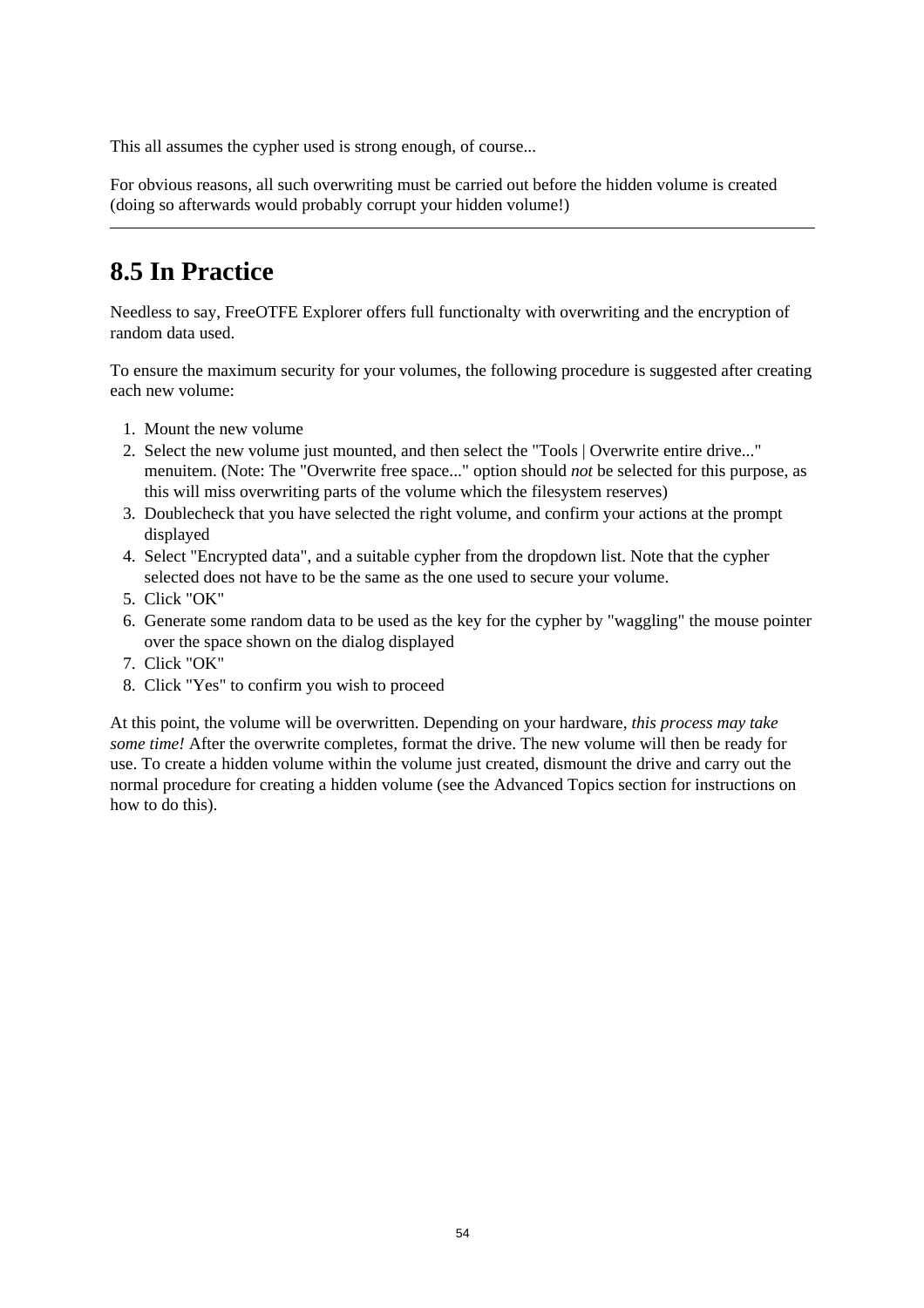This all assumes the cypher used is strong enough, of course...

For obvious reasons, all such overwriting must be carried out before the hidden volume is created (doing so afterwards would probably corrupt your hidden volume!)

---

## 8.5 In Practice

Needless to say, FreeOTFE Explorer offers full functionalty with overwriting and the encryption of random data used.

To ensure the maximum security for your volumes, the following procedure is suggested after creating each new volume:

1. Mount the new volume
2. Select the new volume just mounted, and then select the "Tools | Overwrite entire drive..." menuitem. (Note: The "Overwrite free space..." option should *not* be selected for this purpose, as this will miss overwriting parts of the volume which the filesystem reserves)
3. Doublecheck that you have selected the right volume, and confirm your actions at the prompt displayed
4. Select "Encrypted data", and a suitable cypher from the dropdown list. Note that the cypher selected does not have to be the same as the one used to secure your volume.
5. Click "OK"
6. Generate some random data to be used as the key for the cypher by "waggling" the mouse pointer over the space shown on the dialog displayed
7. Click "OK"
8. Click "Yes" to confirm you wish to proceed

At this point, the volume will be overwritten. Depending on your hardware, *this process may take some time!* After the overwrite completes, format the drive. The new volume will then be ready for use. To create a hidden volume within the volume just created, dismount the drive and carry out the normal procedure for creating a hidden volume (see the Advanced Topics section for instructions on how to do this).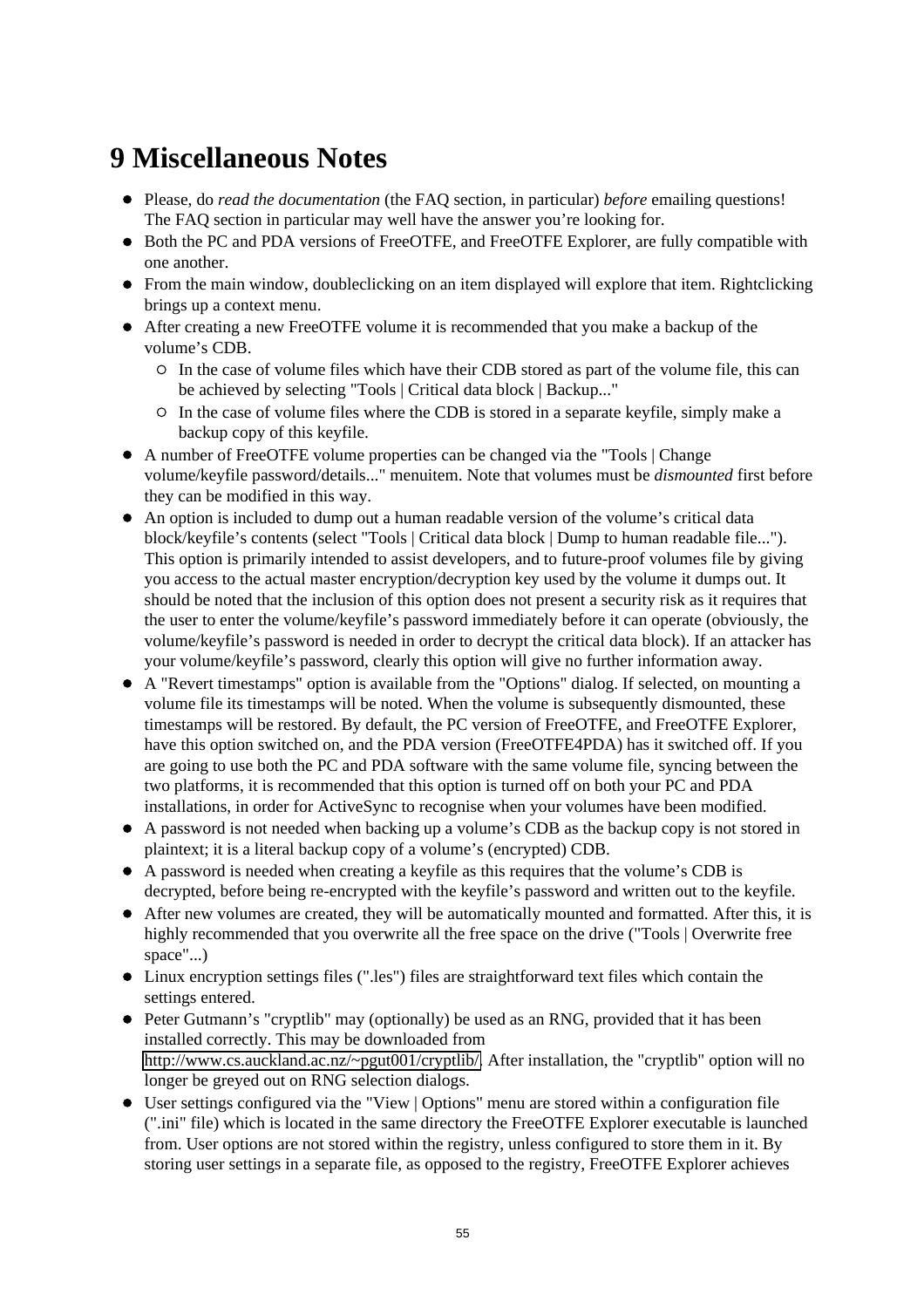# 9 Miscellaneous Notes

- Please, do *read the documentation* (the FAQ section, in particular) *before* emailing questions! The FAQ section in particular may well have the answer you're looking for.
- Both the PC and PDA versions of FreeOTFE, and FreeOTFE Explorer, are fully compatible with one another.
- From the main window, doubleclicking on an item displayed will explore that item. Rightclicking brings up a context menu.
- After creating a new FreeOTFE volume it is recommended that you make a backup of the volume's CDB.
  - In the case of volume files which have their CDB stored as part of the volume file, this can be achieved by selecting "Tools | Critical data block | Backup..."
  - In the case of volume files where the CDB is stored in a separate keyfile, simply make a backup copy of this keyfile.
- A number of FreeOTFE volume properties can be changed via the "Tools | Change volume/keyfile password/details..." menuitem. Note that volumes must be *dismounted* first before they can be modified in this way.
- An option is included to dump out a human readable version of the volume's critical data block/keyfile's contents (select "Tools | Critical data block | Dump to human readable file..."). This option is primarily intended to assist developers, and to future-proof volumes file by giving you access to the actual master encryption/decryption key used by the volume it dumps out. It should be noted that the inclusion of this option does not present a security risk as it requires that the user to enter the volume/keyfile's password immediately before it can operate (obviously, the volume/keyfile's password is needed in order to decrypt the critical data block). If an attacker has your volume/keyfile's password, clearly this option will give no further information away.
- A "Revert timestamps" option is available from the "Options" dialog. If selected, on mounting a volume file its timestamps will be noted. When the volume is subsequently dismounted, these timestamps will be restored. By default, the PC version of FreeOTFE, and FreeOTFE Explorer, have this option switched on, and the PDA version (FreeOTFE4PDA) has it switched off. If you are going to use both the PC and PDA software with the same volume file, syncing between the two platforms, it is recommended that this option is turned off on both your PC and PDA installations, in order for ActiveSync to recognise when your volumes have been modified.
- A password is not needed when backing up a volume's CDB as the backup copy is not stored in plaintext; it is a literal backup copy of a volume's (encrypted) CDB.
- A password is needed when creating a keyfile as this requires that the volume's CDB is decrypted, before being re-encrypted with the keyfile's password and written out to the keyfile.
- After new volumes are created, they will be automatically mounted and formatted. After this, it is highly recommended that you overwrite all the free space on the drive ("Tools | Overwrite free space"...)
- Linux encryption settings files (".les") files are straightforward text files which contain the settings entered.
- Peter Gutmann's "cryptlib" may (optionally) be used as an RNG, provided that it has been installed correctly. This may be downloaded from http://www.cs.auckland.ac.nz/~pgut001/cryptlib/. After installation, the "cryptlib" option will no longer be greyed out on RNG selection dialogs.
- User settings configured via the "View | Options" menu are stored within a configuration file (".ini" file) which is located in the same directory the FreeOTFE Explorer executable is launched from. User options are not stored within the registry, unless configured to store them in it. By storing user settings in a separate file, as opposed to the registry, FreeOTFE Explorer achieves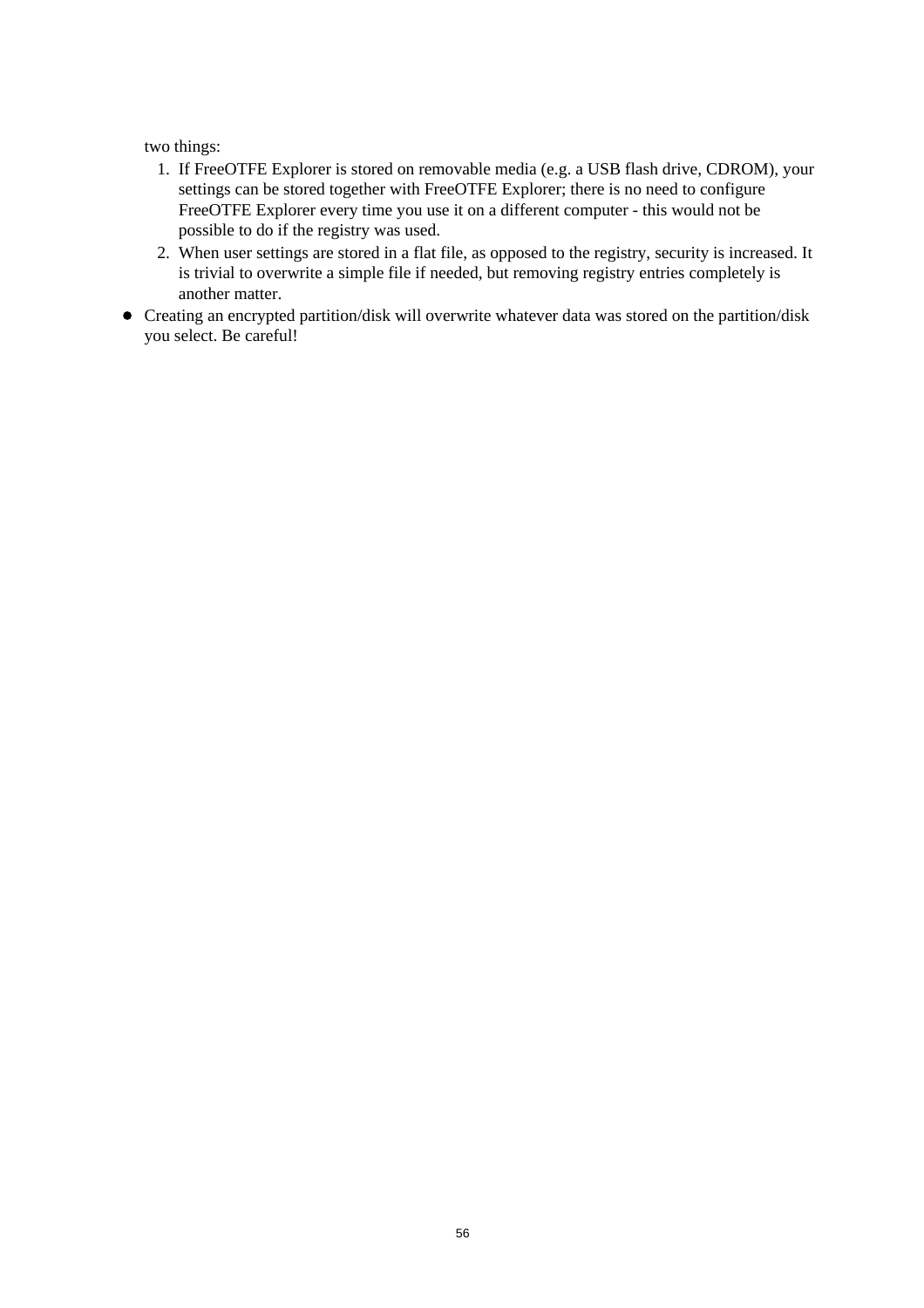two things:

1. If FreeOTFE Explorer is stored on removable media (e.g. a USB flash drive, CDROM), your settings can be stored together with FreeOTFE Explorer; there is no need to configure FreeOTFE Explorer every time you use it on a different computer - this would not be possible to do if the registry was used.
2. When user settings are stored in a flat file, as opposed to the registry, security is increased. It is trivial to overwrite a simple file if needed, but removing registry entries completely is another matter.

- Creating an encrypted partition/disk will overwrite whatever data was stored on the partition/disk you select. Be careful!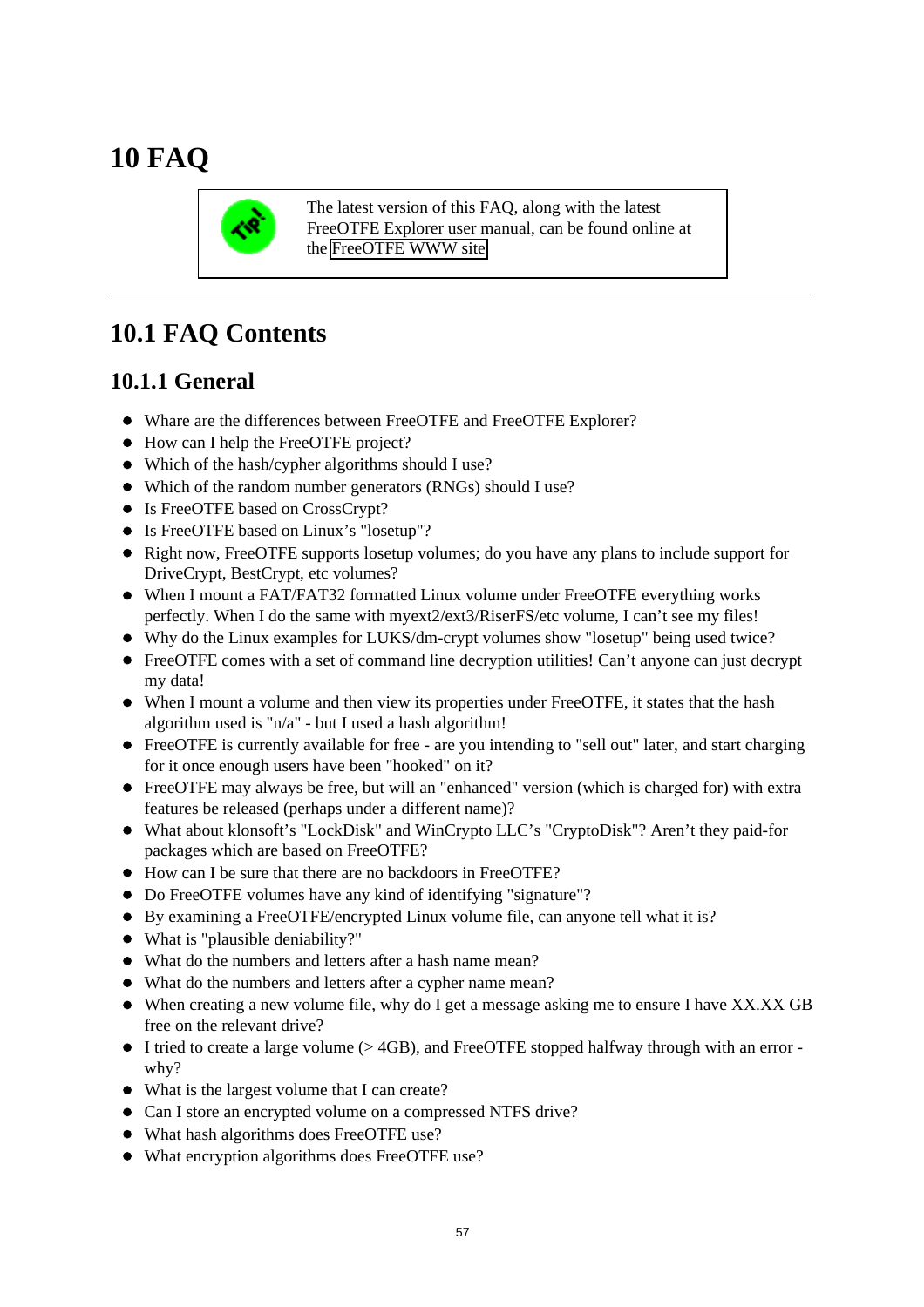# 10 FAQ

> The latest version of this FAQ, along with the latest FreeOTFE Explorer user manual, can be found online at the FreeOTFE WWW site

---

## 10.1 FAQ Contents

### 10.1.1 General

- Whare are the differences between FreeOTFE and FreeOTFE Explorer?
- How can I help the FreeOTFE project?
- Which of the hash/cypher algorithms should I use?
- Which of the random number generators (RNGs) should I use?
- Is FreeOTFE based on CrossCrypt?
- Is FreeOTFE based on Linux's "losetup"?
- Right now, FreeOTFE supports losetup volumes; do you have any plans to include support for DriveCrypt, BestCrypt, etc volumes?
- When I mount a FAT/FAT32 formatted Linux volume under FreeOTFE everything works perfectly. When I do the same with myext2/ext3/RiserFS/etc volume, I can't see my files!
- Why do the Linux examples for LUKS/dm-crypt volumes show "losetup" being used twice?
- FreeOTFE comes with a set of command line decryption utilities! Can't anyone can just decrypt my data!
- When I mount a volume and then view its properties under FreeOTFE, it states that the hash algorithm used is "n/a" - but I used a hash algorithm!
- FreeOTFE is currently available for free - are you intending to "sell out" later, and start charging for it once enough users have been "hooked" on it?
- FreeOTFE may always be free, but will an "enhanced" version (which is charged for) with extra features be released (perhaps under a different name)?
- What about klonsoft's "LockDisk" and WinCrypto LLC's "CryptoDisk"? Aren't they paid-for packages which are based on FreeOTFE?
- How can I be sure that there are no backdoors in FreeOTFE?
- Do FreeOTFE volumes have any kind of identifying "signature"?
- By examining a FreeOTFE/encrypted Linux volume file, can anyone tell what it is?
- What is "plausible deniability?"
- What do the numbers and letters after a hash name mean?
- What do the numbers and letters after a cypher name mean?
- When creating a new volume file, why do I get a message asking me to ensure I have XX.XX GB free on the relevant drive?
- I tried to create a large volume (> 4GB), and FreeOTFE stopped halfway through with an error - why?
- What is the largest volume that I can create?
- Can I store an encrypted volume on a compressed NTFS drive?
- What hash algorithms does FreeOTFE use?
- What encryption algorithms does FreeOTFE use?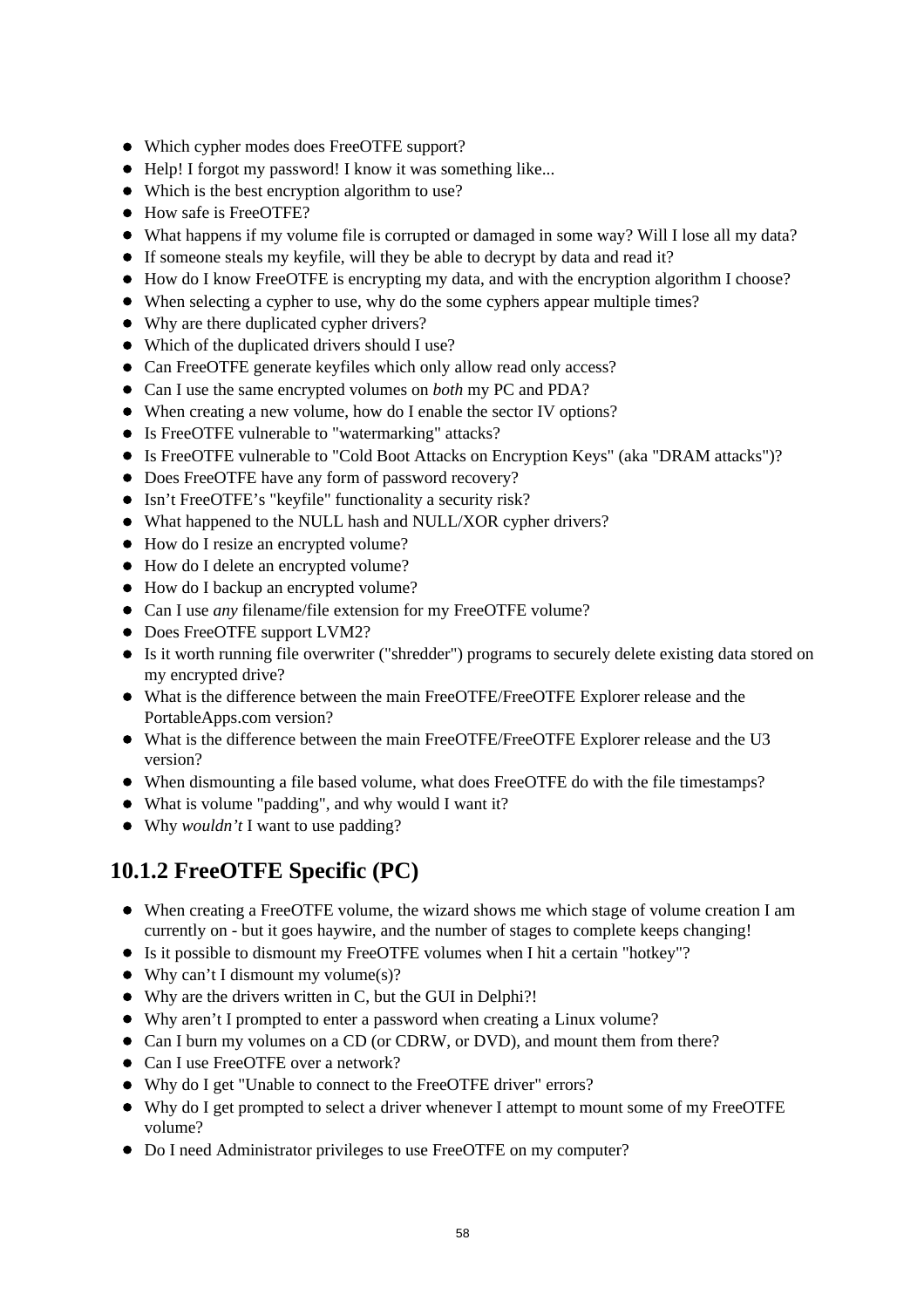- Which cypher modes does FreeOTFE support?
- Help! I forgot my password! I know it was something like...
- Which is the best encryption algorithm to use?
- How safe is FreeOTFE?
- What happens if my volume file is corrupted or damaged in some way? Will I lose all my data?
- If someone steals my keyfile, will they be able to decrypt by data and read it?
- How do I know FreeOTFE is encrypting my data, and with the encryption algorithm I choose?
- When selecting a cypher to use, why do the some cyphers appear multiple times?
- Why are there duplicated cypher drivers?
- Which of the duplicated drivers should I use?
- Can FreeOTFE generate keyfiles which only allow read only access?
- Can I use the same encrypted volumes on *both* my PC and PDA?
- When creating a new volume, how do I enable the sector IV options?
- Is FreeOTFE vulnerable to "watermarking" attacks?
- Is FreeOTFE vulnerable to "Cold Boot Attacks on Encryption Keys" (aka "DRAM attacks")?
- Does FreeOTFE have any form of password recovery?
- Isn't FreeOTFE's "keyfile" functionality a security risk?
- What happened to the NULL hash and NULL/XOR cypher drivers?
- How do I resize an encrypted volume?
- How do I delete an encrypted volume?
- How do I backup an encrypted volume?
- Can I use *any* filename/file extension for my FreeOTFE volume?
- Does FreeOTFE support LVM2?
- Is it worth running file overwriter ("shredder") programs to securely delete existing data stored on my encrypted drive?
- What is the difference between the main FreeOTFE/FreeOTFE Explorer release and the PortableApps.com version?
- What is the difference between the main FreeOTFE/FreeOTFE Explorer release and the U3 version?
- When dismounting a file based volume, what does FreeOTFE do with the file timestamps?
- What is volume "padding", and why would I want it?
- Why *wouldn't* I want to use padding?

## 10.1.2 FreeOTFE Specific (PC)

- When creating a FreeOTFE volume, the wizard shows me which stage of volume creation I am currently on - but it goes haywire, and the number of stages to complete keeps changing!
- Is it possible to dismount my FreeOTFE volumes when I hit a certain "hotkey"?
- Why can't I dismount my volume(s)?
- Why are the drivers written in C, but the GUI in Delphi?!
- Why aren't I prompted to enter a password when creating a Linux volume?
- Can I burn my volumes on a CD (or CDRW, or DVD), and mount them from there?
- Can I use FreeOTFE over a network?
- Why do I get "Unable to connect to the FreeOTFE driver" errors?
- Why do I get prompted to select a driver whenever I attempt to mount some of my FreeOTFE volume?
- Do I need Administrator privileges to use FreeOTFE on my computer?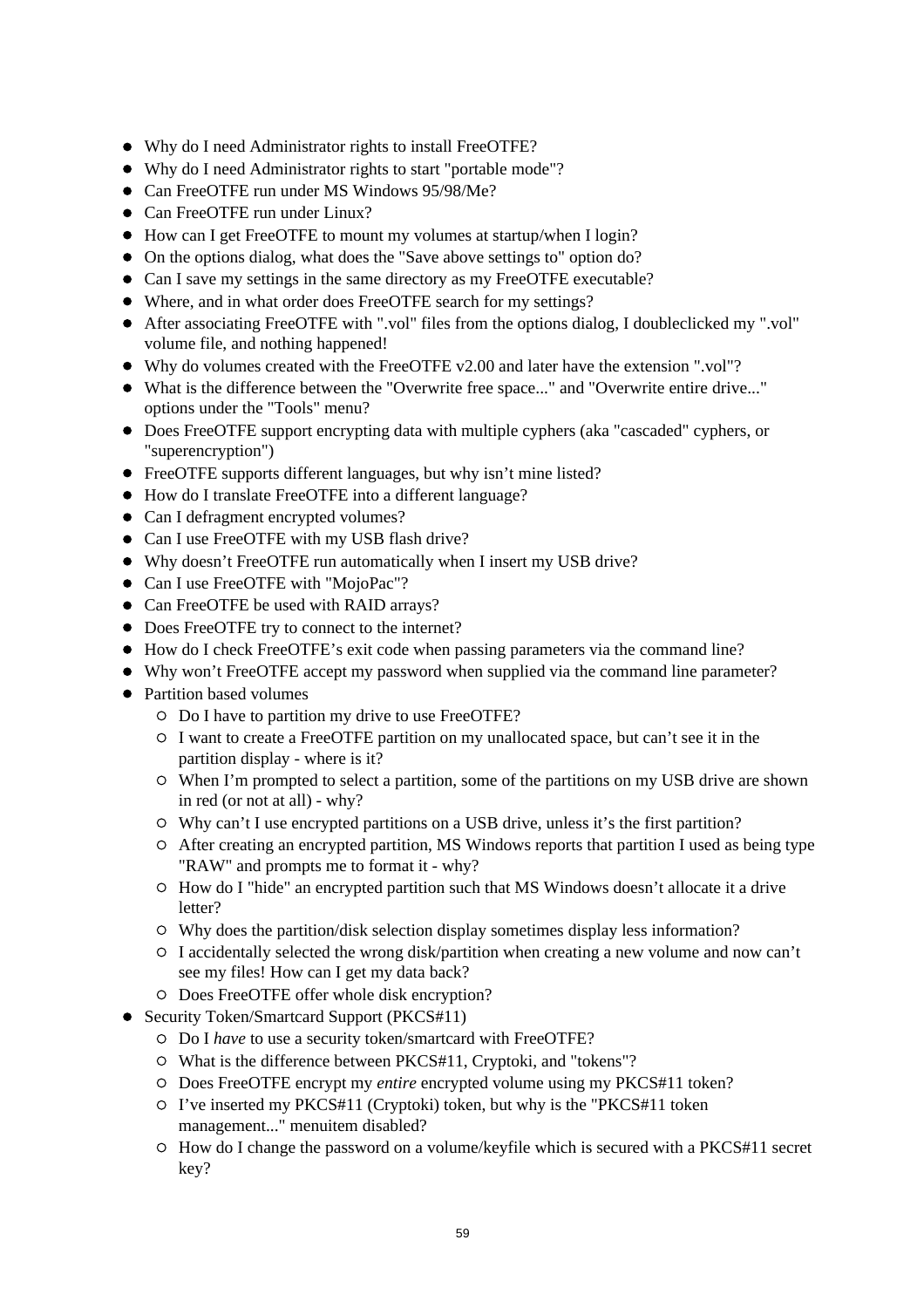- Why do I need Administrator rights to install FreeOTFE?
- Why do I need Administrator rights to start "portable mode"?
- Can FreeOTFE run under MS Windows 95/98/Me?
- Can FreeOTFE run under Linux?
- How can I get FreeOTFE to mount my volumes at startup/when I login?
- On the options dialog, what does the "Save above settings to" option do?
- Can I save my settings in the same directory as my FreeOTFE executable?
- Where, and in what order does FreeOTFE search for my settings?
- After associating FreeOTFE with ".vol" files from the options dialog, I doubleclicked my ".vol" volume file, and nothing happened!
- Why do volumes created with the FreeOTFE v2.00 and later have the extension ".vol"?
- What is the difference between the "Overwrite free space..." and "Overwrite entire drive..." options under the "Tools" menu?
- Does FreeOTFE support encrypting data with multiple cyphers (aka "cascaded" cyphers, or "superencryption")
- FreeOTFE supports different languages, but why isn't mine listed?
- How do I translate FreeOTFE into a different language?
- Can I defragment encrypted volumes?
- Can I use FreeOTFE with my USB flash drive?
- Why doesn't FreeOTFE run automatically when I insert my USB drive?
- Can I use FreeOTFE with "MojoPac"?
- Can FreeOTFE be used with RAID arrays?
- Does FreeOTFE try to connect to the internet?
- How do I check FreeOTFE's exit code when passing parameters via the command line?
- Why won't FreeOTFE accept my password when supplied via the command line parameter?
- Partition based volumes
  - Do I have to partition my drive to use FreeOTFE?
  - I want to create a FreeOTFE partition on my unallocated space, but can't see it in the partition display - where is it?
  - When I'm prompted to select a partition, some of the partitions on my USB drive are shown in red (or not at all) - why?
  - Why can't I use encrypted partitions on a USB drive, unless it's the first partition?
  - After creating an encrypted partition, MS Windows reports that partition I used as being type "RAW" and prompts me to format it - why?
  - How do I "hide" an encrypted partition such that MS Windows doesn't allocate it a drive letter?
  - Why does the partition/disk selection display sometimes display less information?
  - I accidentally selected the wrong disk/partition when creating a new volume and now can't see my files! How can I get my data back?
  - Does FreeOTFE offer whole disk encryption?
- Security Token/Smartcard Support (PKCS#11)
  - Do I *have* to use a security token/smartcard with FreeOTFE?
  - What is the difference between PKCS#11, Cryptoki, and "tokens"?
  - Does FreeOTFE encrypt my *entire* encrypted volume using my PKCS#11 token?
  - I've inserted my PKCS#11 (Cryptoki) token, but why is the "PKCS#11 token management..." menuitem disabled?
  - How do I change the password on a volume/keyfile which is secured with a PKCS#11 secret key?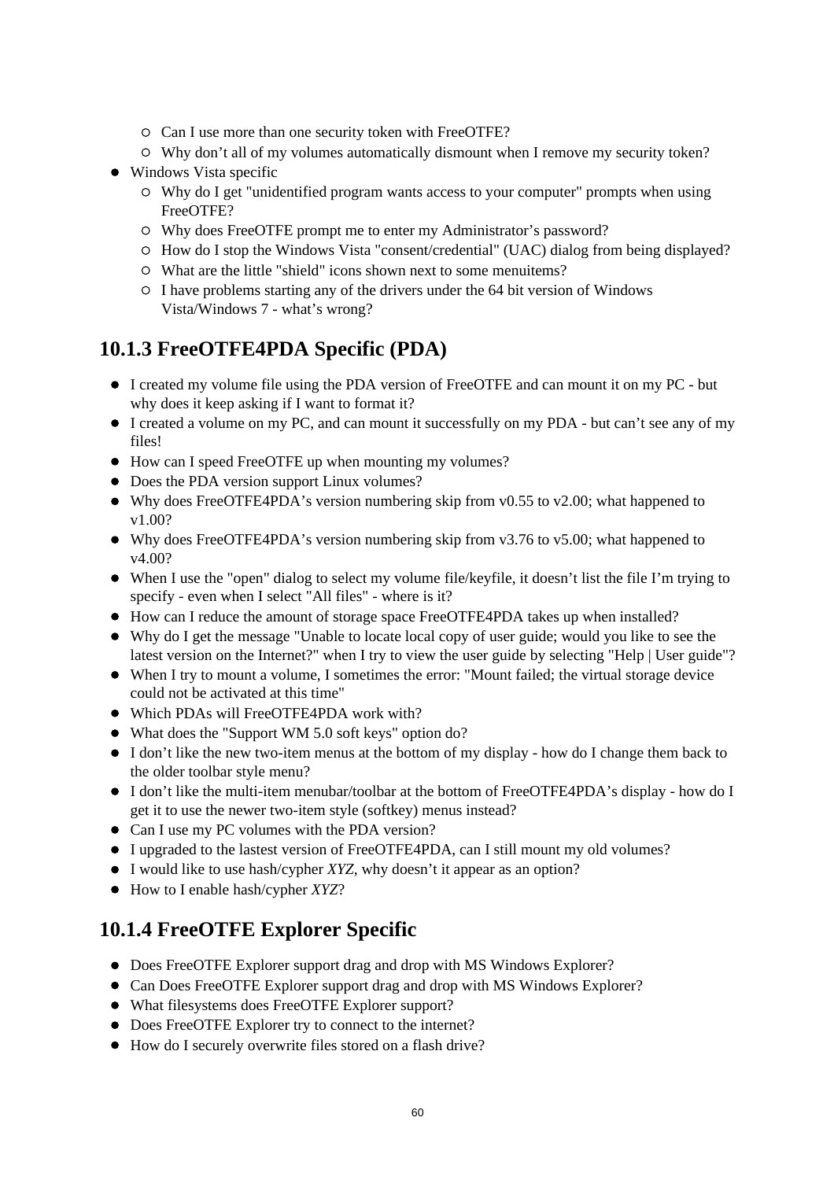- Can I use more than one security token with FreeOTFE?
    - Why don’t all of my volumes automatically dismount when I remove my security token?
- Windows Vista specific
    - Why do I get "unidentified program wants access to your computer" prompts when using FreeOTFE?
    - Why does FreeOTFE prompt me to enter my Administrator’s password?
    - How do I stop the Windows Vista "consent/credential" (UAC) dialog from being displayed?
    - What are the little "shield" icons shown next to some menuitems?
    - I have problems starting any of the drivers under the 64 bit version of Windows Vista/Windows 7 - what’s wrong?

### 10.1.3 FreeOTFE4PDA Specific (PDA)

- I created my volume file using the PDA version of FreeOTFE and can mount it on my PC - but why does it keep asking if I want to format it?
- I created a volume on my PC, and can mount it successfully on my PDA - but can’t see any of my files!
- How can I speed FreeOTFE up when mounting my volumes?
- Does the PDA version support Linux volumes?
- Why does FreeOTFE4PDA’s version numbering skip from v0.55 to v2.00; what happened to v1.00?
- Why does FreeOTFE4PDA’s version numbering skip from v3.76 to v5.00; what happened to v4.00?
- When I use the "open" dialog to select my volume file/keyfile, it doesn’t list the file I’m trying to specify - even when I select "All files" - where is it?
- How can I reduce the amount of storage space FreeOTFE4PDA takes up when installed?
- Why do I get the message "Unable to locate local copy of user guide; would you like to see the latest version on the Internet?" when I try to view the user guide by selecting "Help | User guide"?
- When I try to mount a volume, I sometimes the error: "Mount failed; the virtual storage device could not be activated at this time"
- Which PDAs will FreeOTFE4PDA work with?
- What does the "Support WM 5.0 soft keys" option do?
- I don’t like the new two-item menus at the bottom of my display - how do I change them back to the older toolbar style menu?
- I don’t like the multi-item menubar/toolbar at the bottom of FreeOTFE4PDA’s display - how do I get it to use the newer two-item style (softkey) menus instead?
- Can I use my PC volumes with the PDA version?
- I upgraded to the lastest version of FreeOTFE4PDA, can I still mount my old volumes?
- I would like to use hash/cypher *XYZ*, why doesn’t it appear as an option?
- How to I enable hash/cypher *XYZ*?

### 10.1.4 FreeOTFE Explorer Specific

- Does FreeOTFE Explorer support drag and drop with MS Windows Explorer?
- Can Does FreeOTFE Explorer support drag and drop with MS Windows Explorer?
- What filesystems does FreeOTFE Explorer support?
- Does FreeOTFE Explorer try to connect to the internet?
- How do I securely overwrite files stored on a flash drive?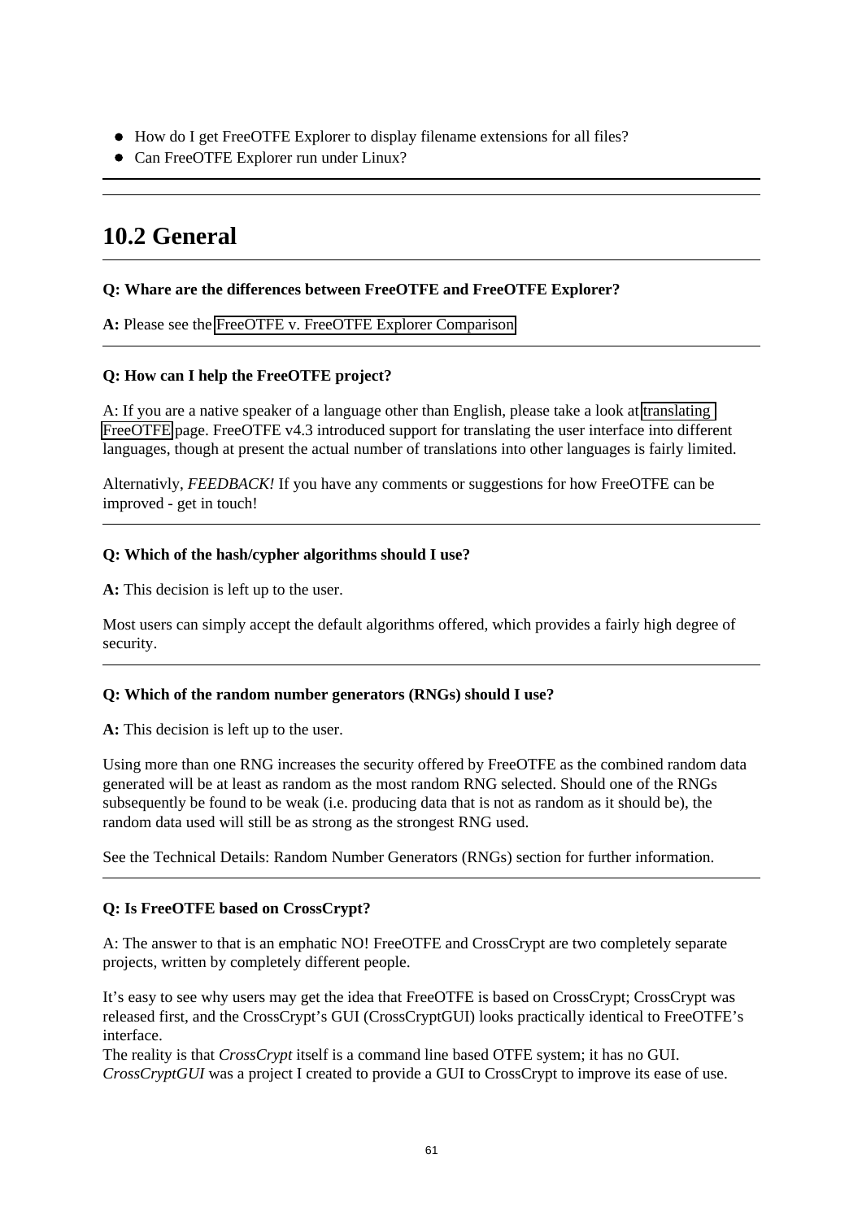- How do I get FreeOTFE Explorer to display filename extensions for all files?
- Can FreeOTFE Explorer run under Linux?

---

## 10.2 General

---

**Q: Whare are the differences between FreeOTFE and FreeOTFE Explorer?**

**A:** Please see the FreeOTFE v. FreeOTFE Explorer Comparison

---

**Q: How can I help the FreeOTFE project?**

A: If you are a native speaker of a language other than English, please take a look at translating FreeOTFE page. FreeOTFE v4.3 introduced support for translating the user interface into different languages, though at present the actual number of translations into other languages is fairly limited.

Alternativly, *FEEDBACK!* If you have any comments or suggestions for how FreeOTFE can be improved - get in touch!

---

**Q: Which of the hash/cypher algorithms should I use?**

**A:** This decision is left up to the user.

Most users can simply accept the default algorithms offered, which provides a fairly high degree of security.

---

**Q: Which of the random number generators (RNGs) should I use?**

**A:** This decision is left up to the user.

Using more than one RNG increases the security offered by FreeOTFE as the combined random data generated will be at least as random as the most random RNG selected. Should one of the RNGs subsequently be found to be weak (i.e. producing data that is not as random as it should be), the random data used will still be as strong as the strongest RNG used.

See the Technical Details: Random Number Generators (RNGs) section for further information.

---

**Q: Is FreeOTFE based on CrossCrypt?**

A: The answer to that is an emphatic NO! FreeOTFE and CrossCrypt are two completely separate projects, written by completely different people.

It's easy to see why users may get the idea that FreeOTFE is based on CrossCrypt; CrossCrypt was released first, and the CrossCrypt's GUI (CrossCryptGUI) looks practically identical to FreeOTFE's interface.
The reality is that *CrossCrypt* itself is a command line based OTFE system; it has no GUI. *CrossCryptGUI* was a project I created to provide a GUI to CrossCrypt to improve its ease of use.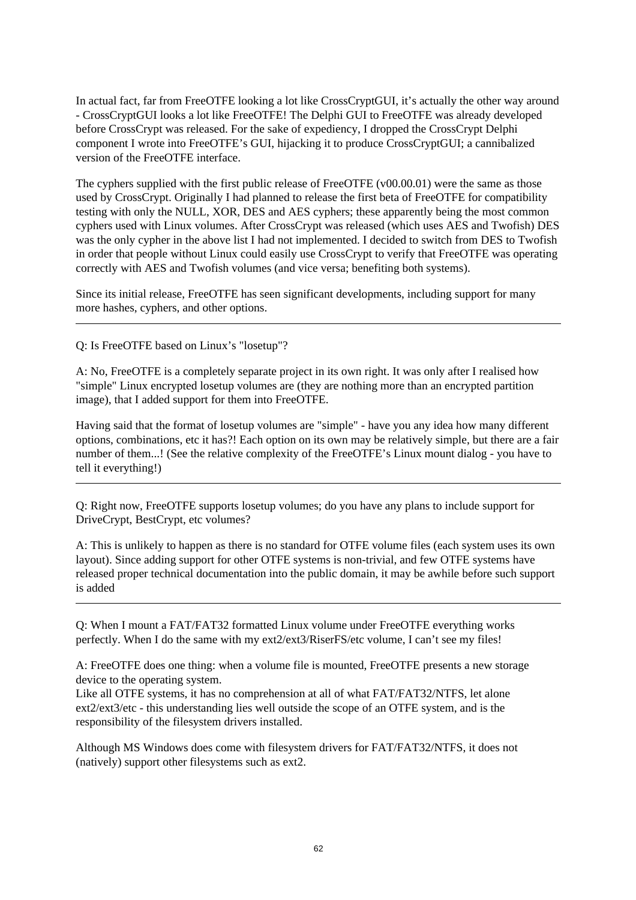In actual fact, far from FreeOTFE looking a lot like CrossCryptGUI, it’s actually the other way around - CrossCryptGUI looks a lot like FreeOTFE! The Delphi GUI to FreeOTFE was already developed before CrossCrypt was released. For the sake of expediency, I dropped the CrossCrypt Delphi component I wrote into FreeOTFE’s GUI, hijacking it to produce CrossCryptGUI; a cannibalized version of the FreeOTFE interface.

The cyphers supplied with the first public release of FreeOTFE (v00.00.01) were the same as those used by CrossCrypt. Originally I had planned to release the first beta of FreeOTFE for compatibility testing with only the NULL, XOR, DES and AES cyphers; these apparently being the most common cyphers used with Linux volumes. After CrossCrypt was released (which uses AES and Twofish) DES was the only cypher in the above list I had not implemented. I decided to switch from DES to Twofish in order that people without Linux could easily use CrossCrypt to verify that FreeOTFE was operating correctly with AES and Twofish volumes (and vice versa; benefiting both systems).

Since its initial release, FreeOTFE has seen significant developments, including support for many more hashes, cyphers, and other options.

---

Q: Is FreeOTFE based on Linux’s "losetup"?

A: No, FreeOTFE is a completely separate project in its own right. It was only after I realised how "simple" Linux encrypted losetup volumes are (they are nothing more than an encrypted partition image), that I added support for them into FreeOTFE.

Having said that the format of losetup volumes are "simple" - have you any idea how many different options, combinations, etc it has?! Each option on its own may be relatively simple, but there are a fair number of them...! (See the relative complexity of the FreeOTFE’s Linux mount dialog - you have to tell it everything!)

---

Q: Right now, FreeOTFE supports losetup volumes; do you have any plans to include support for DriveCrypt, BestCrypt, etc volumes?

A: This is unlikely to happen as there is no standard for OTFE volume files (each system uses its own layout). Since adding support for other OTFE systems is non-trivial, and few OTFE systems have released proper technical documentation into the public domain, it may be awhile before such support is added

---

Q: When I mount a FAT/FAT32 formatted Linux volume under FreeOTFE everything works perfectly. When I do the same with my ext2/ext3/RiserFS/etc volume, I can’t see my files!

A: FreeOTFE does one thing: when a volume file is mounted, FreeOTFE presents a new storage device to the operating system.
Like all OTFE systems, it has no comprehension at all of what FAT/FAT32/NTFS, let alone ext2/ext3/etc - this understanding lies well outside the scope of an OTFE system, and is the responsibility of the filesystem drivers installed.

Although MS Windows does come with filesystem drivers for FAT/FAT32/NTFS, it does not (natively) support other filesystems such as ext2.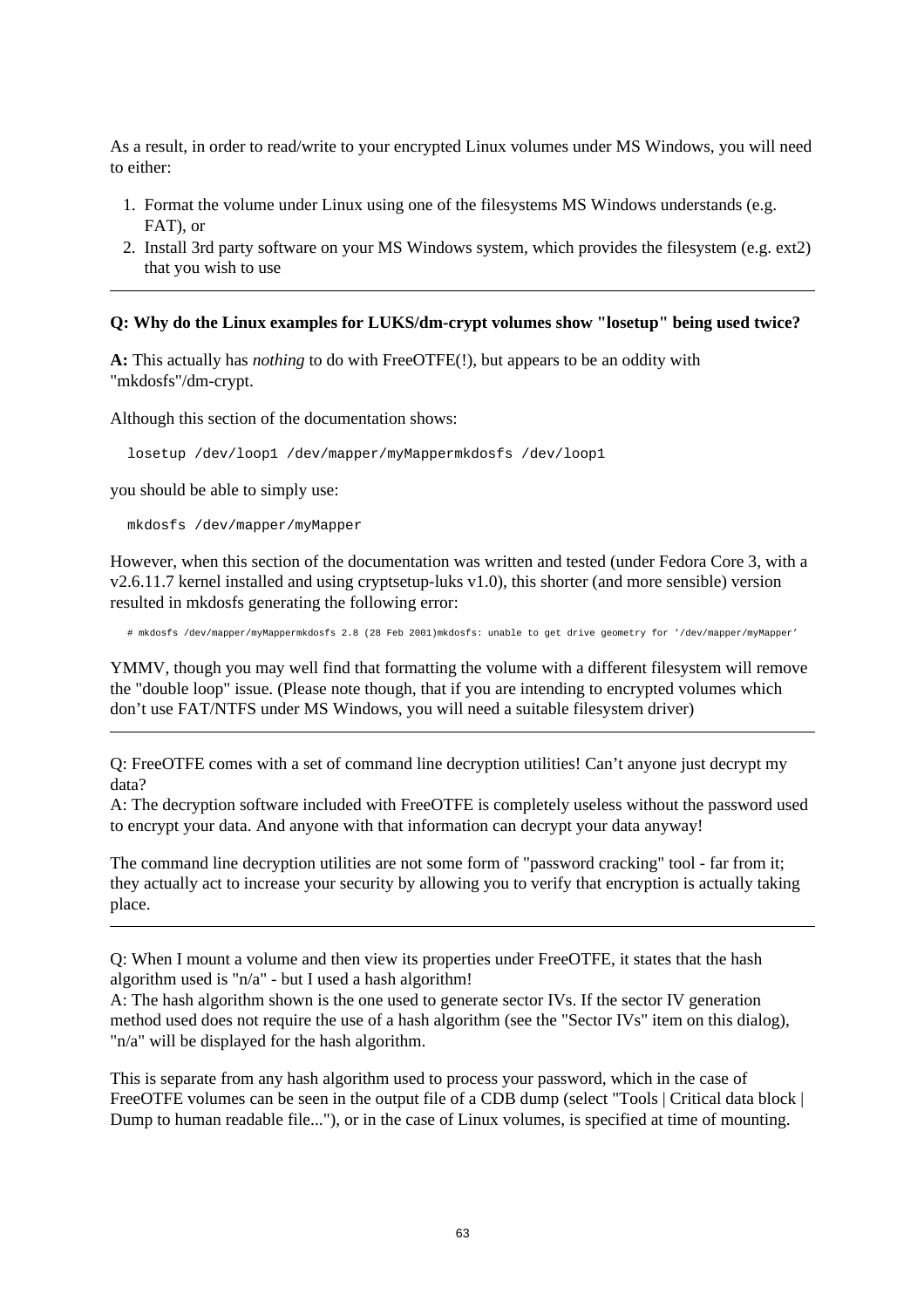As a result, in order to read/write to your encrypted Linux volumes under MS Windows, you will need to either:

1. Format the volume under Linux using one of the filesystems MS Windows understands (e.g. FAT), or
2. Install 3rd party software on your MS Windows system, which provides the filesystem (e.g. ext2) that you wish to use

---

**Q: Why do the Linux examples for LUKS/dm-crypt volumes show "losetup" being used twice?**

**A:** This actually has *nothing* to do with FreeOTFE(!), but appears to be an oddity with "mkdosfs"/dm-crypt.

Although this section of the documentation shows:

```
losetup /dev/loop1 /dev/mapper/myMappermkdosfs /dev/loop1
```

you should be able to simply use:

```
mkdosfs /dev/mapper/myMapper
```

However, when this section of the documentation was written and tested (under Fedora Core 3, with a v2.6.11.7 kernel installed and using cryptsetup-luks v1.0), this shorter (and more sensible) version resulted in mkdosfs generating the following error:

```
# mkdosfs /dev/mapper/myMappermkdosfs 2.8 (28 Feb 2001)mkdosfs: unable to get drive geometry for '/dev/mapper/myMapper'
```

YMMV, though you may well find that formatting the volume with a different filesystem will remove the "double loop" issue. (Please note though, that if you are intending to encrypted volumes which don't use FAT/NTFS under MS Windows, you will need a suitable filesystem driver)

---

Q: FreeOTFE comes with a set of command line decryption utilities! Can't anyone just decrypt my data?
A: The decryption software included with FreeOTFE is completely useless without the password used to encrypt your data. And anyone with that information can decrypt your data anyway!

The command line decryption utilities are not some form of "password cracking" tool - far from it; they actually act to increase your security by allowing you to verify that encryption is actually taking place.

---

Q: When I mount a volume and then view its properties under FreeOTFE, it states that the hash algorithm used is "n/a" - but I used a hash algorithm!
A: The hash algorithm shown is the one used to generate sector IVs. If the sector IV generation method used does not require the use of a hash algorithm (see the "Sector IVs" item on this dialog), "n/a" will be displayed for the hash algorithm.

This is separate from any hash algorithm used to process your password, which in the case of FreeOTFE volumes can be seen in the output file of a CDB dump (select "Tools | Critical data block | Dump to human readable file..."), or in the case of Linux volumes, is specified at time of mounting.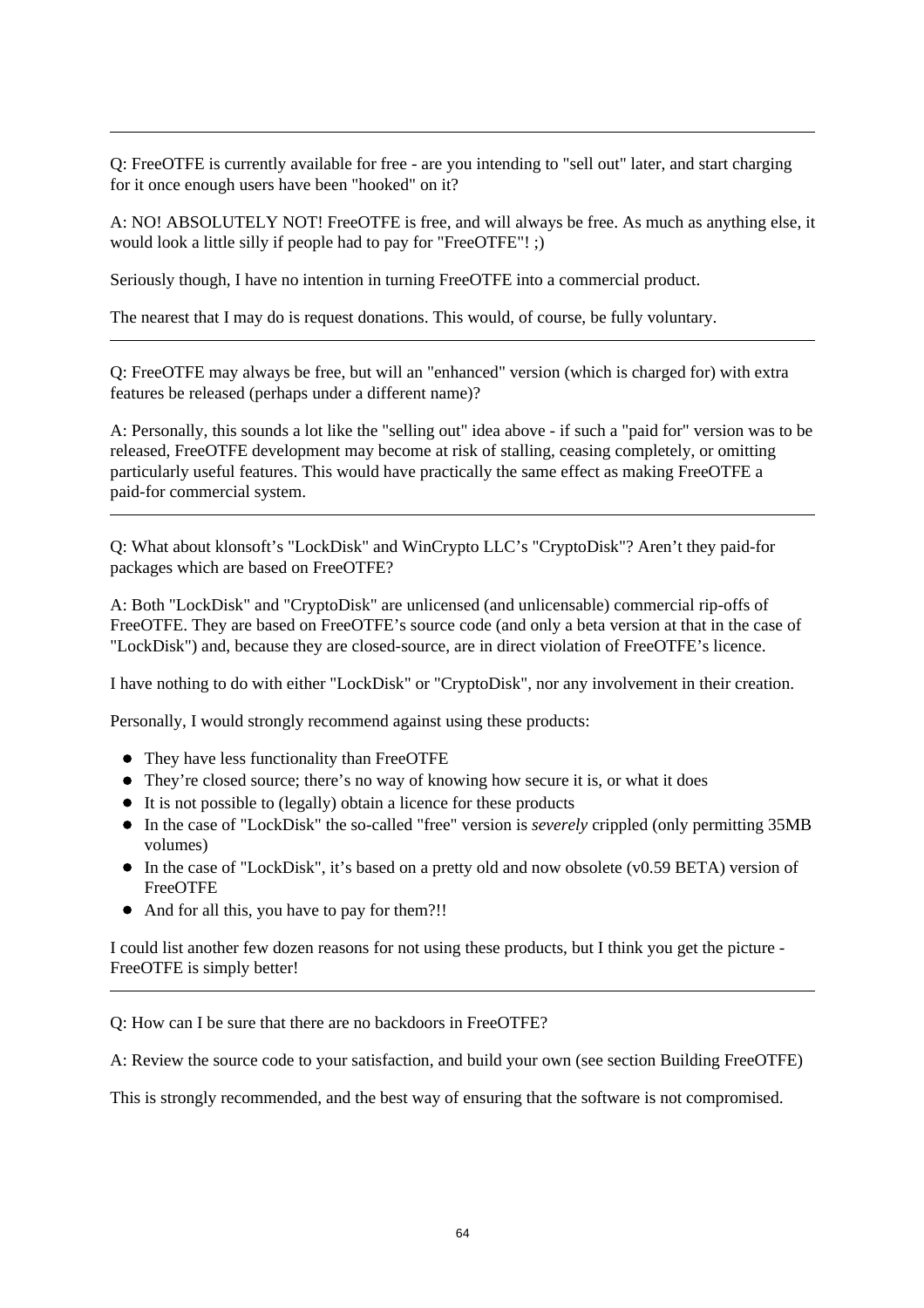---

Q: FreeOTFE is currently available for free - are you intending to "sell out" later, and start charging for it once enough users have been "hooked" on it?

A: NO! ABSOLUTELY NOT! FreeOTFE is free, and will always be free. As much as anything else, it would look a little silly if people had to pay for "FreeOTFE"! ;)

Seriously though, I have no intention in turning FreeOTFE into a commercial product.

The nearest that I may do is request donations. This would, of course, be fully voluntary.

---

Q: FreeOTFE may always be free, but will an "enhanced" version (which is charged for) with extra features be released (perhaps under a different name)?

A: Personally, this sounds a lot like the "selling out" idea above - if such a "paid for" version was to be released, FreeOTFE development may become at risk of stalling, ceasing completely, or omitting particularly useful features. This would have practically the same effect as making FreeOTFE a paid-for commercial system.

---

Q: What about klonsoft's "LockDisk" and WinCrypto LLC's "CryptoDisk"? Aren't they paid-for packages which are based on FreeOTFE?

A: Both "LockDisk" and "CryptoDisk" are unlicensed (and unlicensable) commercial rip-offs of FreeOTFE. They are based on FreeOTFE's source code (and only a beta version at that in the case of "LockDisk") and, because they are closed-source, are in direct violation of FreeOTFE's licence.

I have nothing to do with either "LockDisk" or "CryptoDisk", nor any involvement in their creation.

Personally, I would strongly recommend against using these products:

- They have less functionality than FreeOTFE
- They're closed source; there's no way of knowing how secure it is, or what it does
- It is not possible to (legally) obtain a licence for these products
- In the case of "LockDisk" the so-called "free" version is *severely* crippled (only permitting 35MB volumes)
- In the case of "LockDisk", it's based on a pretty old and now obsolete (v0.59 BETA) version of FreeOTFE
- And for all this, you have to pay for them?!!

I could list another few dozen reasons for not using these products, but I think you get the picture - FreeOTFE is simply better!

---

Q: How can I be sure that there are no backdoors in FreeOTFE?

A: Review the source code to your satisfaction, and build your own (see section Building FreeOTFE)

This is strongly recommended, and the best way of ensuring that the software is not compromised.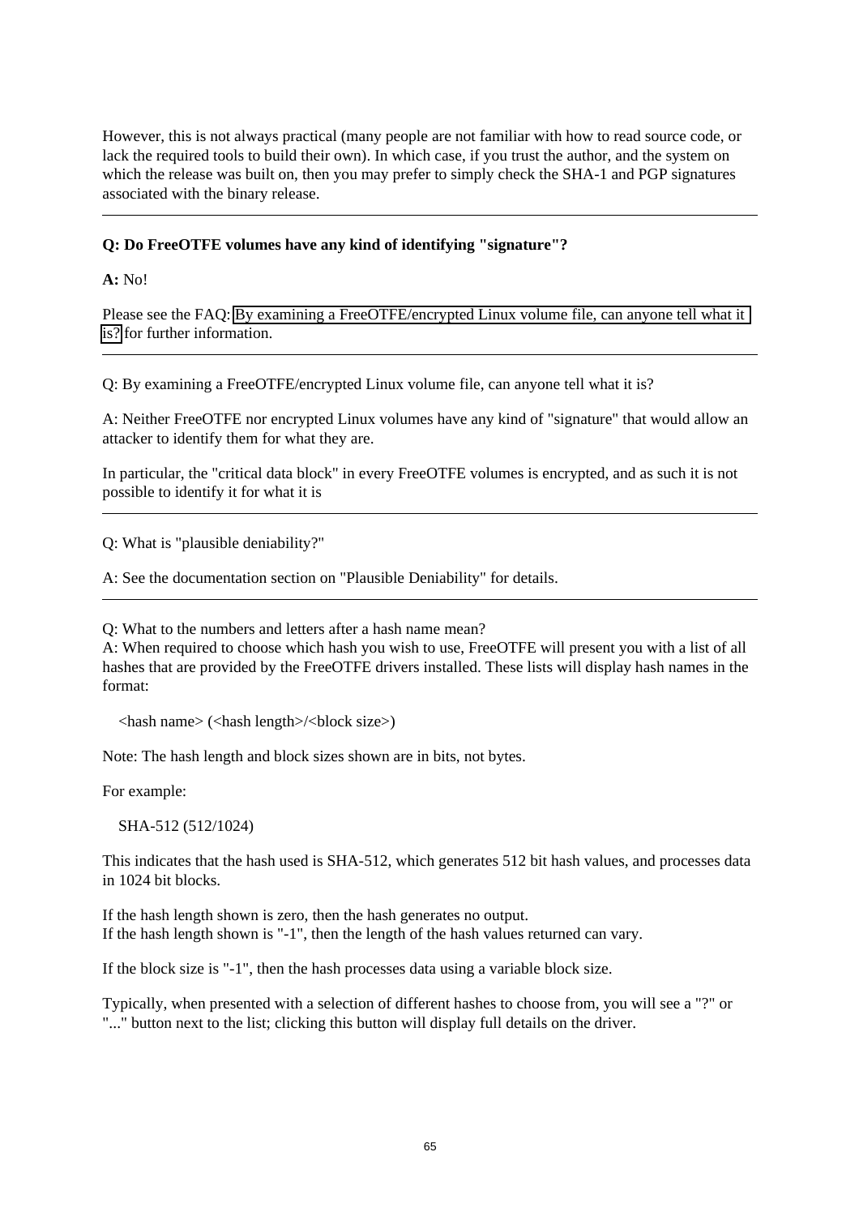However, this is not always practical (many people are not familiar with how to read source code, or lack the required tools to build their own). In which case, if you trust the author, and the system on which the release was built on, then you may prefer to simply check the SHA-1 and PGP signatures associated with the binary release.

---

**Q: Do FreeOTFE volumes have any kind of identifying "signature"?**

**A:** No!

Please see the FAQ: By examining a FreeOTFE/encrypted Linux volume file, can anyone tell what it is? for further information.

---

Q: By examining a FreeOTFE/encrypted Linux volume file, can anyone tell what it is?

A: Neither FreeOTFE nor encrypted Linux volumes have any kind of "signature" that would allow an attacker to identify them for what they are.

In particular, the "critical data block" in every FreeOTFE volumes is encrypted, and as such it is not possible to identify it for what it is

---

Q: What is "plausible deniability?"

A: See the documentation section on "Plausible Deniability" for details.

---

Q: What to the numbers and letters after a hash name mean?
A: When required to choose which hash you wish to use, FreeOTFE will present you with a list of all hashes that are provided by the FreeOTFE drivers installed. These lists will display hash names in the format:

```
<hash name> (<hash length>/<block size>)
```

Note: The hash length and block sizes shown are in bits, not bytes.

For example:

```
SHA-512 (512/1024)
```

This indicates that the hash used is SHA-512, which generates 512 bit hash values, and processes data in 1024 bit blocks.

If the hash length shown is zero, then the hash generates no output.
If the hash length shown is "-1", then the length of the hash values returned can vary.

If the block size is "-1", then the hash processes data using a variable block size.

Typically, when presented with a selection of different hashes to choose from, you will see a "?" or "..." button next to the list; clicking this button will display full details on the driver.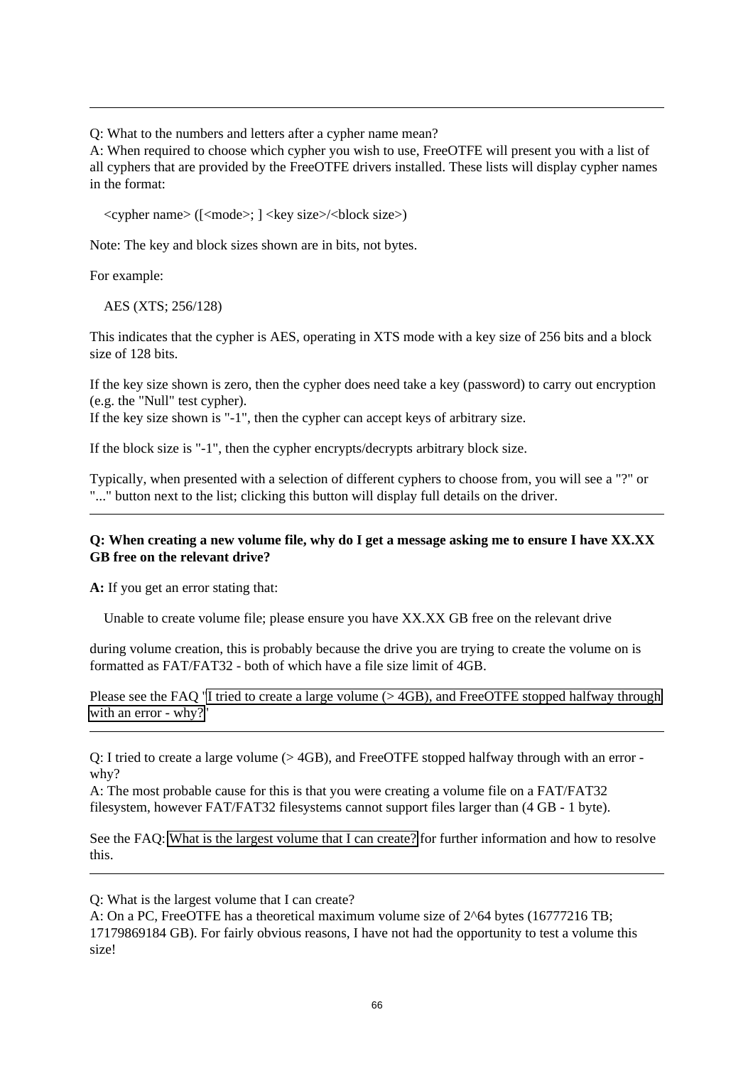---

Q: What to the numbers and letters after a cypher name mean?
A: When required to choose which cypher you wish to use, FreeOTFE will present you with a list of all cyphers that are provided by the FreeOTFE drivers installed. These lists will display cypher names in the format:

<cypher name> ([<mode>; ] <key size>/<block size>)

Note: The key and block sizes shown are in bits, not bytes.

For example:

AES (XTS; 256/128)

This indicates that the cypher is AES, operating in XTS mode with a key size of 256 bits and a block size of 128 bits.

If the key size shown is zero, then the cypher does need take a key (password) to carry out encryption (e.g. the "Null" test cypher).
If the key size shown is "-1", then the cypher can accept keys of arbitrary size.

If the block size is "-1", then the cypher encrypts/decrypts arbitrary block size.

Typically, when presented with a selection of different cyphers to choose from, you will see a "?" or "..." button next to the list; clicking this button will display full details on the driver.

---

**Q: When creating a new volume file, why do I get a message asking me to ensure I have XX.XX GB free on the relevant drive?**

**A:** If you get an error stating that:

Unable to create volume file; please ensure you have XX.XX GB free on the relevant drive

during volume creation, this is probably because the drive you are trying to create the volume on is formatted as FAT/FAT32 - both of which have a file size limit of 4GB.

Please see the FAQ 'I tried to create a large volume (> 4GB), and FreeOTFE stopped halfway through with an error - why?'

---

Q: I tried to create a large volume (> 4GB), and FreeOTFE stopped halfway through with an error - why?
A: The most probable cause for this is that you were creating a volume file on a FAT/FAT32 filesystem, however FAT/FAT32 filesystems cannot support files larger than (4 GB - 1 byte).

See the FAQ: What is the largest volume that I can create? for further information and how to resolve this.

---

Q: What is the largest volume that I can create?
A: On a PC, FreeOTFE has a theoretical maximum volume size of 2^64 bytes (16777216 TB; 17179869184 GB). For fairly obvious reasons, I have not had the opportunity to test a volume this size!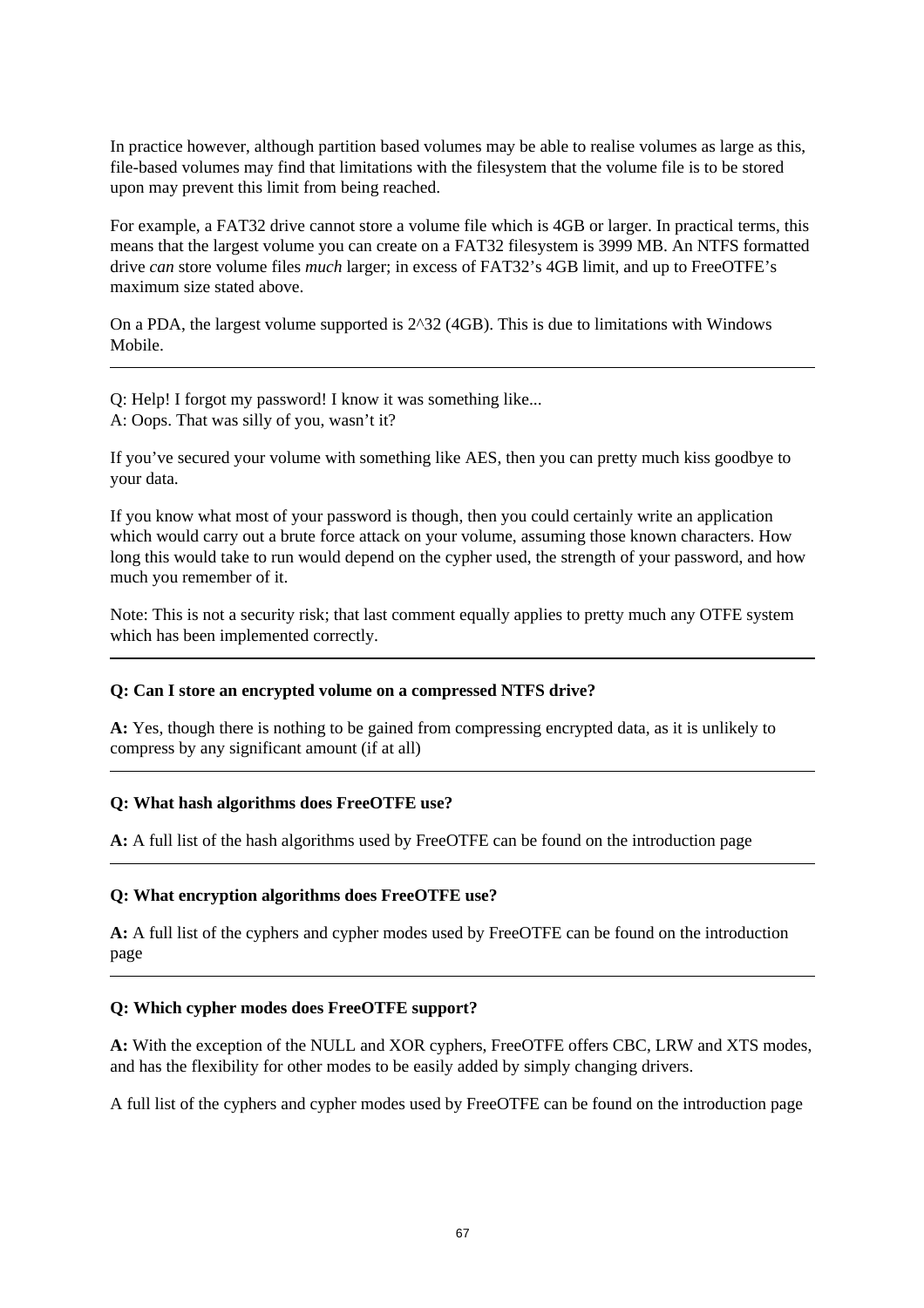In practice however, although partition based volumes may be able to realise volumes as large as this, file-based volumes may find that limitations with the filesystem that the volume file is to be stored upon may prevent this limit from being reached.

For example, a FAT32 drive cannot store a volume file which is 4GB or larger. In practical terms, this means that the largest volume you can create on a FAT32 filesystem is 3999 MB. An NTFS formatted drive *can* store volume files *much* larger; in excess of FAT32's 4GB limit, and up to FreeOTFE's maximum size stated above.

On a PDA, the largest volume supported is $2^{32}$ (4GB). This is due to limitations with Windows Mobile.

---

Q: Help! I forgot my password! I know it was something like...
A: Oops. That was silly of you, wasn't it?

If you've secured your volume with something like AES, then you can pretty much kiss goodbye to your data.

If you know what most of your password is though, then you could certainly write an application which would carry out a brute force attack on your volume, assuming those known characters. How long this would take to run would depend on the cypher used, the strength of your password, and how much you remember of it.

Note: This is not a security risk; that last comment equally applies to pretty much any OTFE system which has been implemented correctly.

---

**Q: Can I store an encrypted volume on a compressed NTFS drive?**

**A:** Yes, though there is nothing to be gained from compressing encrypted data, as it is unlikely to compress by any significant amount (if at all)

---

**Q: What hash algorithms does FreeOTFE use?**

**A:** A full list of the hash algorithms used by FreeOTFE can be found on the introduction page

---

**Q: What encryption algorithms does FreeOTFE use?**

**A:** A full list of the cyphers and cypher modes used by FreeOTFE can be found on the introduction page

---

**Q: Which cypher modes does FreeOTFE support?**

**A:** With the exception of the NULL and XOR cyphers, FreeOTFE offers CBC, LRW and XTS modes, and has the flexibility for other modes to be easily added by simply changing drivers.

A full list of the cyphers and cypher modes used by FreeOTFE can be found on the introduction page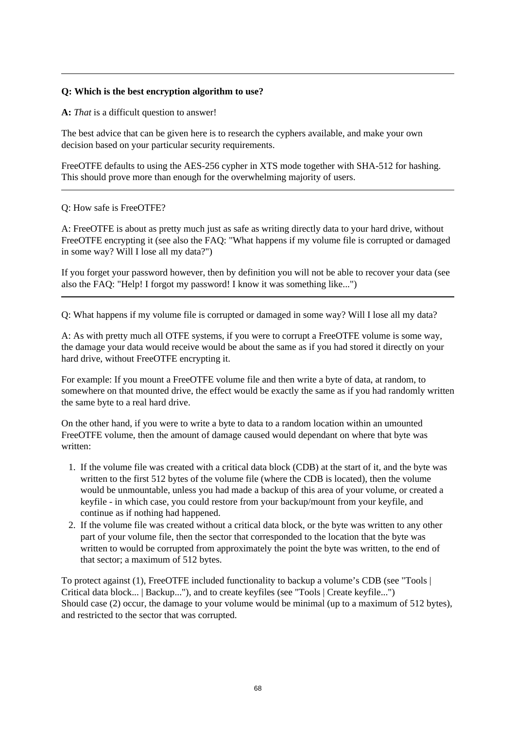---

**Q: Which is the best encryption algorithm to use?**

**A:** *That* is a difficult question to answer!

The best advice that can be given here is to research the cyphers available, and make your own decision based on your particular security requirements.

FreeOTFE defaults to using the AES-256 cypher in XTS mode together with SHA-512 for hashing. This should prove more than enough for the overwhelming majority of users.

---

Q: How safe is FreeOTFE?

A: FreeOTFE is about as pretty much just as safe as writing directly data to your hard drive, without FreeOTFE encrypting it (see also the FAQ: "What happens if my volume file is corrupted or damaged in some way? Will I lose all my data?")

If you forget your password however, then by definition you will not be able to recover your data (see also the FAQ: "Help! I forgot my password! I know it was something like...")

---

Q: What happens if my volume file is corrupted or damaged in some way? Will I lose all my data?

A: As with pretty much all OTFE systems, if you were to corrupt a FreeOTFE volume is some way, the damage your data would receive would be about the same as if you had stored it directly on your hard drive, without FreeOTFE encrypting it.

For example: If you mount a FreeOTFE volume file and then write a byte of data, at random, to somewhere on that mounted drive, the effect would be exactly the same as if you had randomly written the same byte to a real hard drive.

On the other hand, if you were to write a byte to data to a random location within an umounted FreeOTFE volume, then the amount of damage caused would dependant on where that byte was written:

1. If the volume file was created with a critical data block (CDB) at the start of it, and the byte was written to the first 512 bytes of the volume file (where the CDB is located), then the volume would be unmountable, unless you had made a backup of this area of your volume, or created a keyfile - in which case, you could restore from your backup/mount from your keyfile, and continue as if nothing had happened.
2. If the volume file was created without a critical data block, or the byte was written to any other part of your volume file, then the sector that corresponded to the location that the byte was written to would be corrupted from approximately the point the byte was written, to the end of that sector; a maximum of 512 bytes.

To protect against (1), FreeOTFE included functionality to backup a volume's CDB (see "Tools | Critical data block... | Backup..."), and to create keyfiles (see "Tools | Create keyfile...")
Should case (2) occur, the damage to your volume would be minimal (up to a maximum of 512 bytes), and restricted to the sector that was corrupted.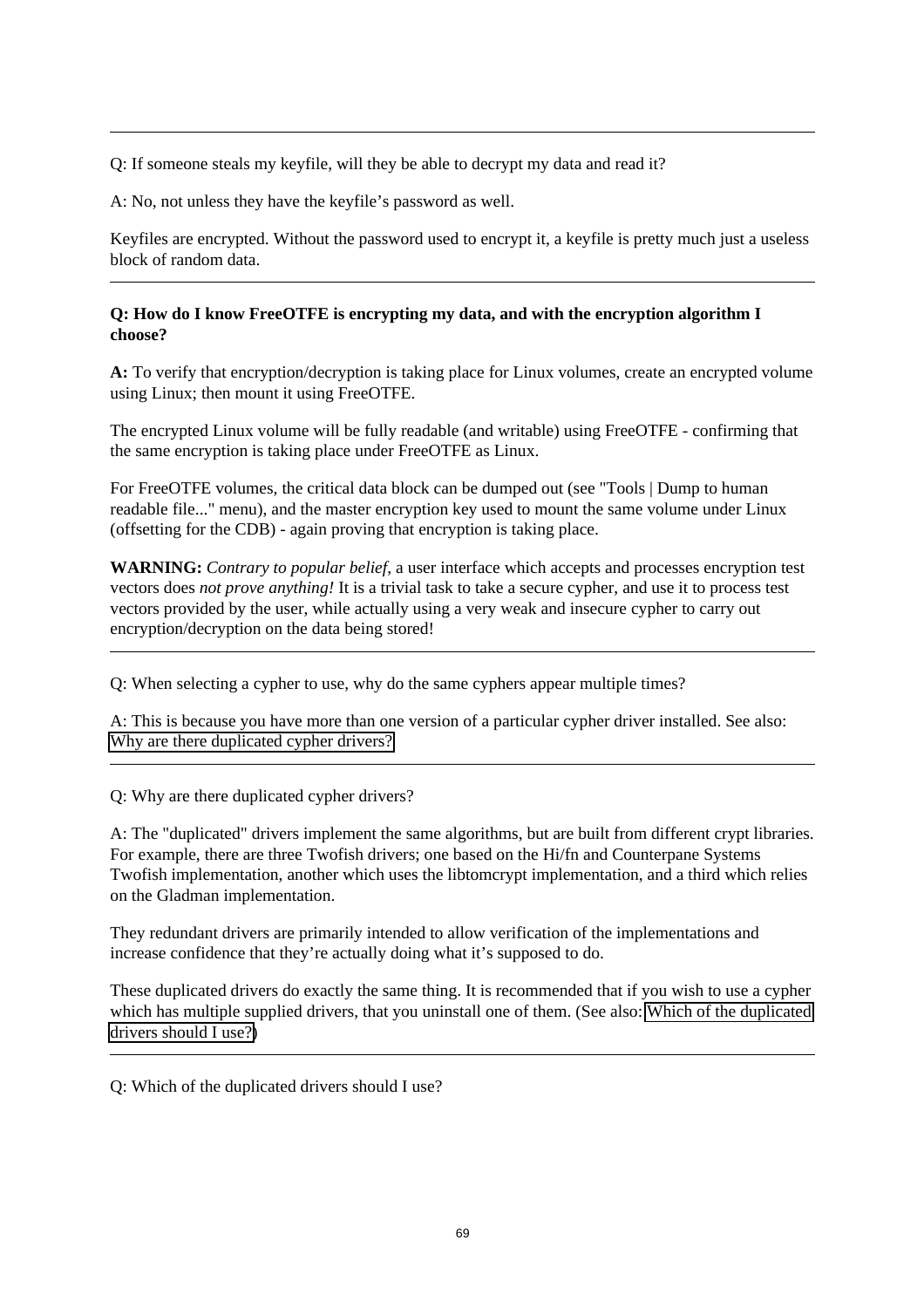---

Q: If someone steals my keyfile, will they be able to decrypt my data and read it?

A: No, not unless they have the keyfile's password as well.

Keyfiles are encrypted. Without the password used to encrypt it, a keyfile is pretty much just a useless block of random data.

---

**Q: How do I know FreeOTFE is encrypting my data, and with the encryption algorithm I choose?**

**A:** To verify that encryption/decryption is taking place for Linux volumes, create an encrypted volume using Linux; then mount it using FreeOTFE.

The encrypted Linux volume will be fully readable (and writable) using FreeOTFE - confirming that the same encryption is taking place under FreeOTFE as Linux.

For FreeOTFE volumes, the critical data block can be dumped out (see "Tools | Dump to human readable file..." menu), and the master encryption key used to mount the same volume under Linux (offsetting for the CDB) - again proving that encryption is taking place.

**WARNING:** *Contrary to popular belief*, a user interface which accepts and processes encryption test vectors does *not prove anything!* It is a trivial task to take a secure cypher, and use it to process test vectors provided by the user, while actually using a very weak and insecure cypher to carry out encryption/decryption on the data being stored!

---

Q: When selecting a cypher to use, why do the same cyphers appear multiple times?

A: This is because you have more than one version of a particular cypher driver installed. See also: Why are there duplicated cypher drivers?

---

Q: Why are there duplicated cypher drivers?

A: The "duplicated" drivers implement the same algorithms, but are built from different crypt libraries. For example, there are three Twofish drivers; one based on the Hi/fn and Counterpane Systems Twofish implementation, another which uses the libtomcrypt implementation, and a third which relies on the Gladman implementation.

They redundant drivers are primarily intended to allow verification of the implementations and increase confidence that they're actually doing what it's supposed to do.

These duplicated drivers do exactly the same thing. It is recommended that if you wish to use a cypher which has multiple supplied drivers, that you uninstall one of them. (See also: Which of the duplicated drivers should I use?)

---

Q: Which of the duplicated drivers should I use?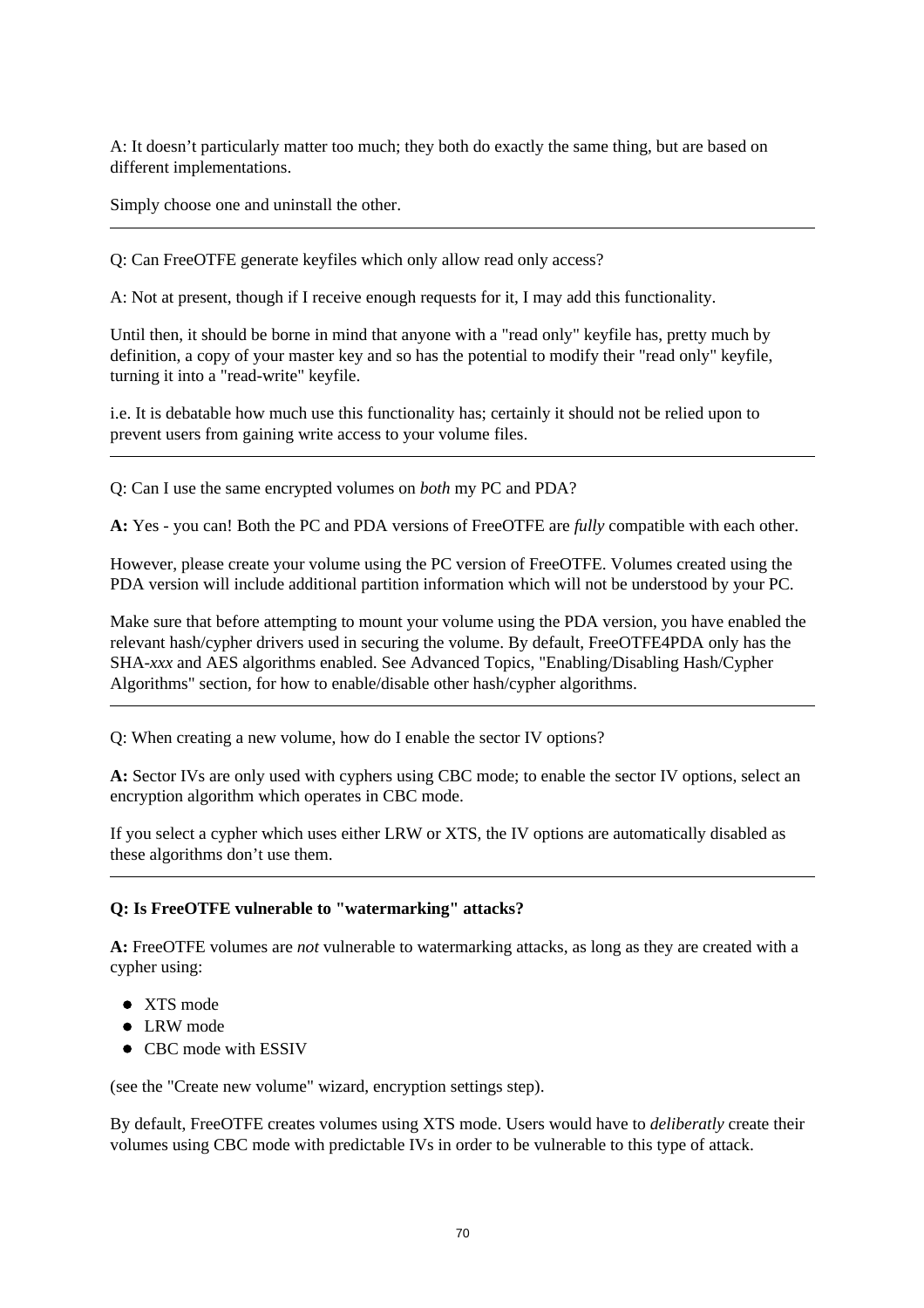A: It doesn’t particularly matter too much; they both do exactly the same thing, but are based on different implementations.

Simply choose one and uninstall the other.

---

Q: Can FreeOTFE generate keyfiles which only allow read only access?

A: Not at present, though if I receive enough requests for it, I may add this functionality.

Until then, it should be borne in mind that anyone with a "read only" keyfile has, pretty much by definition, a copy of your master key and so has the potential to modify their "read only" keyfile, turning it into a "read-write" keyfile.

i.e. It is debatable how much use this functionality has; certainly it should not be relied upon to prevent users from gaining write access to your volume files.

---

Q: Can I use the same encrypted volumes on *both* my PC and PDA?

**A:** Yes - you can! Both the PC and PDA versions of FreeOTFE are *fully* compatible with each other.

However, please create your volume using the PC version of FreeOTFE. Volumes created using the PDA version will include additional partition information which will not be understood by your PC.

Make sure that before attempting to mount your volume using the PDA version, you have enabled the relevant hash/cypher drivers used in securing the volume. By default, FreeOTFE4PDA only has the SHA-*xxx* and AES algorithms enabled. See Advanced Topics, "Enabling/Disabling Hash/Cypher Algorithms" section, for how to enable/disable other hash/cypher algorithms.

---

Q: When creating a new volume, how do I enable the sector IV options?

**A:** Sector IVs are only used with cyphers using CBC mode; to enable the sector IV options, select an encryption algorithm which operates in CBC mode.

If you select a cypher which uses either LRW or XTS, the IV options are automatically disabled as these algorithms don’t use them.

---

**Q: Is FreeOTFE vulnerable to "watermarking" attacks?**

**A:** FreeOTFE volumes are *not* vulnerable to watermarking attacks, as long as they are created with a cypher using:

- XTS mode
- LRW mode
- CBC mode with ESSIV

(see the "Create new volume" wizard, encryption settings step).

By default, FreeOTFE creates volumes using XTS mode. Users would have to *deliberatly* create their volumes using CBC mode with predictable IVs in order to be vulnerable to this type of attack.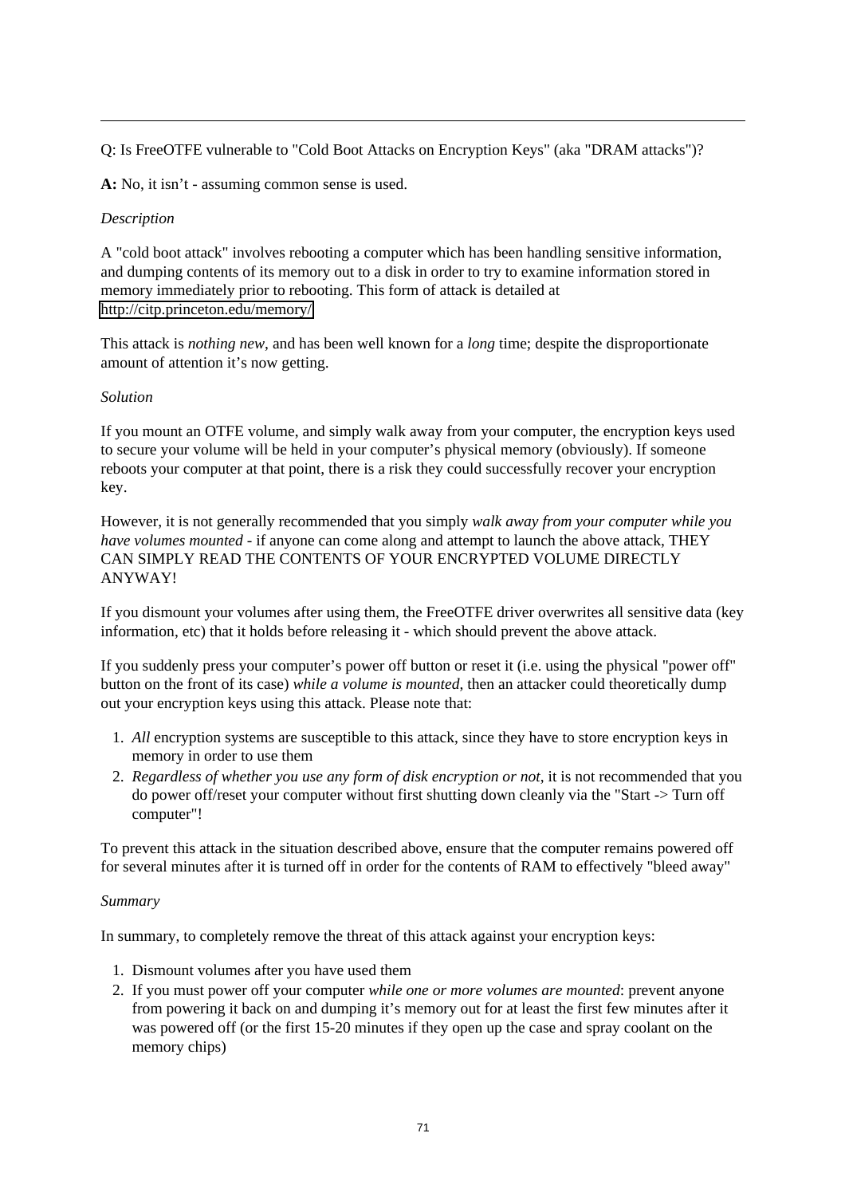---

Q: Is FreeOTFE vulnerable to "Cold Boot Attacks on Encryption Keys" (aka "DRAM attacks")?

**A:** No, it isn't - assuming common sense is used.

*Description*

A "cold boot attack" involves rebooting a computer which has been handling sensitive information, and dumping contents of its memory out to a disk in order to try to examine information stored in memory immediately prior to rebooting. This form of attack is detailed at http://citp.princeton.edu/memory/

This attack is *nothing new*, and has been well known for a *long* time; despite the disproportionate amount of attention it's now getting.

*Solution*

If you mount an OTFE volume, and simply walk away from your computer, the encryption keys used to secure your volume will be held in your computer's physical memory (obviously). If someone reboots your computer at that point, there is a risk they could successfully recover your encryption key.

However, it is not generally recommended that you simply *walk away from your computer while you have volumes mounted* - if anyone can come along and attempt to launch the above attack, THEY CAN SIMPLY READ THE CONTENTS OF YOUR ENCRYPTED VOLUME DIRECTLY ANYWAY!

If you dismount your volumes after using them, the FreeOTFE driver overwrites all sensitive data (key information, etc) that it holds before releasing it - which should prevent the above attack.

If you suddenly press your computer's power off button or reset it (i.e. using the physical "power off" button on the front of its case) *while a volume is mounted*, then an attacker could theoretically dump out your encryption keys using this attack. Please note that:

1. *All* encryption systems are susceptible to this attack, since they have to store encryption keys in memory in order to use them
2. *Regardless of whether you use any form of disk encryption or not*, it is not recommended that you do power off/reset your computer without first shutting down cleanly via the "Start -> Turn off computer"!

To prevent this attack in the situation described above, ensure that the computer remains powered off for several minutes after it is turned off in order for the contents of RAM to effectively "bleed away"

*Summary*

In summary, to completely remove the threat of this attack against your encryption keys:

1. Dismount volumes after you have used them
2. If you must power off your computer *while one or more volumes are mounted*: prevent anyone from powering it back on and dumping it's memory out for at least the first few minutes after it was powered off (or the first 15-20 minutes if they open up the case and spray coolant on the memory chips)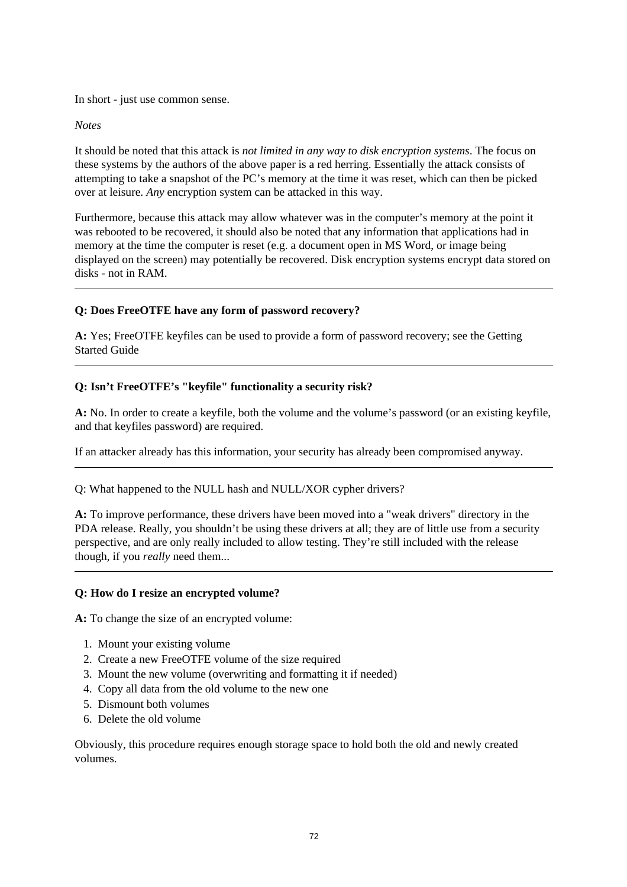In short - just use common sense.

*Notes*

It should be noted that this attack is *not limited in any way to disk encryption systems*. The focus on these systems by the authors of the above paper is a red herring. Essentially the attack consists of attempting to take a snapshot of the PC's memory at the time it was reset, which can then be picked over at leisure. *Any* encryption system can be attacked in this way.

Furthermore, because this attack may allow whatever was in the computer's memory at the point it was rebooted to be recovered, it should also be noted that any information that applications had in memory at the time the computer is reset (e.g. a document open in MS Word, or image being displayed on the screen) may potentially be recovered. Disk encryption systems encrypt data stored on disks - not in RAM.

---

**Q: Does FreeOTFE have any form of password recovery?**

**A:** Yes; FreeOTFE keyfiles can be used to provide a form of password recovery; see the Getting Started Guide

---

**Q: Isn't FreeOTFE's "keyfile" functionality a security risk?**

**A:** No. In order to create a keyfile, both the volume and the volume's password (or an existing keyfile, and that keyfiles password) are required.

If an attacker already has this information, your security has already been compromised anyway.

---

Q: What happened to the NULL hash and NULL/XOR cypher drivers?

**A:** To improve performance, these drivers have been moved into a "weak drivers" directory in the PDA release. Really, you shouldn't be using these drivers at all; they are of little use from a security perspective, and are only really included to allow testing. They're still included with the release though, if you *really* need them...

---

**Q: How do I resize an encrypted volume?**

**A:** To change the size of an encrypted volume:

1. Mount your existing volume
2. Create a new FreeOTFE volume of the size required
3. Mount the new volume (overwriting and formatting it if needed)
4. Copy all data from the old volume to the new one
5. Dismount both volumes
6. Delete the old volume

Obviously, this procedure requires enough storage space to hold both the old and newly created volumes.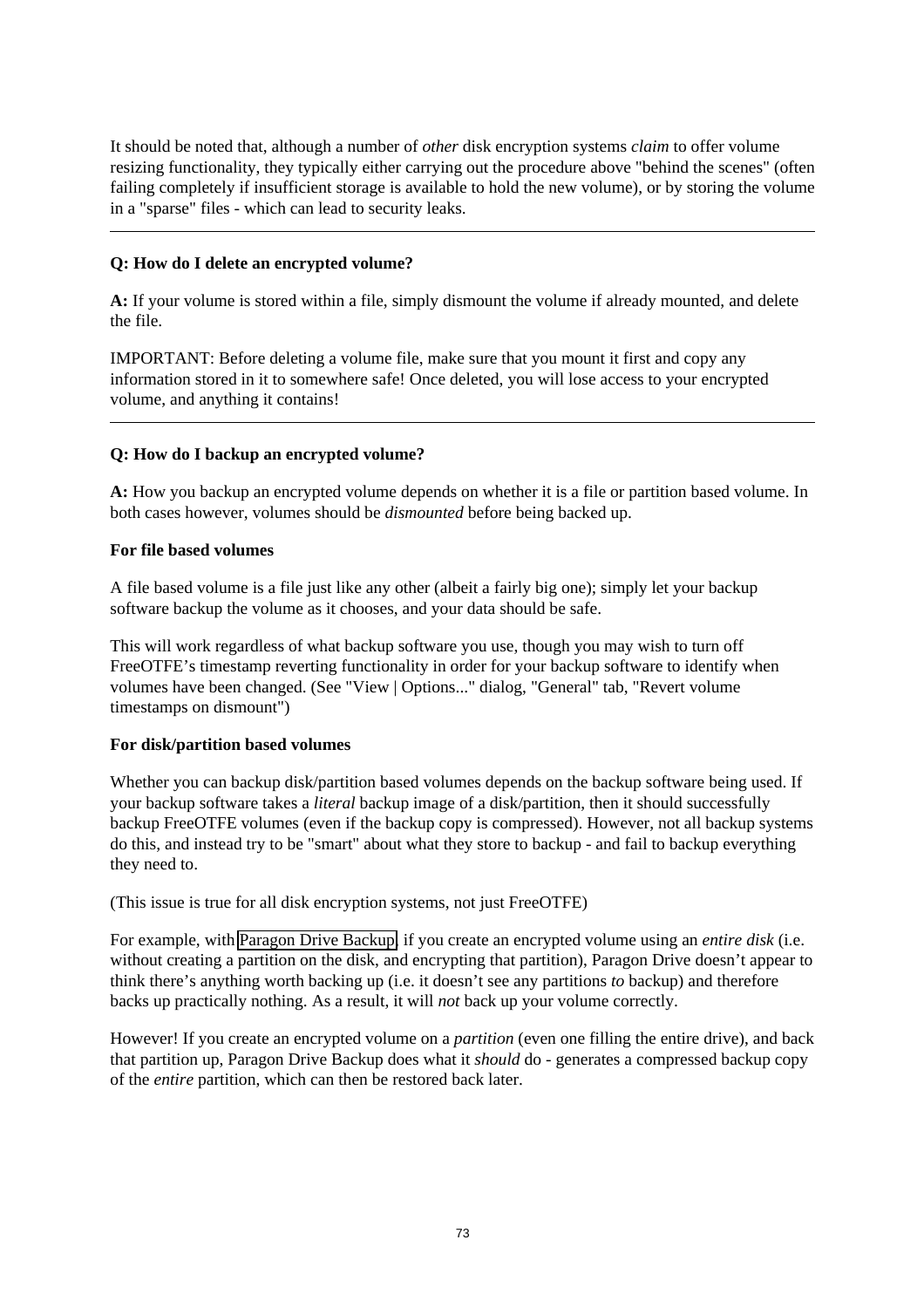It should be noted that, although a number of *other* disk encryption systems *claim* to offer volume resizing functionality, they typically either carrying out the procedure above "behind the scenes" (often failing completely if insufficient storage is available to hold the new volume), or by storing the volume in a "sparse" files - which can lead to security leaks.

---

**Q: How do I delete an encrypted volume?**

**A:** If your volume is stored within a file, simply dismount the volume if already mounted, and delete the file.

IMPORTANT: Before deleting a volume file, make sure that you mount it first and copy any information stored in it to somewhere safe! Once deleted, you will lose access to your encrypted volume, and anything it contains!

---

**Q: How do I backup an encrypted volume?**

**A:** How you backup an encrypted volume depends on whether it is a file or partition based volume. In both cases however, volumes should be *dismounted* before being backed up.

**For file based volumes**

A file based volume is a file just like any other (albeit a fairly big one); simply let your backup software backup the volume as it chooses, and your data should be safe.

This will work regardless of what backup software you use, though you may wish to turn off FreeOTFE's timestamp reverting functionality in order for your backup software to identify when volumes have been changed. (See "View | Options..." dialog, "General" tab, "Revert volume timestamps on dismount")

**For disk/partition based volumes**

Whether you can backup disk/partition based volumes depends on the backup software being used. If your backup software takes a *literal* backup image of a disk/partition, then it should successfully backup FreeOTFE volumes (even if the backup copy is compressed). However, not all backup systems do this, and instead try to be "smart" about what they store to backup - and fail to backup everything they need to.

(This issue is true for all disk encryption systems, not just FreeOTFE)

For example, with Paragon Drive Backup, if you create an encrypted volume using an *entire disk* (i.e. without creating a partition on the disk, and encrypting that partition), Paragon Drive doesn't appear to think there's anything worth backing up (i.e. it doesn't see any partitions *to* backup) and therefore backs up practically nothing. As a result, it will *not* back up your volume correctly.

However! If you create an encrypted volume on a *partition* (even one filling the entire drive), and back that partition up, Paragon Drive Backup does what it *should* do - generates a compressed backup copy of the *entire* partition, which can then be restored back later.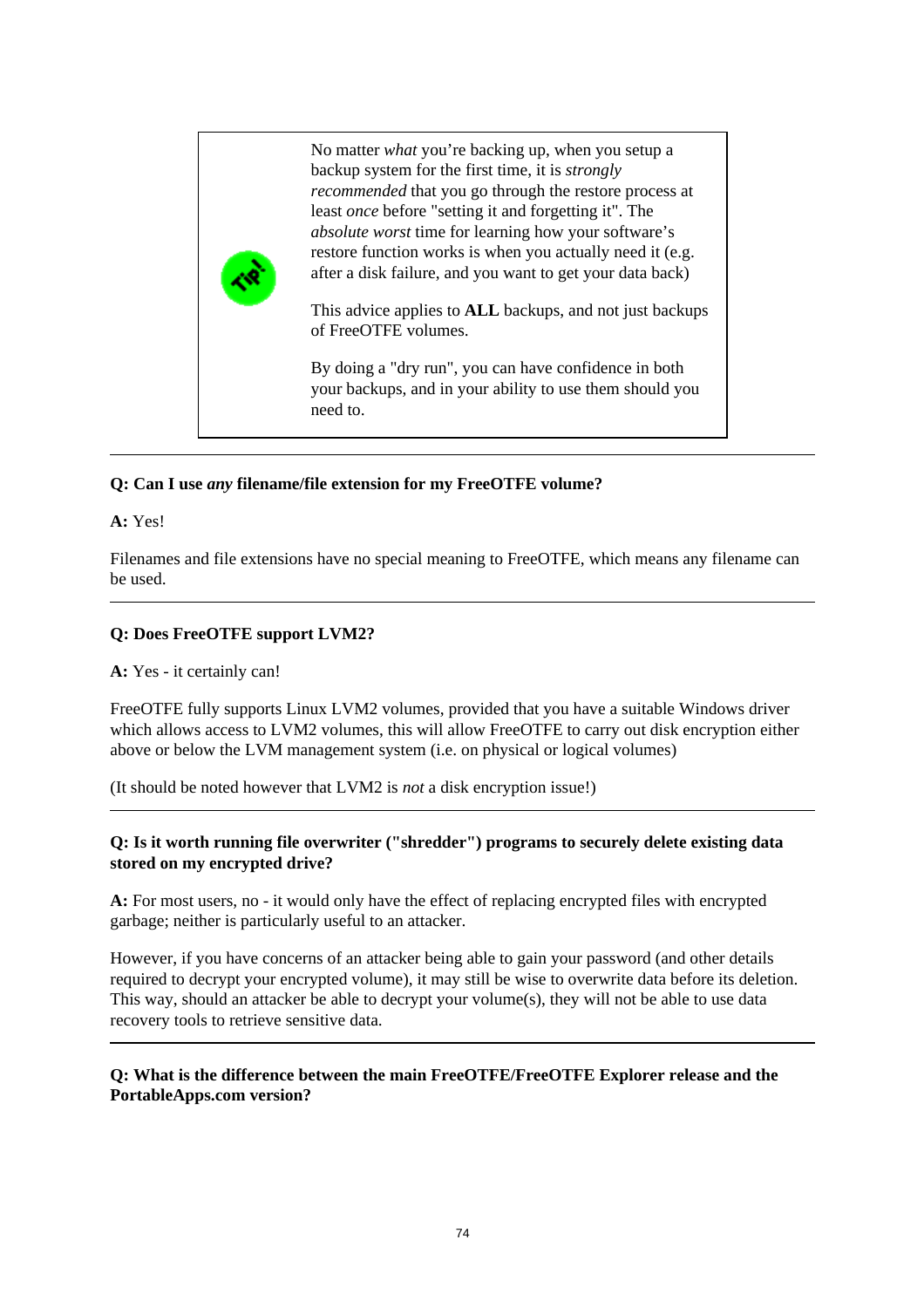> No matter *what* you're backing up, when you setup a backup system for the first time, it is *strongly recommended* that you go through the restore process at least *once* before "setting it and forgetting it". The *absolute worst* time for learning how your software's restore function works is when you actually need it (e.g. after a disk failure, and you want to get your data back)
>
> This advice applies to **ALL** backups, and not just backups of FreeOTFE volumes.
>
> By doing a "dry run", you can have confidence in both your backups, and in your ability to use them should you need to.

---

**Q: Can I use *any* filename/file extension for my FreeOTFE volume?**

**A:** Yes!

Filenames and file extensions have no special meaning to FreeOTFE, which means any filename can be used.

---

**Q: Does FreeOTFE support LVM2?**

**A:** Yes - it certainly can!

FreeOTFE fully supports Linux LVM2 volumes, provided that you have a suitable Windows driver which allows access to LVM2 volumes, this will allow FreeOTFE to carry out disk encryption either above or below the LVM management system (i.e. on physical or logical volumes)

(It should be noted however that LVM2 is *not* a disk encryption issue!)

---

**Q: Is it worth running file overwriter ("shredder") programs to securely delete existing data stored on my encrypted drive?**

**A:** For most users, no - it would only have the effect of replacing encrypted files with encrypted garbage; neither is particularly useful to an attacker.

However, if you have concerns of an attacker being able to gain your password (and other details required to decrypt your encrypted volume), it may still be wise to overwrite data before its deletion. This way, should an attacker be able to decrypt your volume(s), they will not be able to use data recovery tools to retrieve sensitive data.

---

**Q: What is the difference between the main FreeOTFE/FreeOTFE Explorer release and the PortableApps.com version?**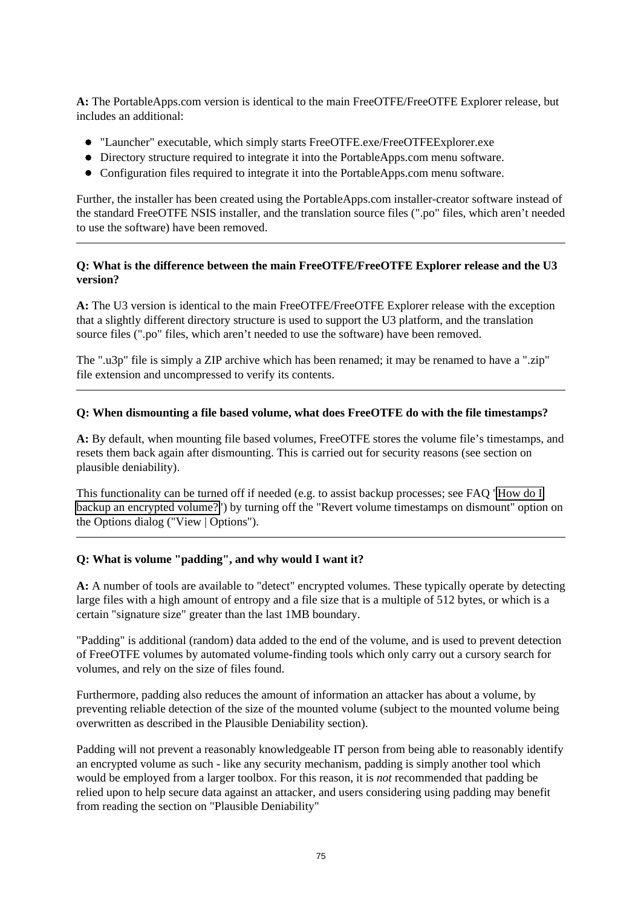**A:** The PortableApps.com version is identical to the main FreeOTFE/FreeOTFE Explorer release, but includes an additional:

- "Launcher" executable, which simply starts FreeOTFE.exe/FreeOTFEExplorer.exe
- Directory structure required to integrate it into the PortableApps.com menu software.
- Configuration files required to integrate it into the PortableApps.com menu software.

Further, the installer has been created using the PortableApps.com installer-creator software instead of the standard FreeOTFE NSIS installer, and the translation source files (".po" files, which aren't needed to use the software) have been removed.

---

**Q: What is the difference between the main FreeOTFE/FreeOTFE Explorer release and the U3 version?**

**A:** The U3 version is identical to the main FreeOTFE/FreeOTFE Explorer release with the exception that a slightly different directory structure is used to support the U3 platform, and the translation source files (".po" files, which aren't needed to use the software) have been removed.

The ".u3p" file is simply a ZIP archive which has been renamed; it may be renamed to have a ".zip" file extension and uncompressed to verify its contents.

---

**Q: When dismounting a file based volume, what does FreeOTFE do with the file timestamps?**

**A:** By default, when mounting file based volumes, FreeOTFE stores the volume file's timestamps, and resets them back again after dismounting. This is carried out for security reasons (see section on plausible deniability).

This functionality can be turned off if needed (e.g. to assist backup processes; see FAQ 'How do I backup an encrypted volume?') by turning off the "Revert volume timestamps on dismount" option on the Options dialog ("View | Options").

---

**Q: What is volume "padding", and why would I want it?**

**A:** A number of tools are available to "detect" encrypted volumes. These typically operate by detecting large files with a high amount of entropy and a file size that is a multiple of 512 bytes, or which is a certain "signature size" greater than the last 1MB boundary.

"Padding" is additional (random) data added to the end of the volume, and is used to prevent detection of FreeOTFE volumes by automated volume-finding tools which only carry out a cursory search for volumes, and rely on the size of files found.

Furthermore, padding also reduces the amount of information an attacker has about a volume, by preventing reliable detection of the size of the mounted volume (subject to the mounted volume being overwritten as described in the Plausible Deniability section).

Padding will not prevent a reasonably knowledgeable IT person from being able to reasonably identify an encrypted volume as such - like any security mechanism, padding is simply another tool which would be employed from a larger toolbox. For this reason, it is *not* recommended that padding be relied upon to help secure data against an attacker, and users considering using padding may benefit from reading the section on "Plausible Deniability"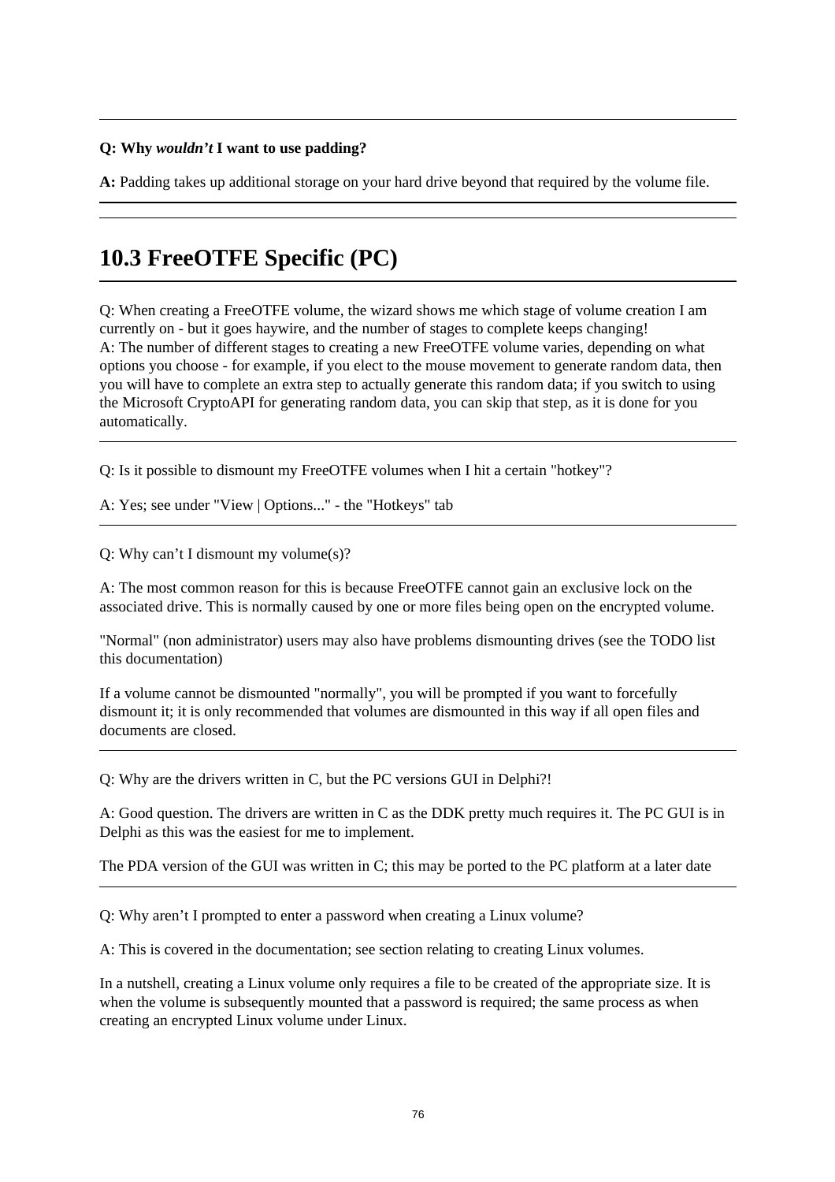---

**Q: Why *wouldn't* I want to use padding?**

**A:** Padding takes up additional storage on your hard drive beyond that required by the volume file.

---

## 10.3 FreeOTFE Specific (PC)

---

Q: When creating a FreeOTFE volume, the wizard shows me which stage of volume creation I am currently on - but it goes haywire, and the number of stages to complete keeps changing!
A: The number of different stages to creating a new FreeOTFE volume varies, depending on what options you choose - for example, if you elect to the mouse movement to generate random data, then you will have to complete an extra step to actually generate this random data; if you switch to using the Microsoft CryptoAPI for generating random data, you can skip that step, as it is done for you automatically.

---

Q: Is it possible to dismount my FreeOTFE volumes when I hit a certain "hotkey"?

A: Yes; see under "View | Options..." - the "Hotkeys" tab

---

Q: Why can't I dismount my volume(s)?

A: The most common reason for this is because FreeOTFE cannot gain an exclusive lock on the associated drive. This is normally caused by one or more files being open on the encrypted volume.

"Normal" (non administrator) users may also have problems dismounting drives (see the TODO list this documentation)

If a volume cannot be dismounted "normally", you will be prompted if you want to forcefully dismount it; it is only recommended that volumes are dismounted in this way if all open files and documents are closed.

---

Q: Why are the drivers written in C, but the PC versions GUI in Delphi?!

A: Good question. The drivers are written in C as the DDK pretty much requires it. The PC GUI is in Delphi as this was the easiest for me to implement.

The PDA version of the GUI was written in C; this may be ported to the PC platform at a later date

---

Q: Why aren't I prompted to enter a password when creating a Linux volume?

A: This is covered in the documentation; see section relating to creating Linux volumes.

In a nutshell, creating a Linux volume only requires a file to be created of the appropriate size. It is when the volume is subsequently mounted that a password is required; the same process as when creating an encrypted Linux volume under Linux.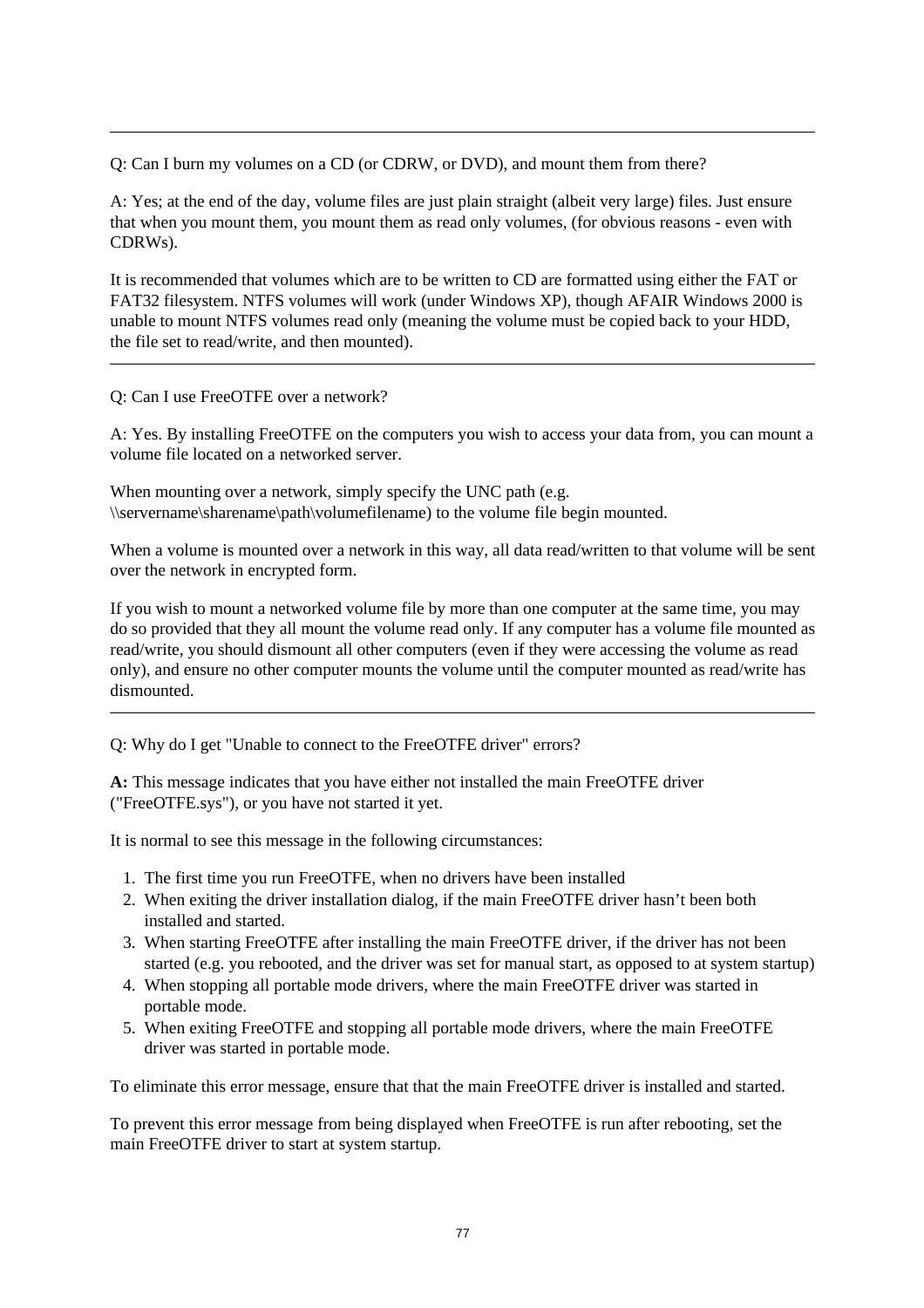---

Q: Can I burn my volumes on a CD (or CDRW, or DVD), and mount them from there?

A: Yes; at the end of the day, volume files are just plain straight (albeit very large) files. Just ensure that when you mount them, you mount them as read only volumes, (for obvious reasons - even with CDRWs).

It is recommended that volumes which are to be written to CD are formatted using either the FAT or FAT32 filesystem. NTFS volumes will work (under Windows XP), though AFAIR Windows 2000 is unable to mount NTFS volumes read only (meaning the volume must be copied back to your HDD, the file set to read/write, and then mounted).

---

Q: Can I use FreeOTFE over a network?

A: Yes. By installing FreeOTFE on the computers you wish to access your data from, you can mount a volume file located on a networked server.

When mounting over a network, simply specify the UNC path (e.g. \\servername\sharename\path\volumefilename) to the volume file begin mounted.

When a volume is mounted over a network in this way, all data read/written to that volume will be sent over the network in encrypted form.

If you wish to mount a networked volume file by more than one computer at the same time, you may do so provided that they all mount the volume read only. If any computer has a volume file mounted as read/write, you should dismount all other computers (even if they were accessing the volume as read only), and ensure no other computer mounts the volume until the computer mounted as read/write has dismounted.

---

Q: Why do I get "Unable to connect to the FreeOTFE driver" errors?

**A:** This message indicates that you have either not installed the main FreeOTFE driver ("FreeOTFE.sys"), or you have not started it yet.

It is normal to see this message in the following circumstances:

1. The first time you run FreeOTFE, when no drivers have been installed
2. When exiting the driver installation dialog, if the main FreeOTFE driver hasn't been both installed and started.
3. When starting FreeOTFE after installing the main FreeOTFE driver, if the driver has not been started (e.g. you rebooted, and the driver was set for manual start, as opposed to at system startup)
4. When stopping all portable mode drivers, where the main FreeOTFE driver was started in portable mode.
5. When exiting FreeOTFE and stopping all portable mode drivers, where the main FreeOTFE driver was started in portable mode.

To eliminate this error message, ensure that that the main FreeOTFE driver is installed and started.

To prevent this error message from being displayed when FreeOTFE is run after rebooting, set the main FreeOTFE driver to start at system startup.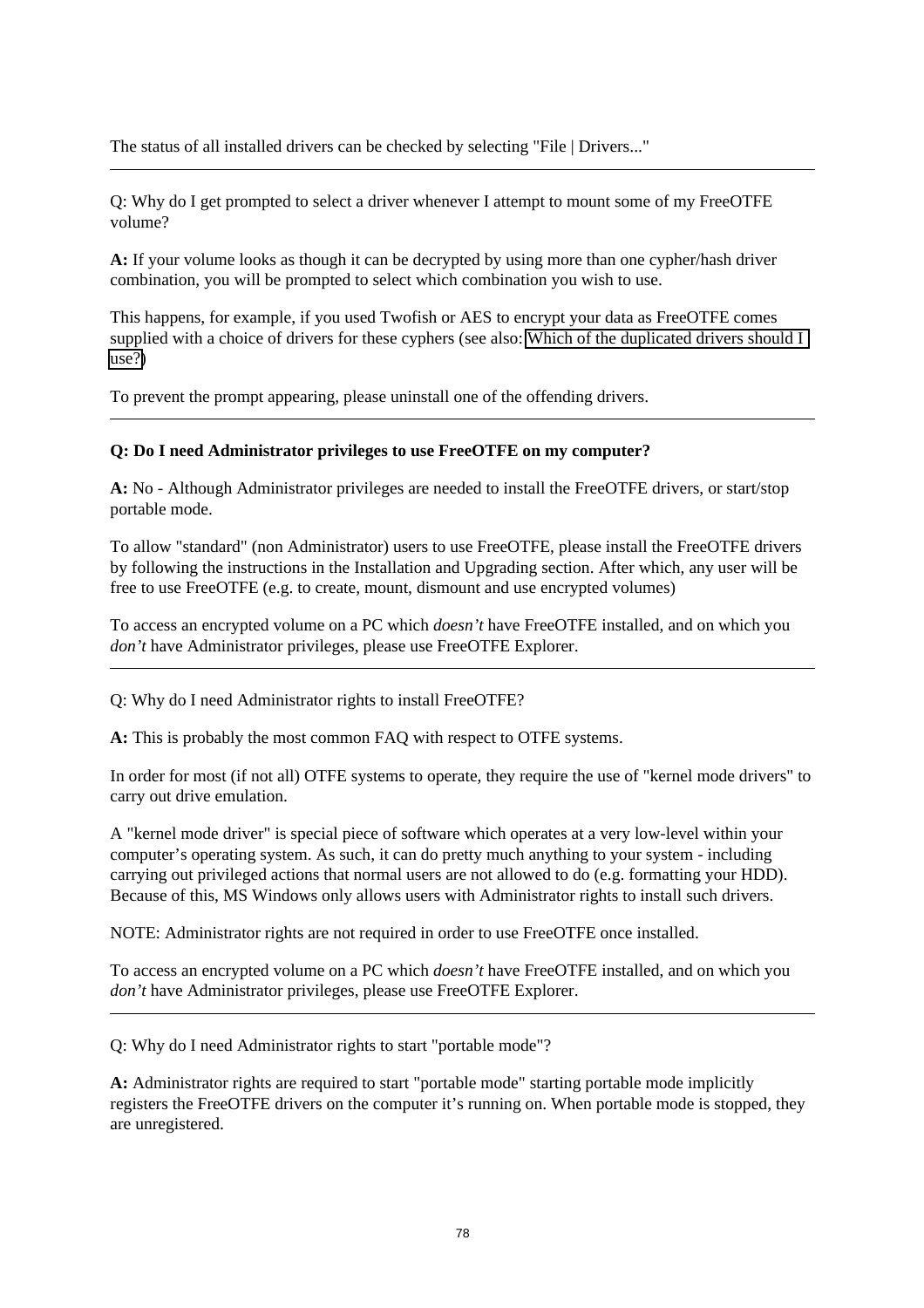The status of all installed drivers can be checked by selecting "File | Drivers..."

---

Q: Why do I get prompted to select a driver whenever I attempt to mount some of my FreeOTFE volume?

**A:** If your volume looks as though it can be decrypted by using more than one cypher/hash driver combination, you will be prompted to select which combination you wish to use.

This happens, for example, if you used Twofish or AES to encrypt your data as FreeOTFE comes supplied with a choice of drivers for these cyphers (see also: Which of the duplicated drivers should I use?)

To prevent the prompt appearing, please uninstall one of the offending drivers.

---

**Q: Do I need Administrator privileges to use FreeOTFE on my computer?**

**A:** No - Although Administrator privileges are needed to install the FreeOTFE drivers, or start/stop portable mode.

To allow "standard" (non Administrator) users to use FreeOTFE, please install the FreeOTFE drivers by following the instructions in the Installation and Upgrading section. After which, any user will be free to use FreeOTFE (e.g. to create, mount, dismount and use encrypted volumes)

To access an encrypted volume on a PC which *doesn't* have FreeOTFE installed, and on which you *don't* have Administrator privileges, please use FreeOTFE Explorer.

---

Q: Why do I need Administrator rights to install FreeOTFE?

**A:** This is probably the most common FAQ with respect to OTFE systems.

In order for most (if not all) OTFE systems to operate, they require the use of "kernel mode drivers" to carry out drive emulation.

A "kernel mode driver" is special piece of software which operates at a very low-level within your computer's operating system. As such, it can do pretty much anything to your system - including carrying out privileged actions that normal users are not allowed to do (e.g. formatting your HDD). Because of this, MS Windows only allows users with Administrator rights to install such drivers.

NOTE: Administrator rights are not required in order to use FreeOTFE once installed.

To access an encrypted volume on a PC which *doesn't* have FreeOTFE installed, and on which you *don't* have Administrator privileges, please use FreeOTFE Explorer.

---

Q: Why do I need Administrator rights to start "portable mode"?

**A:** Administrator rights are required to start "portable mode" starting portable mode implicitly registers the FreeOTFE drivers on the computer it's running on. When portable mode is stopped, they are unregistered.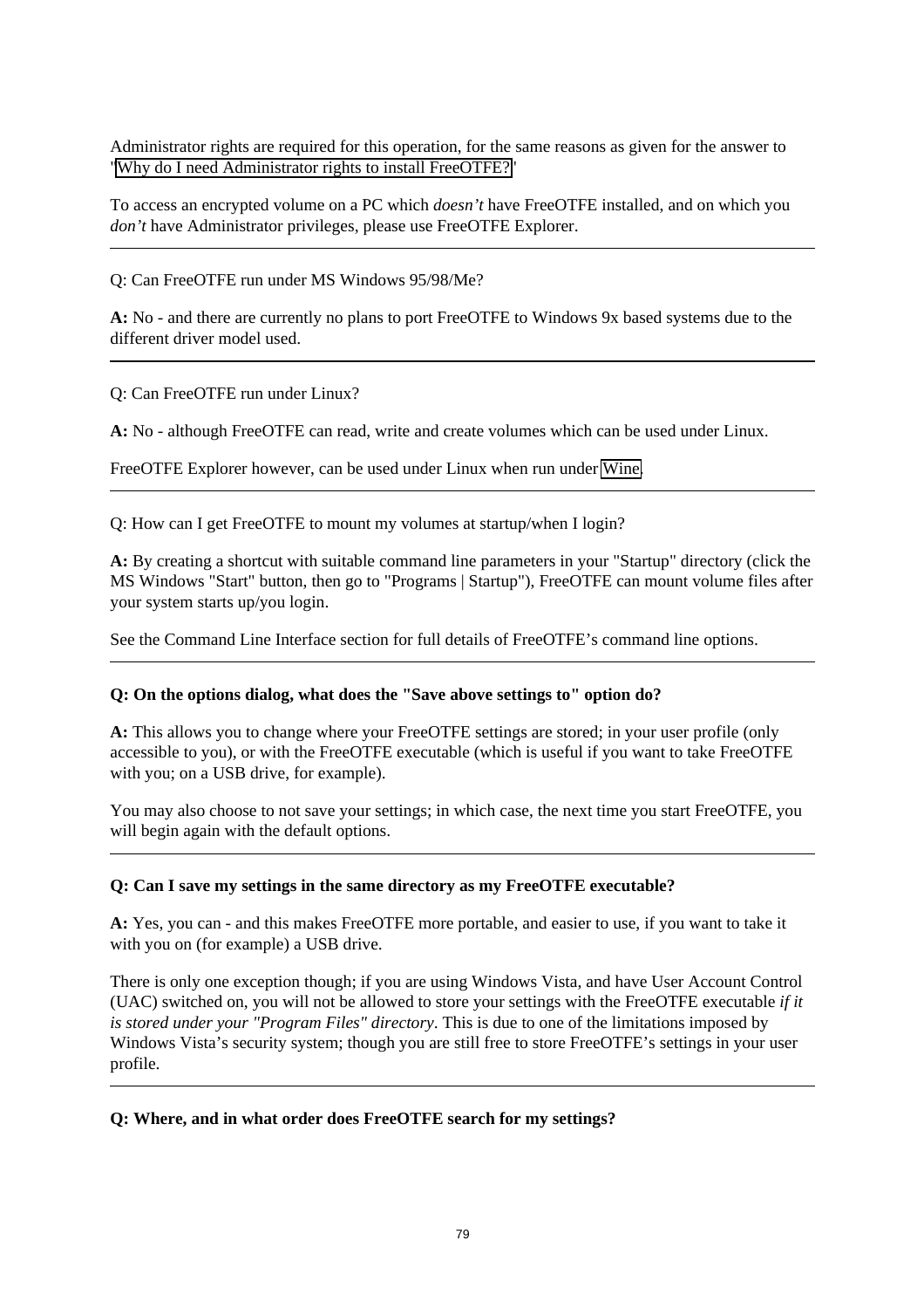Administrator rights are required for this operation, for the same reasons as given for the answer to "Why do I need Administrator rights to install FreeOTFE?"

To access an encrypted volume on a PC which *doesn't* have FreeOTFE installed, and on which you *don't* have Administrator privileges, please use FreeOTFE Explorer.

---

Q: Can FreeOTFE run under MS Windows 95/98/Me?

**A:** No - and there are currently no plans to port FreeOTFE to Windows 9x based systems due to the different driver model used.

---

Q: Can FreeOTFE run under Linux?

**A:** No - although FreeOTFE can read, write and create volumes which can be used under Linux.

FreeOTFE Explorer however, can be used under Linux when run under Wine.

---

Q: How can I get FreeOTFE to mount my volumes at startup/when I login?

**A:** By creating a shortcut with suitable command line parameters in your "Startup" directory (click the MS Windows "Start" button, then go to "Programs | Startup"), FreeOTFE can mount volume files after your system starts up/you login.

See the Command Line Interface section for full details of FreeOTFE's command line options.

---

**Q: On the options dialog, what does the "Save above settings to" option do?**

**A:** This allows you to change where your FreeOTFE settings are stored; in your user profile (only accessible to you), or with the FreeOTFE executable (which is useful if you want to take FreeOTFE with you; on a USB drive, for example).

You may also choose to not save your settings; in which case, the next time you start FreeOTFE, you will begin again with the default options.

---

**Q: Can I save my settings in the same directory as my FreeOTFE executable?**

**A:** Yes, you can - and this makes FreeOTFE more portable, and easier to use, if you want to take it with you on (for example) a USB drive.

There is only one exception though; if you are using Windows Vista, and have User Account Control (UAC) switched on, you will not be allowed to store your settings with the FreeOTFE executable *if it is stored under your "Program Files" directory*. This is due to one of the limitations imposed by Windows Vista's security system; though you are still free to store FreeOTFE's settings in your user profile.

---

**Q: Where, and in what order does FreeOTFE search for my settings?**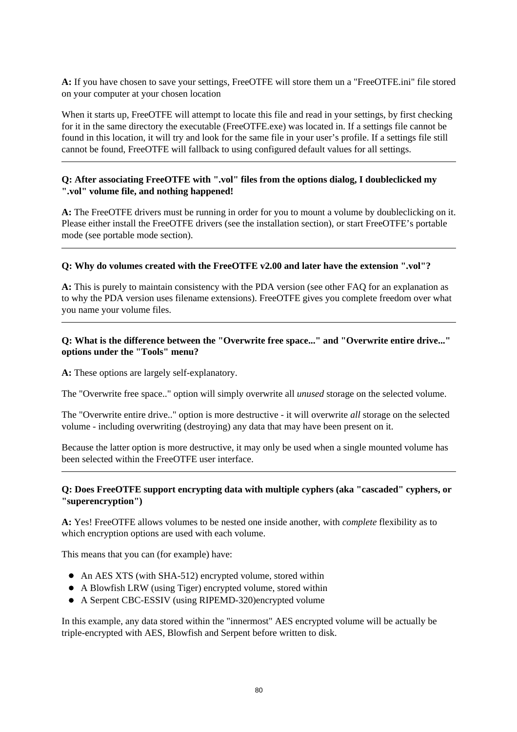**A:** If you have chosen to save your settings, FreeOTFE will store them un a "FreeOTFE.ini" file stored on your computer at your chosen location

When it starts up, FreeOTFE will attempt to locate this file and read in your settings, by first checking for it in the same directory the executable (FreeOTFE.exe) was located in. If a settings file cannot be found in this location, it will try and look for the same file in your user's profile. If a settings file still cannot be found, FreeOTFE will fallback to using configured default values for all settings.

---

**Q: After associating FreeOTFE with ".vol" files from the options dialog, I doubleclicked my ".vol" volume file, and nothing happened!**

**A:** The FreeOTFE drivers must be running in order for you to mount a volume by doubleclicking on it. Please either install the FreeOTFE drivers (see the installation section), or start FreeOTFE's portable mode (see portable mode section).

---

**Q: Why do volumes created with the FreeOTFE v2.00 and later have the extension ".vol"?**

**A:** This is purely to maintain consistency with the PDA version (see other FAQ for an explanation as to why the PDA version uses filename extensions). FreeOTFE gives you complete freedom over what you name your volume files.

---

**Q: What is the difference between the "Overwrite free space..." and "Overwrite entire drive..." options under the "Tools" menu?**

**A:** These options are largely self-explanatory.

The "Overwrite free space.." option will simply overwrite all *unused* storage on the selected volume.

The "Overwrite entire drive.." option is more destructive - it will overwrite *all* storage on the selected volume - including overwriting (destroying) any data that may have been present on it.

Because the latter option is more destructive, it may only be used when a single mounted volume has been selected within the FreeOTFE user interface.

---

**Q: Does FreeOTFE support encrypting data with multiple cyphers (aka "cascaded" cyphers, or "superencryption")**

**A:** Yes! FreeOTFE allows volumes to be nested one inside another, with *complete* flexibility as to which encryption options are used with each volume.

This means that you can (for example) have:

- An AES XTS (with SHA-512) encrypted volume, stored within
- A Blowfish LRW (using Tiger) encrypted volume, stored within
- A Serpent CBC-ESSIV (using RIPEMD-320)encrypted volume

In this example, any data stored within the "innermost" AES encrypted volume will be actually be triple-encrypted with AES, Blowfish and Serpent before written to disk.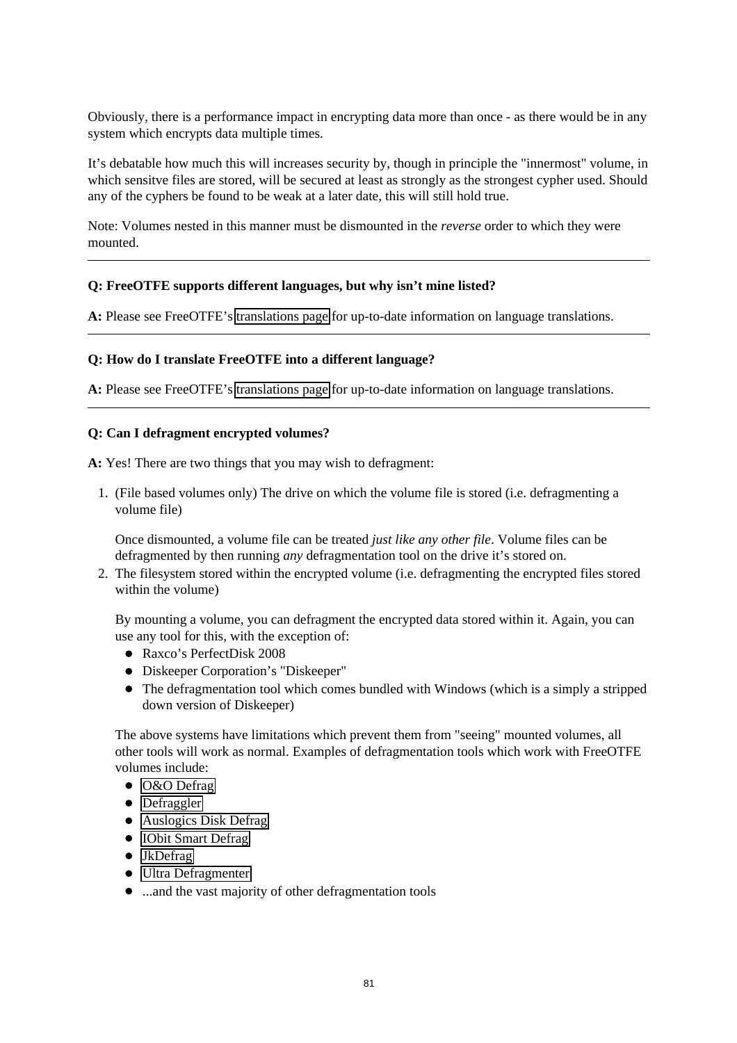Obviously, there is a performance impact in encrypting data more than once - as there would be in any system which encrypts data multiple times.

It's debatable how much this will increases security by, though in principle the "innermost" volume, in which sensitve files are stored, will be secured at least as strongly as the strongest cypher used. Should any of the cyphers be found to be weak at a later date, this will still hold true.

Note: Volumes nested in this manner must be dismounted in the *reverse* order to which they were mounted.

---

**Q: FreeOTFE supports different languages, but why isn't mine listed?**

**A:** Please see FreeOTFE's translations page for up-to-date information on language translations.

---

**Q: How do I translate FreeOTFE into a different language?**

**A:** Please see FreeOTFE's translations page for up-to-date information on language translations.

---

**Q: Can I defragment encrypted volumes?**

**A:** Yes! There are two things that you may wish to defragment:

1. (File based volumes only) The drive on which the volume file is stored (i.e. defragmenting a volume file)

   Once dismounted, a volume file can be treated *just like any other file*. Volume files can be defragmented by then running *any* defragmentation tool on the drive it's stored on.

2. The filesystem stored within the encrypted volume (i.e. defragmenting the encrypted files stored within the volume)

   By mounting a volume, you can defragment the encrypted data stored within it. Again, you can use any tool for this, with the exception of:
   - Raxco's PerfectDisk 2008
   - Diskeeper Corporation's "Diskeeper"
   - The defragmentation tool which comes bundled with Windows (which is a simply a stripped down version of Diskeeper)

   The above systems have limitations which prevent them from "seeing" mounted volumes, all other tools will work as normal. Examples of defragmentation tools which work with FreeOTFE volumes include:
   - O&O Defrag
   - Defraggler
   - Auslogics Disk Defrag
   - IObit Smart Defrag
   - JkDefrag
   - Ultra Defragmenter
   - ...and the vast majority of other defragmentation tools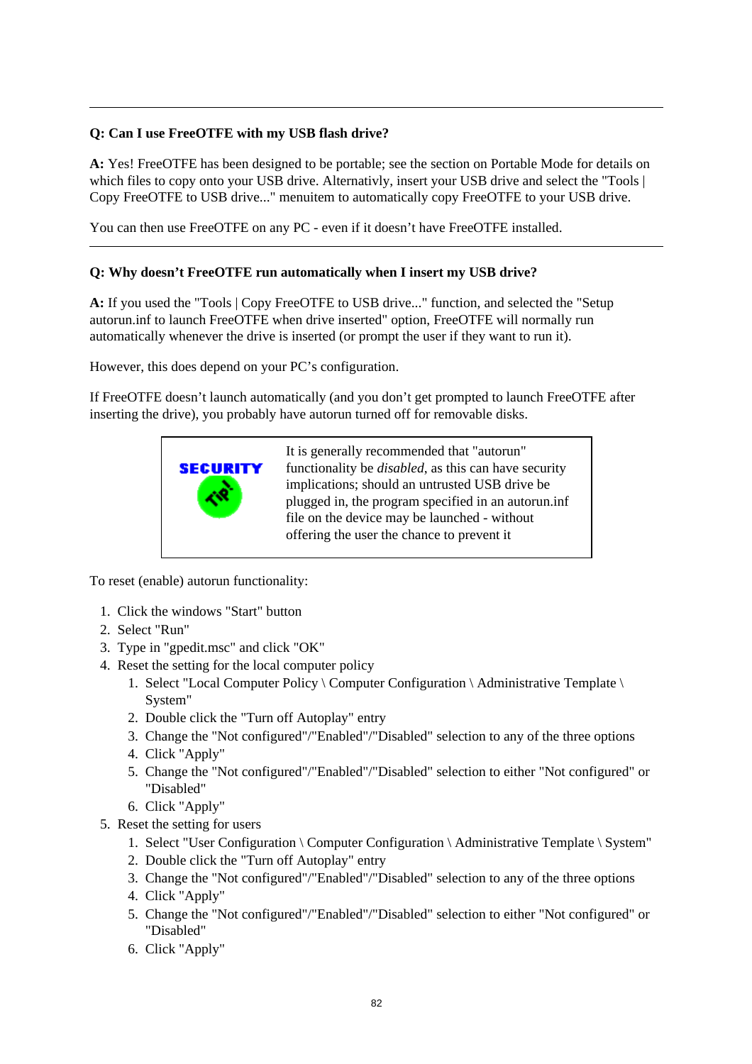---

**Q: Can I use FreeOTFE with my USB flash drive?**

**A:** Yes! FreeOTFE has been designed to be portable; see the section on Portable Mode for details on which files to copy onto your USB drive. Alternativly, insert your USB drive and select the "Tools | Copy FreeOTFE to USB drive..." menuitem to automatically copy FreeOTFE to your USB drive.

You can then use FreeOTFE on any PC - even if it doesn't have FreeOTFE installed.

---

**Q: Why doesn't FreeOTFE run automatically when I insert my USB drive?**

**A:** If you used the "Tools | Copy FreeOTFE to USB drive..." function, and selected the "Setup autorun.inf to launch FreeOTFE when drive inserted" option, FreeOTFE will normally run automatically whenever the drive is inserted (or prompt the user if they want to run it).

However, this does depend on your PC's configuration.

If FreeOTFE doesn't launch automatically (and you don't get prompted to launch FreeOTFE after inserting the drive), you probably have autorun turned off for removable disks.

| SECURITY TIP! | It is generally recommended that "autorun" functionality be *disabled*, as this can have security implications; should an untrusted USB drive be plugged in, the program specified in an autorun.inf file on the device may be launched - without offering the user the chance to prevent it |
|---|---|

To reset (enable) autorun functionality:

1. Click the windows "Start" button
2. Select "Run"
3. Type in "gpedit.msc" and click "OK"
4. Reset the setting for the local computer policy
   1. Select "Local Computer Policy \ Computer Configuration \ Administrative Template \ System"
   2. Double click the "Turn off Autoplay" entry
   3. Change the "Not configured"/"Enabled"/"Disabled" selection to any of the three options
   4. Click "Apply"
   5. Change the "Not configured"/"Enabled"/"Disabled" selection to either "Not configured" or "Disabled"
   6. Click "Apply"
5. Reset the setting for users
   1. Select "User Configuration \ Computer Configuration \ Administrative Template \ System"
   2. Double click the "Turn off Autoplay" entry
   3. Change the "Not configured"/"Enabled"/"Disabled" selection to any of the three options
   4. Click "Apply"
   5. Change the "Not configured"/"Enabled"/"Disabled" selection to either "Not configured" or "Disabled"
   6. Click "Apply"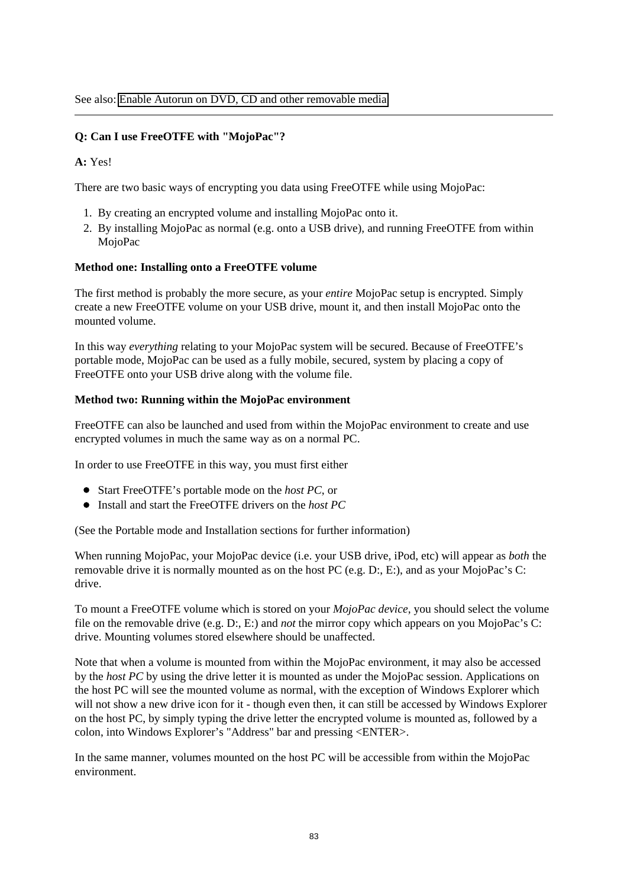See also: Enable Autorun on DVD, CD and other removable media

---

**Q: Can I use FreeOTFE with "MojoPac"?**

**A:** Yes!

There are two basic ways of encrypting you data using FreeOTFE while using MojoPac:

1. By creating an encrypted volume and installing MojoPac onto it.
2. By installing MojoPac as normal (e.g. onto a USB drive), and running FreeOTFE from within MojoPac

**Method one: Installing onto a FreeOTFE volume**

The first method is probably the more secure, as your *entire* MojoPac setup is encrypted. Simply create a new FreeOTFE volume on your USB drive, mount it, and then install MojoPac onto the mounted volume.

In this way *everything* relating to your MojoPac system will be secured. Because of FreeOTFE's portable mode, MojoPac can be used as a fully mobile, secured, system by placing a copy of FreeOTFE onto your USB drive along with the volume file.

**Method two: Running within the MojoPac environment**

FreeOTFE can also be launched and used from within the MojoPac environment to create and use encrypted volumes in much the same way as on a normal PC.

In order to use FreeOTFE in this way, you must first either

- Start FreeOTFE's portable mode on the *host PC*, or
- Install and start the FreeOTFE drivers on the *host PC*

(See the Portable mode and Installation sections for further information)

When running MojoPac, your MojoPac device (i.e. your USB drive, iPod, etc) will appear as *both* the removable drive it is normally mounted as on the host PC (e.g. D:, E:), and as your MojoPac's C: drive.

To mount a FreeOTFE volume which is stored on your *MojoPac device*, you should select the volume file on the removable drive (e.g. D:, E:) and *not* the mirror copy which appears on you MojoPac's C: drive. Mounting volumes stored elsewhere should be unaffected.

Note that when a volume is mounted from within the MojoPac environment, it may also be accessed by the *host PC* by using the drive letter it is mounted as under the MojoPac session. Applications on the host PC will see the mounted volume as normal, with the exception of Windows Explorer which will not show a new drive icon for it - though even then, it can still be accessed by Windows Explorer on the host PC, by simply typing the drive letter the encrypted volume is mounted as, followed by a colon, into Windows Explorer's "Address" bar and pressing <ENTER>.

In the same manner, volumes mounted on the host PC will be accessible from within the MojoPac environment.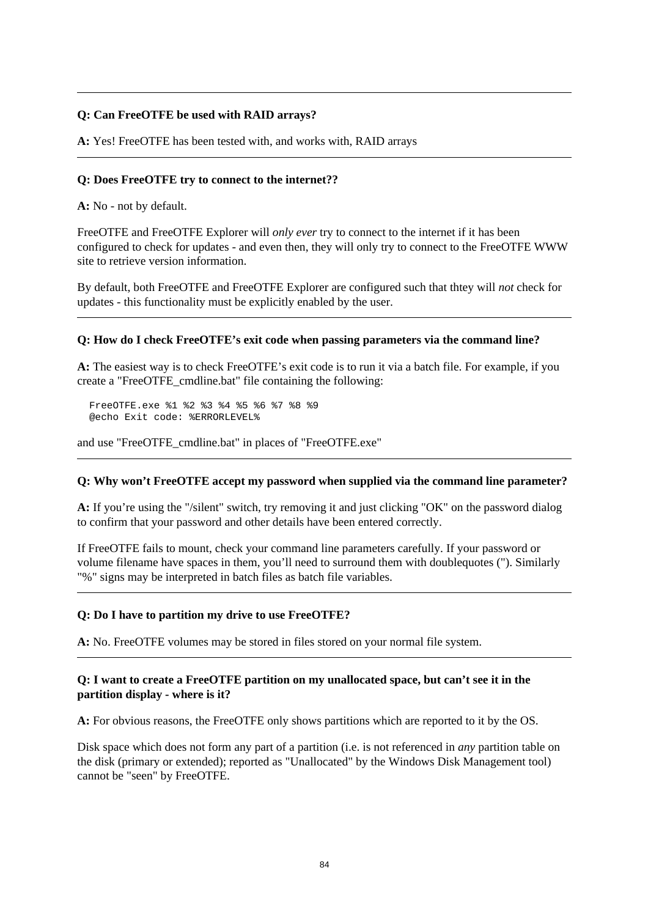---

**Q: Can FreeOTFE be used with RAID arrays?**

**A:** Yes! FreeOTFE has been tested with, and works with, RAID arrays

---

**Q: Does FreeOTFE try to connect to the internet??**

**A:** No - not by default.

FreeOTFE and FreeOTFE Explorer will *only ever* try to connect to the internet if it has been configured to check for updates - and even then, they will only try to connect to the FreeOTFE WWW site to retrieve version information.

By default, both FreeOTFE and FreeOTFE Explorer are configured such that thtey will *not* check for updates - this functionality must be explicitly enabled by the user.

---

**Q: How do I check FreeOTFE's exit code when passing parameters via the command line?**

**A:** The easiest way is to check FreeOTFE's exit code is to run it via a batch file. For example, if you create a "FreeOTFE_cmdline.bat" file containing the following:

```
FreeOTFE.exe %1 %2 %3 %4 %5 %6 %7 %8 %9
@echo Exit code: %ERRORLEVEL%
```

and use "FreeOTFE_cmdline.bat" in places of "FreeOTFE.exe"

---

**Q: Why won't FreeOTFE accept my password when supplied via the command line parameter?**

**A:** If you're using the "/silent" switch, try removing it and just clicking "OK" on the password dialog to confirm that your password and other details have been entered correctly.

If FreeOTFE fails to mount, check your command line parameters carefully. If your password or volume filename have spaces in them, you'll need to surround them with doublequotes ("). Similarly "%" signs may be interpreted in batch files as batch file variables.

---

**Q: Do I have to partition my drive to use FreeOTFE?**

**A:** No. FreeOTFE volumes may be stored in files stored on your normal file system.

---

**Q: I want to create a FreeOTFE partition on my unallocated space, but can't see it in the partition display - where is it?**

**A:** For obvious reasons, the FreeOTFE only shows partitions which are reported to it by the OS.

Disk space which does not form any part of a partition (i.e. is not referenced in *any* partition table on the disk (primary or extended); reported as "Unallocated" by the Windows Disk Management tool) cannot be "seen" by FreeOTFE.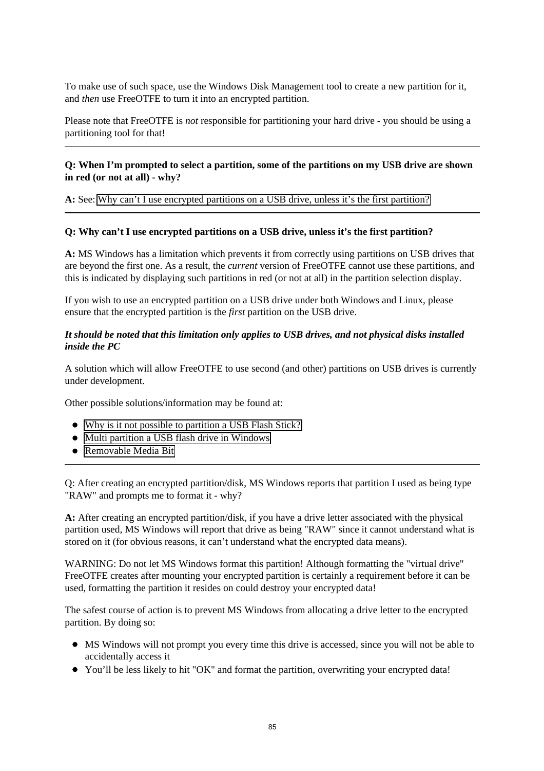To make use of such space, use the Windows Disk Management tool to create a new partition for it, and *then* use FreeOTFE to turn it into an encrypted partition.

Please note that FreeOTFE is *not* responsible for partitioning your hard drive - you should be using a partitioning tool for that!

---

**Q: When I'm prompted to select a partition, some of the partitions on my USB drive are shown in red (or not at all) - why?**

**A:** See: Why can't I use encrypted partitions on a USB drive, unless it's the first partition?

---

**Q: Why can't I use encrypted partitions on a USB drive, unless it's the first partition?**

**A:** MS Windows has a limitation which prevents it from correctly using partitions on USB drives that are beyond the first one. As a result, the *current* version of FreeOTFE cannot use these partitions, and this is indicated by displaying such partitions in red (or not at all) in the partition selection display.

If you wish to use an encrypted partition on a USB drive under both Windows and Linux, please ensure that the encrypted partition is the *first* partition on the USB drive.

***It should be noted that this limitation only applies to USB drives, and not physical disks installed inside the PC***

A solution which will allow FreeOTFE to use second (and other) partitions on USB drives is currently under development.

Other possible solutions/information may be found at:

- Why is it not possible to partition a USB Flash Stick?
- Multi partition a USB flash drive in Windows
- Removable Media Bit

---

Q: After creating an encrypted partition/disk, MS Windows reports that partition I used as being type "RAW" and prompts me to format it - why?

**A:** After creating an encrypted partition/disk, if you have a drive letter associated with the physical partition used, MS Windows will report that drive as being "RAW" since it cannot understand what is stored on it (for obvious reasons, it can't understand what the encrypted data means).

WARNING: Do not let MS Windows format this partition! Although formatting the "virtual drive" FreeOTFE creates after mounting your encrypted partition is certainly a requirement before it can be used, formatting the partition it resides on could destroy your encrypted data!

The safest course of action is to prevent MS Windows from allocating a drive letter to the encrypted partition. By doing so:

- MS Windows will not prompt you every time this drive is accessed, since you will not be able to accidentally access it
- You'll be less likely to hit "OK" and format the partition, overwriting your encrypted data!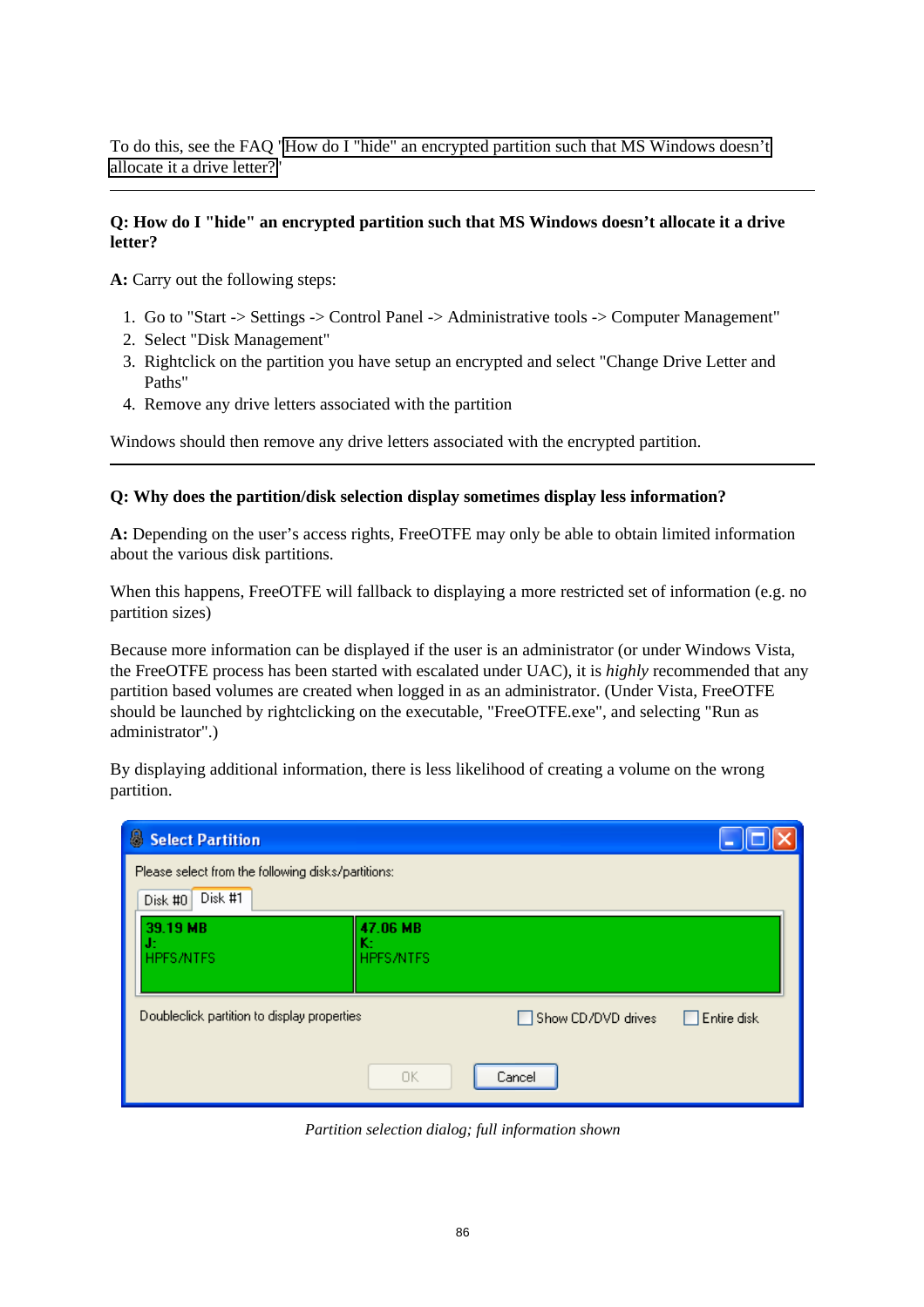To do this, see the FAQ 'How do I "hide" an encrypted partition such that MS Windows doesn't allocate it a drive letter?'

---

**Q: How do I "hide" an encrypted partition such that MS Windows doesn't allocate it a drive letter?**

**A:** Carry out the following steps:

1. Go to "Start -> Settings -> Control Panel -> Administrative tools -> Computer Management"
2. Select "Disk Management"
3. Rightclick on the partition you have setup an encrypted and select "Change Drive Letter and Paths"
4. Remove any drive letters associated with the partition

Windows should then remove any drive letters associated with the encrypted partition.

---

**Q: Why does the partition/disk selection display sometimes display less information?**

**A:** Depending on the user's access rights, FreeOTFE may only be able to obtain limited information about the various disk partitions.

When this happens, FreeOTFE will fallback to displaying a more restricted set of information (e.g. no partition sizes)

Because more information can be displayed if the user is an administrator (or under Windows Vista, the FreeOTFE process has been started with escalated under UAC), it is *highly* recommended that any partition based volumes are created when logged in as an administrator. (Under Vista, FreeOTFE should be launched by rightclicking on the executable, "FreeOTFE.exe", and selecting "Run as administrator".)

By displaying additional information, there is less likelihood of creating a volume on the wrong partition.

*Partition selection dialog; full information shown*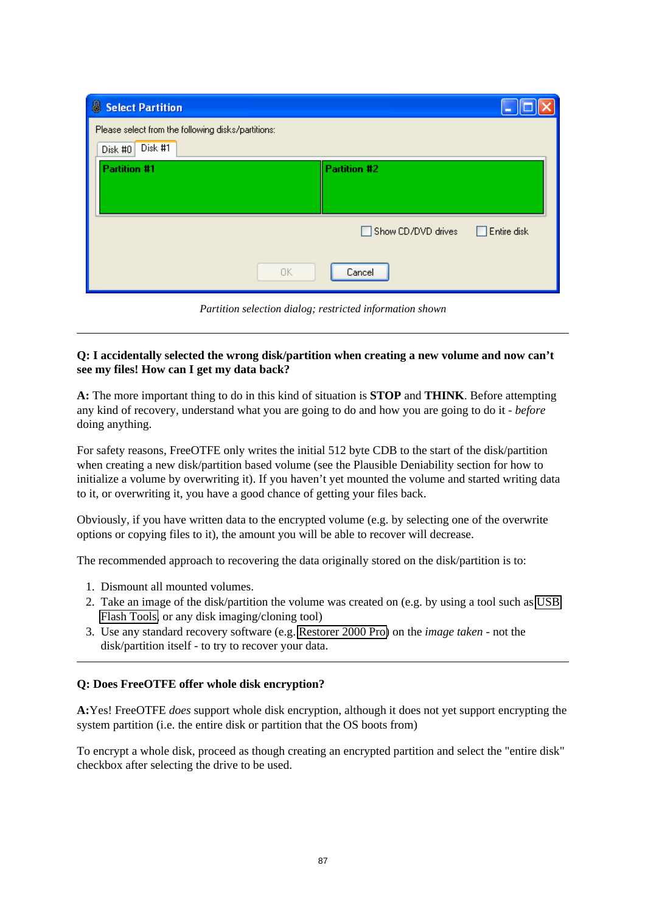*Partition selection dialog; restricted information shown*

---

**Q: I accidentally selected the wrong disk/partition when creating a new volume and now can't see my files! How can I get my data back?**

**A:** The more important thing to do in this kind of situation is **STOP** and **THINK**. Before attempting any kind of recovery, understand what you are going to do and how you are going to do it - *before* doing anything.

For safety reasons, FreeOTFE only writes the initial 512 byte CDB to the start of the disk/partition when creating a new disk/partition based volume (see the Plausible Deniability section for how to initialize a volume by overwriting it). If you haven't yet mounted the volume and started writing data to it, or overwriting it, you have a good chance of getting your files back.

Obviously, if you have written data to the encrypted volume (e.g. by selecting one of the overwrite options or copying files to it), the amount you will be able to recover will decrease.

The recommended approach to recovering the data originally stored on the disk/partition is to:

1. Dismount all mounted volumes.
2. Take an image of the disk/partition the volume was created on (e.g. by using a tool such as USB Flash Tools, or any disk imaging/cloning tool)
3. Use any standard recovery software (e.g. Restorer 2000 Pro) on the *image taken* - not the disk/partition itself - to try to recover your data.

---

**Q: Does FreeOTFE offer whole disk encryption?**

**A:**Yes! FreeOTFE *does* support whole disk encryption, although it does not yet support encrypting the system partition (i.e. the entire disk or partition that the OS boots from)

To encrypt a whole disk, proceed as though creating an encrypted partition and select the "entire disk" checkbox after selecting the drive to be used.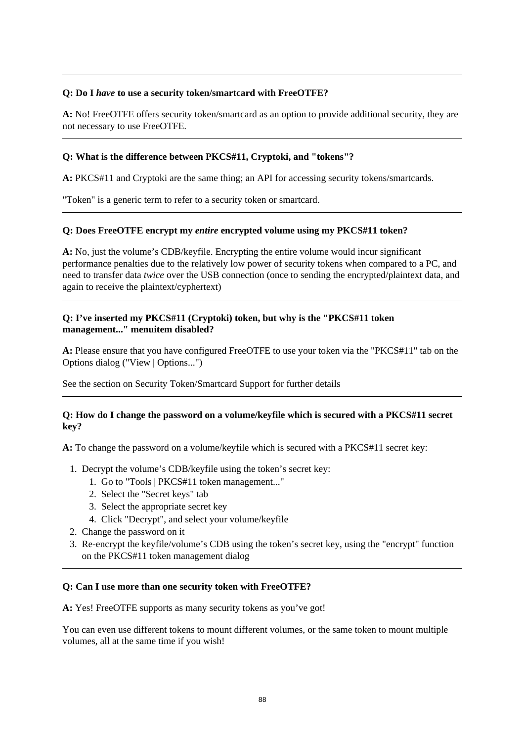---

**Q: Do I *have* to use a security token/smartcard with FreeOTFE?**

**A:** No! FreeOTFE offers security token/smartcard as an option to provide additional security, they are not necessary to use FreeOTFE.

---

**Q: What is the difference between PKCS#11, Cryptoki, and "tokens"?**

**A:** PKCS#11 and Cryptoki are the same thing; an API for accessing security tokens/smartcards.

"Token" is a generic term to refer to a security token or smartcard.

---

**Q: Does FreeOTFE encrypt my *entire* encrypted volume using my PKCS#11 token?**

**A:** No, just the volume's CDB/keyfile. Encrypting the entire volume would incur significant performance penalties due to the relatively low power of security tokens when compared to a PC, and need to transfer data *twice* over the USB connection (once to sending the encrypted/plaintext data, and again to receive the plaintext/cyphertext)

---

**Q: I've inserted my PKCS#11 (Cryptoki) token, but why is the "PKCS#11 token management..." menuitem disabled?**

**A:** Please ensure that you have configured FreeOTFE to use your token via the "PKCS#11" tab on the Options dialog ("View | Options...")

See the section on Security Token/Smartcard Support for further details

---

**Q: How do I change the password on a volume/keyfile which is secured with a PKCS#11 secret key?**

**A:** To change the password on a volume/keyfile which is secured with a PKCS#11 secret key:

1. Decrypt the volume's CDB/keyfile using the token's secret key:
   1. Go to "Tools | PKCS#11 token management..."
   2. Select the "Secret keys" tab
   3. Select the appropriate secret key
   4. Click "Decrypt", and select your volume/keyfile
2. Change the password on it
3. Re-encrypt the keyfile/volume's CDB using the token's secret key, using the "encrypt" function on the PKCS#11 token management dialog

---

**Q: Can I use more than one security token with FreeOTFE?**

**A:** Yes! FreeOTFE supports as many security tokens as you've got!

You can even use different tokens to mount different volumes, or the same token to mount multiple volumes, all at the same time if you wish!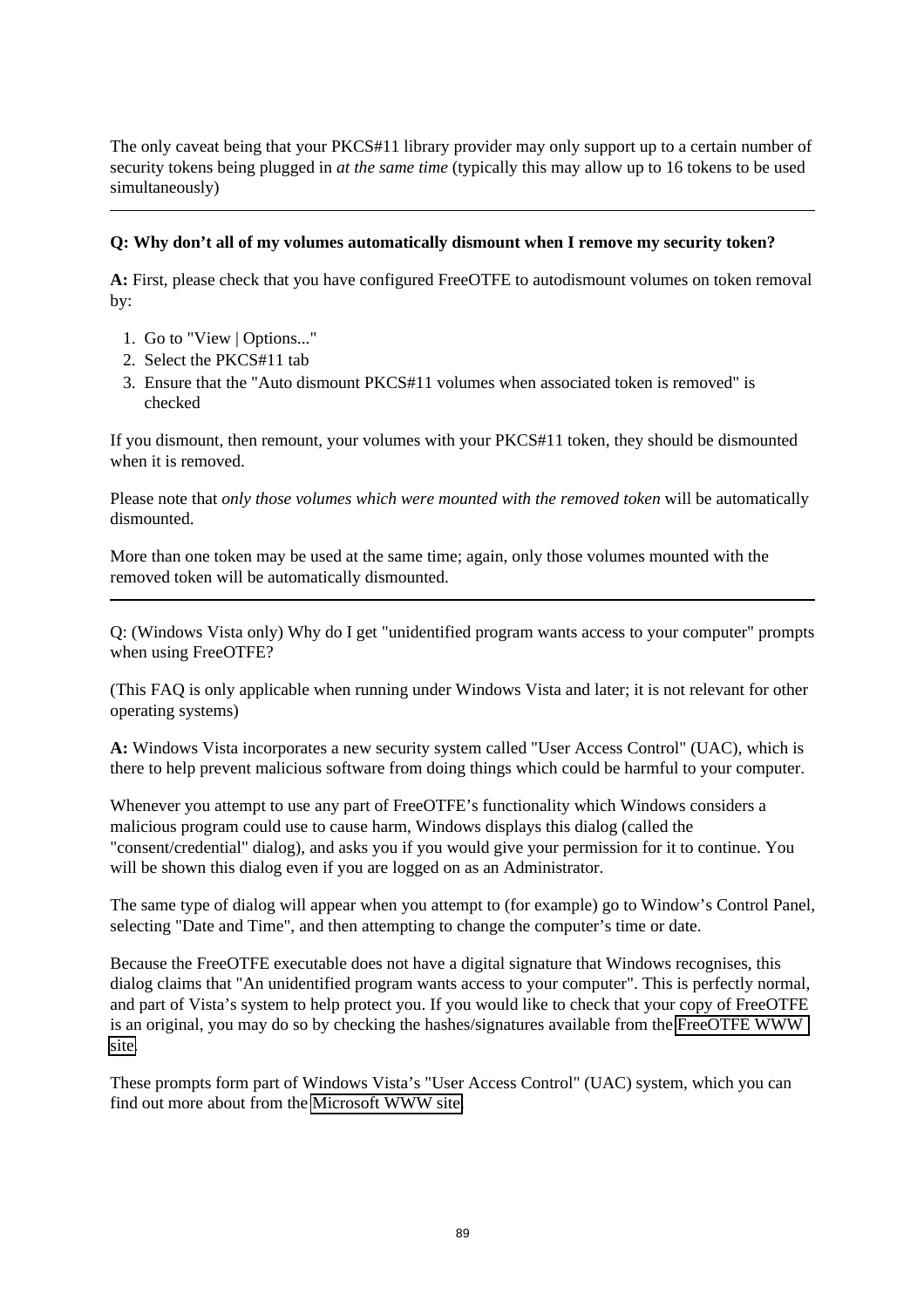The only caveat being that your PKCS#11 library provider may only support up to a certain number of security tokens being plugged in *at the same time* (typically this may allow up to 16 tokens to be used simultaneously)

---

**Q: Why don't all of my volumes automatically dismount when I remove my security token?**

**A:** First, please check that you have configured FreeOTFE to autodismount volumes on token removal by:

1. Go to "View | Options..."
2. Select the PKCS#11 tab
3. Ensure that the "Auto dismount PKCS#11 volumes when associated token is removed" is checked

If you dismount, then remount, your volumes with your PKCS#11 token, they should be dismounted when it is removed.

Please note that *only those volumes which were mounted with the removed token* will be automatically dismounted.

More than one token may be used at the same time; again, only those volumes mounted with the removed token will be automatically dismounted.

---

Q: (Windows Vista only) Why do I get "unidentified program wants access to your computer" prompts when using FreeOTFE?

(This FAQ is only applicable when running under Windows Vista and later; it is not relevant for other operating systems)

**A:** Windows Vista incorporates a new security system called "User Access Control" (UAC), which is there to help prevent malicious software from doing things which could be harmful to your computer.

Whenever you attempt to use any part of FreeOTFE's functionality which Windows considers a malicious program could use to cause harm, Windows displays this dialog (called the "consent/credential" dialog), and asks you if you would give your permission for it to continue. You will be shown this dialog even if you are logged on as an Administrator.

The same type of dialog will appear when you attempt to (for example) go to Window's Control Panel, selecting "Date and Time", and then attempting to change the computer's time or date.

Because the FreeOTFE executable does not have a digital signature that Windows recognises, this dialog claims that "An unidentified program wants access to your computer". This is perfectly normal, and part of Vista's system to help protect you. If you would like to check that your copy of FreeOTFE is an original, you may do so by checking the hashes/signatures available from the FreeOTFE WWW site.

These prompts form part of Windows Vista's "User Access Control" (UAC) system, which you can find out more about from the Microsoft WWW site.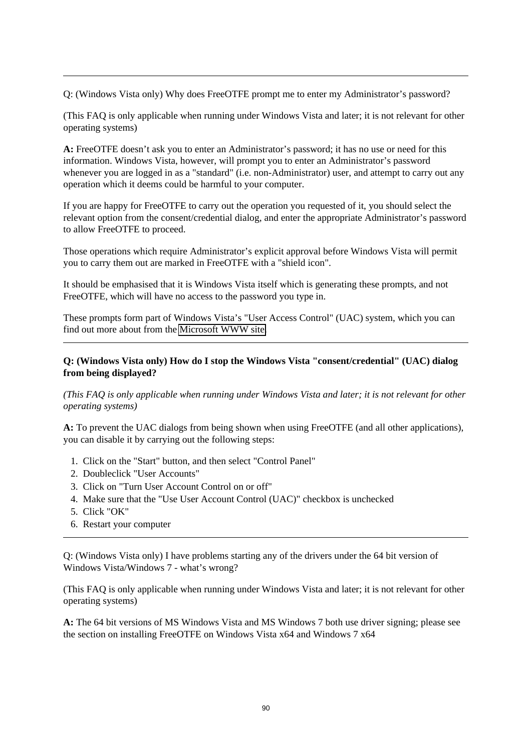---

Q: (Windows Vista only) Why does FreeOTFE prompt me to enter my Administrator’s password?

(This FAQ is only applicable when running under Windows Vista and later; it is not relevant for other operating systems)

**A:** FreeOTFE doesn’t ask you to enter an Administrator’s password; it has no use or need for this information. Windows Vista, however, will prompt you to enter an Administrator’s password whenever you are logged in as a "standard" (i.e. non-Administrator) user, and attempt to carry out any operation which it deems could be harmful to your computer.

If you are happy for FreeOTFE to carry out the operation you requested of it, you should select the relevant option from the consent/credential dialog, and enter the appropriate Administrator’s password to allow FreeOTFE to proceed.

Those operations which require Administrator’s explicit approval before Windows Vista will permit you to carry them out are marked in FreeOTFE with a "shield icon".

It should be emphasised that it is Windows Vista itself which is generating these prompts, and not FreeOTFE, which will have no access to the password you type in.

These prompts form part of Windows Vista’s "User Access Control" (UAC) system, which you can find out more about from the Microsoft WWW site.

---

**Q: (Windows Vista only) How do I stop the Windows Vista "consent/credential" (UAC) dialog from being displayed?**

*(This FAQ is only applicable when running under Windows Vista and later; it is not relevant for other operating systems)*

**A:** To prevent the UAC dialogs from being shown when using FreeOTFE (and all other applications), you can disable it by carrying out the following steps:

1. Click on the "Start" button, and then select "Control Panel"
2. Doubleclick "User Accounts"
3. Click on "Turn User Account Control on or off"
4. Make sure that the "Use User Account Control (UAC)" checkbox is unchecked
5. Click "OK"
6. Restart your computer

---

Q: (Windows Vista only) I have problems starting any of the drivers under the 64 bit version of Windows Vista/Windows 7 - what’s wrong?

(This FAQ is only applicable when running under Windows Vista and later; it is not relevant for other operating systems)

**A:** The 64 bit versions of MS Windows Vista and MS Windows 7 both use driver signing; please see the section on installing FreeOTFE on Windows Vista x64 and Windows 7 x64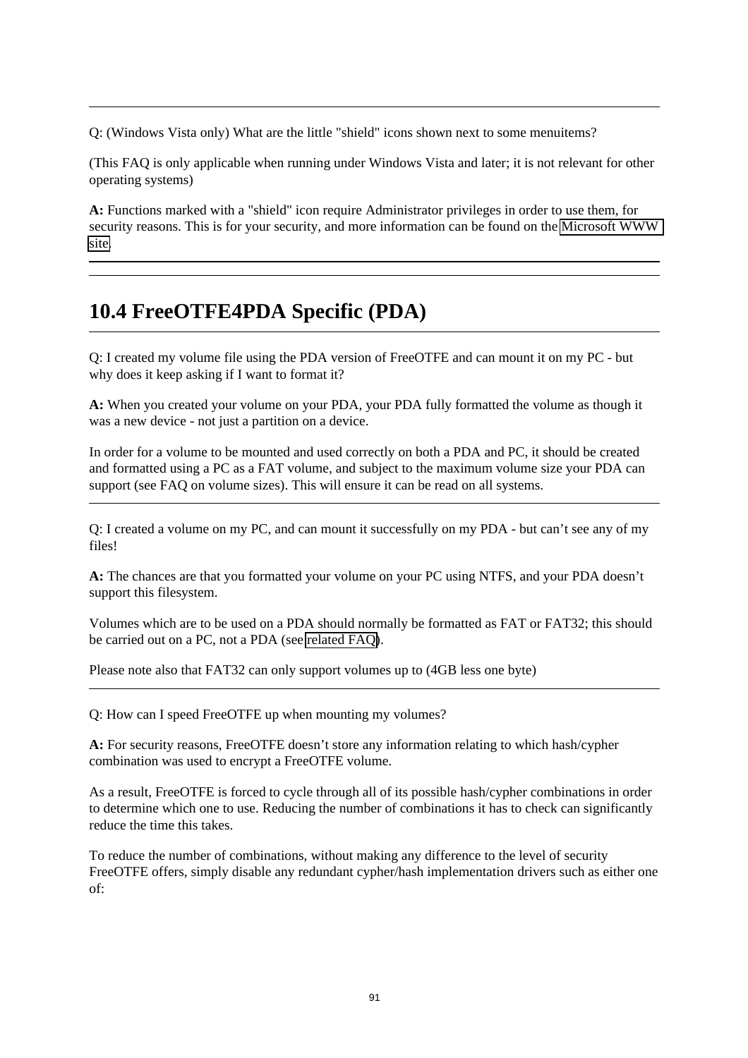---

Q: (Windows Vista only) What are the little "shield" icons shown next to some menuitems?

(This FAQ is only applicable when running under Windows Vista and later; it is not relevant for other operating systems)

**A:** Functions marked with a "shield" icon require Administrator privileges in order to use them, for security reasons. This is for your security, and more information can be found on the Microsoft WWW site.

---

## 10.4 FreeOTFE4PDA Specific (PDA)

---

Q: I created my volume file using the PDA version of FreeOTFE and can mount it on my PC - but why does it keep asking if I want to format it?

**A:** When you created your volume on your PDA, your PDA fully formatted the volume as though it was a new device - not just a partition on a device.

In order for a volume to be mounted and used correctly on both a PDA and PC, it should be created and formatted using a PC as a FAT volume, and subject to the maximum volume size your PDA can support (see FAQ on volume sizes). This will ensure it can be read on all systems.

---

Q: I created a volume on my PC, and can mount it successfully on my PDA - but can't see any of my files!

**A:** The chances are that you formatted your volume on your PC using NTFS, and your PDA doesn't support this filesystem.

Volumes which are to be used on a PDA should normally be formatted as FAT or FAT32; this should be carried out on a PC, not a PDA (see related FAQ).

Please note also that FAT32 can only support volumes up to (4GB less one byte)

---

Q: How can I speed FreeOTFE up when mounting my volumes?

**A:** For security reasons, FreeOTFE doesn't store any information relating to which hash/cypher combination was used to encrypt a FreeOTFE volume.

As a result, FreeOTFE is forced to cycle through all of its possible hash/cypher combinations in order to determine which one to use. Reducing the number of combinations it has to check can significantly reduce the time this takes.

To reduce the number of combinations, without making any difference to the level of security FreeOTFE offers, simply disable any redundant cypher/hash implementation drivers such as either one of: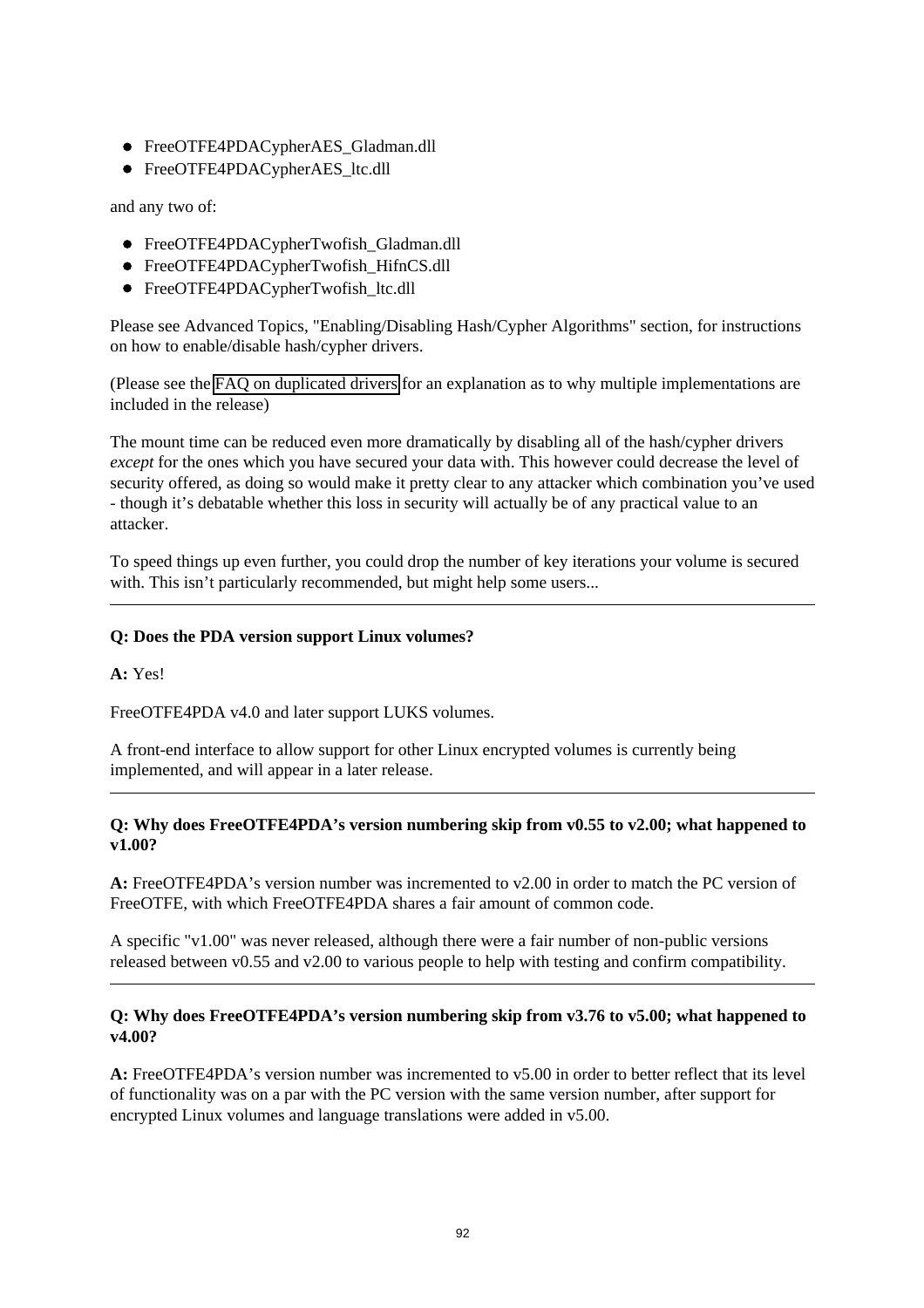- FreeOTFE4PDACypherAES_Gladman.dll
- FreeOTFE4PDACypherAES_ltc.dll

and any two of:

- FreeOTFE4PDACypherTwofish_Gladman.dll
- FreeOTFE4PDACypherTwofish_HifnCS.dll
- FreeOTFE4PDACypherTwofish_ltc.dll

Please see Advanced Topics, "Enabling/Disabling Hash/Cypher Algorithms" section, for instructions on how to enable/disable hash/cypher drivers.

(Please see the FAQ on duplicated drivers for an explanation as to why multiple implementations are included in the release)

The mount time can be reduced even more dramatically by disabling all of the hash/cypher drivers *except* for the ones which you have secured your data with. This however could decrease the level of security offered, as doing so would make it pretty clear to any attacker which combination you've used - though it's debatable whether this loss in security will actually be of any practical value to an attacker.

To speed things up even further, you could drop the number of key iterations your volume is secured with. This isn't particularly recommended, but might help some users...

---

**Q: Does the PDA version support Linux volumes?**

**A:** Yes!

FreeOTFE4PDA v4.0 and later support LUKS volumes.

A front-end interface to allow support for other Linux encrypted volumes is currently being implemented, and will appear in a later release.

---

**Q: Why does FreeOTFE4PDA's version numbering skip from v0.55 to v2.00; what happened to v1.00?**

**A:** FreeOTFE4PDA's version number was incremented to v2.00 in order to match the PC version of FreeOTFE, with which FreeOTFE4PDA shares a fair amount of common code.

A specific "v1.00" was never released, although there were a fair number of non-public versions released between v0.55 and v2.00 to various people to help with testing and confirm compatibility.

---

**Q: Why does FreeOTFE4PDA's version numbering skip from v3.76 to v5.00; what happened to v4.00?**

**A:** FreeOTFE4PDA's version number was incremented to v5.00 in order to better reflect that its level of functionality was on a par with the PC version with the same version number, after support for encrypted Linux volumes and language translations were added in v5.00.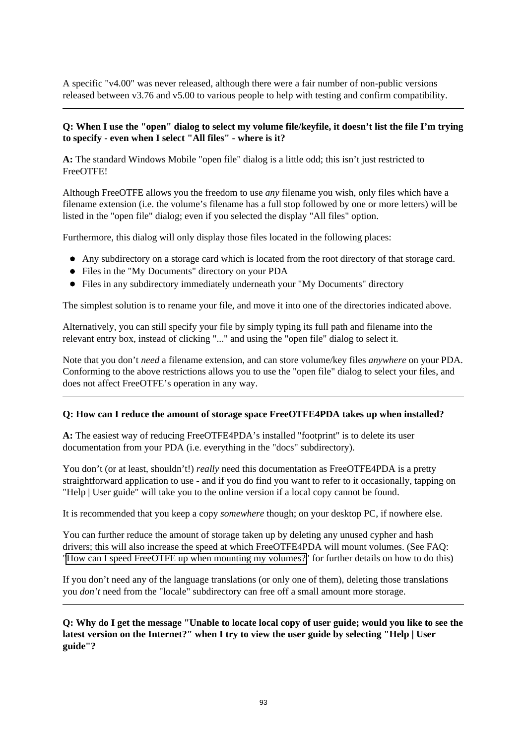A specific "v4.00" was never released, although there were a fair number of non-public versions released between v3.76 and v5.00 to various people to help with testing and confirm compatibility.

---

**Q: When I use the "open" dialog to select my volume file/keyfile, it doesn’t list the file I’m trying to specify - even when I select "All files" - where is it?**

**A:** The standard Windows Mobile "open file" dialog is a little odd; this isn’t just restricted to FreeOTFE!

Although FreeOTFE allows you the freedom to use *any* filename you wish, only files which have a filename extension (i.e. the volume’s filename has a full stop followed by one or more letters) will be listed in the "open file" dialog; even if you selected the display "All files" option.

Furthermore, this dialog will only display those files located in the following places:

- Any subdirectory on a storage card which is located from the root directory of that storage card.
- Files in the "My Documents" directory on your PDA
- Files in any subdirectory immediately underneath your "My Documents" directory

The simplest solution is to rename your file, and move it into one of the directories indicated above.

Alternatively, you can still specify your file by simply typing its full path and filename into the relevant entry box, instead of clicking "..." and using the "open file" dialog to select it.

Note that you don’t *need* a filename extension, and can store volume/key files *anywhere* on your PDA. Conforming to the above restrictions allows you to use the "open file" dialog to select your files, and does not affect FreeOTFE’s operation in any way.

---

**Q: How can I reduce the amount of storage space FreeOTFE4PDA takes up when installed?**

**A:** The easiest way of reducing FreeOTFE4PDA’s installed "footprint" is to delete its user documentation from your PDA (i.e. everything in the "docs" subdirectory).

You don’t (or at least, shouldn’t!) *really* need this documentation as FreeOTFE4PDA is a pretty straightforward application to use - and if you do find you want to refer to it occasionally, tapping on "Help | User guide" will take you to the online version if a local copy cannot be found.

It is recommended that you keep a copy *somewhere* though; on your desktop PC, if nowhere else.

You can further reduce the amount of storage taken up by deleting any unused cypher and hash drivers; this will also increase the speed at which FreeOTFE4PDA will mount volumes. (See FAQ: 'How can I speed FreeOTFE up when mounting my volumes?' for further details on how to do this)

If you don’t need any of the language translations (or only one of them), deleting those translations you *don’t* need from the "locale" subdirectory can free off a small amount more storage.

---

**Q: Why do I get the message "Unable to locate local copy of user guide; would you like to see the latest version on the Internet?" when I try to view the user guide by selecting "Help | User guide"?**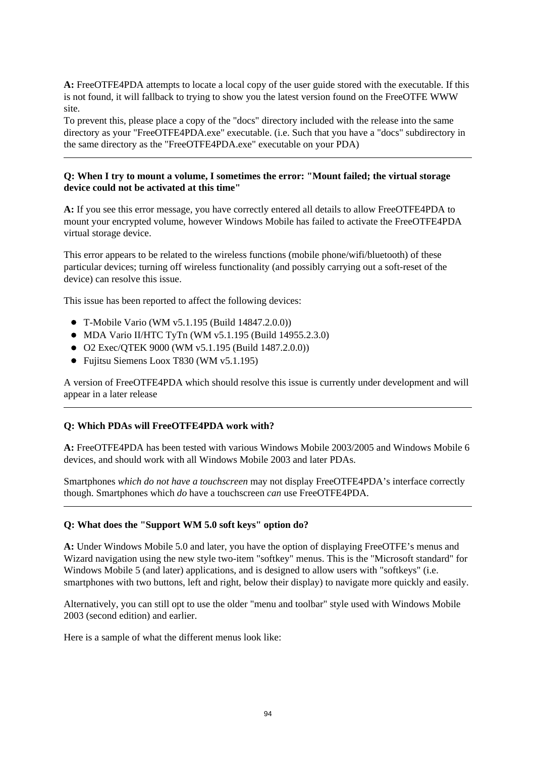**A:** FreeOTFE4PDA attempts to locate a local copy of the user guide stored with the executable. If this is not found, it will fallback to trying to show you the latest version found on the FreeOTFE WWW site.
To prevent this, please place a copy of the "docs" directory included with the release into the same directory as your "FreeOTFE4PDA.exe" executable. (i.e. Such that you have a "docs" subdirectory in the same directory as the "FreeOTFE4PDA.exe" executable on your PDA)

---

**Q: When I try to mount a volume, I sometimes the error: "Mount failed; the virtual storage device could not be activated at this time"**

**A:** If you see this error message, you have correctly entered all details to allow FreeOTFE4PDA to mount your encrypted volume, however Windows Mobile has failed to activate the FreeOTFE4PDA virtual storage device.

This error appears to be related to the wireless functions (mobile phone/wifi/bluetooth) of these particular devices; turning off wireless functionality (and possibly carrying out a soft-reset of the device) can resolve this issue.

This issue has been reported to affect the following devices:

- T-Mobile Vario (WM v5.1.195 (Build 14847.2.0.0))
- MDA Vario II/HTC TyTn (WM v5.1.195 (Build 14955.2.3.0)
- O2 Exec/QTEK 9000 (WM v5.1.195 (Build 1487.2.0.0))
- Fujitsu Siemens Loox T830 (WM v5.1.195)

A version of FreeOTFE4PDA which should resolve this issue is currently under development and will appear in a later release

---

**Q: Which PDAs will FreeOTFE4PDA work with?**

**A:** FreeOTFE4PDA has been tested with various Windows Mobile 2003/2005 and Windows Mobile 6 devices, and should work with all Windows Mobile 2003 and later PDAs.

Smartphones *which do not have a touchscreen* may not display FreeOTFE4PDA's interface correctly though. Smartphones which *do* have a touchscreen *can* use FreeOTFE4PDA.

---

**Q: What does the "Support WM 5.0 soft keys" option do?**

**A:** Under Windows Mobile 5.0 and later, you have the option of displaying FreeOTFE's menus and Wizard navigation using the new style two-item "softkey" menus. This is the "Microsoft standard" for Windows Mobile 5 (and later) applications, and is designed to allow users with "softkeys" (i.e. smartphones with two buttons, left and right, below their display) to navigate more quickly and easily.

Alternatively, you can still opt to use the older "menu and toolbar" style used with Windows Mobile 2003 (second edition) and earlier.

Here is a sample of what the different menus look like: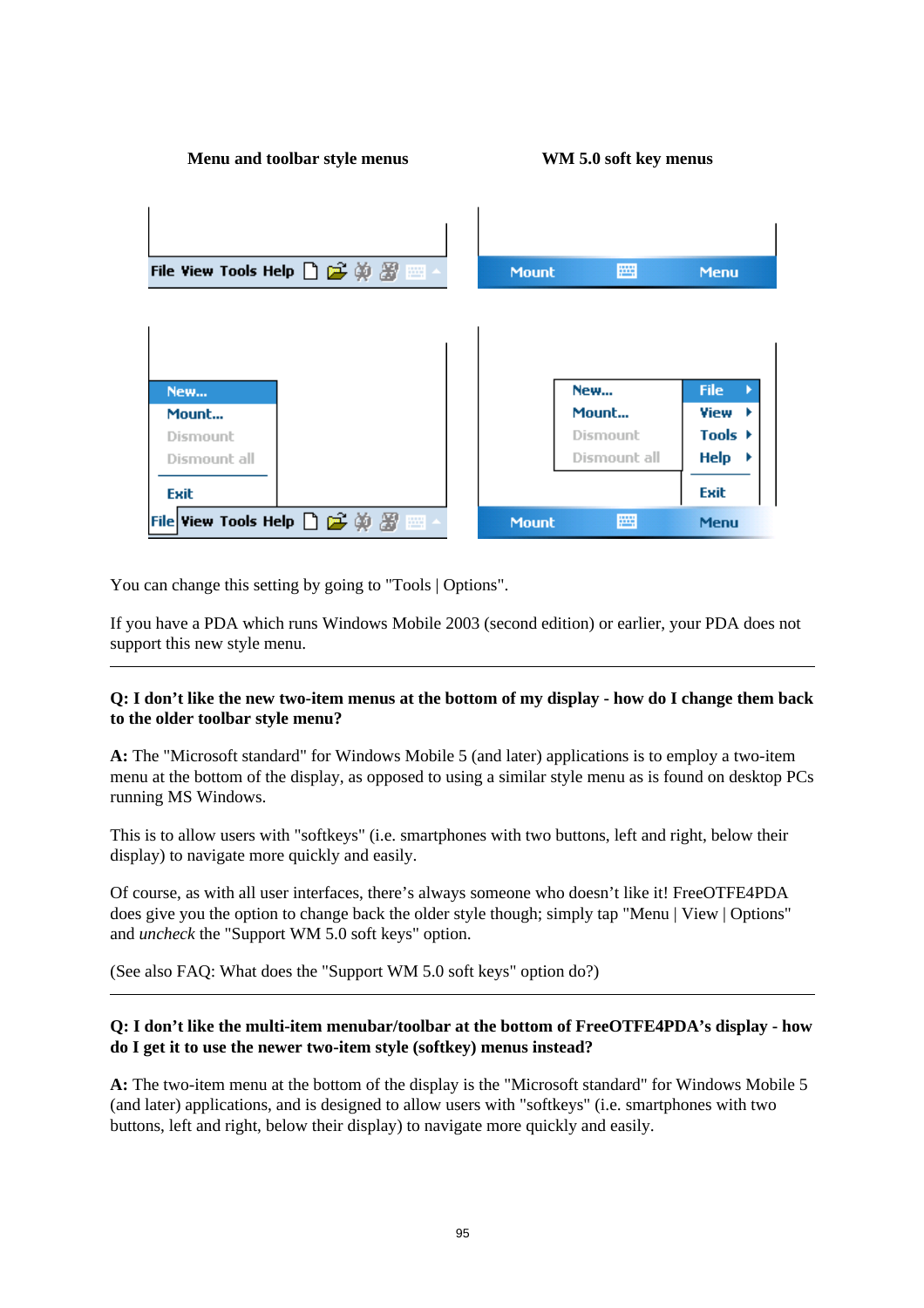**Menu and toolbar style menus** **WM 5.0 soft key menus**

You can change this setting by going to "Tools | Options".

If you have a PDA which runs Windows Mobile 2003 (second edition) or earlier, your PDA does not support this new style menu.

---

**Q: I don't like the new two-item menus at the bottom of my display - how do I change them back to the older toolbar style menu?**

**A:** The "Microsoft standard" for Windows Mobile 5 (and later) applications is to employ a two-item menu at the bottom of the display, as opposed to using a similar style menu as is found on desktop PCs running MS Windows.

This is to allow users with "softkeys" (i.e. smartphones with two buttons, left and right, below their display) to navigate more quickly and easily.

Of course, as with all user interfaces, there's always someone who doesn't like it! FreeOTFE4PDA does give you the option to change back the older style though; simply tap "Menu | View | Options" and *uncheck* the "Support WM 5.0 soft keys" option.

(See also FAQ: What does the "Support WM 5.0 soft keys" option do?)

---

**Q: I don't like the multi-item menubar/toolbar at the bottom of FreeOTFE4PDA's display - how do I get it to use the newer two-item style (softkey) menus instead?**

**A:** The two-item menu at the bottom of the display is the "Microsoft standard" for Windows Mobile 5 (and later) applications, and is designed to allow users with "softkeys" (i.e. smartphones with two buttons, left and right, below their display) to navigate more quickly and easily.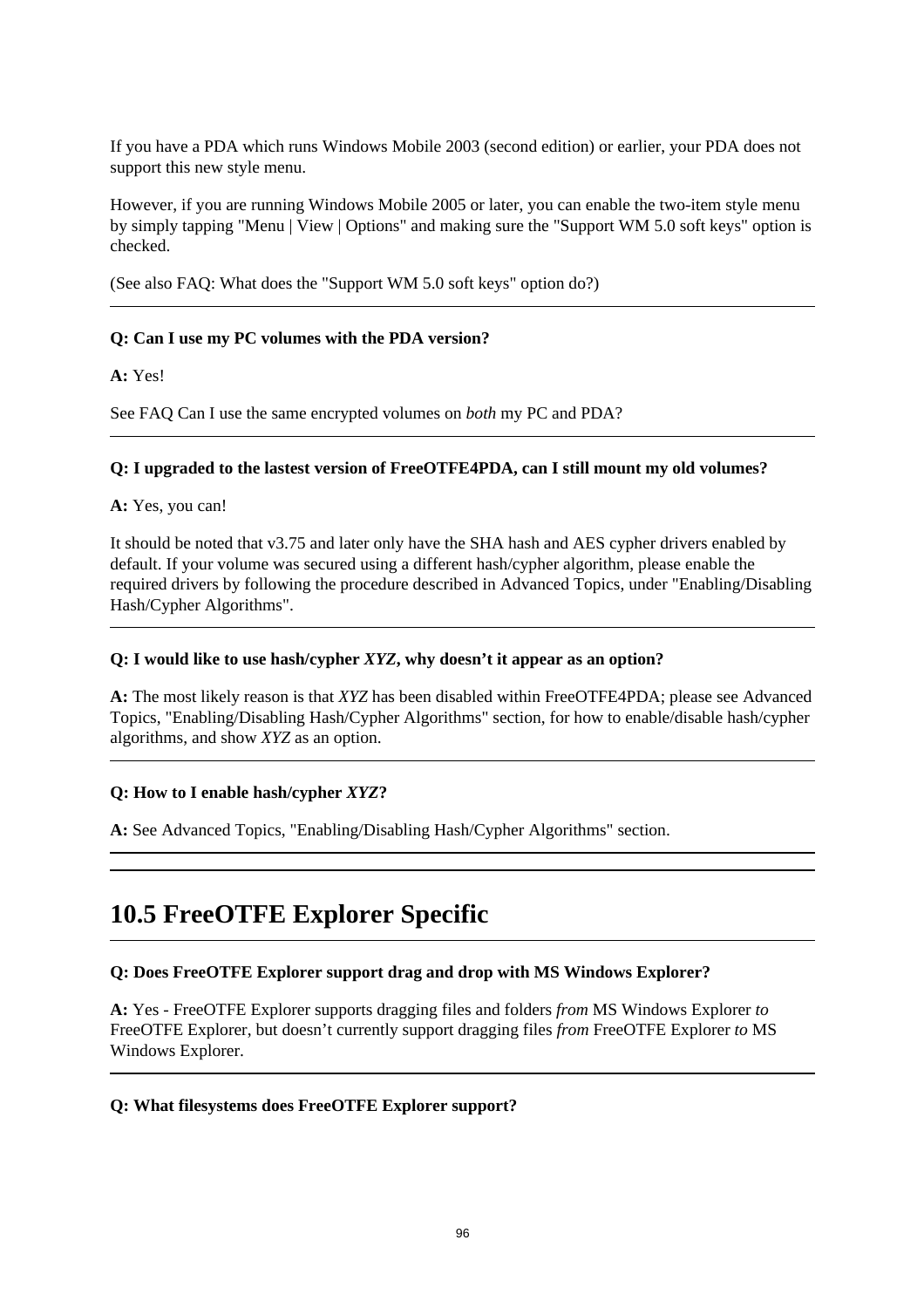If you have a PDA which runs Windows Mobile 2003 (second edition) or earlier, your PDA does not support this new style menu.

However, if you are running Windows Mobile 2005 or later, you can enable the two-item style menu by simply tapping "Menu | View | Options" and making sure the "Support WM 5.0 soft keys" option is checked.

(See also FAQ: What does the "Support WM 5.0 soft keys" option do?)

---

**Q: Can I use my PC volumes with the PDA version?**

**A:** Yes!

See FAQ Can I use the same encrypted volumes on *both* my PC and PDA?

---

**Q: I upgraded to the lastest version of FreeOTFE4PDA, can I still mount my old volumes?**

**A:** Yes, you can!

It should be noted that v3.75 and later only have the SHA hash and AES cypher drivers enabled by default. If your volume was secured using a different hash/cypher algorithm, please enable the required drivers by following the procedure described in Advanced Topics, under "Enabling/Disabling Hash/Cypher Algorithms".

---

**Q: I would like to use hash/cypher *XYZ*, why doesn't it appear as an option?**

**A:** The most likely reason is that *XYZ* has been disabled within FreeOTFE4PDA; please see Advanced Topics, "Enabling/Disabling Hash/Cypher Algorithms" section, for how to enable/disable hash/cypher algorithms, and show *XYZ* as an option.

---

**Q: How to I enable hash/cypher *XYZ*?**

**A:** See Advanced Topics, "Enabling/Disabling Hash/Cypher Algorithms" section.

---

# 10.5 FreeOTFE Explorer Specific

---

**Q: Does FreeOTFE Explorer support drag and drop with MS Windows Explorer?**

**A:** Yes - FreeOTFE Explorer supports dragging files and folders *from* MS Windows Explorer *to* FreeOTFE Explorer, but doesn't currently support dragging files *from* FreeOTFE Explorer *to* MS Windows Explorer.

---

**Q: What filesystems does FreeOTFE Explorer support?**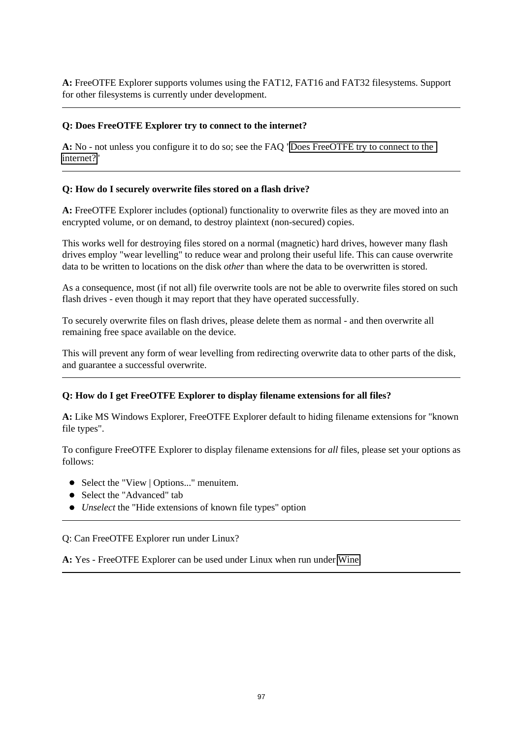**A:** FreeOTFE Explorer supports volumes using the FAT12, FAT16 and FAT32 filesystems. Support for other filesystems is currently under development.

---

**Q: Does FreeOTFE Explorer try to connect to the internet?**

**A:** No - not unless you configure it to do so; see the FAQ 'Does FreeOTFE try to connect to the internet?'

---

**Q: How do I securely overwrite files stored on a flash drive?**

**A:** FreeOTFE Explorer includes (optional) functionality to overwrite files as they are moved into an encrypted volume, or on demand, to destroy plaintext (non-secured) copies.

This works well for destroying files stored on a normal (magnetic) hard drives, however many flash drives employ "wear levelling" to reduce wear and prolong their useful life. This can cause overwrite data to be written to locations on the disk *other* than where the data to be overwritten is stored.

As a consequence, most (if not all) file overwrite tools are not be able to overwrite files stored on such flash drives - even though it may report that they have operated successfully.

To securely overwrite files on flash drives, please delete them as normal - and then overwrite all remaining free space available on the device.

This will prevent any form of wear levelling from redirecting overwrite data to other parts of the disk, and guarantee a successful overwrite.

---

**Q: How do I get FreeOTFE Explorer to display filename extensions for all files?**

**A:** Like MS Windows Explorer, FreeOTFE Explorer default to hiding filename extensions for "known file types".

To configure FreeOTFE Explorer to display filename extensions for *all* files, please set your options as follows:

- Select the "View | Options..." menuitem.
- Select the "Advanced" tab
- *Unselect* the "Hide extensions of known file types" option

---

Q: Can FreeOTFE Explorer run under Linux?

**A:** Yes - FreeOTFE Explorer can be used under Linux when run under Wine

---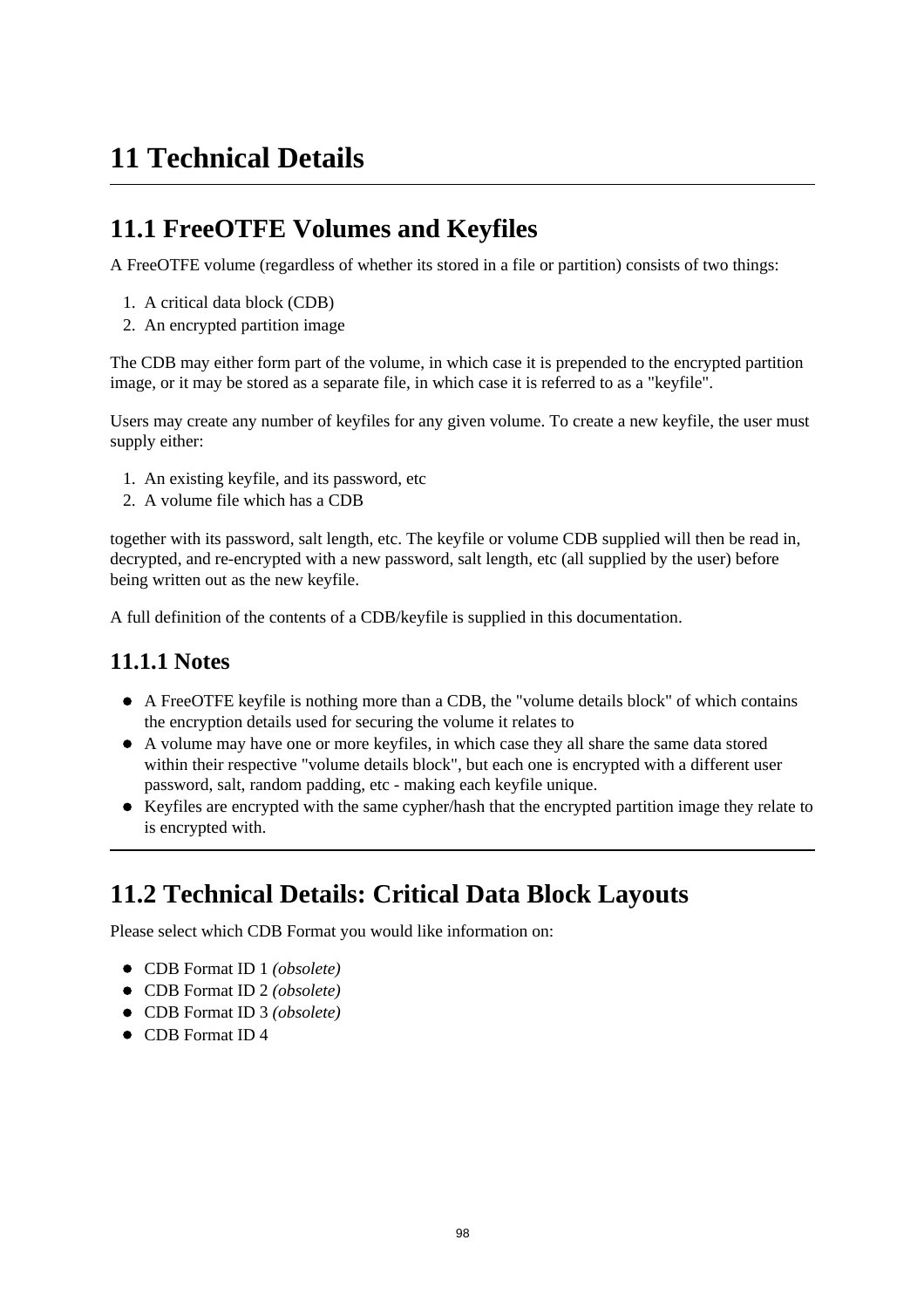# 11 Technical Details

## 11.1 FreeOTFE Volumes and Keyfiles

A FreeOTFE volume (regardless of whether its stored in a file or partition) consists of two things:

1. A critical data block (CDB)
2. An encrypted partition image

The CDB may either form part of the volume, in which case it is prepended to the encrypted partition image, or it may be stored as a separate file, in which case it is referred to as a "keyfile".

Users may create any number of keyfiles for any given volume. To create a new keyfile, the user must supply either:

1. An existing keyfile, and its password, etc
2. A volume file which has a CDB

together with its password, salt length, etc. The keyfile or volume CDB supplied will then be read in, decrypted, and re-encrypted with a new password, salt length, etc (all supplied by the user) before being written out as the new keyfile.

A full definition of the contents of a CDB/keyfile is supplied in this documentation.

### 11.1.1 Notes

- A FreeOTFE keyfile is nothing more than a CDB, the "volume details block" of which contains the encryption details used for securing the volume it relates to
- A volume may have one or more keyfiles, in which case they all share the same data stored within their respective "volume details block", but each one is encrypted with a different user password, salt, random padding, etc - making each keyfile unique.
- Keyfiles are encrypted with the same cypher/hash that the encrypted partition image they relate to is encrypted with.

---

## 11.2 Technical Details: Critical Data Block Layouts

Please select which CDB Format you would like information on:

- CDB Format ID 1 *(obsolete)*
- CDB Format ID 2 *(obsolete)*
- CDB Format ID 3 *(obsolete)*
- CDB Format ID 4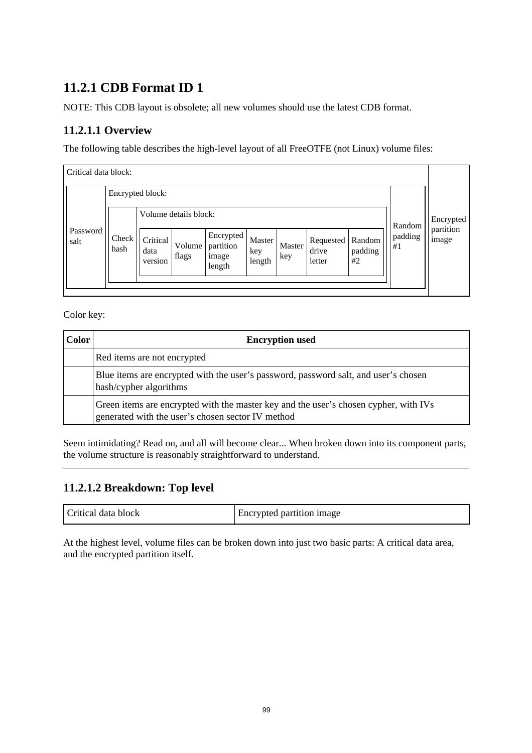## 11.2.1 CDB Format ID 1

NOTE: This CDB layout is obsolete; all new volumes should use the latest CDB format.

### 11.2.1.1 Overview

The following table describes the high-level layout of all FreeOTFE (not Linux) volume files:

| Critical data block: | | | | | | | | | | |
|---|---|---|---|---|---|---|---|---|---|---|
| | Encrypted block: | | | | | | | | | Encrypted partition image |
| | | Volume details block: | | | | | | | | |
| Password salt | Check hash | Critical data version | Volume flags | Encrypted partition image length | Master key length | Master key | Requested drive letter | Random padding #2 | Random padding #1 | |

Color key:

| Color | Encryption used |
|---|---|
| | Red items are not encrypted |
| | Blue items are encrypted with the user's password, password salt, and user's chosen hash/cypher algorithms |
| | Green items are encrypted with the master key and the user's chosen cypher, with IVs generated with the user's chosen sector IV method |

Seem intimidating? Read on, and all will become clear... When broken down into its component parts, the volume structure is reasonably straightforward to understand.

---

### 11.2.1.2 Breakdown: Top level

| Critical data block | Encrypted partition image |
|---|---|

At the highest level, volume files can be broken down into just two basic parts: A critical data area, and the encrypted partition itself.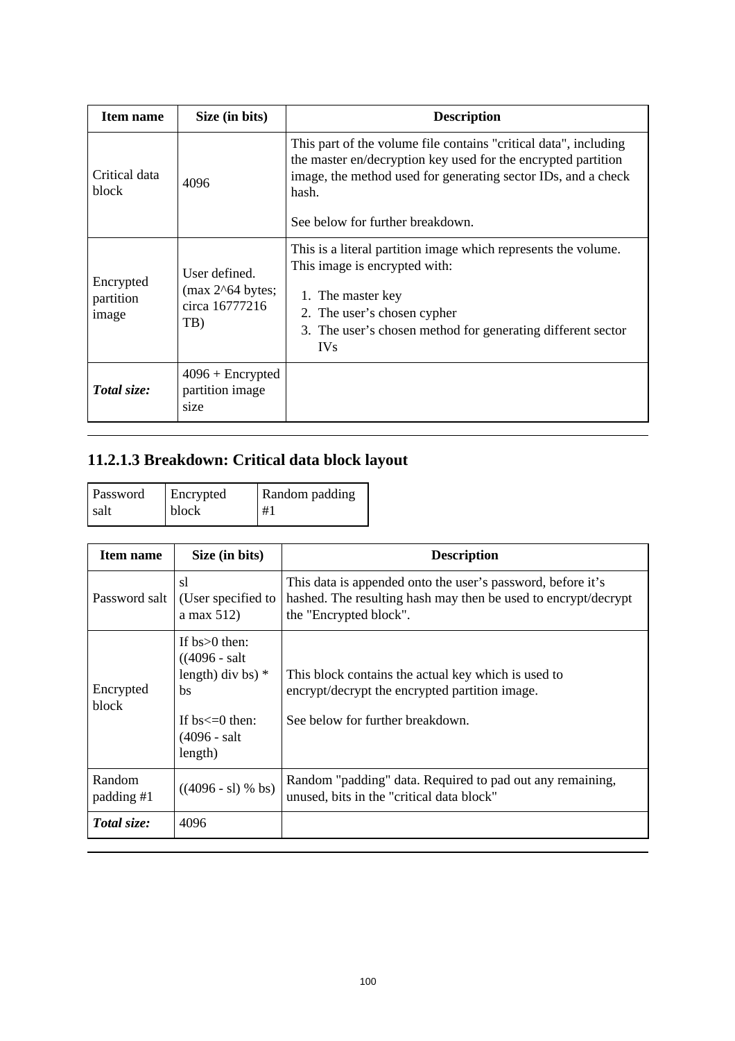| Item name | Size (in bits) | Description |
| --- | --- | --- |
| Critical data block | 4096 | This part of the volume file contains "critical data", including the master en/decryption key used for the encrypted partition image, the method used for generating sector IDs, and a check hash.<br><br>See below for further breakdown. |
| Encrypted partition image | User defined. (max 2^64 bytes; circa 16777216 TB) | This is a literal partition image which represents the volume. This image is encrypted with:<br><br>1. The master key<br>2. The user's chosen cypher<br>3. The user's chosen method for generating different sector IVs |
| ***Total size:*** | 4096 + Encrypted partition image size | |

### 11.2.1.3 Breakdown: Critical data block layout

| Password salt | Encrypted block | Random padding #1 |
| --- | --- | --- |

| Item name | Size (in bits) | Description |
| --- | --- | --- |
| Password salt | sl (User specified to a max 512) | This data is appended onto the user's password, before it's hashed. The resulting hash may then be used to encrypt/decrypt the "Encrypted block". |
| Encrypted block | If bs>0 then: ((4096 - salt length) div bs) * bs<br><br>If bs<=0 then: (4096 - salt length) | This block contains the actual key which is used to encrypt/decrypt the encrypted partition image.<br><br>See below for further breakdown. |
| Random padding #1 | ((4096 - sl) % bs) | Random "padding" data. Required to pad out any remaining, unused, bits in the "critical data block" |
| ***Total size:*** | 4096 | |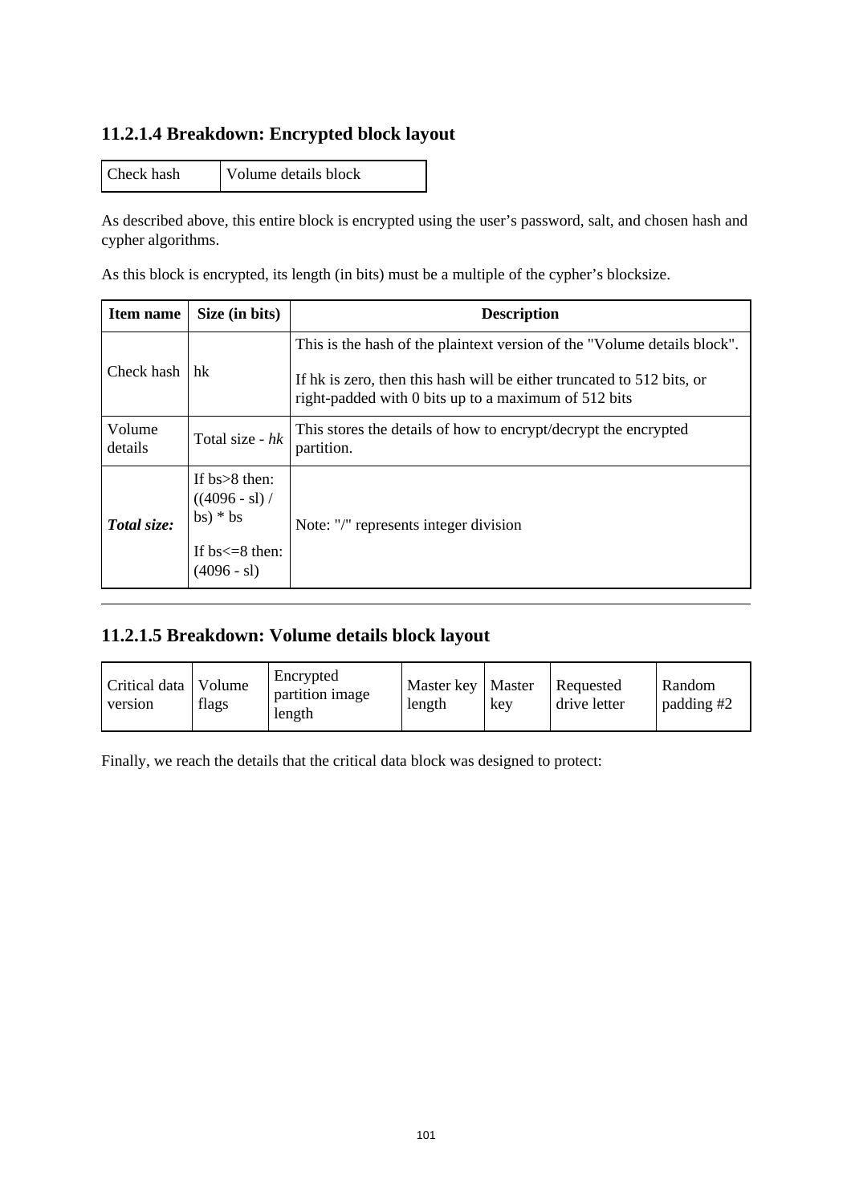### 11.2.1.4 Breakdown: Encrypted block layout

| Check hash | Volume details block |
|---|---|

As described above, this entire block is encrypted using the user's password, salt, and chosen hash and cypher algorithms.

As this block is encrypted, its length (in bits) must be a multiple of the cypher's blocksize.

| Item name | Size (in bits) | Description |
|---|---|---|
| Check hash | hk | This is the hash of the plaintext version of the "Volume details block".<br><br>If hk is zero, then this hash will be either truncated to 512 bits, or right-padded with 0 bits up to a maximum of 512 bits |
| Volume details | Total size - *hk* | This stores the details of how to encrypt/decrypt the encrypted partition. |
| ***Total size:*** | If bs>8 then: ((4096 - sl) / bs) * bs<br><br>If bs<=8 then: (4096 - sl) | Note: "/" represents integer division |

---

### 11.2.1.5 Breakdown: Volume details block layout

| Critical data version | Volume flags | Encrypted partition image length | Master key length | Master key | Requested drive letter | Random padding #2 |
|---|---|---|---|---|---|---|

Finally, we reach the details that the critical data block was designed to protect: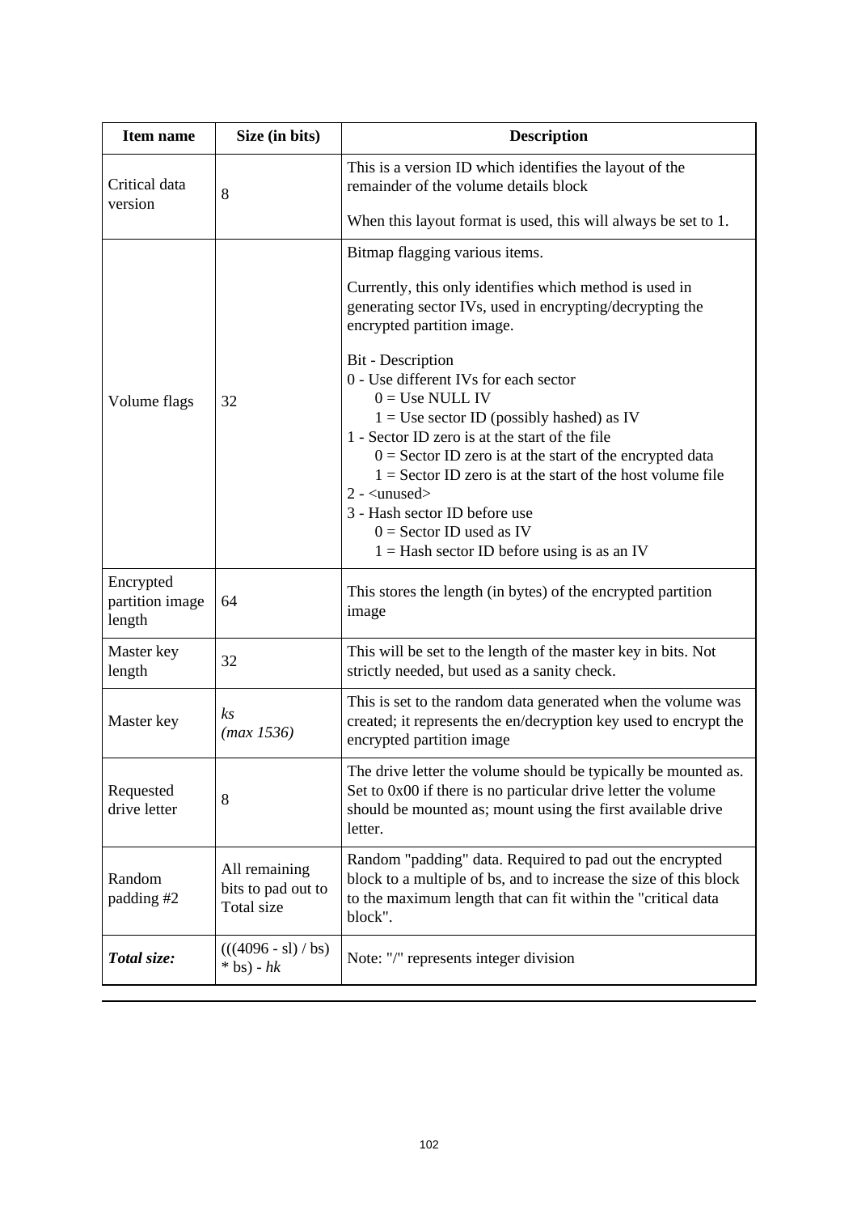| Item name | Size (in bits) | Description |
| --- | --- | --- |
| Critical data version | 8 | This is a version ID which identifies the layout of the remainder of the volume details block<br><br>When this layout format is used, this will always be set to 1. |
| Volume flags | 32 | Bitmap flagging various items.<br><br>Currently, this only identifies which method is used in generating sector IVs, used in encrypting/decrypting the encrypted partition image.<br><br>Bit - Description<br>0 - Use different IVs for each sector<br>&nbsp;&nbsp;&nbsp;&nbsp;0 = Use NULL IV<br>&nbsp;&nbsp;&nbsp;&nbsp;1 = Use sector ID (possibly hashed) as IV<br>1 - Sector ID zero is at the start of the file<br>&nbsp;&nbsp;&nbsp;&nbsp;0 = Sector ID zero is at the start of the encrypted data<br>&nbsp;&nbsp;&nbsp;&nbsp;1 = Sector ID zero is at the start of the host volume file<br>2 - <unused><br>3 - Hash sector ID before use<br>&nbsp;&nbsp;&nbsp;&nbsp;0 = Sector ID used as IV<br>&nbsp;&nbsp;&nbsp;&nbsp;1 = Hash sector ID before using is as an IV |
| Encrypted partition image length | 64 | This stores the length (in bytes) of the encrypted partition image |
| Master key length | 32 | This will be set to the length of the master key in bits. Not strictly needed, but used as a sanity check. |
| Master key | *ks*<br>*(max 1536)* | This is set to the random data generated when the volume was created; it represents the en/decryption key used to encrypt the encrypted partition image |
| Requested drive letter | 8 | The drive letter the volume should be typically be mounted as. Set to 0x00 if there is no particular drive letter the volume should be mounted as; mount using the first available drive letter. |
| Random padding #2 | All remaining bits to pad out to Total size | Random "padding" data. Required to pad out the encrypted block to a multiple of bs, and to increase the size of this block to the maximum length that can fit within the "critical data block". |
| ***Total size:*** | (((4096 - sl) / bs) * bs) - *hk* | Note: "/" represents integer division |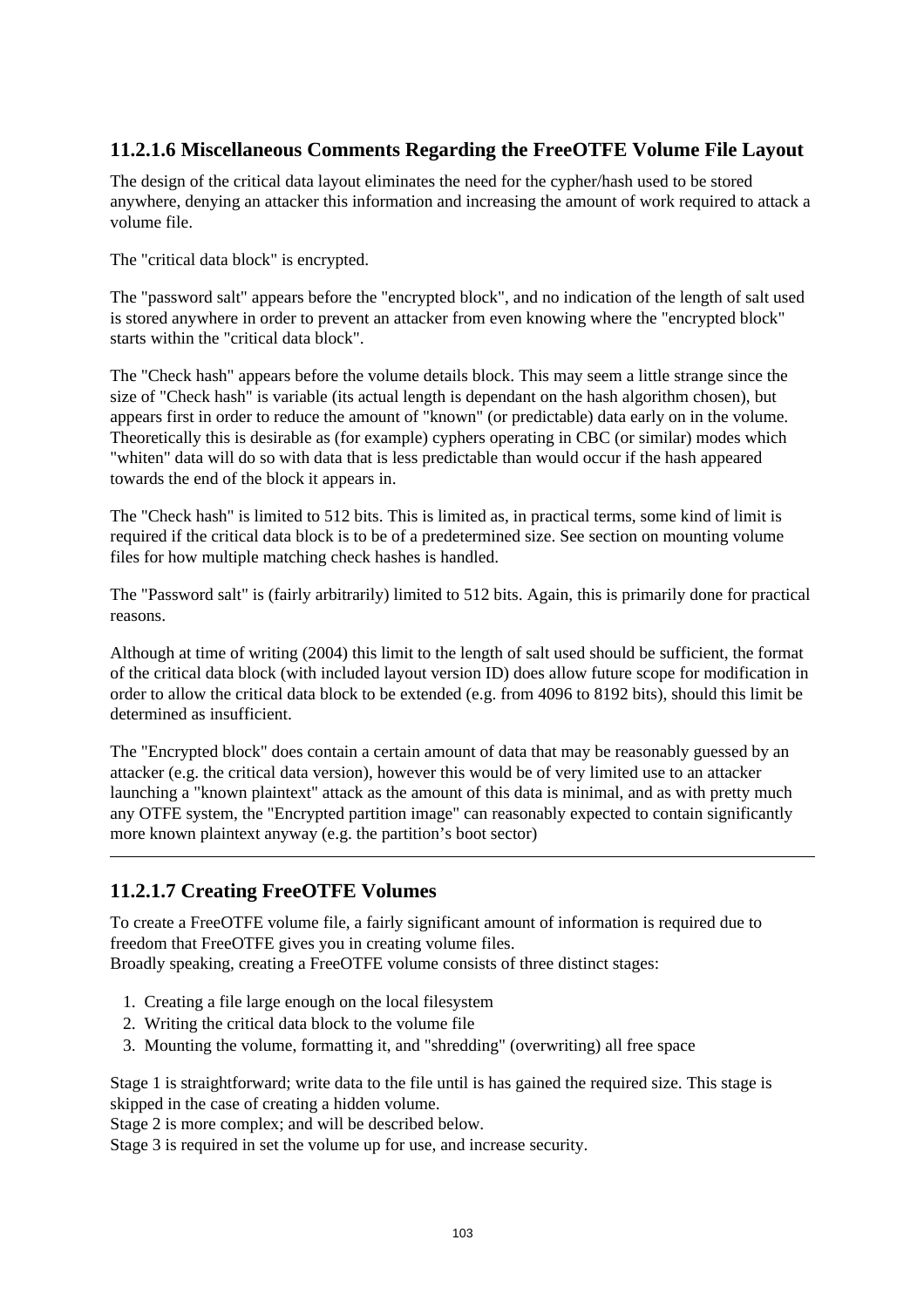### 11.2.1.6 Miscellaneous Comments Regarding the FreeOTFE Volume File Layout

The design of the critical data layout eliminates the need for the cypher/hash used to be stored anywhere, denying an attacker this information and increasing the amount of work required to attack a volume file.

The "critical data block" is encrypted.

The "password salt" appears before the "encrypted block", and no indication of the length of salt used is stored anywhere in order to prevent an attacker from even knowing where the "encrypted block" starts within the "critical data block".

The "Check hash" appears before the volume details block. This may seem a little strange since the size of "Check hash" is variable (its actual length is dependant on the hash algorithm chosen), but appears first in order to reduce the amount of "known" (or predictable) data early on in the volume. Theoretically this is desirable as (for example) cyphers operating in CBC (or similar) modes which "whiten" data will do so with data that is less predictable than would occur if the hash appeared towards the end of the block it appears in.

The "Check hash" is limited to 512 bits. This is limited as, in practical terms, some kind of limit is required if the critical data block is to be of a predetermined size. See section on mounting volume files for how multiple matching check hashes is handled.

The "Password salt" is (fairly arbitrarily) limited to 512 bits. Again, this is primarily done for practical reasons.

Although at time of writing (2004) this limit to the length of salt used should be sufficient, the format of the critical data block (with included layout version ID) does allow future scope for modification in order to allow the critical data block to be extended (e.g. from 4096 to 8192 bits), should this limit be determined as insufficient.

The "Encrypted block" does contain a certain amount of data that may be reasonably guessed by an attacker (e.g. the critical data version), however this would be of very limited use to an attacker launching a "known plaintext" attack as the amount of this data is minimal, and as with pretty much any OTFE system, the "Encrypted partition image" can reasonably expected to contain significantly more known plaintext anyway (e.g. the partition's boot sector)

---

### 11.2.1.7 Creating FreeOTFE Volumes

To create a FreeOTFE volume file, a fairly significant amount of information is required due to freedom that FreeOTFE gives you in creating volume files.
Broadly speaking, creating a FreeOTFE volume consists of three distinct stages:

1. Creating a file large enough on the local filesystem
2. Writing the critical data block to the volume file
3. Mounting the volume, formatting it, and "shredding" (overwriting) all free space

Stage 1 is straightforward; write data to the file until is has gained the required size. This stage is skipped in the case of creating a hidden volume.
Stage 2 is more complex; and will be described below.
Stage 3 is required in set the volume up for use, and increase security.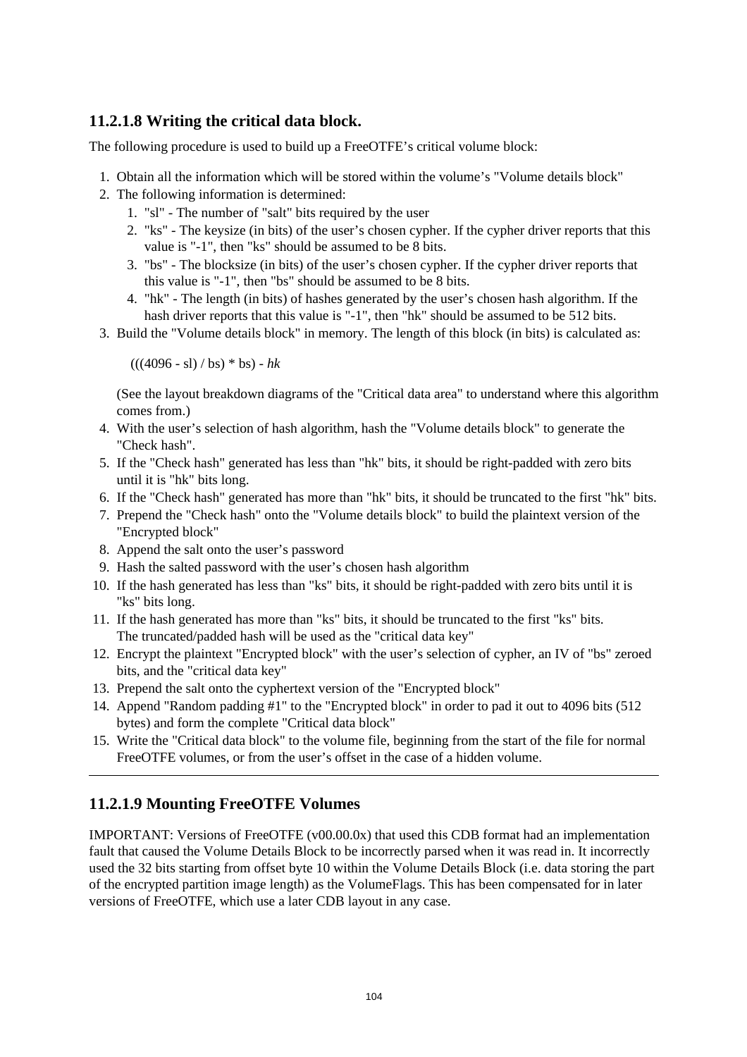### 11.2.1.8 Writing the critical data block.

The following procedure is used to build up a FreeOTFE's critical volume block:

1. Obtain all the information which will be stored within the volume's "Volume details block"
2. The following information is determined:
   1. "sl" - The number of "salt" bits required by the user
   2. "ks" - The keysize (in bits) of the user's chosen cypher. If the cypher driver reports that this value is "-1", then "ks" should be assumed to be 8 bits.
   3. "bs" - The blocksize (in bits) of the user's chosen cypher. If the cypher driver reports that this value is "-1", then "bs" should be assumed to be 8 bits.
   4. "hk" - The length (in bits) of hashes generated by the user's chosen hash algorithm. If the hash driver reports that this value is "-1", then "hk" should be assumed to be 512 bits.
3. Build the "Volume details block" in memory. The length of this block (in bits) is calculated as:

   (((4096 - sl) / bs) * bs) - *hk*

   (See the layout breakdown diagrams of the "Critical data area" to understand where this algorithm comes from.)
4. With the user's selection of hash algorithm, hash the "Volume details block" to generate the "Check hash".
5. If the "Check hash" generated has less than "hk" bits, it should be right-padded with zero bits until it is "hk" bits long.
6. If the "Check hash" generated has more than "hk" bits, it should be truncated to the first "hk" bits.
7. Prepend the "Check hash" onto the "Volume details block" to build the plaintext version of the "Encrypted block"
8. Append the salt onto the user's password
9. Hash the salted password with the user's chosen hash algorithm
10. If the hash generated has less than "ks" bits, it should be right-padded with zero bits until it is "ks" bits long.
11. If the hash generated has more than "ks" bits, it should be truncated to the first "ks" bits.
    The truncated/padded hash will be used as the "critical data key"
12. Encrypt the plaintext "Encrypted block" with the user's selection of cypher, an IV of "bs" zeroed bits, and the "critical data key"
13. Prepend the salt onto the cyphertext version of the "Encrypted block"
14. Append "Random padding #1" to the "Encrypted block" in order to pad it out to 4096 bits (512 bytes) and form the complete "Critical data block"
15. Write the "Critical data block" to the volume file, beginning from the start of the file for normal FreeOTFE volumes, or from the user's offset in the case of a hidden volume.

---

### 11.2.1.9 Mounting FreeOTFE Volumes

IMPORTANT: Versions of FreeOTFE (v00.00.0x) that used this CDB format had an implementation fault that caused the Volume Details Block to be incorrectly parsed when it was read in. It incorrectly used the 32 bits starting from offset byte 10 within the Volume Details Block (i.e. data storing the part of the encrypted partition image length) as the VolumeFlags. This has been compensated for in later versions of FreeOTFE, which use a later CDB layout in any case.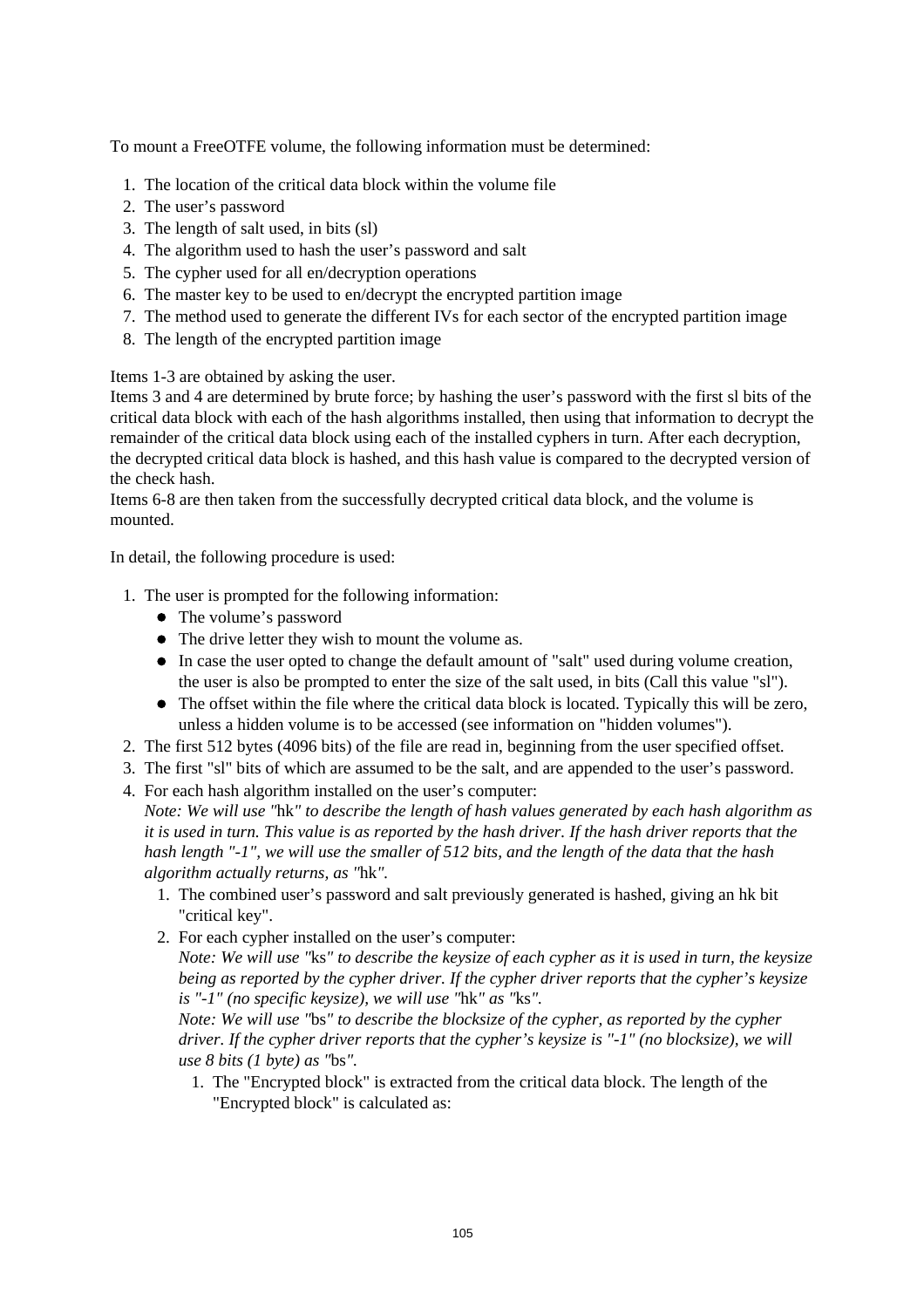To mount a FreeOTFE volume, the following information must be determined:

1. The location of the critical data block within the volume file
2. The user's password
3. The length of salt used, in bits (sl)
4. The algorithm used to hash the user's password and salt
5. The cypher used for all en/decryption operations
6. The master key to be used to en/decrypt the encrypted partition image
7. The method used to generate the different IVs for each sector of the encrypted partition image
8. The length of the encrypted partition image

Items 1-3 are obtained by asking the user.
Items 3 and 4 are determined by brute force; by hashing the user's password with the first sl bits of the critical data block with each of the hash algorithms installed, then using that information to decrypt the remainder of the critical data block using each of the installed cyphers in turn. After each decryption, the decrypted critical data block is hashed, and this hash value is compared to the decrypted version of the check hash.
Items 6-8 are then taken from the successfully decrypted critical data block, and the volume is mounted.

In detail, the following procedure is used:

1. The user is prompted for the following information:
   - The volume's password
   - The drive letter they wish to mount the volume as.
   - In case the user opted to change the default amount of "salt" used during volume creation, the user is also be prompted to enter the size of the salt used, in bits (Call this value "sl").
   - The offset within the file where the critical data block is located. Typically this will be zero, unless a hidden volume is to be accessed (see information on "hidden volumes").
2. The first 512 bytes (4096 bits) of the file are read in, beginning from the user specified offset.
3. The first "sl" bits of which are assumed to be the salt, and are appended to the user's password.
4. For each hash algorithm installed on the user's computer:
   *Note: We will use "*hk*" to describe the length of hash values generated by each hash algorithm as it is used in turn. This value is as reported by the hash driver. If the hash driver reports that the hash length "-1", we will use the smaller of 512 bits, and the length of the data that the hash algorithm actually returns, as "*hk*".*
   1. The combined user's password and salt previously generated is hashed, giving an hk bit "critical key".
   2. For each cypher installed on the user's computer:
      *Note: We will use "*ks*" to describe the keysize of each cypher as it is used in turn, the keysize being as reported by the cypher driver. If the cypher driver reports that the cypher's keysize is "-1" (no specific keysize), we will use "*hk*" as "*ks*".*
      *Note: We will use "*bs*" to describe the blocksize of the cypher, as reported by the cypher driver. If the cypher driver reports that the cypher's keysize is "-1" (no blocksize), we will use 8 bits (1 byte) as "*bs*".*
      1. The "Encrypted block" is extracted from the critical data block. The length of the "Encrypted block" is calculated as: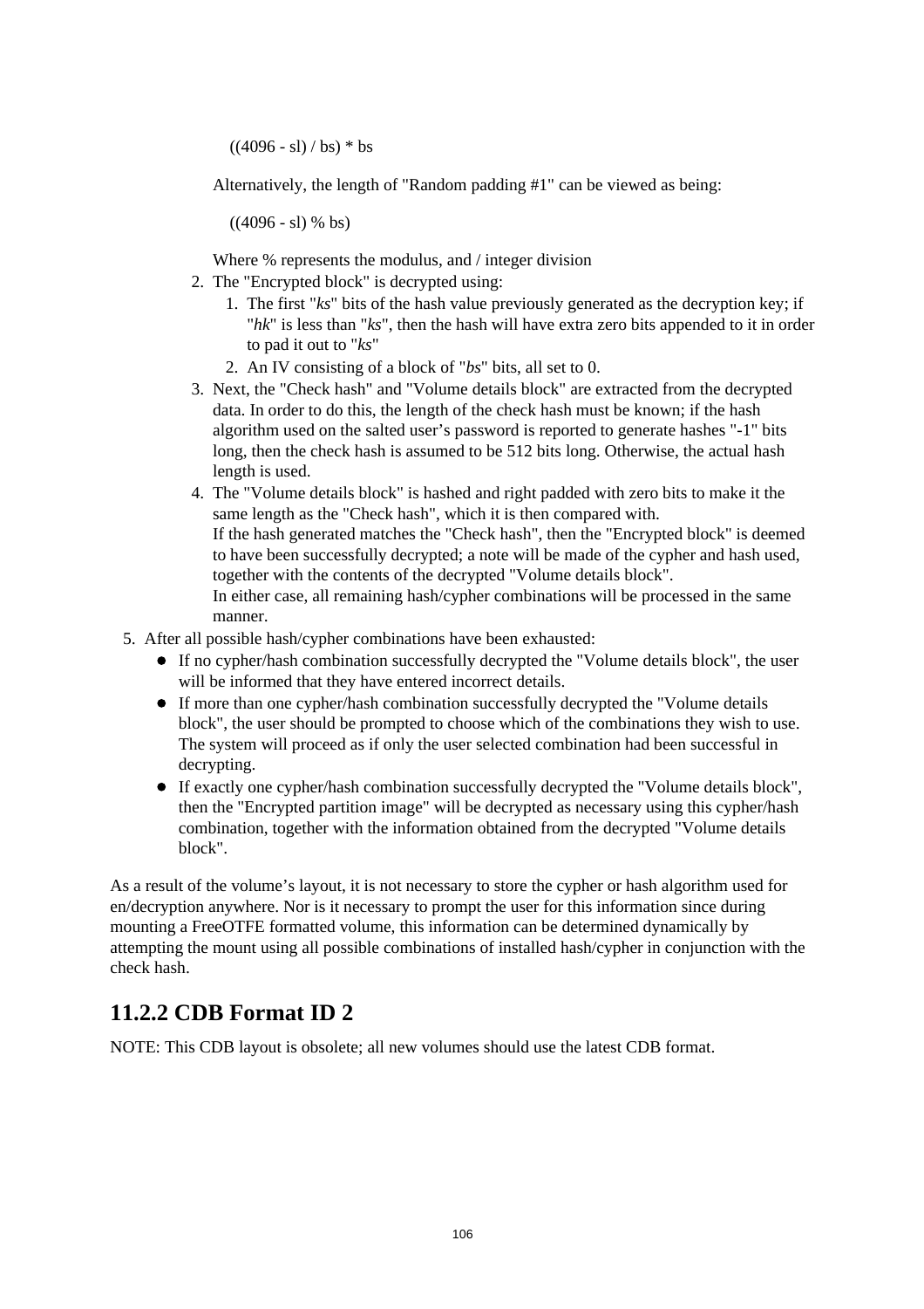((4096 - sl) / bs) * bs

Alternatively, the length of "Random padding #1" can be viewed as being:

((4096 - sl) % bs)

Where % represents the modulus, and / integer division

2. The "Encrypted block" is decrypted using:
   1. The first "*ks*" bits of the hash value previously generated as the decryption key; if "*hk*" is less than "*ks*", then the hash will have extra zero bits appended to it in order to pad it out to "*ks*"
   2. An IV consisting of a block of "*bs*" bits, all set to 0.
3. Next, the "Check hash" and "Volume details block" are extracted from the decrypted data. In order to do this, the length of the check hash must be known; if the hash algorithm used on the salted user's password is reported to generate hashes "-1" bits long, then the check hash is assumed to be 512 bits long. Otherwise, the actual hash length is used.
4. The "Volume details block" is hashed and right padded with zero bits to make it the same length as the "Check hash", which it is then compared with.
   If the hash generated matches the "Check hash", then the "Encrypted block" is deemed to have been successfully decrypted; a note will be made of the cypher and hash used, together with the contents of the decrypted "Volume details block".
   In either case, all remaining hash/cypher combinations will be processed in the same manner.

5. After all possible hash/cypher combinations have been exhausted:
   - If no cypher/hash combination successfully decrypted the "Volume details block", the user will be informed that they have entered incorrect details.
   - If more than one cypher/hash combination successfully decrypted the "Volume details block", the user should be prompted to choose which of the combinations they wish to use. The system will proceed as if only the user selected combination had been successful in decrypting.
   - If exactly one cypher/hash combination successfully decrypted the "Volume details block", then the "Encrypted partition image" will be decrypted as necessary using this cypher/hash combination, together with the information obtained from the decrypted "Volume details block".

As a result of the volume's layout, it is not necessary to store the cypher or hash algorithm used for en/decryption anywhere. Nor is it necessary to prompt the user for this information since during mounting a FreeOTFE formatted volume, this information can be determined dynamically by attempting the mount using all possible combinations of installed hash/cypher in conjunction with the check hash.

## 11.2.2 CDB Format ID 2

NOTE: This CDB layout is obsolete; all new volumes should use the latest CDB format.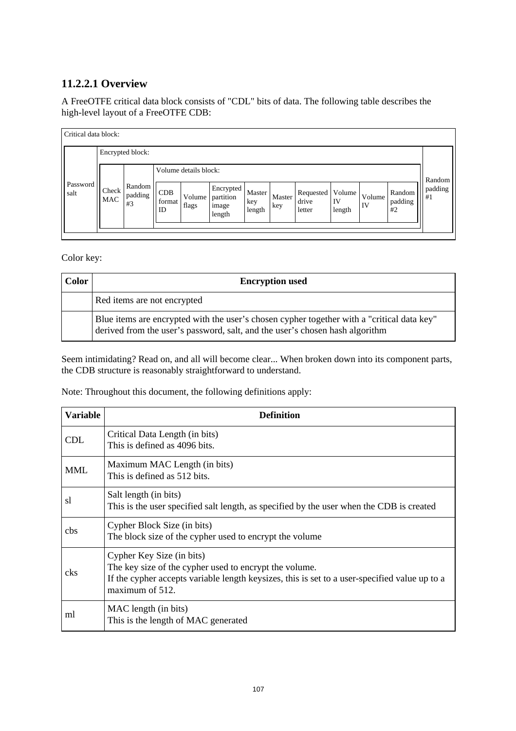### 11.2.2.1 Overview

A FreeOTFE critical data block consists of "CDL" bits of data. The following table describes the high-level layout of a FreeOTFE CDB:

| Critical data block: | | | | | | | | | | | | | |
|---|---|---|---|---|---|---|---|---|---|---|---|---|---|
| | Encrypted block: | | | | | | | | | | | | |
| | | | Volume details block: | | | | | | | | | | |
| Password salt | Check MAC | Random padding #3 | CDB format ID | Volume flags | Encrypted partition image length | Master key length | Master key | Requested drive letter | Volume IV length | Volume IV | Random padding #2 | | Random padding #1 |

Color key:

| Color | Encryption used |
|---|---|
| | Red items are not encrypted |
| | Blue items are encrypted with the user's chosen cypher together with a "critical data key" derived from the user's password, salt, and the user's chosen hash algorithm |

Seem intimidating? Read on, and all will become clear... When broken down into its component parts, the CDB structure is reasonably straightforward to understand.

Note: Throughout this document, the following definitions apply:

| Variable | Definition |
|---|---|
| CDL | Critical Data Length (in bits)<br>This is defined as 4096 bits. |
| MML | Maximum MAC Length (in bits)<br>This is defined as 512 bits. |
| sl | Salt length (in bits)<br>This is the user specified salt length, as specified by the user when the CDB is created |
| cbs | Cypher Block Size (in bits)<br>The block size of the cypher used to encrypt the volume |
| cks | Cypher Key Size (in bits)<br>The key size of the cypher used to encrypt the volume.<br>If the cypher accepts variable length keysizes, this is set to a user-specified value up to a maximum of 512. |
| ml | MAC length (in bits)<br>This is the length of MAC generated |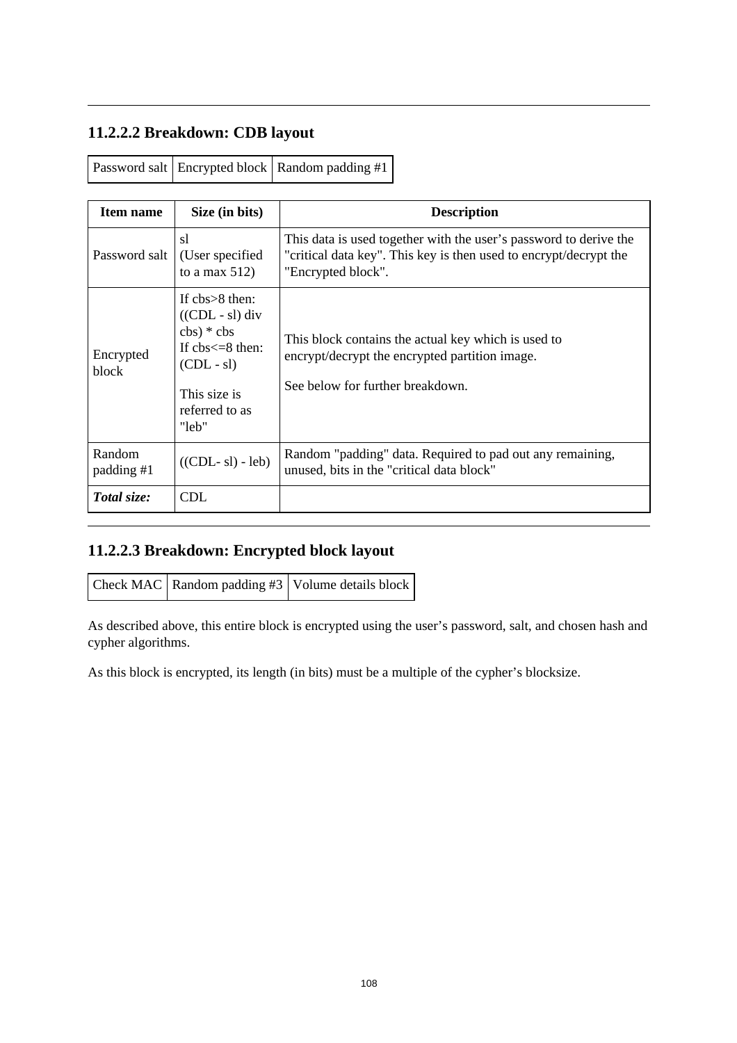### 11.2.2.2 Breakdown: CDB layout

| Password salt | Encrypted block | Random padding #1 |
|---|---|---|

| Item name | Size (in bits) | Description |
|---|---|---|
| Password salt | sl (User specified to a max 512) | This data is used together with the user's password to derive the "critical data key". This key is then used to encrypt/decrypt the "Encrypted block". |
| Encrypted block | If cbs>8 then: ((CDL - sl) div cbs) * cbs If cbs<=8 then: (CDL - sl) This size is referred to as "leb" | This block contains the actual key which is used to encrypt/decrypt the encrypted partition image. See below for further breakdown. |
| Random padding #1 | ((CDL- sl) - leb) | Random "padding" data. Required to pad out any remaining, unused, bits in the "critical data block" |
| ***Total size:*** | CDL | |

### 11.2.2.3 Breakdown: Encrypted block layout

| Check MAC | Random padding #3 | Volume details block |
|---|---|---|

As described above, this entire block is encrypted using the user's password, salt, and chosen hash and cypher algorithms.

As this block is encrypted, its length (in bits) must be a multiple of the cypher's blocksize.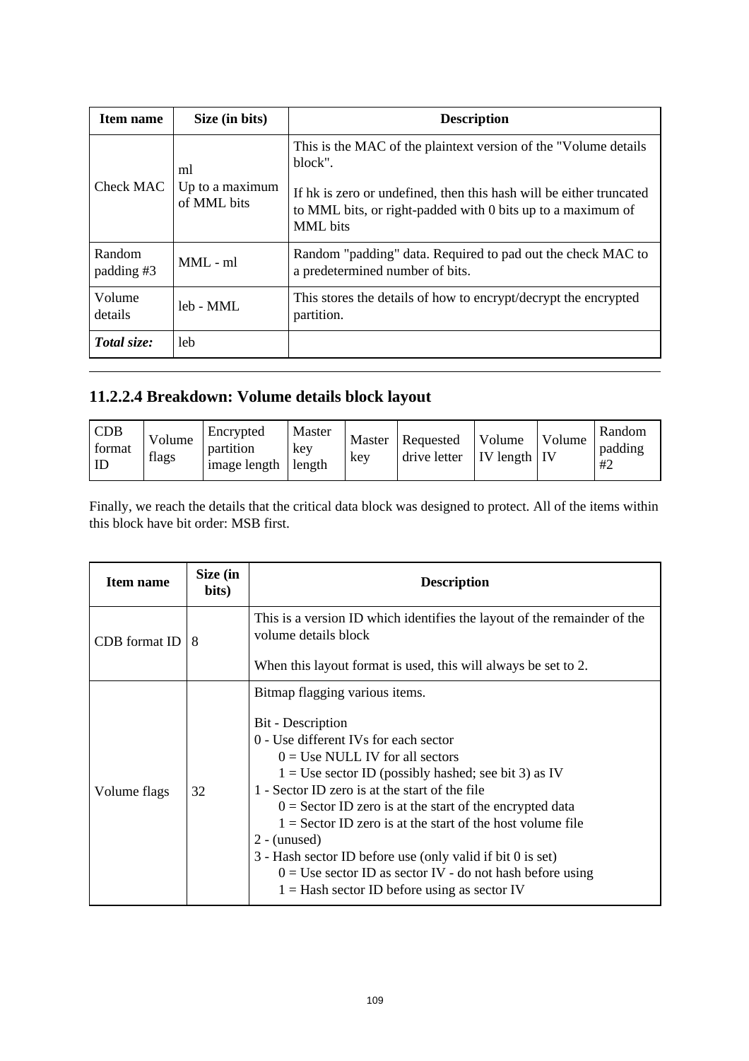| Item name | Size (in bits) | Description |
|---|---|---|
| Check MAC | ml<br>Up to a maximum of MML bits | This is the MAC of the plaintext version of the "Volume details block".<br><br>If hk is zero or undefined, then this hash will be either truncated to MML bits, or right-padded with 0 bits up to a maximum of MML bits |
| Random padding #3 | MML - ml | Random "padding" data. Required to pad out the check MAC to a predetermined number of bits. |
| Volume details | leb - MML | This stores the details of how to encrypt/decrypt the encrypted partition. |
| ***Total size:*** | leb | |

### 11.2.2.4 Breakdown: Volume details block layout

| CDB format ID | Volume flags | Encrypted partition image length | Master key length | Master key | Requested drive letter | Volume IV length | Volume IV | Random padding #2 |
|---|---|---|---|---|---|---|---|---|

Finally, we reach the details that the critical data block was designed to protect. All of the items within this block have bit order: MSB first.

| Item name | Size (in bits) | Description |
|---|---|---|
| CDB format ID | 8 | This is a version ID which identifies the layout of the remainder of the volume details block<br><br>When this layout format is used, this will always be set to 2. |
| Volume flags | 32 | Bitmap flagging various items.<br><br>Bit - Description<br>0 - Use different IVs for each sector<br>&nbsp;&nbsp;&nbsp;&nbsp;0 = Use NULL IV for all sectors<br>&nbsp;&nbsp;&nbsp;&nbsp;1 = Use sector ID (possibly hashed; see bit 3) as IV<br>1 - Sector ID zero is at the start of the file<br>&nbsp;&nbsp;&nbsp;&nbsp;0 = Sector ID zero is at the start of the encrypted data<br>&nbsp;&nbsp;&nbsp;&nbsp;1 = Sector ID zero is at the start of the host volume file<br>2 - (unused)<br>3 - Hash sector ID before use (only valid if bit 0 is set)<br>&nbsp;&nbsp;&nbsp;&nbsp;0 = Use sector ID as sector IV - do not hash before using<br>&nbsp;&nbsp;&nbsp;&nbsp;1 = Hash sector ID before using as sector IV |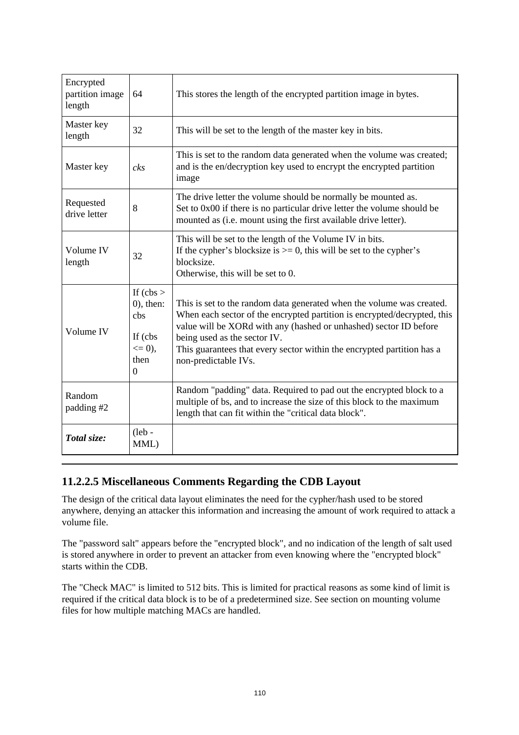| Encrypted partition image length | 64 | This stores the length of the encrypted partition image in bytes. |
|---|---|---|
| Master key length | 32 | This will be set to the length of the master key in bits. |
| Master key | *cks* | This is set to the random data generated when the volume was created; and is the en/decryption key used to encrypt the encrypted partition image |
| Requested drive letter | 8 | The drive letter the volume should be normally be mounted as.<br>Set to 0x00 if there is no particular drive letter the volume should be mounted as (i.e. mount using the first available drive letter). |
| Volume IV length | 32 | This will be set to the length of the Volume IV in bits.<br>If the cypher's blocksize is >= 0, this will be set to the cypher's blocksize.<br>Otherwise, this will be set to 0. |
| Volume IV | If (cbs > 0), then: cbs<br>If (cbs <= 0), then 0 | This is set to the random data generated when the volume was created. When each sector of the encrypted partition is encrypted/decrypted, this value will be XORd with any (hashed or unhashed) sector ID before being used as the sector IV.<br>This guarantees that every sector within the encrypted partition has a non-predictable IVs. |
| Random padding #2 | | Random "padding" data. Required to pad out the encrypted block to a multiple of bs, and to increase the size of this block to the maximum length that can fit within the "critical data block". |
| ***Total size:*** | (leb - MML) | |

### 11.2.2.5 Miscellaneous Comments Regarding the CDB Layout

The design of the critical data layout eliminates the need for the cypher/hash used to be stored anywhere, denying an attacker this information and increasing the amount of work required to attack a volume file.

The "password salt" appears before the "encrypted block", and no indication of the length of salt used is stored anywhere in order to prevent an attacker from even knowing where the "encrypted block" starts within the CDB.

The "Check MAC" is limited to 512 bits. This is limited for practical reasons as some kind of limit is required if the critical data block is to be of a predetermined size. See section on mounting volume files for how multiple matching MACs are handled.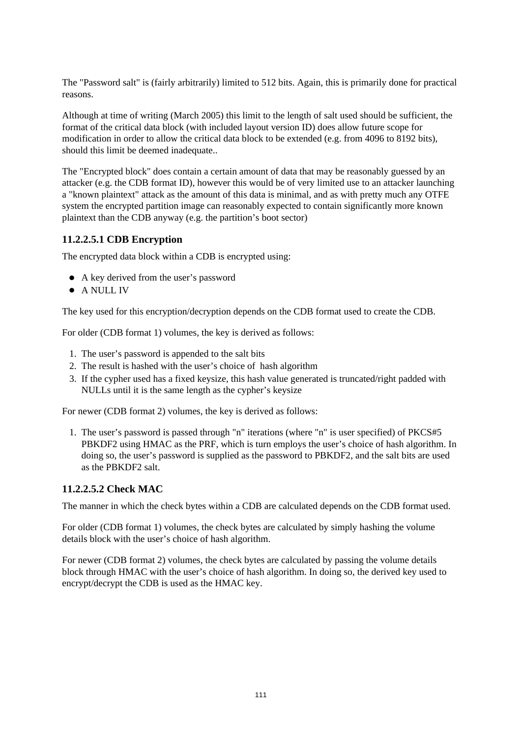The "Password salt" is (fairly arbitrarily) limited to 512 bits. Again, this is primarily done for practical reasons.

Although at time of writing (March 2005) this limit to the length of salt used should be sufficient, the format of the critical data block (with included layout version ID) does allow future scope for modification in order to allow the critical data block to be extended (e.g. from 4096 to 8192 bits), should this limit be deemed inadequate..

The "Encrypted block" does contain a certain amount of data that may be reasonably guessed by an attacker (e.g. the CDB format ID), however this would be of very limited use to an attacker launching a "known plaintext" attack as the amount of this data is minimal, and as with pretty much any OTFE system the encrypted partition image can reasonably expected to contain significantly more known plaintext than the CDB anyway (e.g. the partition's boot sector)

### 11.2.2.5.1 CDB Encryption

The encrypted data block within a CDB is encrypted using:

- A key derived from the user's password
- A NULL IV

The key used for this encryption/decryption depends on the CDB format used to create the CDB.

For older (CDB format 1) volumes, the key is derived as follows:

1. The user's password is appended to the salt bits
2. The result is hashed with the user's choice of hash algorithm
3. If the cypher used has a fixed keysize, this hash value generated is truncated/right padded with NULLs until it is the same length as the cypher's keysize

For newer (CDB format 2) volumes, the key is derived as follows:

1. The user's password is passed through "n" iterations (where "n" is user specified) of PKCS#5 PBKDF2 using HMAC as the PRF, which is turn employs the user's choice of hash algorithm. In doing so, the user's password is supplied as the password to PBKDF2, and the salt bits are used as the PBKDF2 salt.

### 11.2.2.5.2 Check MAC

The manner in which the check bytes within a CDB are calculated depends on the CDB format used.

For older (CDB format 1) volumes, the check bytes are calculated by simply hashing the volume details block with the user's choice of hash algorithm.

For newer (CDB format 2) volumes, the check bytes are calculated by passing the volume details block through HMAC with the user's choice of hash algorithm. In doing so, the derived key used to encrypt/decrypt the CDB is used as the HMAC key.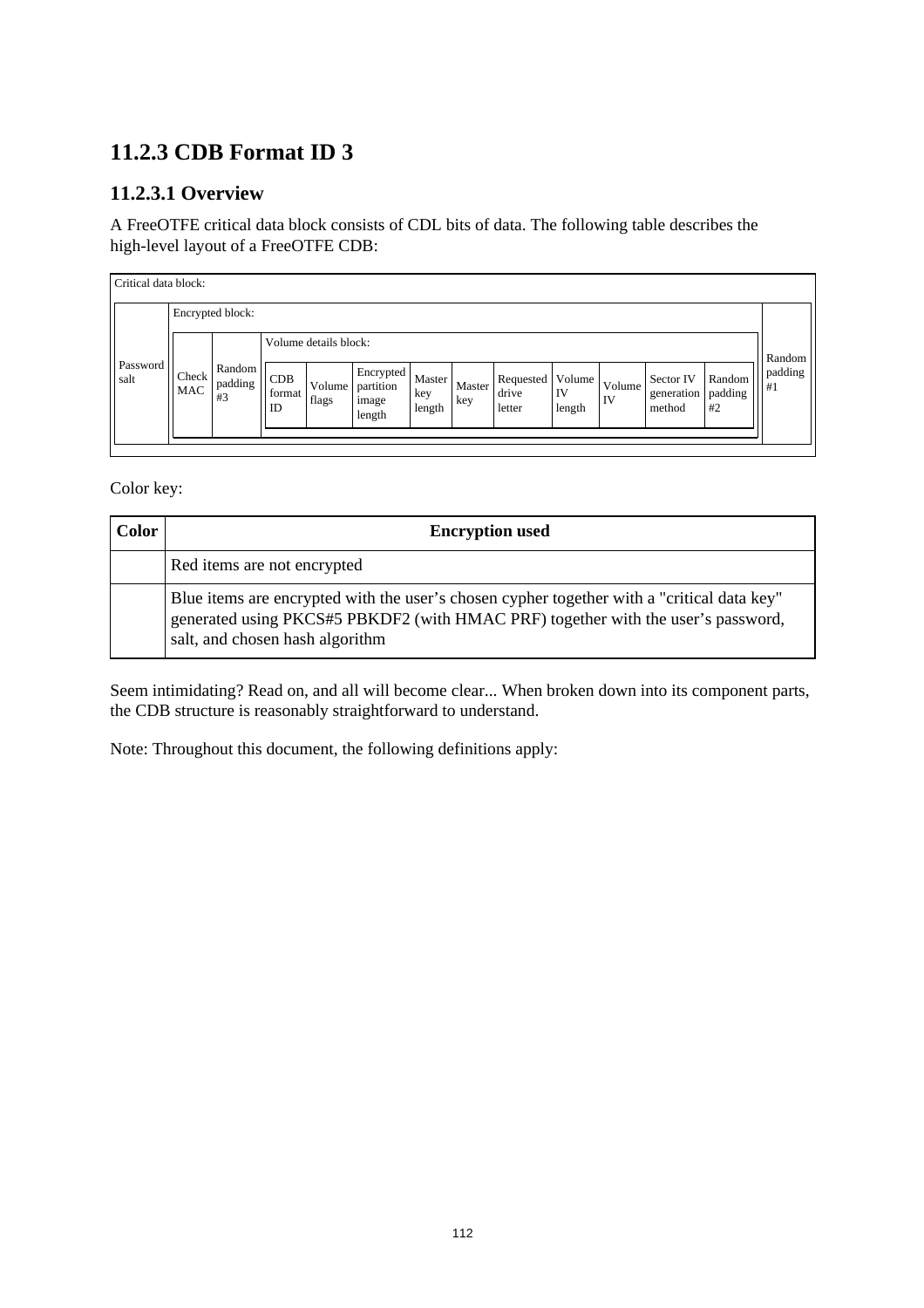## 11.2.3 CDB Format ID 3

### 11.2.3.1 Overview

A FreeOTFE critical data block consists of CDL bits of data. The following table describes the high-level layout of a FreeOTFE CDB:

| Critical data block: | | | | | | | | | | | | | | |
|---|---|---|---|---|---|---|---|---|---|---|---|---|---|---|
| Password salt | Encrypted block: | | | | | | | | | | | | | Random padding #1 |
| | Check MAC | Random padding #3 | Volume details block: | | | | | | | | | | | |
| | | | CDB format ID | Volume flags | Encrypted partition image length | Master key length | Master key | Requested drive letter | Volume IV length | Volume IV | Sector IV generation method | Random padding #2 | | |

Color key:

| Color | Encryption used |
|---|---|
| | Red items are not encrypted |
| | Blue items are encrypted with the user's chosen cypher together with a "critical data key" generated using PKCS#5 PBKDF2 (with HMAC PRF) together with the user's password, salt, and chosen hash algorithm |

Seem intimidating? Read on, and all will become clear... When broken down into its component parts, the CDB structure is reasonably straightforward to understand.

Note: Throughout this document, the following definitions apply: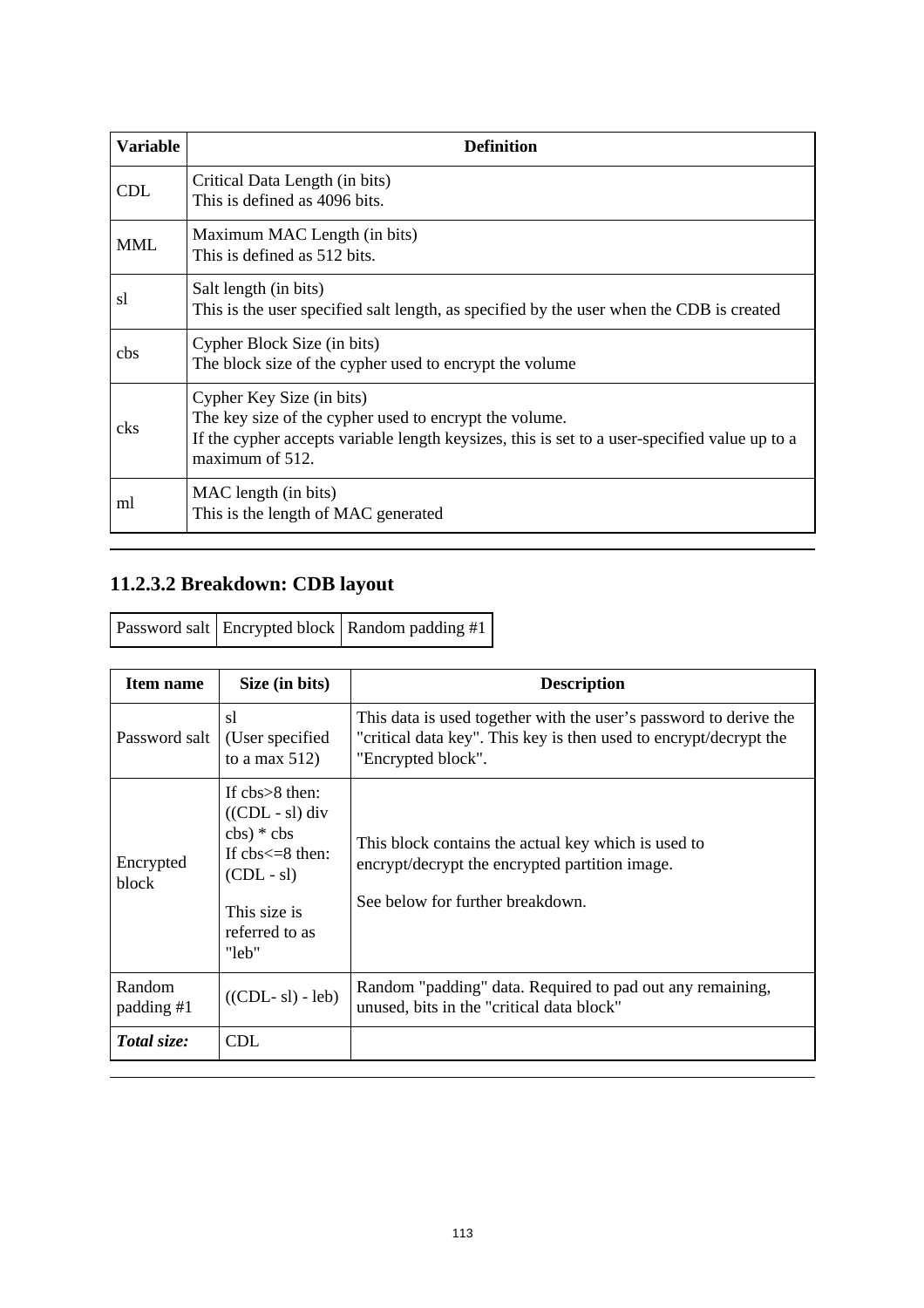| Variable | Definition |
| --- | --- |
| CDL | Critical Data Length (in bits)<br>This is defined as 4096 bits. |
| MML | Maximum MAC Length (in bits)<br>This is defined as 512 bits. |
| sl | Salt length (in bits)<br>This is the user specified salt length, as specified by the user when the CDB is created |
| cbs | Cypher Block Size (in bits)<br>The block size of the cypher used to encrypt the volume |
| cks | Cypher Key Size (in bits)<br>The key size of the cypher used to encrypt the volume.<br>If the cypher accepts variable length keysizes, this is set to a user-specified value up to a maximum of 512. |
| ml | MAC length (in bits)<br>This is the length of MAC generated |

#### 11.2.3.2 Breakdown: CDB layout

| Password salt | Encrypted block | Random padding #1 |
| --- | --- | --- |

| Item name | Size (in bits) | Description |
| --- | --- | --- |
| Password salt | sl<br>(User specified to a max 512) | This data is used together with the user's password to derive the "critical data key". This key is then used to encrypt/decrypt the "Encrypted block". |
| Encrypted block | If cbs>8 then:<br>((CDL - sl) div cbs) * cbs<br>If cbs<=8 then:<br>(CDL - sl)<br><br>This size is referred to as "leb" | This block contains the actual key which is used to encrypt/decrypt the encrypted partition image.<br><br>See below for further breakdown. |
| Random padding #1 | ((CDL- sl) - leb) | Random "padding" data. Required to pad out any remaining, unused, bits in the "critical data block" |
| ***Total size:*** | CDL | |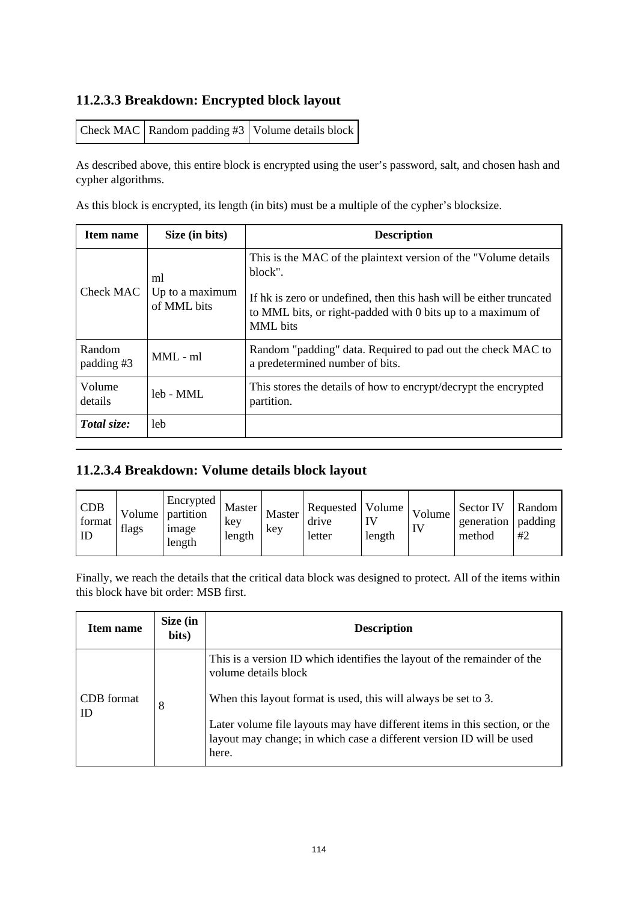### 11.2.3.3 Breakdown: Encrypted block layout

| Check MAC | Random padding #3 | Volume details block |
|---|---|---|

As described above, this entire block is encrypted using the user's password, salt, and chosen hash and cypher algorithms.

As this block is encrypted, its length (in bits) must be a multiple of the cypher's blocksize.

| Item name | Size (in bits) | Description |
|---|---|---|
| Check MAC | ml<br>Up to a maximum of MML bits | This is the MAC of the plaintext version of the "Volume details block".<br><br>If hk is zero or undefined, then this hash will be either truncated to MML bits, or right-padded with 0 bits up to a maximum of MML bits |
| Random padding #3 | MML - ml | Random "padding" data. Required to pad out the check MAC to a predetermined number of bits. |
| Volume details | leb - MML | This stores the details of how to encrypt/decrypt the encrypted partition. |
| ***Total size:*** | leb | |

### 11.2.3.4 Breakdown: Volume details block layout

| CDB format ID | Volume flags | Encrypted partition image length | Master key length | Master key | Requested drive letter | Volume IV length | Volume IV | Sector IV generation method | Random padding #2 |
|---|---|---|---|---|---|---|---|---|---|

Finally, we reach the details that the critical data block was designed to protect. All of the items within this block have bit order: MSB first.

| Item name | Size (in bits) | Description |
|---|---|---|
| CDB format ID | 8 | This is a version ID which identifies the layout of the remainder of the volume details block<br><br>When this layout format is used, this will always be set to 3.<br><br>Later volume file layouts may have different items in this section, or the layout may change; in which case a different version ID will be used here. |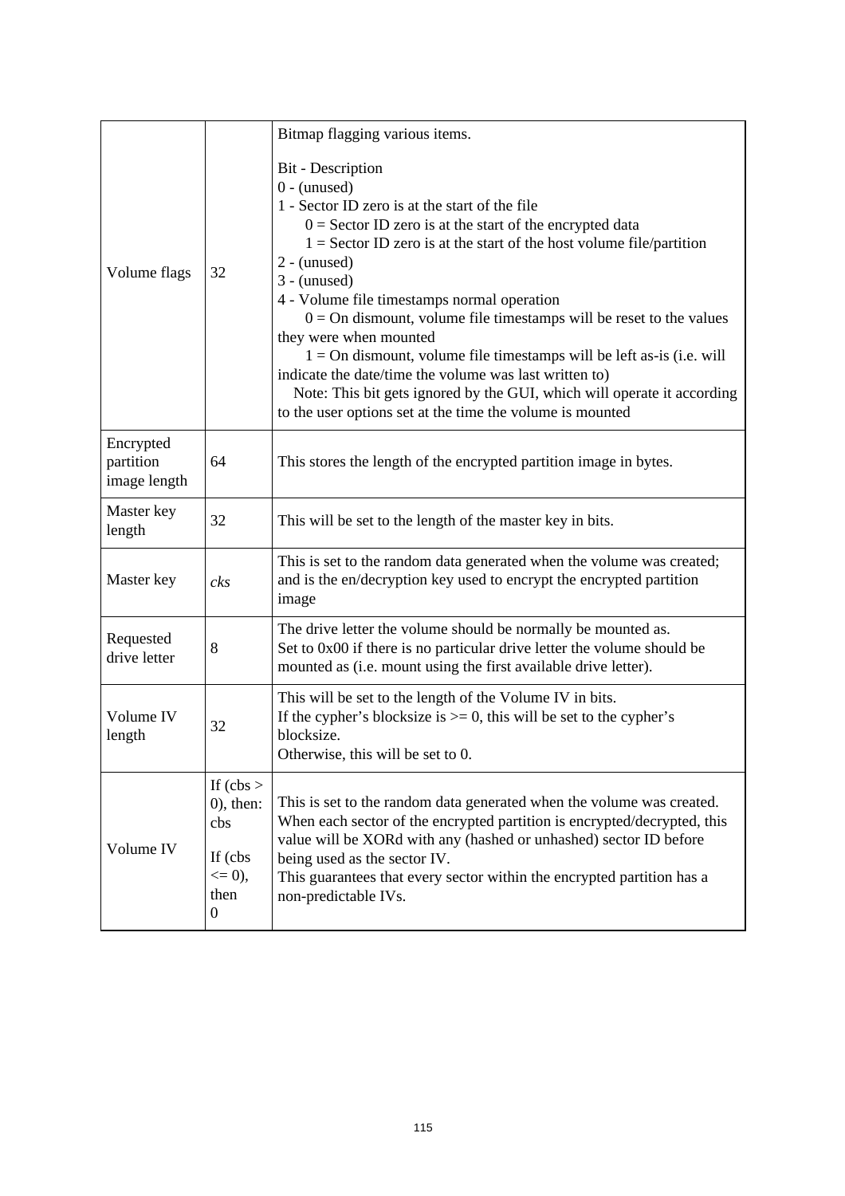| Volume flags | 32 | Bitmap flagging various items.<br><br>Bit - Description<br>0 - (unused)<br>1 - Sector ID zero is at the start of the file<br>    0 = Sector ID zero is at the start of the encrypted data<br>    1 = Sector ID zero is at the start of the host volume file/partition<br>2 - (unused)<br>3 - (unused)<br>4 - Volume file timestamps normal operation<br>    0 = On dismount, volume file timestamps will be reset to the values they were when mounted<br>    1 = On dismount, volume file timestamps will be left as-is (i.e. will indicate the date/time the volume was last written to)<br>  Note: This bit gets ignored by the GUI, which will operate it according to the user options set at the time the volume is mounted |
|---|---|---|
| Encrypted partition image length | 64 | This stores the length of the encrypted partition image in bytes. |
| Master key length | 32 | This will be set to the length of the master key in bits. |
| Master key | *cks* | This is set to the random data generated when the volume was created; and is the en/decryption key used to encrypt the encrypted partition image |
| Requested drive letter | 8 | The drive letter the volume should be normally be mounted as.<br>Set to 0x00 if there is no particular drive letter the volume should be mounted as (i.e. mount using the first available drive letter). |
| Volume IV length | 32 | This will be set to the length of the Volume IV in bits.<br>If the cypher's blocksize is >= 0, this will be set to the cypher's blocksize.<br>Otherwise, this will be set to 0. |
| Volume IV | If (cbs > 0), then: cbs<br><br>If (cbs <= 0), then 0 | This is set to the random data generated when the volume was created.<br>When each sector of the encrypted partition is encrypted/decrypted, this value will be XORd with any (hashed or unhashed) sector ID before being used as the sector IV.<br>This guarantees that every sector within the encrypted partition has a non-predictable IVs. |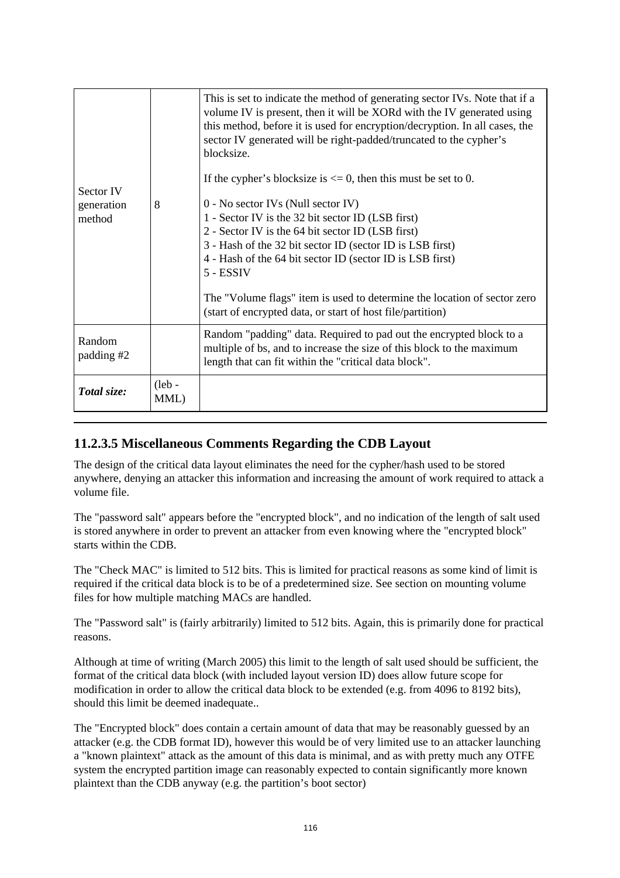| | | |
|---|---|---|
| Sector IV generation method | 8 | This is set to indicate the method of generating sector IVs. Note that if a volume IV is present, then it will be XORd with the IV generated using this method, before it is used for encryption/decryption. In all cases, the sector IV generated will be right-padded/truncated to the cypher's blocksize.<br><br>If the cypher's blocksize is <= 0, then this must be set to 0.<br><br>0 - No sector IVs (Null sector IV)<br>1 - Sector IV is the 32 bit sector ID (LSB first)<br>2 - Sector IV is the 64 bit sector ID (LSB first)<br>3 - Hash of the 32 bit sector ID (sector ID is LSB first)<br>4 - Hash of the 64 bit sector ID (sector ID is LSB first)<br>5 - ESSIV<br><br>The "Volume flags" item is used to determine the location of sector zero (start of encrypted data, or start of host file/partition) |
| Random padding #2 | | Random "padding" data. Required to pad out the encrypted block to a multiple of bs, and to increase the size of this block to the maximum length that can fit within the "critical data block". |
| ***Total size:*** | (leb - MML) | |

### 11.2.3.5 Miscellaneous Comments Regarding the CDB Layout

The design of the critical data layout eliminates the need for the cypher/hash used to be stored anywhere, denying an attacker this information and increasing the amount of work required to attack a volume file.

The "password salt" appears before the "encrypted block", and no indication of the length of salt used is stored anywhere in order to prevent an attacker from even knowing where the "encrypted block" starts within the CDB.

The "Check MAC" is limited to 512 bits. This is limited for practical reasons as some kind of limit is required if the critical data block is to be of a predetermined size. See section on mounting volume files for how multiple matching MACs are handled.

The "Password salt" is (fairly arbitrarily) limited to 512 bits. Again, this is primarily done for practical reasons.

Although at time of writing (March 2005) this limit to the length of salt used should be sufficient, the format of the critical data block (with included layout version ID) does allow future scope for modification in order to allow the critical data block to be extended (e.g. from 4096 to 8192 bits), should this limit be deemed inadequate..

The "Encrypted block" does contain a certain amount of data that may be reasonably guessed by an attacker (e.g. the CDB format ID), however this would be of very limited use to an attacker launching a "known plaintext" attack as the amount of this data is minimal, and as with pretty much any OTFE system the encrypted partition image can reasonably expected to contain significantly more known plaintext than the CDB anyway (e.g. the partition's boot sector)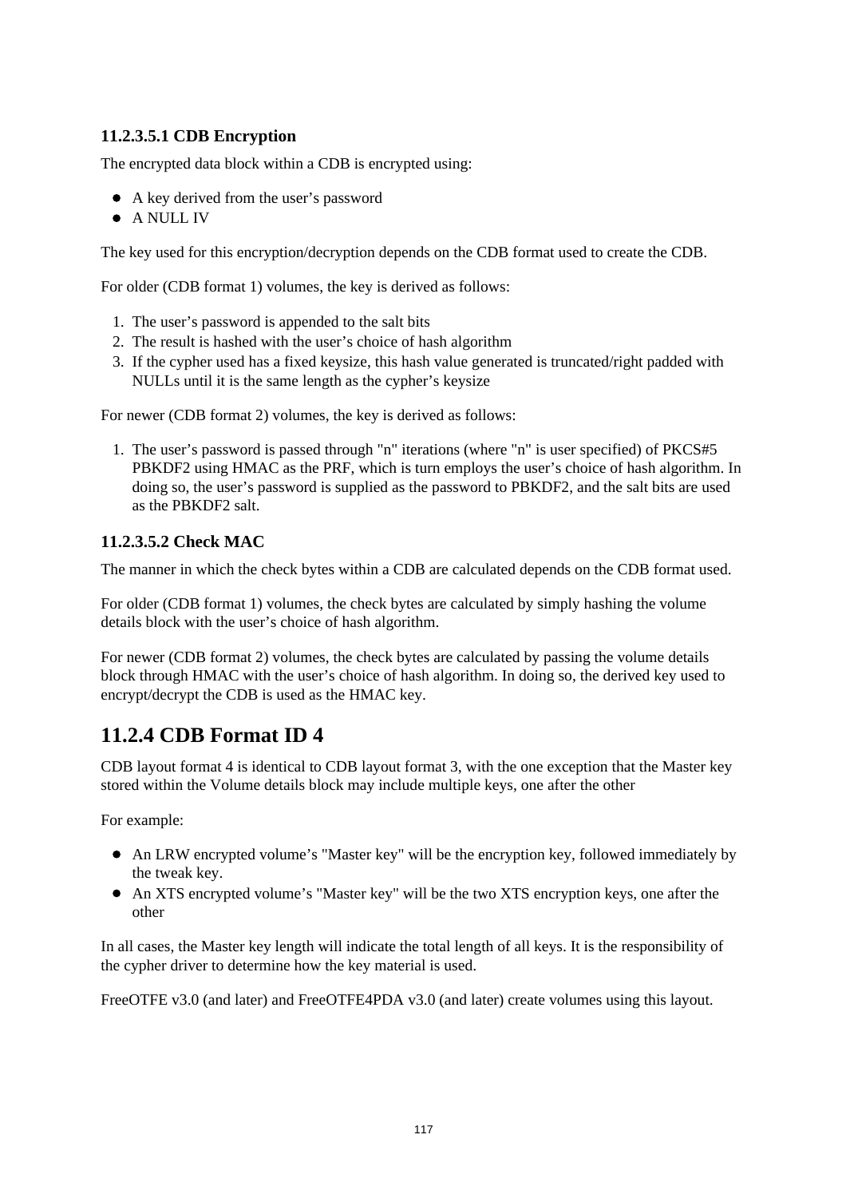#### 11.2.3.5.1 CDB Encryption

The encrypted data block within a CDB is encrypted using:

- A key derived from the user's password
- A NULL IV

The key used for this encryption/decryption depends on the CDB format used to create the CDB.

For older (CDB format 1) volumes, the key is derived as follows:

1. The user's password is appended to the salt bits
2. The result is hashed with the user's choice of hash algorithm
3. If the cypher used has a fixed keysize, this hash value generated is truncated/right padded with NULLs until it is the same length as the cypher's keysize

For newer (CDB format 2) volumes, the key is derived as follows:

1. The user's password is passed through "n" iterations (where "n" is user specified) of PKCS#5 PBKDF2 using HMAC as the PRF, which is turn employs the user's choice of hash algorithm. In doing so, the user's password is supplied as the password to PBKDF2, and the salt bits are used as the PBKDF2 salt.

#### 11.2.3.5.2 Check MAC

The manner in which the check bytes within a CDB are calculated depends on the CDB format used.

For older (CDB format 1) volumes, the check bytes are calculated by simply hashing the volume details block with the user's choice of hash algorithm.

For newer (CDB format 2) volumes, the check bytes are calculated by passing the volume details block through HMAC with the user's choice of hash algorithm. In doing so, the derived key used to encrypt/decrypt the CDB is used as the HMAC key.

## 11.2.4 CDB Format ID 4

CDB layout format 4 is identical to CDB layout format 3, with the one exception that the Master key stored within the Volume details block may include multiple keys, one after the other

For example:

- An LRW encrypted volume's "Master key" will be the encryption key, followed immediately by the tweak key.
- An XTS encrypted volume's "Master key" will be the two XTS encryption keys, one after the other

In all cases, the Master key length will indicate the total length of all keys. It is the responsibility of the cypher driver to determine how the key material is used.

FreeOTFE v3.0 (and later) and FreeOTFE4PDA v3.0 (and later) create volumes using this layout.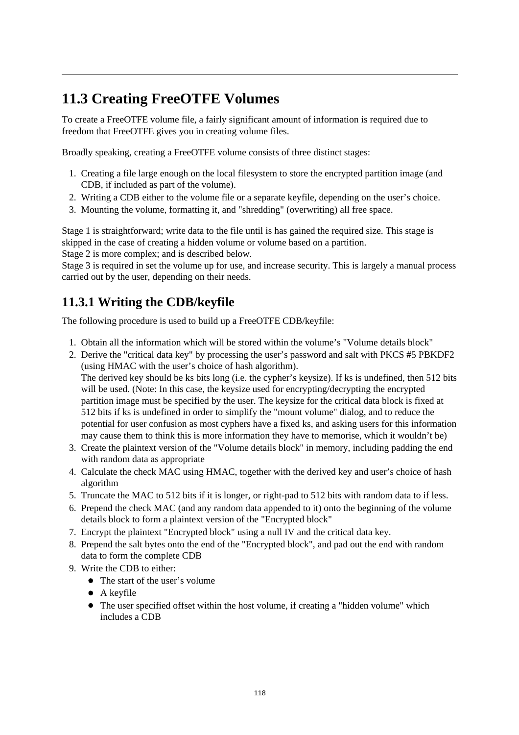## 11.3 Creating FreeOTFE Volumes

To create a FreeOTFE volume file, a fairly significant amount of information is required due to freedom that FreeOTFE gives you in creating volume files.

Broadly speaking, creating a FreeOTFE volume consists of three distinct stages:

1. Creating a file large enough on the local filesystem to store the encrypted partition image (and CDB, if included as part of the volume).
2. Writing a CDB either to the volume file or a separate keyfile, depending on the user's choice.
3. Mounting the volume, formatting it, and "shredding" (overwriting) all free space.

Stage 1 is straightforward; write data to the file until is has gained the required size. This stage is skipped in the case of creating a hidden volume or volume based on a partition.
Stage 2 is more complex; and is described below.
Stage 3 is required in set the volume up for use, and increase security. This is largely a manual process carried out by the user, depending on their needs.

### 11.3.1 Writing the CDB/keyfile

The following procedure is used to build up a FreeOTFE CDB/keyfile:

1. Obtain all the information which will be stored within the volume's "Volume details block"
2. Derive the "critical data key" by processing the user's password and salt with PKCS #5 PBKDF2 (using HMAC with the user's choice of hash algorithm).
   The derived key should be ks bits long (i.e. the cypher's keysize). If ks is undefined, then 512 bits will be used. (Note: In this case, the keysize used for encrypting/decrypting the encrypted partition image must be specified by the user. The keysize for the critical data block is fixed at 512 bits if ks is undefined in order to simplify the "mount volume" dialog, and to reduce the potential for user confusion as most cyphers have a fixed ks, and asking users for this information may cause them to think this is more information they have to memorise, which it wouldn't be)
3. Create the plaintext version of the "Volume details block" in memory, including padding the end with random data as appropriate
4. Calculate the check MAC using HMAC, together with the derived key and user's choice of hash algorithm
5. Truncate the MAC to 512 bits if it is longer, or right-pad to 512 bits with random data to if less.
6. Prepend the check MAC (and any random data appended to it) onto the beginning of the volume details block to form a plaintext version of the "Encrypted block"
7. Encrypt the plaintext "Encrypted block" using a null IV and the critical data key.
8. Prepend the salt bytes onto the end of the "Encrypted block", and pad out the end with random data to form the complete CDB
9. Write the CDB to either:
   - The start of the user's volume
   - A keyfile
   - The user specified offset within the host volume, if creating a "hidden volume" which includes a CDB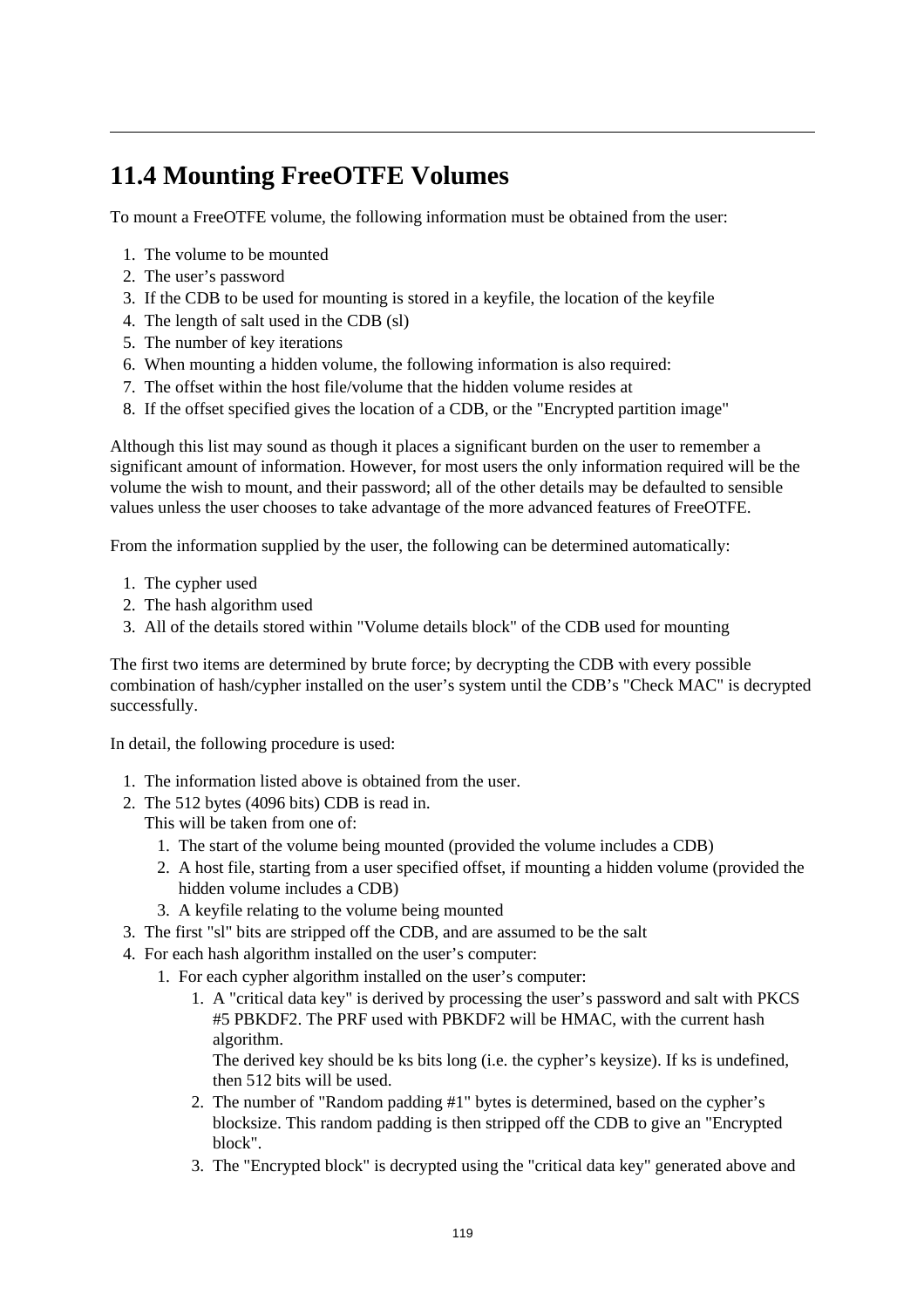## 11.4 Mounting FreeOTFE Volumes

To mount a FreeOTFE volume, the following information must be obtained from the user:

1. The volume to be mounted
2. The user's password
3. If the CDB to be used for mounting is stored in a keyfile, the location of the keyfile
4. The length of salt used in the CDB (sl)
5. The number of key iterations
6. When mounting a hidden volume, the following information is also required:
7. The offset within the host file/volume that the hidden volume resides at
8. If the offset specified gives the location of a CDB, or the "Encrypted partition image"

Although this list may sound as though it places a significant burden on the user to remember a significant amount of information. However, for most users the only information required will be the volume the wish to mount, and their password; all of the other details may be defaulted to sensible values unless the user chooses to take advantage of the more advanced features of FreeOTFE.

From the information supplied by the user, the following can be determined automatically:

1. The cypher used
2. The hash algorithm used
3. All of the details stored within "Volume details block" of the CDB used for mounting

The first two items are determined by brute force; by decrypting the CDB with every possible combination of hash/cypher installed on the user's system until the CDB's "Check MAC" is decrypted successfully.

In detail, the following procedure is used:

1. The information listed above is obtained from the user.
2. The 512 bytes (4096 bits) CDB is read in.
   This will be taken from one of:
   1. The start of the volume being mounted (provided the volume includes a CDB)
   2. A host file, starting from a user specified offset, if mounting a hidden volume (provided the hidden volume includes a CDB)
   3. A keyfile relating to the volume being mounted
3. The first "sl" bits are stripped off the CDB, and are assumed to be the salt
4. For each hash algorithm installed on the user's computer:
   1. For each cypher algorithm installed on the user's computer:
      1. A "critical data key" is derived by processing the user's password and salt with PKCS #5 PBKDF2. The PRF used with PBKDF2 will be HMAC, with the current hash algorithm.
         The derived key should be ks bits long (i.e. the cypher's keysize). If ks is undefined, then 512 bits will be used.
      2. The number of "Random padding #1" bytes is determined, based on the cypher's blocksize. This random padding is then stripped off the CDB to give an "Encrypted block".
      3. The "Encrypted block" is decrypted using the "critical data key" generated above and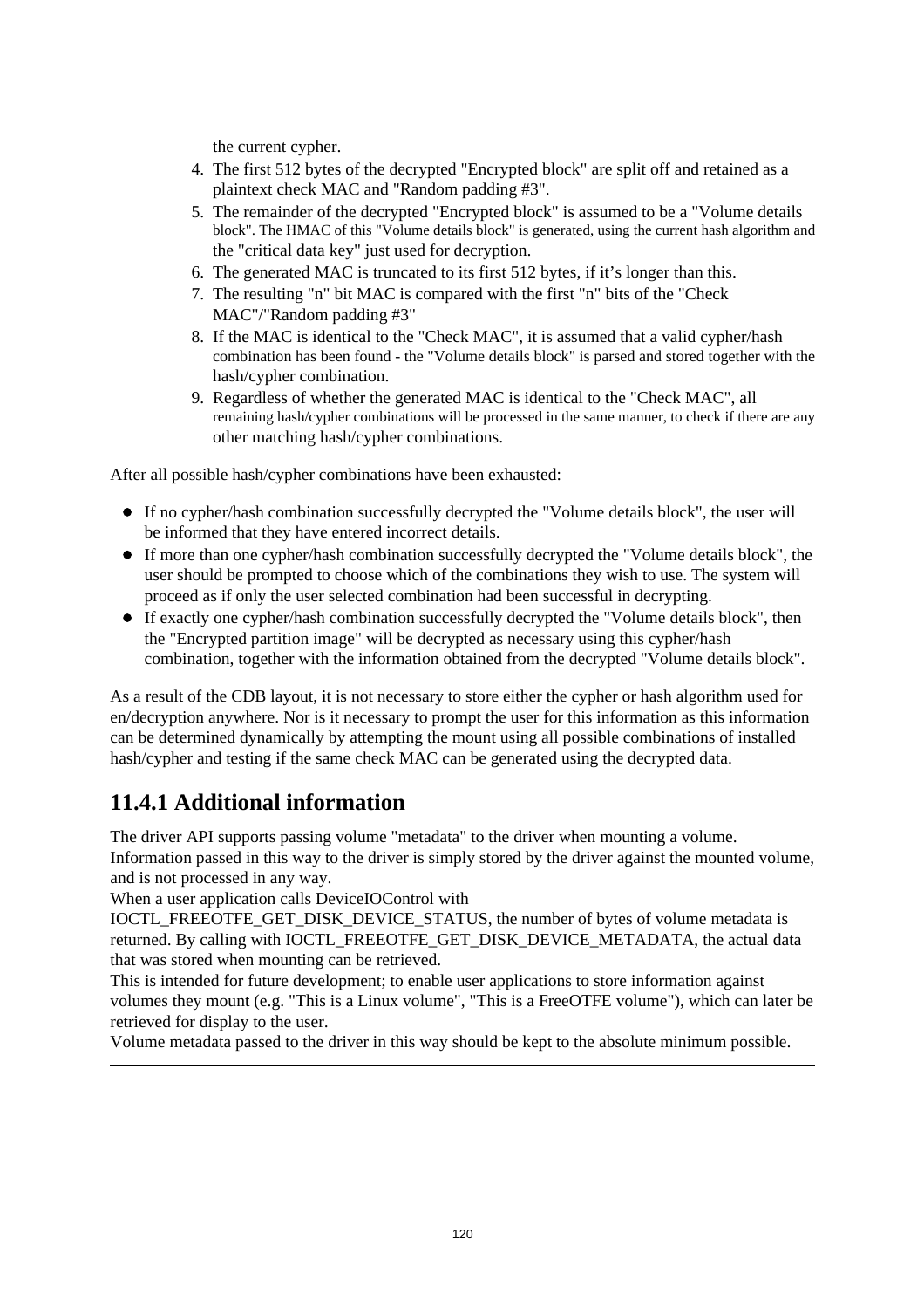the current cypher.

4. The first 512 bytes of the decrypted "Encrypted block" are split off and retained as a plaintext check MAC and "Random padding #3".
5. The remainder of the decrypted "Encrypted block" is assumed to be a "Volume details block". The HMAC of this "Volume details block" is generated, using the current hash algorithm and the "critical data key" just used for decryption.
6. The generated MAC is truncated to its first 512 bytes, if it’s longer than this.
7. The resulting "n" bit MAC is compared with the first "n" bits of the "Check MAC"/"Random padding #3"
8. If the MAC is identical to the "Check MAC", it is assumed that a valid cypher/hash combination has been found - the "Volume details block" is parsed and stored together with the hash/cypher combination.
9. Regardless of whether the generated MAC is identical to the "Check MAC", all remaining hash/cypher combinations will be processed in the same manner, to check if there are any other matching hash/cypher combinations.

After all possible hash/cypher combinations have been exhausted:

- If no cypher/hash combination successfully decrypted the "Volume details block", the user will be informed that they have entered incorrect details.
- If more than one cypher/hash combination successfully decrypted the "Volume details block", the user should be prompted to choose which of the combinations they wish to use. The system will proceed as if only the user selected combination had been successful in decrypting.
- If exactly one cypher/hash combination successfully decrypted the "Volume details block", then the "Encrypted partition image" will be decrypted as necessary using this cypher/hash combination, together with the information obtained from the decrypted "Volume details block".

As a result of the CDB layout, it is not necessary to store either the cypher or hash algorithm used for en/decryption anywhere. Nor is it necessary to prompt the user for this information as this information can be determined dynamically by attempting the mount using all possible combinations of installed hash/cypher and testing if the same check MAC can be generated using the decrypted data.

## 11.4.1 Additional information

The driver API supports passing volume "metadata" to the driver when mounting a volume. Information passed in this way to the driver is simply stored by the driver against the mounted volume, and is not processed in any way.

When a user application calls DeviceIOControl with IOCTL_FREEOTFE_GET_DISK_DEVICE_STATUS, the number of bytes of volume metadata is returned. By calling with IOCTL_FREEOTFE_GET_DISK_DEVICE_METADATA, the actual data that was stored when mounting can be retrieved.

This is intended for future development; to enable user applications to store information against volumes they mount (e.g. "This is a Linux volume", "This is a FreeOTFE volume"), which can later be retrieved for display to the user.

Volume metadata passed to the driver in this way should be kept to the absolute minimum possible.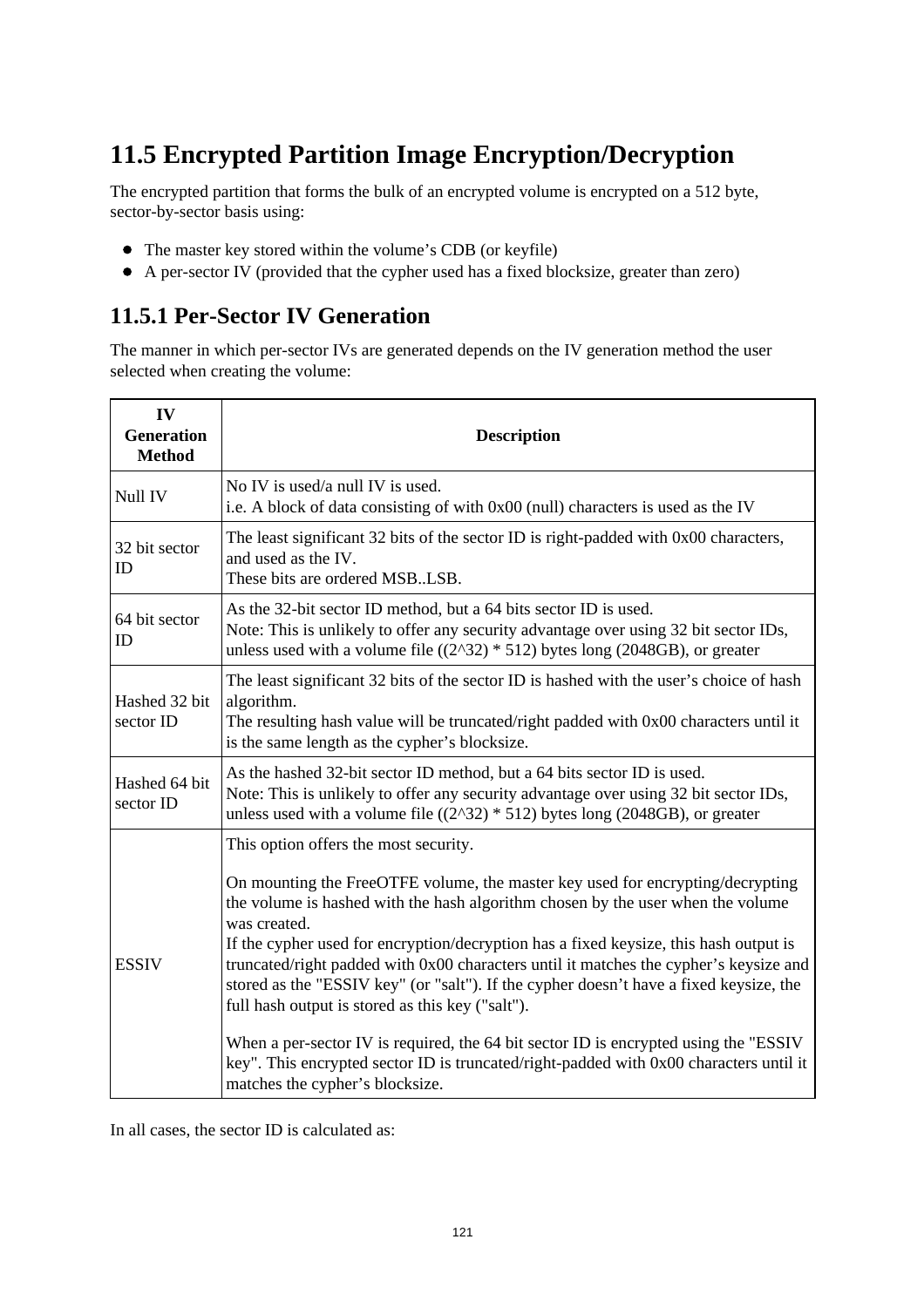## 11.5 Encrypted Partition Image Encryption/Decryption

The encrypted partition that forms the bulk of an encrypted volume is encrypted on a 512 byte, sector-by-sector basis using:

- The master key stored within the volume's CDB (or keyfile)
- A per-sector IV (provided that the cypher used has a fixed blocksize, greater than zero)

### 11.5.1 Per-Sector IV Generation

The manner in which per-sector IVs are generated depends on the IV generation method the user selected when creating the volume:

| IV Generation Method | Description |
|---|---|
| Null IV | No IV is used/a null IV is used.<br>i.e. A block of data consisting of with 0x00 (null) characters is used as the IV |
| 32 bit sector ID | The least significant 32 bits of the sector ID is right-padded with 0x00 characters, and used as the IV.<br>These bits are ordered MSB..LSB. |
| 64 bit sector ID | As the 32-bit sector ID method, but a 64 bits sector ID is used.<br>Note: This is unlikely to offer any security advantage over using 32 bit sector IDs, unless used with a volume file ((2^32) * 512) bytes long (2048GB), or greater |
| Hashed 32 bit sector ID | The least significant 32 bits of the sector ID is hashed with the user's choice of hash algorithm.<br>The resulting hash value will be truncated/right padded with 0x00 characters until it is the same length as the cypher's blocksize. |
| Hashed 64 bit sector ID | As the hashed 32-bit sector ID method, but a 64 bits sector ID is used.<br>Note: This is unlikely to offer any security advantage over using 32 bit sector IDs, unless used with a volume file ((2^32) * 512) bytes long (2048GB), or greater |
| ESSIV | This option offers the most security.<br><br>On mounting the FreeOTFE volume, the master key used for encrypting/decrypting the volume is hashed with the hash algorithm chosen by the user when the volume was created.<br>If the cypher used for encryption/decryption has a fixed keysize, this hash output is truncated/right padded with 0x00 characters until it matches the cypher's keysize and stored as the "ESSIV key" (or "salt"). If the cypher doesn't have a fixed keysize, the full hash output is stored as this key ("salt").<br><br>When a per-sector IV is required, the 64 bit sector ID is encrypted using the "ESSIV key". This encrypted sector ID is truncated/right-padded with 0x00 characters until it matches the cypher's blocksize. |

In all cases, the sector ID is calculated as: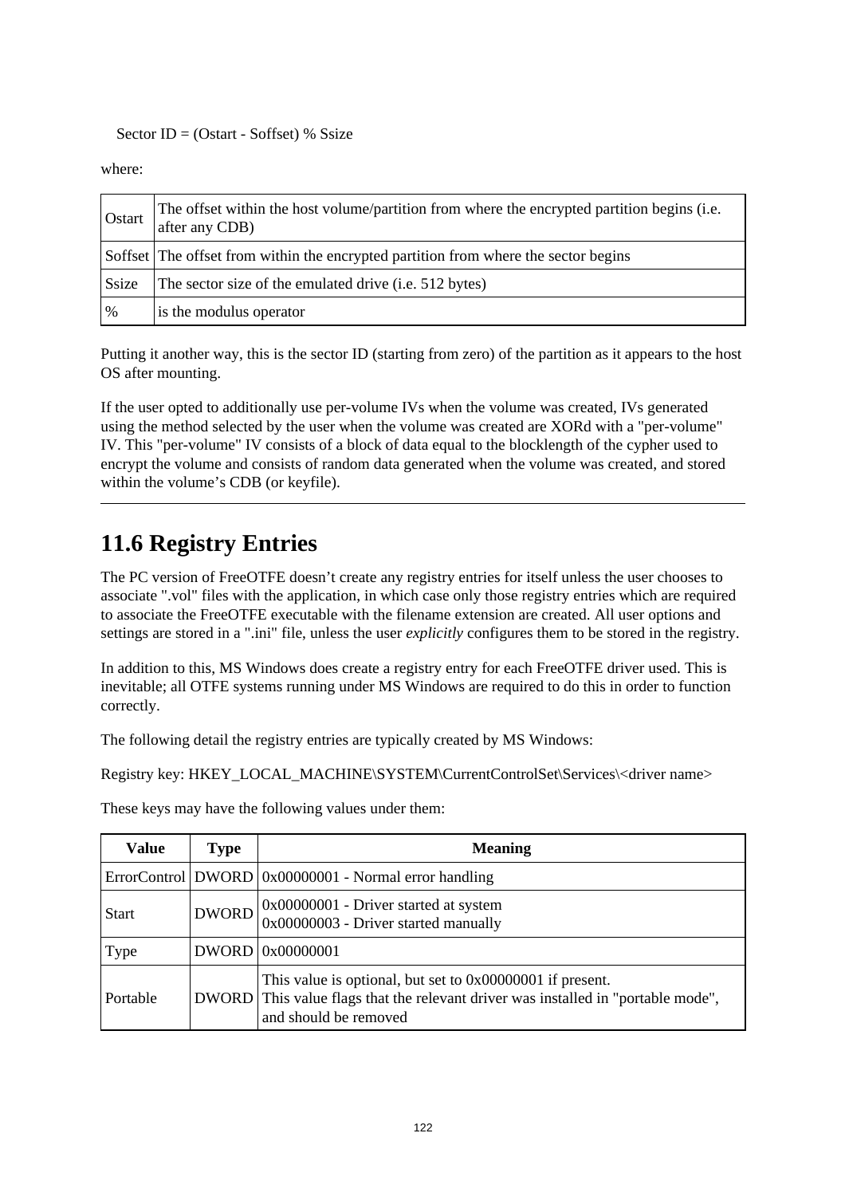Sector ID = (Ostart - Soffset) % Ssize

where:

| | |
|---|---|
| Ostart | The offset within the host volume/partition from where the encrypted partition begins (i.e. after any CDB) |
| Soffset | The offset from within the encrypted partition from where the sector begins |
| Ssize | The sector size of the emulated drive (i.e. 512 bytes) |
| % | is the modulus operator |

Putting it another way, this is the sector ID (starting from zero) of the partition as it appears to the host OS after mounting.

If the user opted to additionally use per-volume IVs when the volume was created, IVs generated using the method selected by the user when the volume was created are XORd with a "per-volume" IV. This "per-volume" IV consists of a block of data equal to the blocklength of the cypher used to encrypt the volume and consists of random data generated when the volume was created, and stored within the volume's CDB (or keyfile).

---

## 11.6 Registry Entries

The PC version of FreeOTFE doesn't create any registry entries for itself unless the user chooses to associate ".vol" files with the application, in which case only those registry entries which are required to associate the FreeOTFE executable with the filename extension are created. All user options and settings are stored in a ".ini" file, unless the user *explicitly* configures them to be stored in the registry.

In addition to this, MS Windows does create a registry entry for each FreeOTFE driver used. This is inevitable; all OTFE systems running under MS Windows are required to do this in order to function correctly.

The following detail the registry entries are typically created by MS Windows:

Registry key: HKEY_LOCAL_MACHINE\SYSTEM\CurrentControlSet\Services\<driver name>

These keys may have the following values under them:

| Value | Type | Meaning |
|---|---|---|
| ErrorControl | DWORD | 0x00000001 - Normal error handling |
| Start | DWORD | 0x00000001 - Driver started at system<br>0x00000003 - Driver started manually |
| Type | DWORD | 0x00000001 |
| Portable | DWORD | This value is optional, but set to 0x00000001 if present.<br>This value flags that the relevant driver was installed in "portable mode", and should be removed |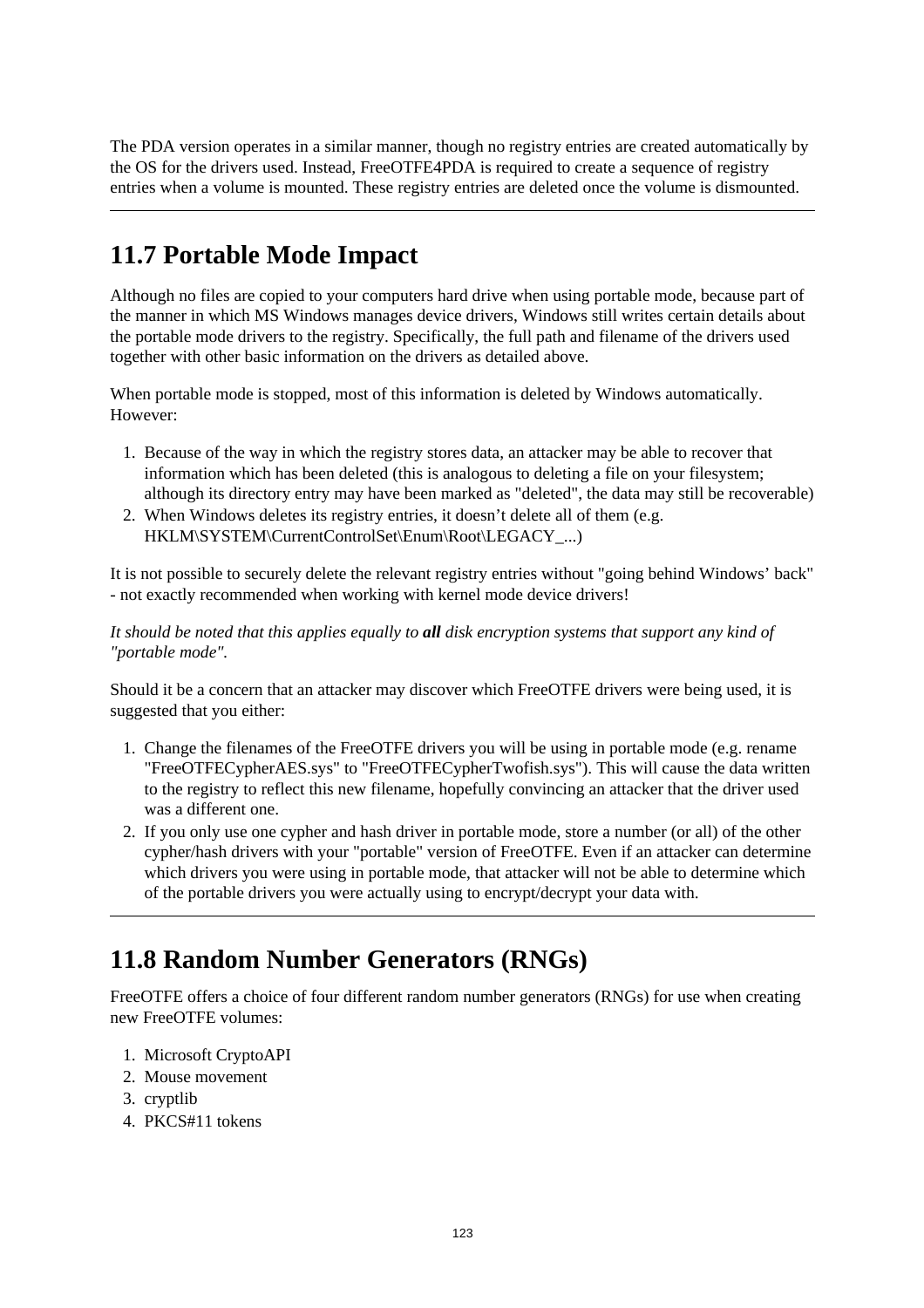The PDA version operates in a similar manner, though no registry entries are created automatically by the OS for the drivers used. Instead, FreeOTFE4PDA is required to create a sequence of registry entries when a volume is mounted. These registry entries are deleted once the volume is dismounted.

---

## 11.7 Portable Mode Impact

Although no files are copied to your computers hard drive when using portable mode, because part of the manner in which MS Windows manages device drivers, Windows still writes certain details about the portable mode drivers to the registry. Specifically, the full path and filename of the drivers used together with other basic information on the drivers as detailed above.

When portable mode is stopped, most of this information is deleted by Windows automatically. However:

1. Because of the way in which the registry stores data, an attacker may be able to recover that information which has been deleted (this is analogous to deleting a file on your filesystem; although its directory entry may have been marked as "deleted", the data may still be recoverable)
2. When Windows deletes its registry entries, it doesn’t delete all of them (e.g. HKLM\SYSTEM\CurrentControlSet\Enum\Root\LEGACY_...)

It is not possible to securely delete the relevant registry entries without "going behind Windows’ back" - not exactly recommended when working with kernel mode device drivers!

*It should be noted that this applies equally to **all** disk encryption systems that support any kind of "portable mode".*

Should it be a concern that an attacker may discover which FreeOTFE drivers were being used, it is suggested that you either:

1. Change the filenames of the FreeOTFE drivers you will be using in portable mode (e.g. rename "FreeOTFECypherAES.sys" to "FreeOTFECypherTwofish.sys"). This will cause the data written to the registry to reflect this new filename, hopefully convincing an attacker that the driver used was a different one.
2. If you only use one cypher and hash driver in portable mode, store a number (or all) of the other cypher/hash drivers with your "portable" version of FreeOTFE. Even if an attacker can determine which drivers you were using in portable mode, that attacker will not be able to determine which of the portable drivers you were actually using to encrypt/decrypt your data with.

---

## 11.8 Random Number Generators (RNGs)

FreeOTFE offers a choice of four different random number generators (RNGs) for use when creating new FreeOTFE volumes:

1. Microsoft CryptoAPI
2. Mouse movement
3. cryptlib
4. PKCS#11 tokens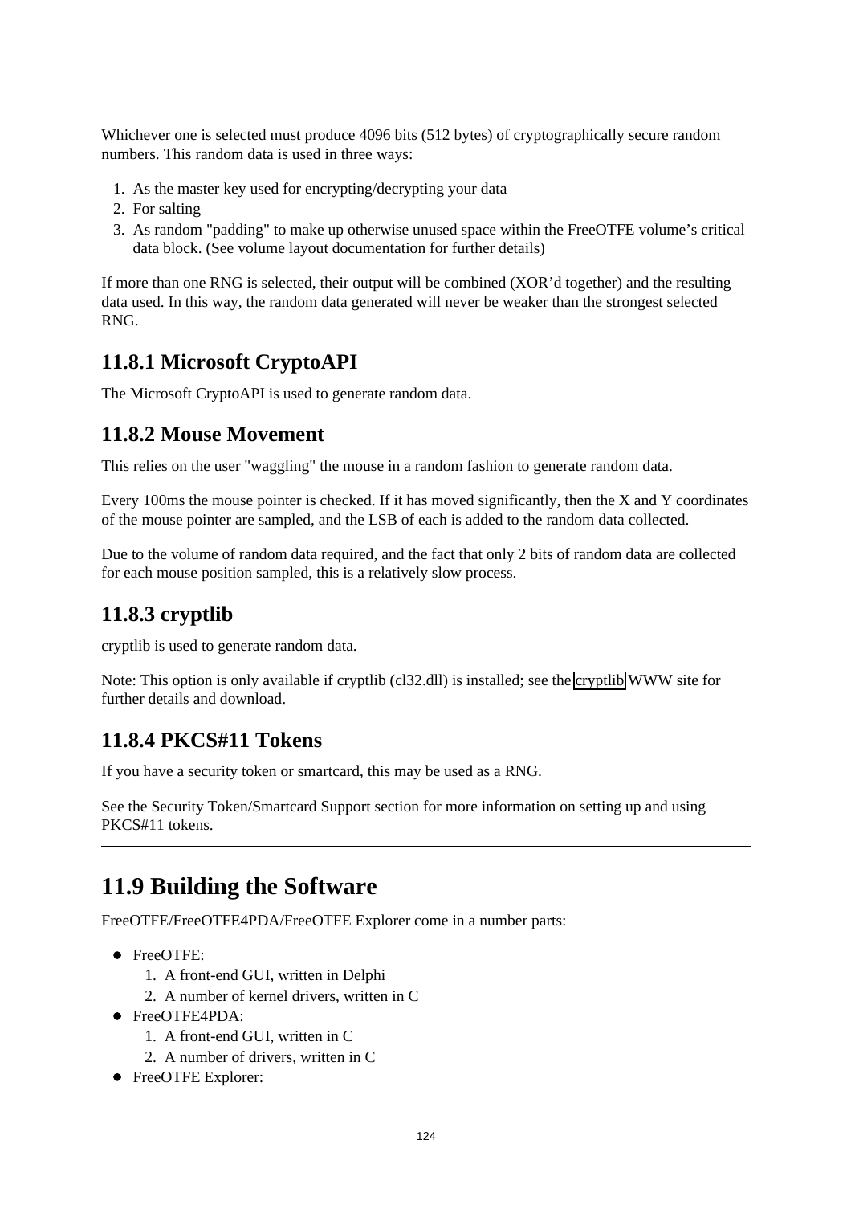Whichever one is selected must produce 4096 bits (512 bytes) of cryptographically secure random numbers. This random data is used in three ways:

1. As the master key used for encrypting/decrypting your data
2. For salting
3. As random "padding" to make up otherwise unused space within the FreeOTFE volume's critical data block. (See volume layout documentation for further details)

If more than one RNG is selected, their output will be combined (XOR'd together) and the resulting data used. In this way, the random data generated will never be weaker than the strongest selected RNG.

### 11.8.1 Microsoft CryptoAPI

The Microsoft CryptoAPI is used to generate random data.

### 11.8.2 Mouse Movement

This relies on the user "waggling" the mouse in a random fashion to generate random data.

Every 100ms the mouse pointer is checked. If it has moved significantly, then the X and Y coordinates of the mouse pointer are sampled, and the LSB of each is added to the random data collected.

Due to the volume of random data required, and the fact that only 2 bits of random data are collected for each mouse position sampled, this is a relatively slow process.

### 11.8.3 cryptlib

cryptlib is used to generate random data.

Note: This option is only available if cryptlib (cl32.dll) is installed; see the cryptlib WWW site for further details and download.

### 11.8.4 PKCS#11 Tokens

If you have a security token or smartcard, this may be used as a RNG.

See the Security Token/Smartcard Support section for more information on setting up and using PKCS#11 tokens.

---

## 11.9 Building the Software

FreeOTFE/FreeOTFE4PDA/FreeOTFE Explorer come in a number parts:

- FreeOTFE:
  1. A front-end GUI, written in Delphi
  2. A number of kernel drivers, written in C
- FreeOTFE4PDA:
  1. A front-end GUI, written in C
  2. A number of drivers, written in C
- FreeOTFE Explorer: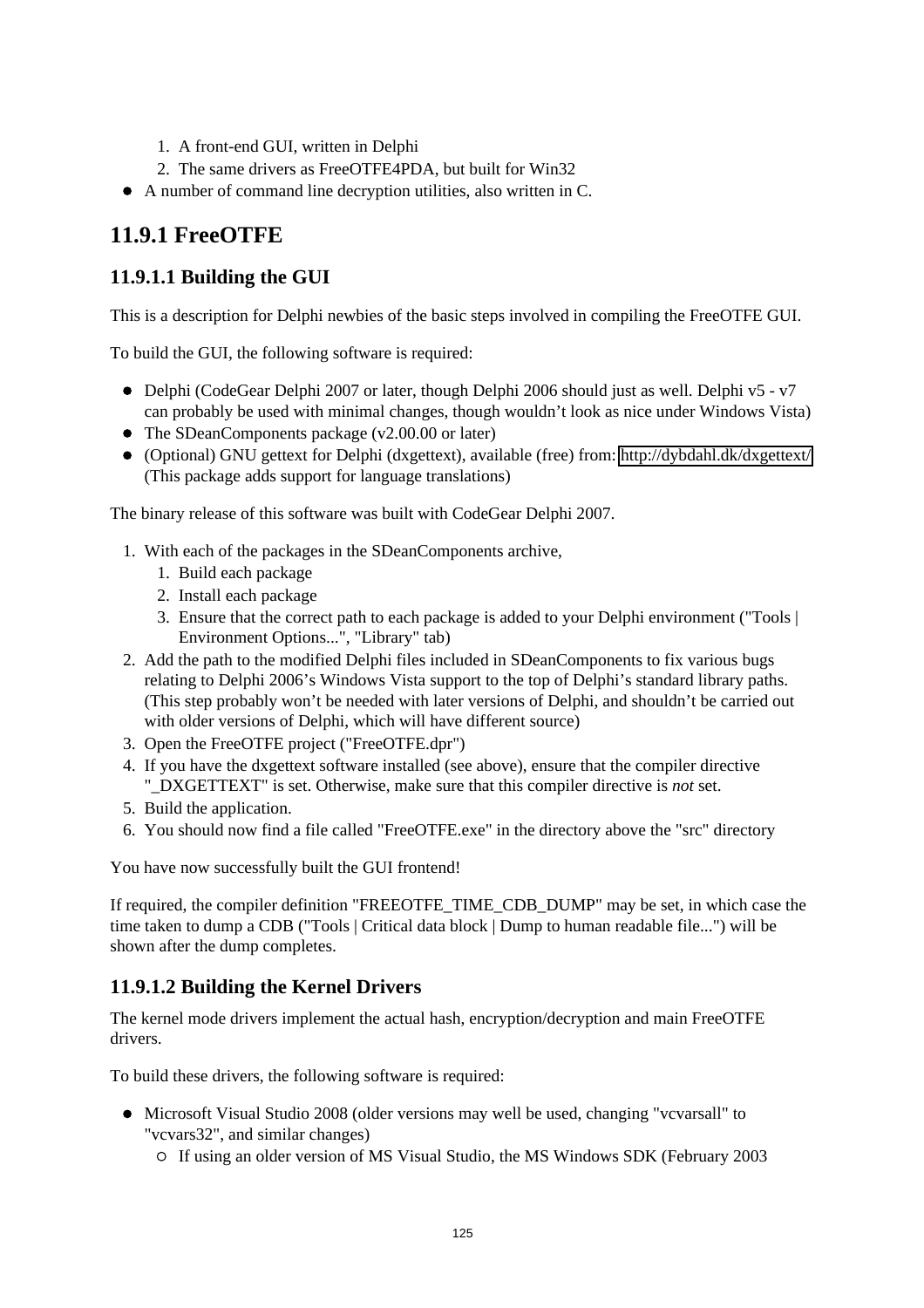1. A front-end GUI, written in Delphi
   2. The same drivers as FreeOTFE4PDA, but built for Win32
- A number of command line decryption utilities, also written in C.

## 11.9.1 FreeOTFE

### 11.9.1.1 Building the GUI

This is a description for Delphi newbies of the basic steps involved in compiling the FreeOTFE GUI.

To build the GUI, the following software is required:

- Delphi (CodeGear Delphi 2007 or later, though Delphi 2006 should just as well. Delphi v5 - v7 can probably be used with minimal changes, though wouldn't look as nice under Windows Vista)
- The SDeanComponents package (v2.00.00 or later)
- (Optional) GNU gettext for Delphi (dxgettext), available (free) from: http://dybdahl.dk/dxgettext/ (This package adds support for language translations)

The binary release of this software was built with CodeGear Delphi 2007.

1. With each of the packages in the SDeanComponents archive,
   1. Build each package
   2. Install each package
   3. Ensure that the correct path to each package is added to your Delphi environment ("Tools | Environment Options...", "Library" tab)
2. Add the path to the modified Delphi files included in SDeanComponents to fix various bugs relating to Delphi 2006's Windows Vista support to the top of Delphi's standard library paths. (This step probably won't be needed with later versions of Delphi, and shouldn't be carried out with older versions of Delphi, which will have different source)
3. Open the FreeOTFE project ("FreeOTFE.dpr")
4. If you have the dxgettext software installed (see above), ensure that the compiler directive "_DXGETTEXT" is set. Otherwise, make sure that this compiler directive is *not* set.
5. Build the application.
6. You should now find a file called "FreeOTFE.exe" in the directory above the "src" directory

You have now successfully built the GUI frontend!

If required, the compiler definition "FREEOTFE_TIME_CDB_DUMP" may be set, in which case the time taken to dump a CDB ("Tools | Critical data block | Dump to human readable file...") will be shown after the dump completes.

### 11.9.1.2 Building the Kernel Drivers

The kernel mode drivers implement the actual hash, encryption/decryption and main FreeOTFE drivers.

To build these drivers, the following software is required:

- Microsoft Visual Studio 2008 (older versions may well be used, changing "vcvarsall" to "vcvars32", and similar changes)
  - If using an older version of MS Visual Studio, the MS Windows SDK (February 2003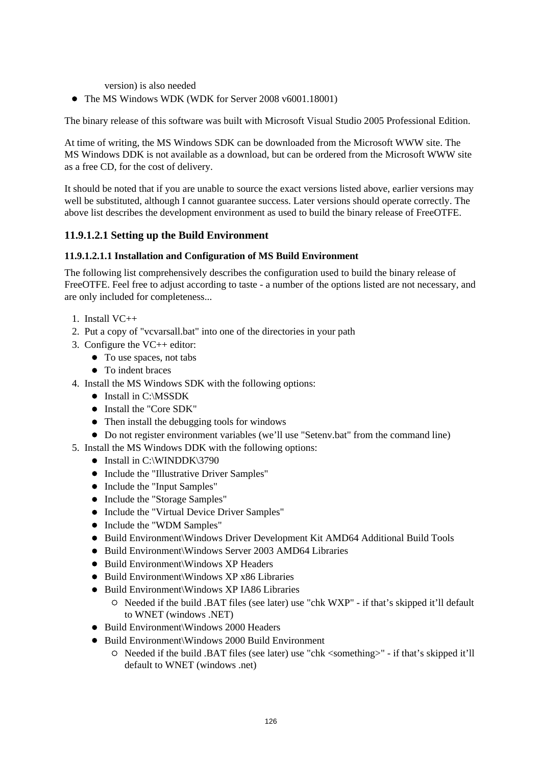version) is also needed

- The MS Windows WDK (WDK for Server 2008 v6001.18001)

The binary release of this software was built with Microsoft Visual Studio 2005 Professional Edition.

At time of writing, the MS Windows SDK can be downloaded from the Microsoft WWW site. The MS Windows DDK is not available as a download, but can be ordered from the Microsoft WWW site as a free CD, for the cost of delivery.

It should be noted that if you are unable to source the exact versions listed above, earlier versions may well be substituted, although I cannot guarantee success. Later versions should operate correctly. The above list describes the development environment as used to build the binary release of FreeOTFE.

### 11.9.1.2.1 Setting up the Build Environment

#### 11.9.1.2.1.1 Installation and Configuration of MS Build Environment

The following list comprehensively describes the configuration used to build the binary release of FreeOTFE. Feel free to adjust according to taste - a number of the options listed are not necessary, and are only included for completeness...

1. Install VC++
2. Put a copy of "vcvarsall.bat" into one of the directories in your path
3. Configure the VC++ editor:
   - To use spaces, not tabs
   - To indent braces
4. Install the MS Windows SDK with the following options:
   - Install in C:\MSSDK
   - Install the "Core SDK"
   - Then install the debugging tools for windows
   - Do not register environment variables (we'll use "Setenv.bat" from the command line)
5. Install the MS Windows DDK with the following options:
   - Install in C:\WINDDK\3790
   - Include the "Illustrative Driver Samples"
   - Include the "Input Samples"
   - Include the "Storage Samples"
   - Include the "Virtual Device Driver Samples"
   - Include the "WDM Samples"
   - Build Environment\Windows Driver Development Kit AMD64 Additional Build Tools
   - Build Environment\Windows Server 2003 AMD64 Libraries
   - Build Environment\Windows XP Headers
   - Build Environment\Windows XP x86 Libraries
   - Build Environment\Windows XP IA86 Libraries
     - Needed if the build .BAT files (see later) use "chk WXP" - if that's skipped it'll default to WNET (windows .NET)
   - Build Environment\Windows 2000 Headers
   - Build Environment\Windows 2000 Build Environment
     - Needed if the build .BAT files (see later) use "chk <something>" - if that's skipped it'll default to WNET (windows .net)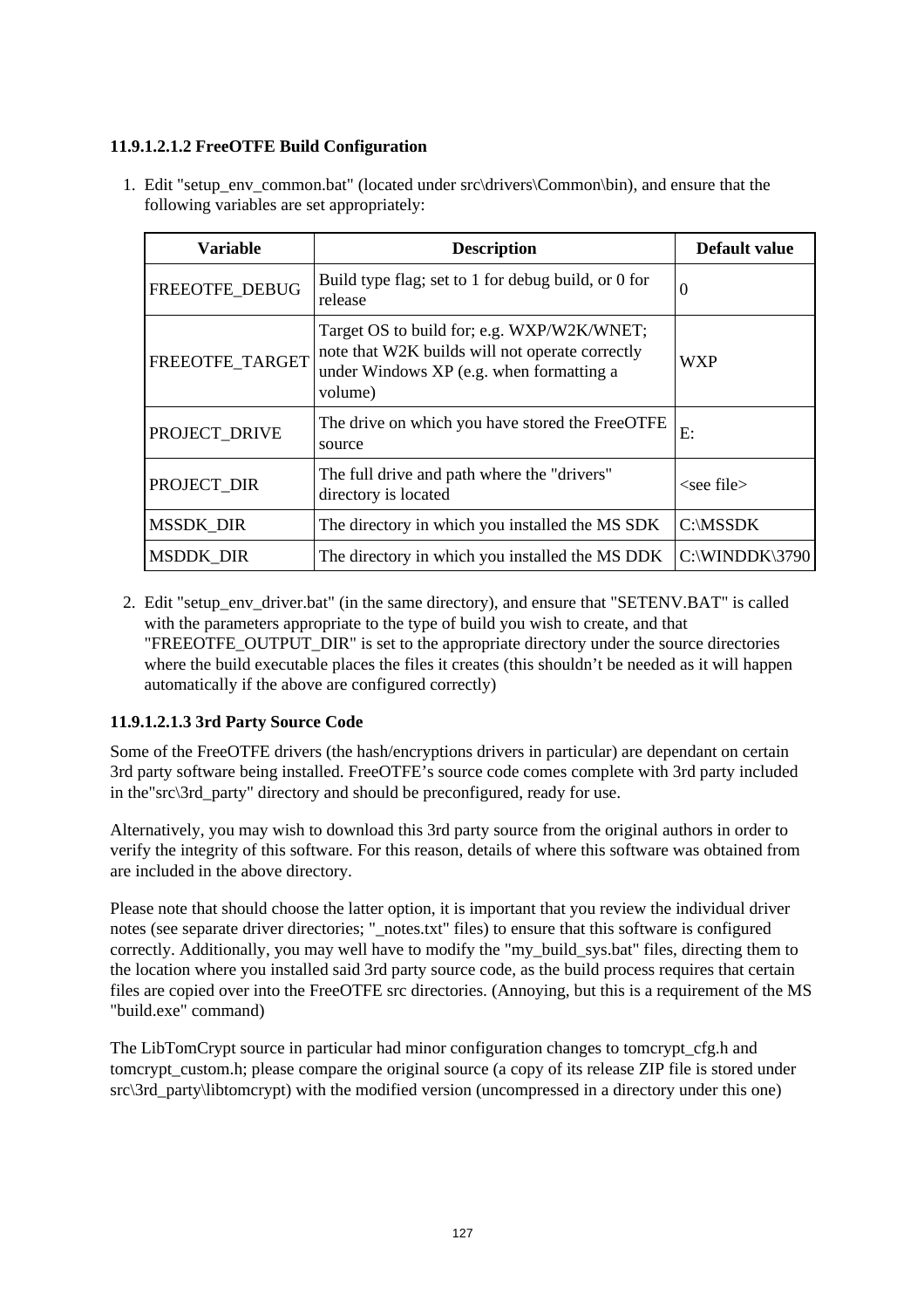#### 11.9.1.2.1.2 FreeOTFE Build Configuration

1. Edit "setup_env_common.bat" (located under src\drivers\Common\bin), and ensure that the following variables are set appropriately:

| Variable | Description | Default value |
|---|---|---|
| FREEOTFE_DEBUG | Build type flag; set to 1 for debug build, or 0 for release | 0 |
| FREEOTFE_TARGET | Target OS to build for; e.g. WXP/W2K/WNET; note that W2K builds will not operate correctly under Windows XP (e.g. when formatting a volume) | WXP |
| PROJECT_DRIVE | The drive on which you have stored the FreeOTFE source | E: |
| PROJECT_DIR | The full drive and path where the "drivers" directory is located | <see file> |
| MSSDK_DIR | The directory in which you installed the MS SDK | C:\MSSDK |
| MSDDK_DIR | The directory in which you installed the MS DDK | C:\WINDDK\3790 |

2. Edit "setup_env_driver.bat" (in the same directory), and ensure that "SETENV.BAT" is called with the parameters appropriate to the type of build you wish to create, and that "FREEOTFE_OUTPUT_DIR" is set to the appropriate directory under the source directories where the build executable places the files it creates (this shouldn't be needed as it will happen automatically if the above are configured correctly)

#### 11.9.1.2.1.3 3rd Party Source Code

Some of the FreeOTFE drivers (the hash/encryptions drivers in particular) are dependant on certain 3rd party software being installed. FreeOTFE's source code comes complete with 3rd party included in the"src\3rd_party" directory and should be preconfigured, ready for use.

Alternatively, you may wish to download this 3rd party source from the original authors in order to verify the integrity of this software. For this reason, details of where this software was obtained from are included in the above directory.

Please note that should choose the latter option, it is important that you review the individual driver notes (see separate driver directories; "_notes.txt" files) to ensure that this software is configured correctly. Additionally, you may well have to modify the "my_build_sys.bat" files, directing them to the location where you installed said 3rd party source code, as the build process requires that certain files are copied over into the FreeOTFE src directories. (Annoying, but this is a requirement of the MS "build.exe" command)

The LibTomCrypt source in particular had minor configuration changes to tomcrypt_cfg.h and tomcrypt_custom.h; please compare the original source (a copy of its release ZIP file is stored under src\3rd_party\libtomcrypt) with the modified version (uncompressed in a directory under this one)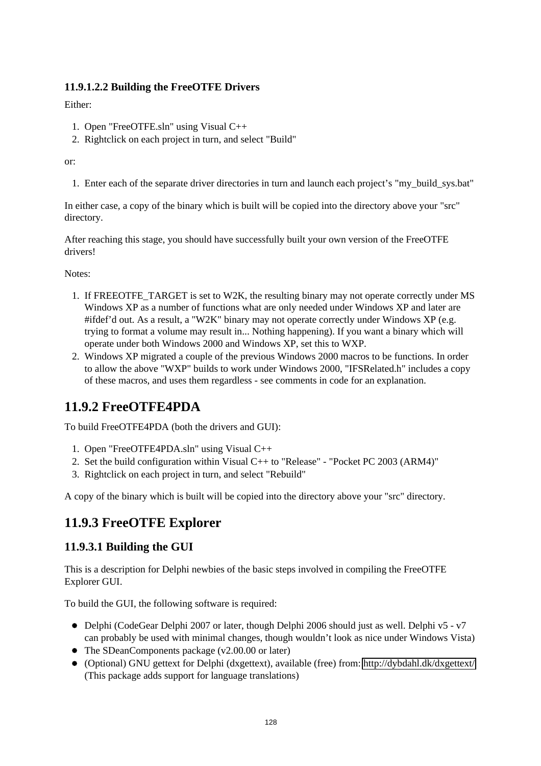#### 11.9.1.2.2 Building the FreeOTFE Drivers

Either:

1. Open "FreeOTFE.sln" using Visual C++
2. Rightclick on each project in turn, and select "Build"

or:

1. Enter each of the separate driver directories in turn and launch each project's "my_build_sys.bat"

In either case, a copy of the binary which is built will be copied into the directory above your "src" directory.

After reaching this stage, you should have successfully built your own version of the FreeOTFE drivers!

Notes:

1. If FREEOTFE_TARGET is set to W2K, the resulting binary may not operate correctly under MS Windows XP as a number of functions what are only needed under Windows XP and later are #ifdef'd out. As a result, a "W2K" binary may not operate correctly under Windows XP (e.g. trying to format a volume may result in... Nothing happening). If you want a binary which will operate under both Windows 2000 and Windows XP, set this to WXP.
2. Windows XP migrated a couple of the previous Windows 2000 macros to be functions. In order to allow the above "WXP" builds to work under Windows 2000, "IFSRelated.h" includes a copy of these macros, and uses them regardless - see comments in code for an explanation.

## 11.9.2 FreeOTFE4PDA

To build FreeOTFE4PDA (both the drivers and GUI):

1. Open "FreeOTFE4PDA.sln" using Visual C++
2. Set the build configuration within Visual C++ to "Release" - "Pocket PC 2003 (ARM4)"
3. Rightclick on each project in turn, and select "Rebuild"

A copy of the binary which is built will be copied into the directory above your "src" directory.

## 11.9.3 FreeOTFE Explorer

### 11.9.3.1 Building the GUI

This is a description for Delphi newbies of the basic steps involved in compiling the FreeOTFE Explorer GUI.

To build the GUI, the following software is required:

- Delphi (CodeGear Delphi 2007 or later, though Delphi 2006 should just as well. Delphi v5 - v7 can probably be used with minimal changes, though wouldn't look as nice under Windows Vista)
- The SDeanComponents package (v2.00.00 or later)
- (Optional) GNU gettext for Delphi (dxgettext), available (free) from: http://dybdahl.dk/dxgettext/ (This package adds support for language translations)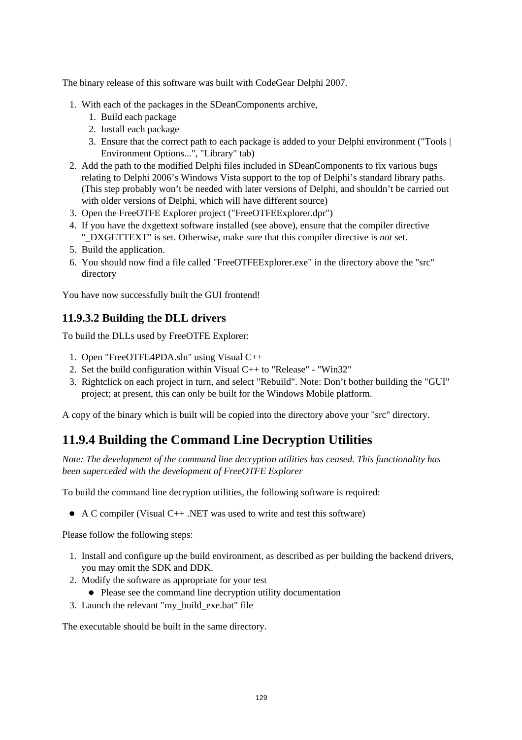The binary release of this software was built with CodeGear Delphi 2007.

1. With each of the packages in the SDeanComponents archive,
   1. Build each package
   2. Install each package
   3. Ensure that the correct path to each package is added to your Delphi environment ("Tools | Environment Options...", "Library" tab)
2. Add the path to the modified Delphi files included in SDeanComponents to fix various bugs relating to Delphi 2006's Windows Vista support to the top of Delphi's standard library paths. (This step probably won't be needed with later versions of Delphi, and shouldn't be carried out with older versions of Delphi, which will have different source)
3. Open the FreeOTFE Explorer project ("FreeOTFEExplorer.dpr")
4. If you have the dxgettext software installed (see above), ensure that the compiler directive "_DXGETTEXT" is set. Otherwise, make sure that this compiler directive is *not* set.
5. Build the application.
6. You should now find a file called "FreeOTFEExplorer.exe" in the directory above the "src" directory

You have now successfully built the GUI frontend!

### 11.9.3.2 Building the DLL drivers

To build the DLLs used by FreeOTFE Explorer:

1. Open "FreeOTFE4PDA.sln" using Visual C++
2. Set the build configuration within Visual C++ to "Release" - "Win32"
3. Rightclick on each project in turn, and select "Rebuild". Note: Don't bother building the "GUI" project; at present, this can only be built for the Windows Mobile platform.

A copy of the binary which is built will be copied into the directory above your "src" directory.

## 11.9.4 Building the Command Line Decryption Utilities

*Note: The development of the command line decryption utilities has ceased. This functionality has been superceded with the development of FreeOTFE Explorer*

To build the command line decryption utilities, the following software is required:

- A C compiler (Visual C++ .NET was used to write and test this software)

Please follow the following steps:

1. Install and configure up the build environment, as described as per building the backend drivers, you may omit the SDK and DDK.
2. Modify the software as appropriate for your test
   - Please see the command line decryption utility documentation
3. Launch the relevant "my_build_exe.bat" file

The executable should be built in the same directory.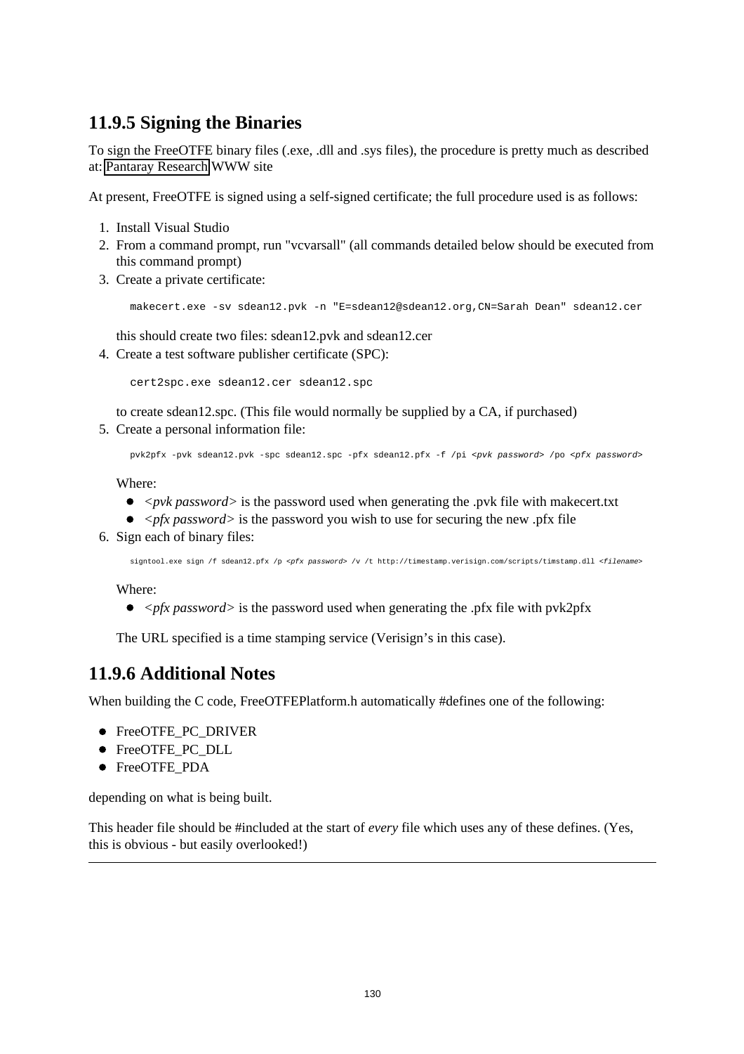### 11.9.5 Signing the Binaries

To sign the FreeOTFE binary files (.exe, .dll and .sys files), the procedure is pretty much as described at: Pantaray Research WWW site

At present, FreeOTFE is signed using a self-signed certificate; the full procedure used is as follows:

1. Install Visual Studio
2. From a command prompt, run "vcvarsall" (all commands detailed below should be executed from this command prompt)
3. Create a private certificate:

   ```
   makecert.exe -sv sdean12.pvk -n "E=sdean12@sdean12.org,CN=Sarah Dean" sdean12.cer
   ```

   this should create two files: sdean12.pvk and sdean12.cer
4. Create a test software publisher certificate (SPC):

   ```
   cert2spc.exe sdean12.cer sdean12.spc
   ```

   to create sdean12.spc. (This file would normally be supplied by a CA, if purchased)
5. Create a personal information file:

   ```
   pvk2pfx -pvk sdean12.pvk -spc sdean12.spc -pfx sdean12.pfx -f /pi <pvk password> /po <pfx password>
   ```

   Where:
   - *<pvk password>* is the password used when generating the .pvk file with makecert.txt
   - *<pfx password>* is the password you wish to use for securing the new .pfx file
6. Sign each of binary files:

   ```
   signtool.exe sign /f sdean12.pfx /p <pfx password> /v /t http://timestamp.verisign.com/scripts/timstamp.dll <filename>
   ```

   Where:
   - *<pfx password>* is the password used when generating the .pfx file with pvk2pfx

   The URL specified is a time stamping service (Verisign's in this case).

### 11.9.6 Additional Notes

When building the C code, FreeOTFEPlatform.h automatically #defines one of the following:

- FreeOTFE_PC_DRIVER
- FreeOTFE_PC_DLL
- FreeOTFE_PDA

depending on what is being built.

This header file should be #included at the start of *every* file which uses any of these defines. (Yes, this is obvious - but easily overlooked!)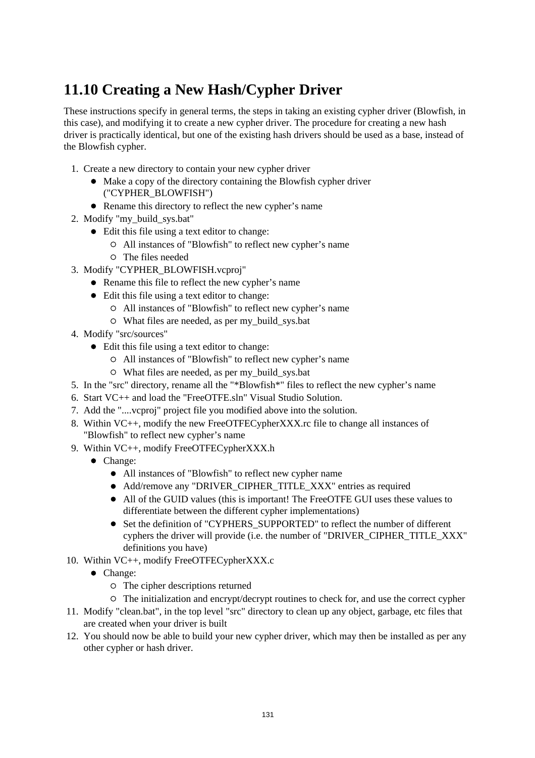## 11.10 Creating a New Hash/Cypher Driver

These instructions specify in general terms, the steps in taking an existing cypher driver (Blowfish, in this case), and modifying it to create a new cypher driver. The procedure for creating a new hash driver is practically identical, but one of the existing hash drivers should be used as a base, instead of the Blowfish cypher.

1. Create a new directory to contain your new cypher driver
   - Make a copy of the directory containing the Blowfish cypher driver ("CYPHER_BLOWFISH")
   - Rename this directory to reflect the new cypher's name
2. Modify "my_build_sys.bat"
   - Edit this file using a text editor to change:
     - All instances of "Blowfish" to reflect new cypher's name
     - The files needed
3. Modify "CYPHER_BLOWFISH.vcproj"
   - Rename this file to reflect the new cypher's name
   - Edit this file using a text editor to change:
     - All instances of "Blowfish" to reflect new cypher's name
     - What files are needed, as per my_build_sys.bat
4. Modify "src/sources"
   - Edit this file using a text editor to change:
     - All instances of "Blowfish" to reflect new cypher's name
     - What files are needed, as per my_build_sys.bat
5. In the "src" directory, rename all the "*Blowfish*" files to reflect the new cypher's name
6. Start VC++ and load the "FreeOTFE.sln" Visual Studio Solution.
7. Add the "....vcproj" project file you modified above into the solution.
8. Within VC++, modify the new FreeOTFECypherXXX.rc file to change all instances of "Blowfish" to reflect new cypher's name
9. Within VC++, modify FreeOTFECypherXXX.h
   - Change:
     - All instances of "Blowfish" to reflect new cypher name
     - Add/remove any "DRIVER_CIPHER_TITLE_XXX" entries as required
     - All of the GUID values (this is important! The FreeOTFE GUI uses these values to differentiate between the different cypher implementations)
     - Set the definition of "CYPHERS_SUPPORTED" to reflect the number of different cyphers the driver will provide (i.e. the number of "DRIVER_CIPHER_TITLE_XXX" definitions you have)
10. Within VC++, modify FreeOTFECypherXXX.c
    - Change:
      - The cipher descriptions returned
      - The initialization and encrypt/decrypt routines to check for, and use the correct cypher
11. Modify "clean.bat", in the top level "src" directory to clean up any object, garbage, etc files that are created when your driver is built
12. You should now be able to build your new cypher driver, which may then be installed as per any other cypher or hash driver.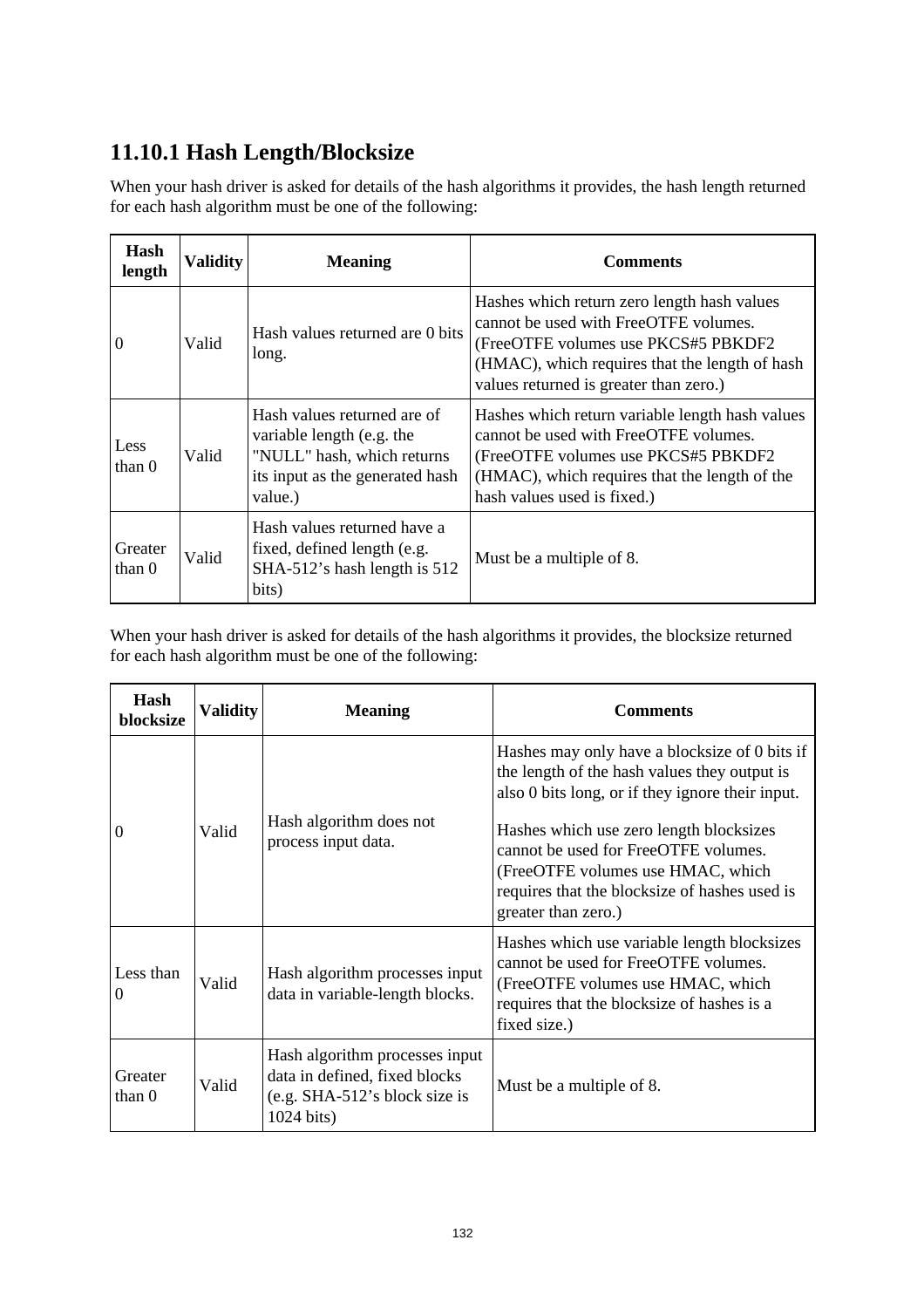### 11.10.1 Hash Length/Blocksize

When your hash driver is asked for details of the hash algorithms it provides, the hash length returned for each hash algorithm must be one of the following:

| Hash length | Validity | Meaning | Comments |
|---|---|---|---|
| 0 | Valid | Hash values returned are 0 bits long. | Hashes which return zero length hash values cannot be used with FreeOTFE volumes. (FreeOTFE volumes use PKCS#5 PBKDF2 (HMAC), which requires that the length of hash values returned is greater than zero.) |
| Less than 0 | Valid | Hash values returned are of variable length (e.g. the "NULL" hash, which returns its input as the generated hash value.) | Hashes which return variable length hash values cannot be used with FreeOTFE volumes. (FreeOTFE volumes use PKCS#5 PBKDF2 (HMAC), which requires that the length of the hash values used is fixed.) |
| Greater than 0 | Valid | Hash values returned have a fixed, defined length (e.g. SHA-512's hash length is 512 bits) | Must be a multiple of 8. |

When your hash driver is asked for details of the hash algorithms it provides, the blocksize returned for each hash algorithm must be one of the following:

| Hash blocksize | Validity | Meaning | Comments |
|---|---|---|---|
| 0 | Valid | Hash algorithm does not process input data. | Hashes may only have a blocksize of 0 bits if the length of the hash values they output is also 0 bits long, or if they ignore their input.<br><br>Hashes which use zero length blocksizes cannot be used for FreeOTFE volumes. (FreeOTFE volumes use HMAC, which requires that the blocksize of hashes used is greater than zero.) |
| Less than 0 | Valid | Hash algorithm processes input data in variable-length blocks. | Hashes which use variable length blocksizes cannot be used for FreeOTFE volumes. (FreeOTFE volumes use HMAC, which requires that the blocksize of hashes is a fixed size.) |
| Greater than 0 | Valid | Hash algorithm processes input data in defined, fixed blocks (e.g. SHA-512's block size is 1024 bits) | Must be a multiple of 8. |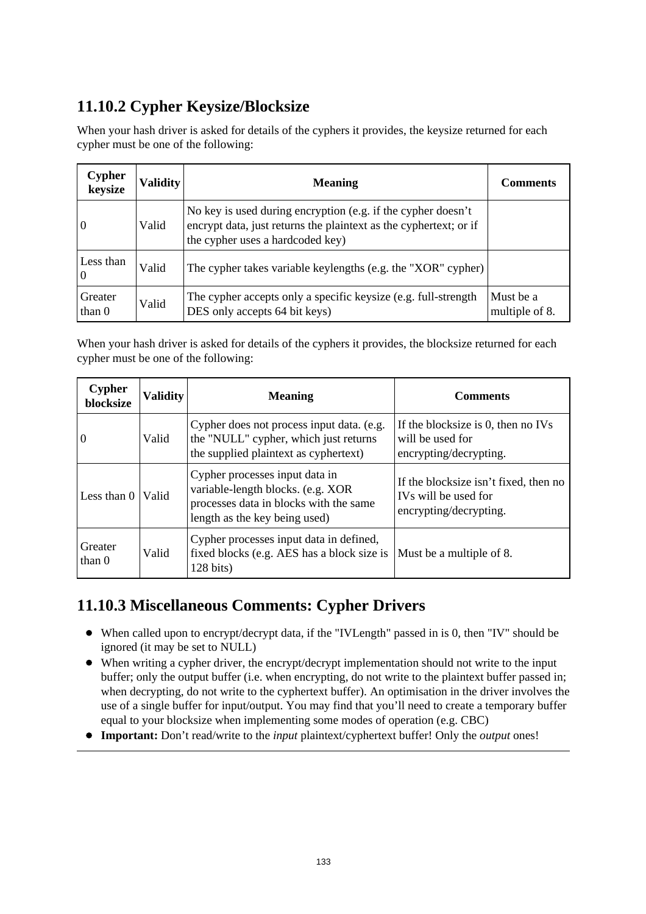### 11.10.2 Cypher Keysize/Blocksize

When your hash driver is asked for details of the cyphers it provides, the keysize returned for each cypher must be one of the following:

| Cypher keysize | Validity | Meaning | Comments |
|---|---|---|---|
| 0 | Valid | No key is used during encryption (e.g. if the cypher doesn't encrypt data, just returns the plaintext as the cyphertext; or if the cypher uses a hardcoded key) | |
| Less than 0 | Valid | The cypher takes variable keylengths (e.g. the "XOR" cypher) | |
| Greater than 0 | Valid | The cypher accepts only a specific keysize (e.g. full-strength DES only accepts 64 bit keys) | Must be a multiple of 8. |

When your hash driver is asked for details of the cyphers it provides, the blocksize returned for each cypher must be one of the following:

| Cypher blocksize | Validity | Meaning | Comments |
|---|---|---|---|
| 0 | Valid | Cypher does not process input data. (e.g. the "NULL" cypher, which just returns the supplied plaintext as cyphertext) | If the blocksize is 0, then no IVs will be used for encrypting/decrypting. |
| Less than 0 | Valid | Cypher processes input data in variable-length blocks. (e.g. XOR processes data in blocks with the same length as the key being used) | If the blocksize isn't fixed, then no IVs will be used for encrypting/decrypting. |
| Greater than 0 | Valid | Cypher processes input data in defined, fixed blocks (e.g. AES has a block size is 128 bits) | Must be a multiple of 8. |

### 11.10.3 Miscellaneous Comments: Cypher Drivers

- When called upon to encrypt/decrypt data, if the "IVLength" passed in is 0, then "IV" should be ignored (it may be set to NULL)
- When writing a cypher driver, the encrypt/decrypt implementation should not write to the input buffer; only the output buffer (i.e. when encrypting, do not write to the plaintext buffer passed in; when decrypting, do not write to the cyphertext buffer). An optimisation in the driver involves the use of a single buffer for input/output. You may find that you'll need to create a temporary buffer equal to your blocksize when implementing some modes of operation (e.g. CBC)
- **Important:** Don't read/write to the *input* plaintext/cyphertext buffer! Only the *output* ones!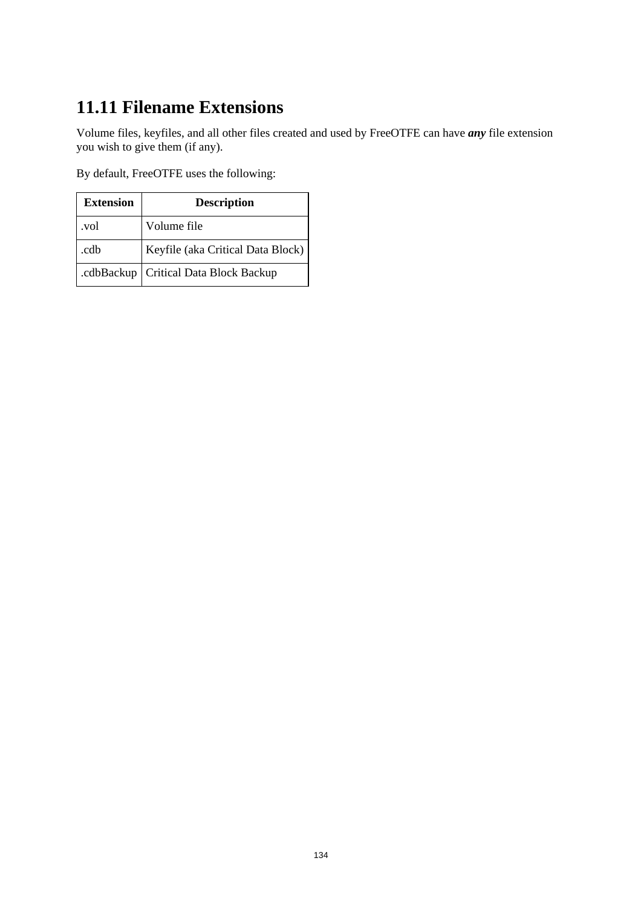# 11.11 Filename Extensions

Volume files, keyfiles, and all other files created and used by FreeOTFE can have ***any*** file extension you wish to give them (if any).

By default, FreeOTFE uses the following:

| Extension | Description |
|---|---|
| .vol | Volume file |
| .cdb | Keyfile (aka Critical Data Block) |
| .cdbBackup | Critical Data Block Backup |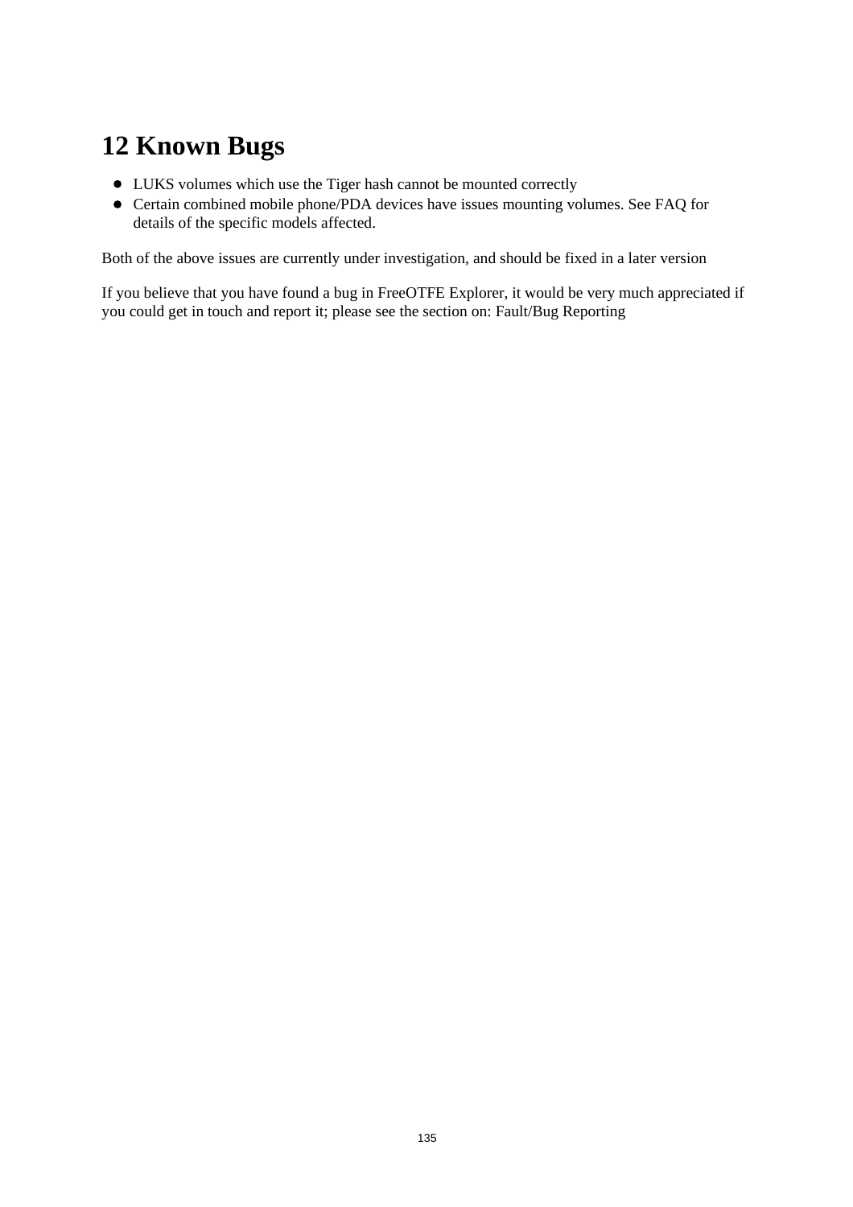# 12 Known Bugs

- LUKS volumes which use the Tiger hash cannot be mounted correctly
- Certain combined mobile phone/PDA devices have issues mounting volumes. See FAQ for details of the specific models affected.

Both of the above issues are currently under investigation, and should be fixed in a later version

If you believe that you have found a bug in FreeOTFE Explorer, it would be very much appreciated if you could get in touch and report it; please see the section on: Fault/Bug Reporting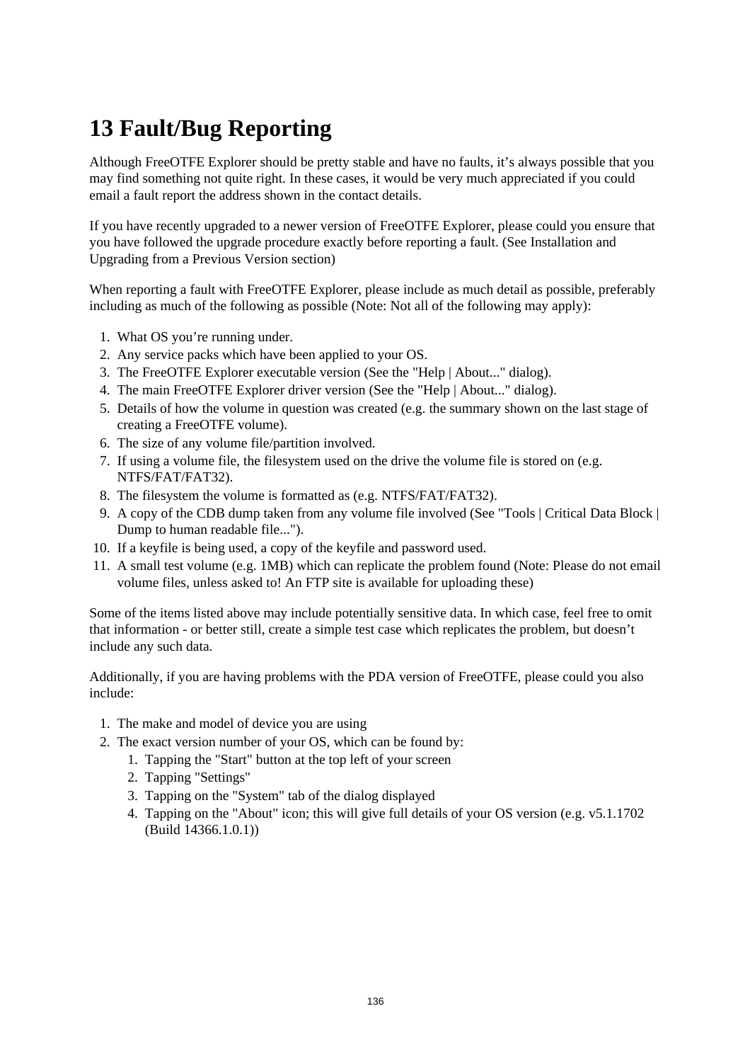# 13 Fault/Bug Reporting

Although FreeOTFE Explorer should be pretty stable and have no faults, it’s always possible that you may find something not quite right. In these cases, it would be very much appreciated if you could email a fault report the address shown in the contact details.

If you have recently upgraded to a newer version of FreeOTFE Explorer, please could you ensure that you have followed the upgrade procedure exactly before reporting a fault. (See Installation and Upgrading from a Previous Version section)

When reporting a fault with FreeOTFE Explorer, please include as much detail as possible, preferably including as much of the following as possible (Note: Not all of the following may apply):

1. What OS you’re running under.
2. Any service packs which have been applied to your OS.
3. The FreeOTFE Explorer executable version (See the "Help | About..." dialog).
4. The main FreeOTFE Explorer driver version (See the "Help | About..." dialog).
5. Details of how the volume in question was created (e.g. the summary shown on the last stage of creating a FreeOTFE volume).
6. The size of any volume file/partition involved.
7. If using a volume file, the filesystem used on the drive the volume file is stored on (e.g. NTFS/FAT/FAT32).
8. The filesystem the volume is formatted as (e.g. NTFS/FAT/FAT32).
9. A copy of the CDB dump taken from any volume file involved (See "Tools | Critical Data Block | Dump to human readable file...").
10. If a keyfile is being used, a copy of the keyfile and password used.
11. A small test volume (e.g. 1MB) which can replicate the problem found (Note: Please do not email volume files, unless asked to! An FTP site is available for uploading these)

Some of the items listed above may include potentially sensitive data. In which case, feel free to omit that information - or better still, create a simple test case which replicates the problem, but doesn’t include any such data.

Additionally, if you are having problems with the PDA version of FreeOTFE, please could you also include:

1. The make and model of device you are using
2. The exact version number of your OS, which can be found by:
    1. Tapping the "Start" button at the top left of your screen
    2. Tapping "Settings"
    3. Tapping on the "System" tab of the dialog displayed
    4. Tapping on the "About" icon; this will give full details of your OS version (e.g. v5.1.1702 (Build 14366.1.0.1))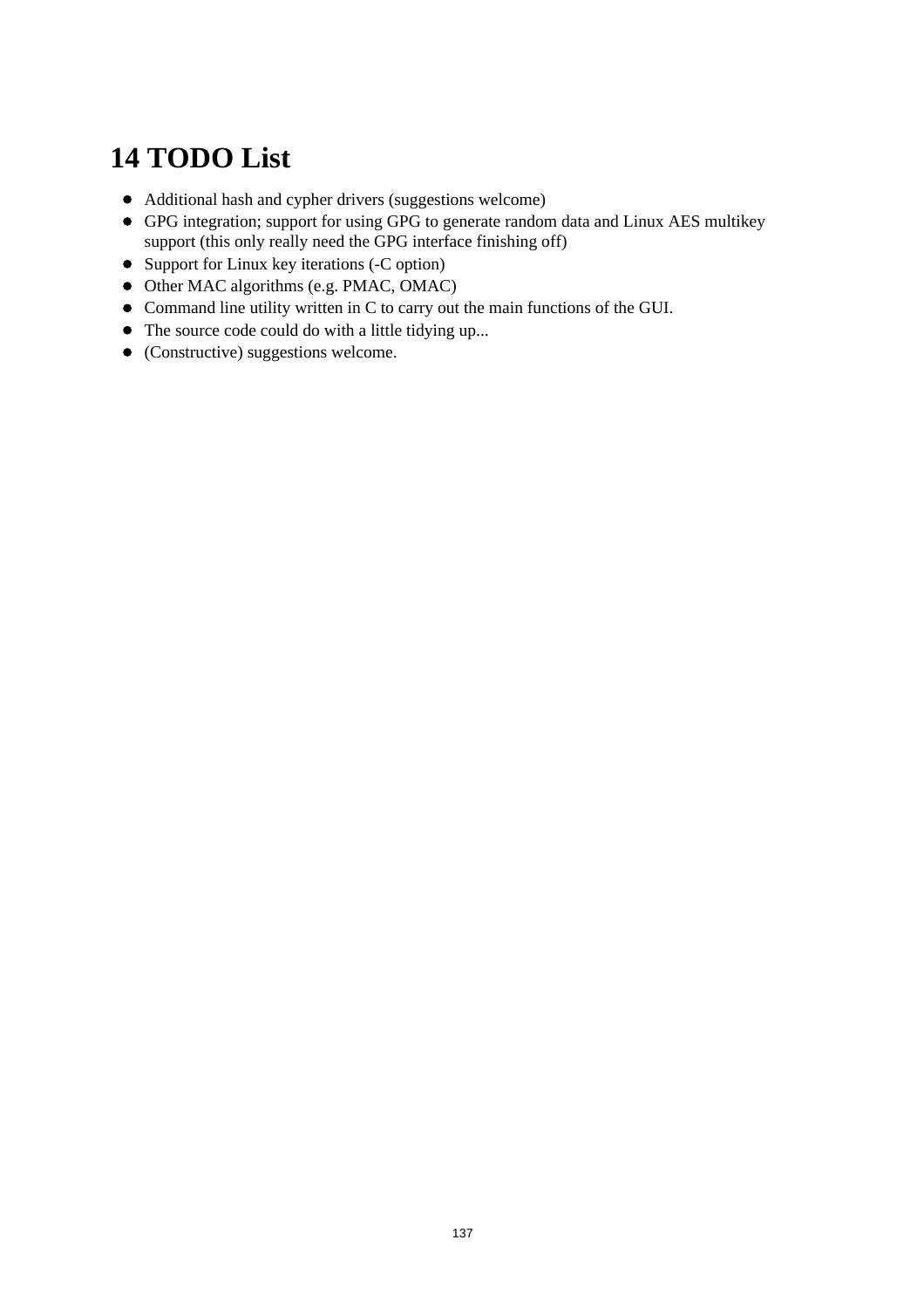# 14 TODO List

- Additional hash and cypher drivers (suggestions welcome)
- GPG integration; support for using GPG to generate random data and Linux AES multikey support (this only really need the GPG interface finishing off)
- Support for Linux key iterations (-C option)
- Other MAC algorithms (e.g. PMAC, OMAC)
- Command line utility written in C to carry out the main functions of the GUI.
- The source code could do with a little tidying up...
- (Constructive) suggestions welcome.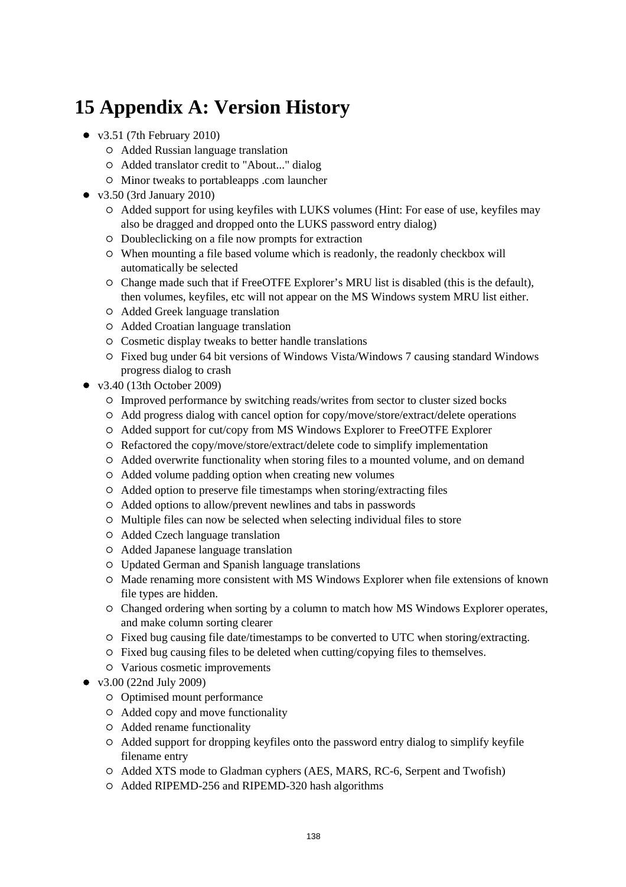# 15 Appendix A: Version History

- v3.51 (7th February 2010)
  - Added Russian language translation
  - Added translator credit to "About..." dialog
  - Minor tweaks to portableapps .com launcher
- v3.50 (3rd January 2010)
  - Added support for using keyfiles with LUKS volumes (Hint: For ease of use, keyfiles may also be dragged and dropped onto the LUKS password entry dialog)
  - Doubleclicking on a file now prompts for extraction
  - When mounting a file based volume which is readonly, the readonly checkbox will automatically be selected
  - Change made such that if FreeOTFE Explorer's MRU list is disabled (this is the default), then volumes, keyfiles, etc will not appear on the MS Windows system MRU list either.
  - Added Greek language translation
  - Added Croatian language translation
  - Cosmetic display tweaks to better handle translations
  - Fixed bug under 64 bit versions of Windows Vista/Windows 7 causing standard Windows progress dialog to crash
- v3.40 (13th October 2009)
  - Improved performance by switching reads/writes from sector to cluster sized bocks
  - Add progress dialog with cancel option for copy/move/store/extract/delete operations
  - Added support for cut/copy from MS Windows Explorer to FreeOTFE Explorer
  - Refactored the copy/move/store/extract/delete code to simplify implementation
  - Added overwrite functionality when storing files to a mounted volume, and on demand
  - Added volume padding option when creating new volumes
  - Added option to preserve file timestamps when storing/extracting files
  - Added options to allow/prevent newlines and tabs in passwords
  - Multiple files can now be selected when selecting individual files to store
  - Added Czech language translation
  - Added Japanese language translation
  - Updated German and Spanish language translations
  - Made renaming more consistent with MS Windows Explorer when file extensions of known file types are hidden.
  - Changed ordering when sorting by a column to match how MS Windows Explorer operates, and make column sorting clearer
  - Fixed bug causing file date/timestamps to be converted to UTC when storing/extracting.
  - Fixed bug causing files to be deleted when cutting/copying files to themselves.
  - Various cosmetic improvements
- v3.00 (22nd July 2009)
  - Optimised mount performance
  - Added copy and move functionality
  - Added rename functionality
  - Added support for dropping keyfiles onto the password entry dialog to simplify keyfile filename entry
  - Added XTS mode to Gladman cyphers (AES, MARS, RC-6, Serpent and Twofish)
  - Added RIPEMD-256 and RIPEMD-320 hash algorithms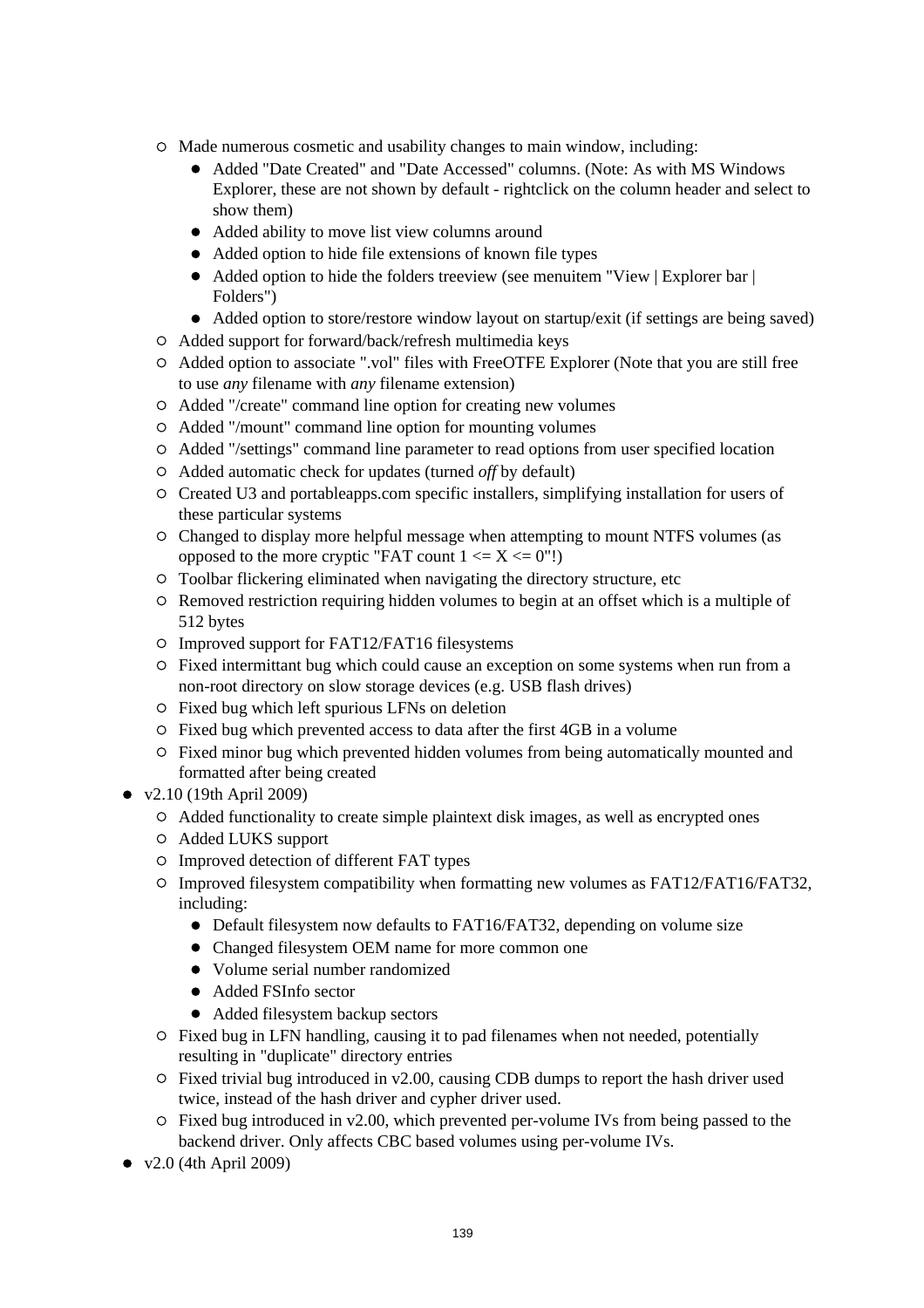- Made numerous cosmetic and usability changes to main window, including:
    - Added "Date Created" and "Date Accessed" columns. (Note: As with MS Windows Explorer, these are not shown by default - rightclick on the column header and select to show them)
    - Added ability to move list view columns around
    - Added option to hide file extensions of known file types
    - Added option to hide the folders treeview (see menuitem "View | Explorer bar | Folders")
    - Added option to store/restore window layout on startup/exit (if settings are being saved)
  - Added support for forward/back/refresh multimedia keys
  - Added option to associate ".vol" files with FreeOTFE Explorer (Note that you are still free to use *any* filename with *any* filename extension)
  - Added "/create" command line option for creating new volumes
  - Added "/mount" command line option for mounting volumes
  - Added "/settings" command line parameter to read options from user specified location
  - Added automatic check for updates (turned *off* by default)
  - Created U3 and portableapps.com specific installers, simplifying installation for users of these particular systems
  - Changed to display more helpful message when attempting to mount NTFS volumes (as opposed to the more cryptic "FAT count 1 <= X <= 0"!)
  - Toolbar flickering eliminated when navigating the directory structure, etc
  - Removed restriction requiring hidden volumes to begin at an offset which is a multiple of 512 bytes
  - Improved support for FAT12/FAT16 filesystems
  - Fixed intermittant bug which could cause an exception on some systems when run from a non-root directory on slow storage devices (e.g. USB flash drives)
  - Fixed bug which left spurious LFNs on deletion
  - Fixed bug which prevented access to data after the first 4GB in a volume
  - Fixed minor bug which prevented hidden volumes from being automatically mounted and formatted after being created
- v2.10 (19th April 2009)
  - Added functionality to create simple plaintext disk images, as well as encrypted ones
  - Added LUKS support
  - Improved detection of different FAT types
  - Improved filesystem compatibility when formatting new volumes as FAT12/FAT16/FAT32, including:
    - Default filesystem now defaults to FAT16/FAT32, depending on volume size
    - Changed filesystem OEM name for more common one
    - Volume serial number randomized
    - Added FSInfo sector
    - Added filesystem backup sectors
  - Fixed bug in LFN handling, causing it to pad filenames when not needed, potentially resulting in "duplicate" directory entries
  - Fixed trivial bug introduced in v2.00, causing CDB dumps to report the hash driver used twice, instead of the hash driver and cypher driver used.
  - Fixed bug introduced in v2.00, which prevented per-volume IVs from being passed to the backend driver. Only affects CBC based volumes using per-volume IVs.
- v2.0 (4th April 2009)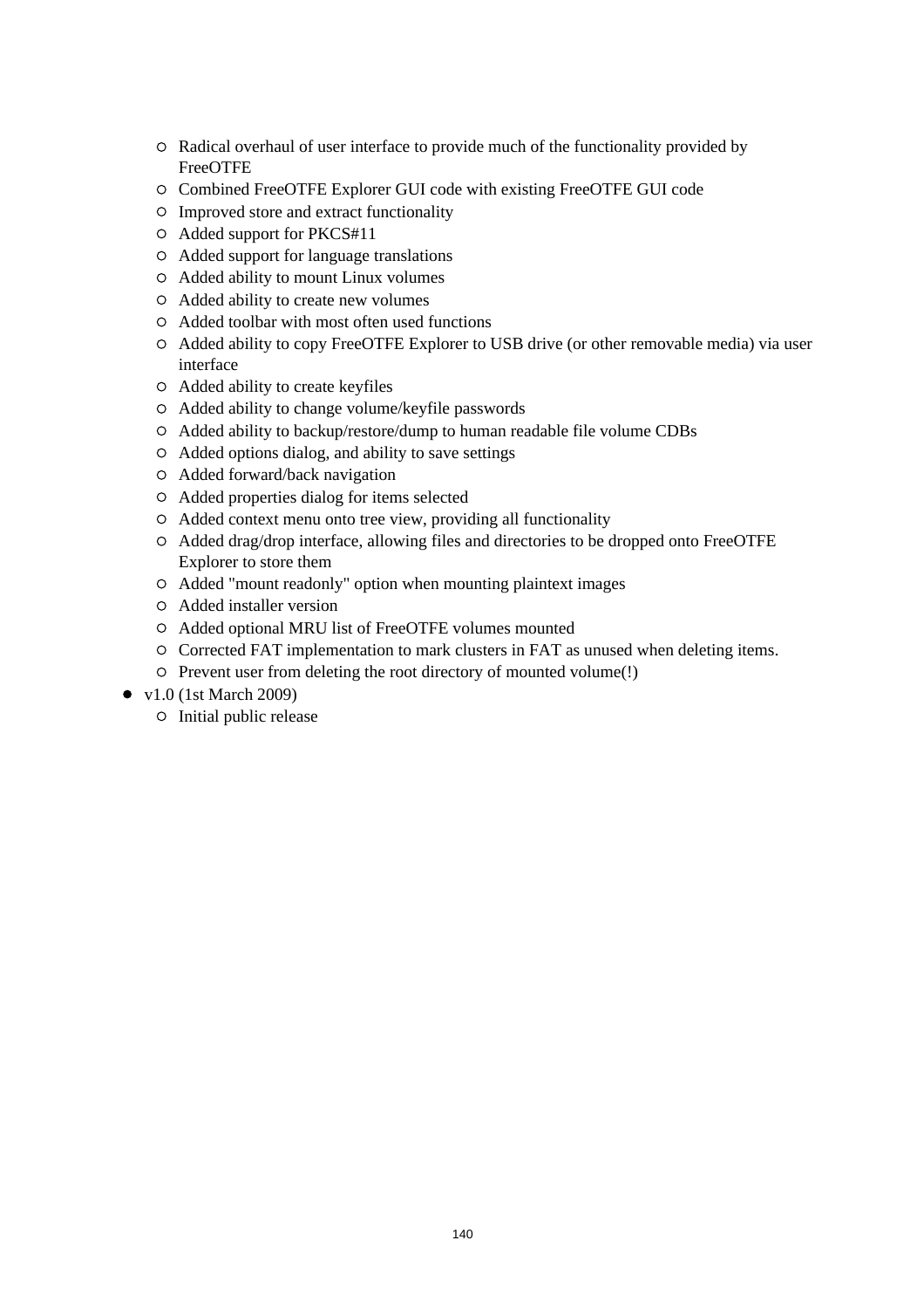- Radical overhaul of user interface to provide much of the functionality provided by FreeOTFE
    - Combined FreeOTFE Explorer GUI code with existing FreeOTFE GUI code
    - Improved store and extract functionality
    - Added support for PKCS#11
    - Added support for language translations
    - Added ability to mount Linux volumes
    - Added ability to create new volumes
    - Added toolbar with most often used functions
    - Added ability to copy FreeOTFE Explorer to USB drive (or other removable media) via user interface
    - Added ability to create keyfiles
    - Added ability to change volume/keyfile passwords
    - Added ability to backup/restore/dump to human readable file volume CDBs
    - Added options dialog, and ability to save settings
    - Added forward/back navigation
    - Added properties dialog for items selected
    - Added context menu onto tree view, providing all functionality
    - Added drag/drop interface, allowing files and directories to be dropped onto FreeOTFE Explorer to store them
    - Added "mount readonly" option when mounting plaintext images
    - Added installer version
    - Added optional MRU list of FreeOTFE volumes mounted
    - Corrected FAT implementation to mark clusters in FAT as unused when deleting items.
    - Prevent user from deleting the root directory of mounted volume(!)
- v1.0 (1st March 2009)
    - Initial public release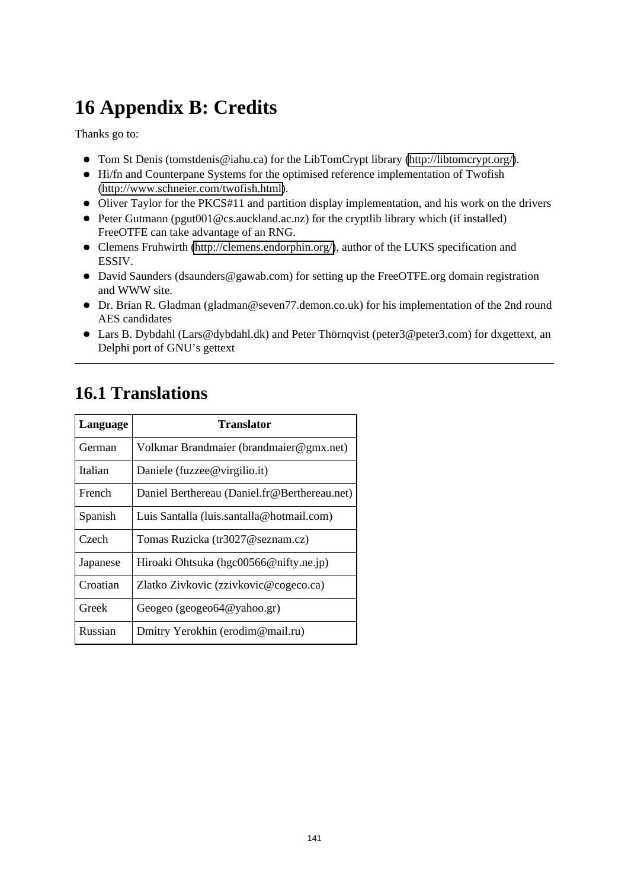# 16 Appendix B: Credits

Thanks go to:

- Tom St Denis (tomstdenis@iahu.ca) for the LibTomCrypt library (http://libtomcrypt.org/).
- Hi/fn and Counterpane Systems for the optimised reference implementation of Twofish (http://www.schneier.com/twofish.html).
- Oliver Taylor for the PKCS#11 and partition display implementation, and his work on the drivers
- Peter Gutmann (pgut001@cs.auckland.ac.nz) for the cryptlib library which (if installed) FreeOTFE can take advantage of an RNG.
- Clemens Fruhwirth (http://clemens.endorphin.org/), author of the LUKS specification and ESSIV.
- David Saunders (dsaunders@gawab.com) for setting up the FreeOTFE.org domain registration and WWW site.
- Dr. Brian R. Gladman (gladman@seven77.demon.co.uk) for his implementation of the 2nd round AES candidates
- Lars B. Dybdahl (Lars@dybdahl.dk) and Peter Thörnqvist (peter3@peter3.com) for dxgettext, an Delphi port of GNU's gettext

---

## 16.1 Translations

| Language | Translator |
|---|---|
| German | Volkmar Brandmaier (brandmaier@gmx.net) |
| Italian | Daniele (fuzzee@virgilio.it) |
| French | Daniel Berthereau (Daniel.fr@Berthereau.net) |
| Spanish | Luis Santalla (luis.santalla@hotmail.com) |
| Czech | Tomas Ruzicka (tr3027@seznam.cz) |
| Japanese | Hiroaki Ohtsuka (hgc00566@nifty.ne.jp) |
| Croatian | Zlatko Zivkovic (zzivkovic@cogeco.ca) |
| Greek | Geogeo (geogeo64@yahoo.gr) |
| Russian | Dmitry Yerokhin (erodim@mail.ru) |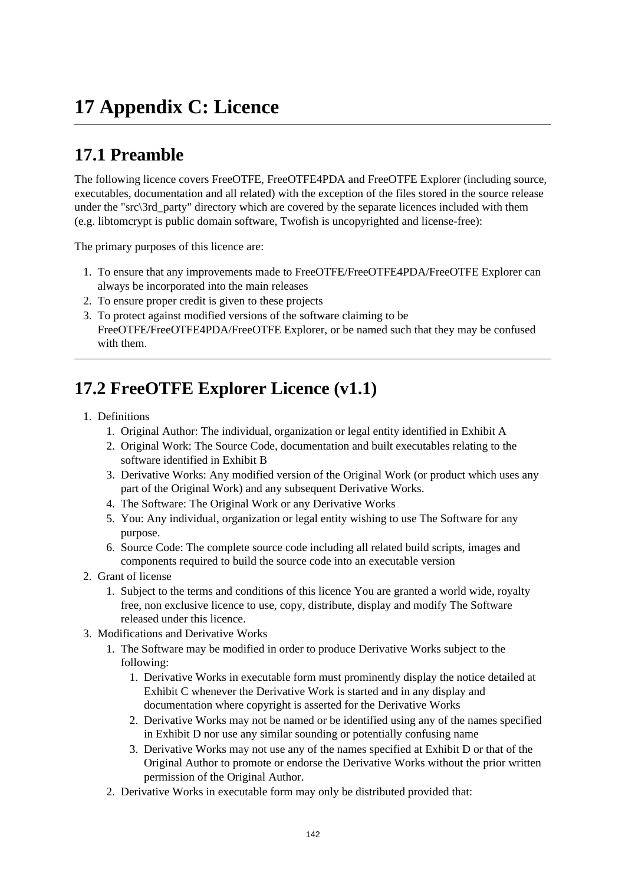# 17 Appendix C: Licence

## 17.1 Preamble

The following licence covers FreeOTFE, FreeOTFE4PDA and FreeOTFE Explorer (including source, executables, documentation and all related) with the exception of the files stored in the source release under the "src\3rd_party" directory which are covered by the separate licences included with them (e.g. libtomcrypt is public domain software, Twofish is uncopyrighted and license-free):

The primary purposes of this licence are:

1. To ensure that any improvements made to FreeOTFE/FreeOTFE4PDA/FreeOTFE Explorer can always be incorporated into the main releases
2. To ensure proper credit is given to these projects
3. To protect against modified versions of the software claiming to be FreeOTFE/FreeOTFE4PDA/FreeOTFE Explorer, or be named such that they may be confused with them.

---

## 17.2 FreeOTFE Explorer Licence (v1.1)

1. Definitions
   1. Original Author: The individual, organization or legal entity identified in Exhibit A
   2. Original Work: The Source Code, documentation and built executables relating to the software identified in Exhibit B
   3. Derivative Works: Any modified version of the Original Work (or product which uses any part of the Original Work) and any subsequent Derivative Works.
   4. The Software: The Original Work or any Derivative Works
   5. You: Any individual, organization or legal entity wishing to use The Software for any purpose.
   6. Source Code: The complete source code including all related build scripts, images and components required to build the source code into an executable version
2. Grant of license
   1. Subject to the terms and conditions of this licence You are granted a world wide, royalty free, non exclusive licence to use, copy, distribute, display and modify The Software released under this licence.
3. Modifications and Derivative Works
   1. The Software may be modified in order to produce Derivative Works subject to the following:
      1. Derivative Works in executable form must prominently display the notice detailed at Exhibit C whenever the Derivative Work is started and in any display and documentation where copyright is asserted for the Derivative Works
      2. Derivative Works may not be named or be identified using any of the names specified in Exhibit D nor use any similar sounding or potentially confusing name
      3. Derivative Works may not use any of the names specified at Exhibit D or that of the Original Author to promote or endorse the Derivative Works without the prior written permission of the Original Author.
   2. Derivative Works in executable form may only be distributed provided that: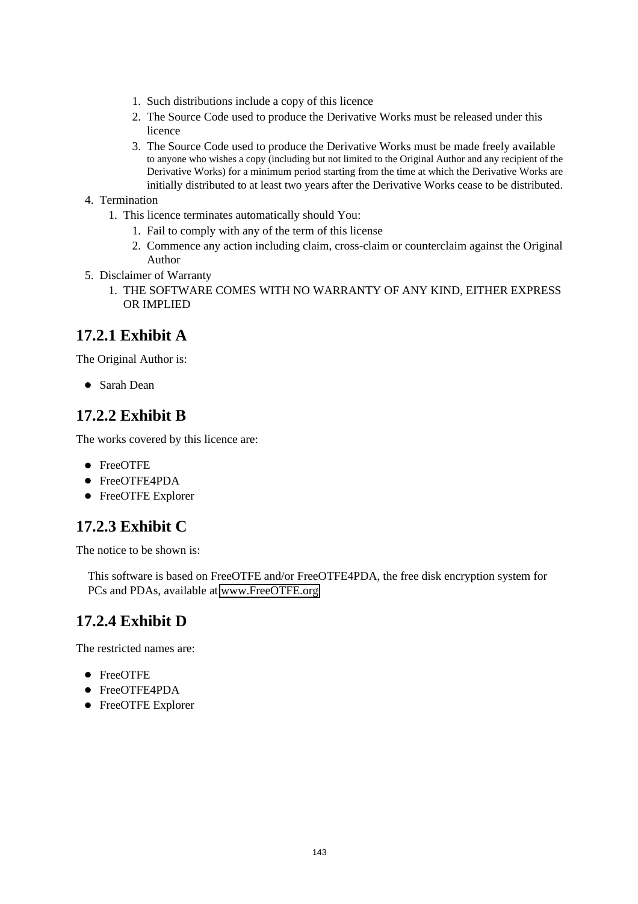1. Such distributions include a copy of this licence
   2. The Source Code used to produce the Derivative Works must be released under this licence
   3. The Source Code used to produce the Derivative Works must be made freely available to anyone who wishes a copy (including but not limited to the Original Author and any recipient of the Derivative Works) for a minimum period starting from the time at which the Derivative Works are initially distributed to at least two years after the Derivative Works cease to be distributed.
4. Termination
   1. This licence terminates automatically should You:
      1. Fail to comply with any of the term of this license
      2. Commence any action including claim, cross-claim or counterclaim against the Original Author
5. Disclaimer of Warranty
   1. THE SOFTWARE COMES WITH NO WARRANTY OF ANY KIND, EITHER EXPRESS OR IMPLIED

## 17.2.1 Exhibit A

The Original Author is:

- Sarah Dean

## 17.2.2 Exhibit B

The works covered by this licence are:

- FreeOTFE
- FreeOTFE4PDA
- FreeOTFE Explorer

## 17.2.3 Exhibit C

The notice to be shown is:

> This software is based on FreeOTFE and/or FreeOTFE4PDA, the free disk encryption system for PCs and PDAs, available at www.FreeOTFE.org

## 17.2.4 Exhibit D

The restricted names are:

- FreeOTFE
- FreeOTFE4PDA
- FreeOTFE Explorer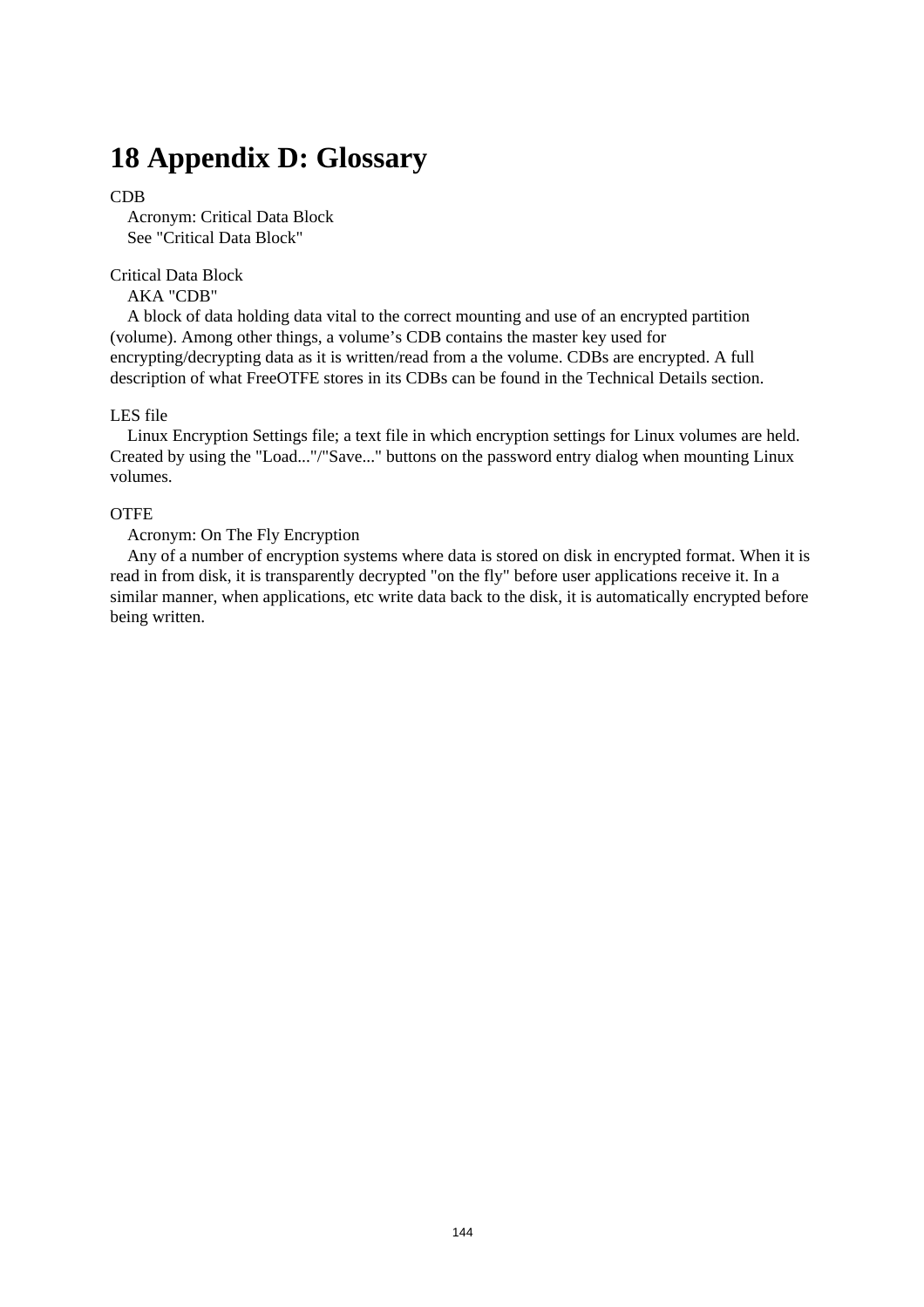# 18 Appendix D: Glossary

CDB

Acronym: Critical Data Block
See "Critical Data Block"

Critical Data Block

AKA "CDB"

A block of data holding data vital to the correct mounting and use of an encrypted partition (volume). Among other things, a volume’s CDB contains the master key used for encrypting/decrypting data as it is written/read from a the volume. CDBs are encrypted. A full description of what FreeOTFE stores in its CDBs can be found in the Technical Details section.

LES file

Linux Encryption Settings file; a text file in which encryption settings for Linux volumes are held. Created by using the "Load..."/"Save..." buttons on the password entry dialog when mounting Linux volumes.

OTFE

Acronym: On The Fly Encryption

Any of a number of encryption systems where data is stored on disk in encrypted format. When it is read in from disk, it is transparently decrypted "on the fly" before user applications receive it. In a similar manner, when applications, etc write data back to the disk, it is automatically encrypted before being written.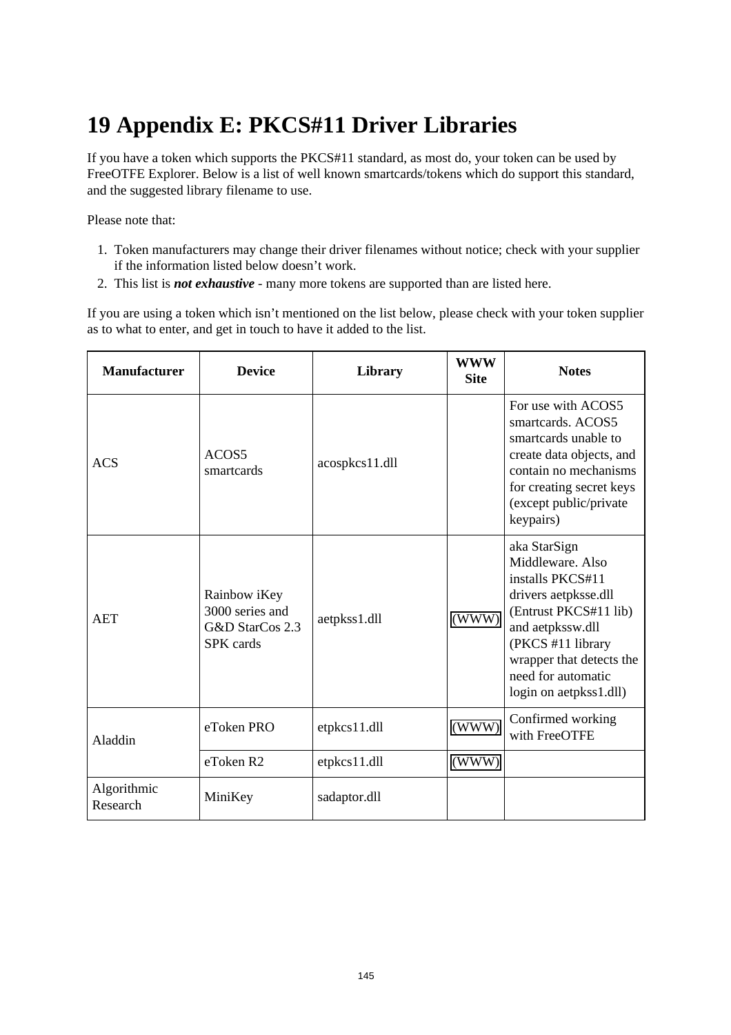# 19 Appendix E: PKCS#11 Driver Libraries

If you have a token which supports the PKCS#11 standard, as most do, your token can be used by FreeOTFE Explorer. Below is a list of well known smartcards/tokens which do support this standard, and the suggested library filename to use.

Please note that:

1. Token manufacturers may change their driver filenames without notice; check with your supplier if the information listed below doesn't work.
2. This list is ***not exhaustive*** - many more tokens are supported than are listed here.

If you are using a token which isn't mentioned on the list below, please check with your token supplier as to what to enter, and get in touch to have it added to the list.

| Manufacturer | Device | Library | WWW Site | Notes |
|---|---|---|---|---|
| ACS | ACOS5 smartcards | acospkcs11.dll | | For use with ACOS5 smartcards. ACOS5 smartcards unable to create data objects, and contain no mechanisms for creating secret keys (except public/private keypairs) |
| AET | Rainbow iKey 3000 series and G&D StarCos 2.3 SPK cards | aetpkss1.dll | (WWW) | aka StarSign Middleware. Also installs PKCS#11 drivers aetpksse.dll (Entrust PKCS#11 lib) and aetpkssw.dll (PKCS #11 library wrapper that detects the need for automatic login on aetpkss1.dll) |
| Aladdin | eToken PRO | etpkcs11.dll | (WWW) | Confirmed working with FreeOTFE |
| | eToken R2 | etpkcs11.dll | (WWW) | |
| Algorithmic Research | MiniKey | sadaptor.dll | | |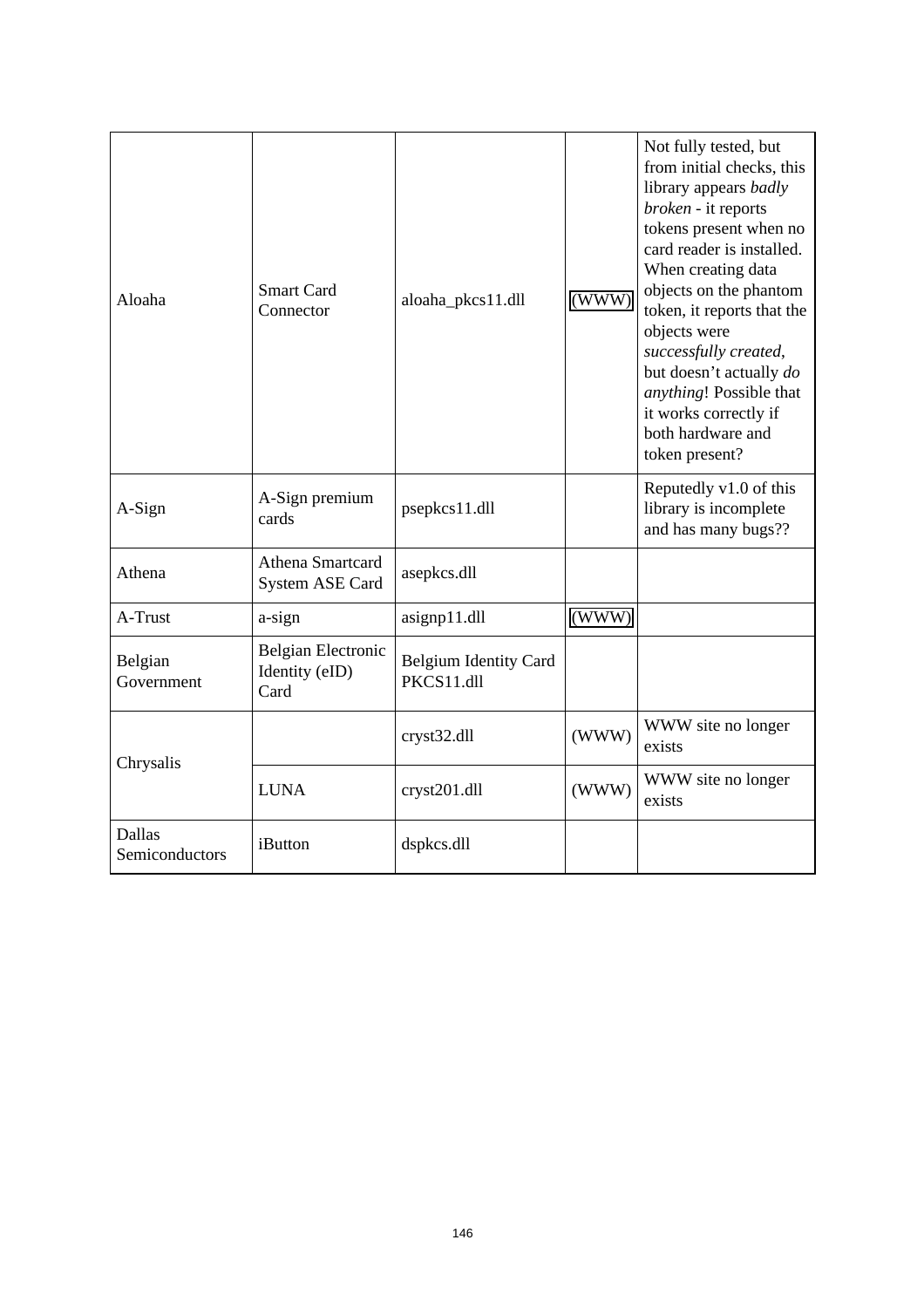| | | | | |
|---|---|---|---|---|
| Aloaha | Smart Card Connector | aloaha_pkcs11.dll | (WWW) | Not fully tested, but from initial checks, this library appears *badly broken* - it reports tokens present when no card reader is installed. When creating data objects on the phantom token, it reports that the objects were *successfully created*, but doesn't actually *do anything*! Possible that it works correctly if both hardware and token present? |
| A-Sign | A-Sign premium cards | psepkcs11.dll | | Reputedly v1.0 of this library is incomplete and has many bugs?? |
| Athena | Athena Smartcard System ASE Card | asepkcs.dll | | |
| A-Trust | a-sign | asignp11.dll | (WWW) | |
| Belgian Government | Belgian Electronic Identity (eID) Card | Belgium Identity Card PKCS11.dll | | |
| Chrysalis | | cryst32.dll | (WWW) | WWW site no longer exists |
| | LUNA | cryst201.dll | (WWW) | WWW site no longer exists |
| Dallas Semiconductors | iButton | dspkcs.dll | | |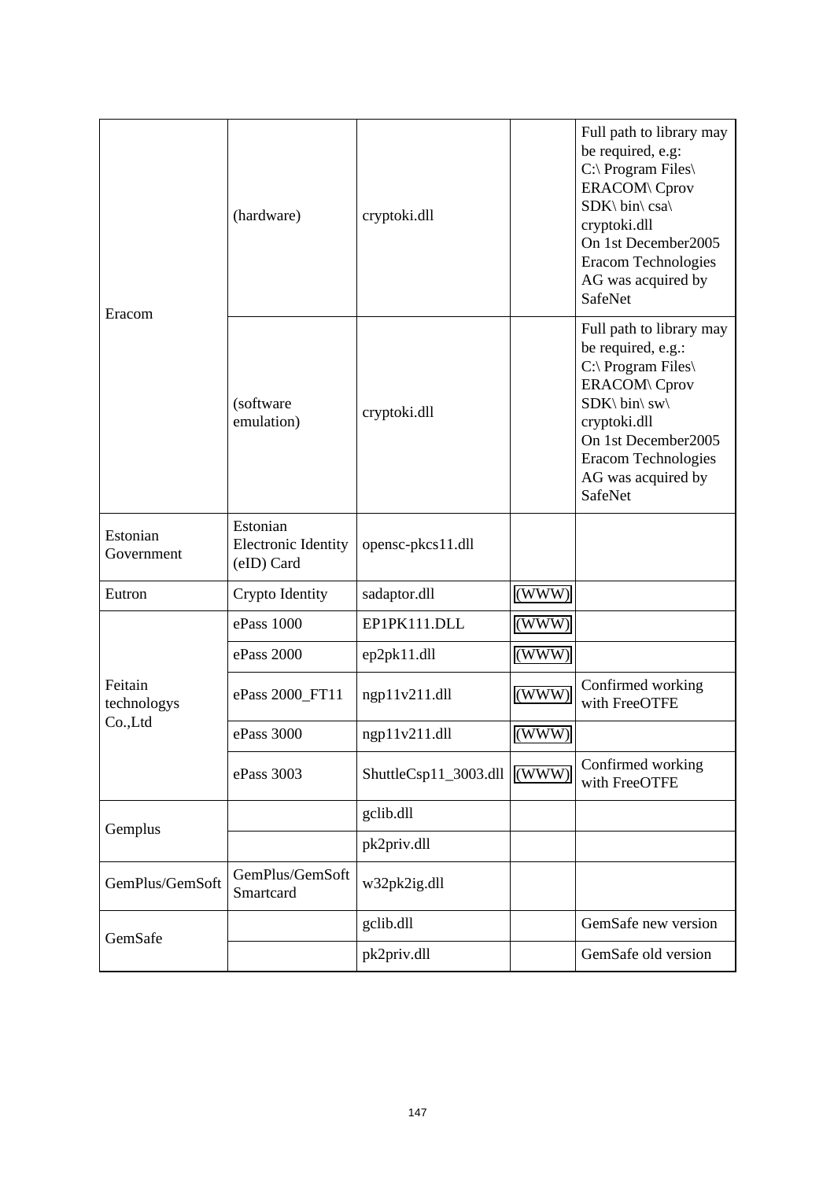| | | | | |
|---|---|---|---|---|
| Eracom | (hardware) | cryptoki.dll | | Full path to library may be required, e.g: C:\ Program Files\ ERACOM\ Cprov SDK\ bin\ csa\ cryptoki.dll On 1st December2005 Eracom Technologies AG was acquired by SafeNet |
| | (software emulation) | cryptoki.dll | | Full path to library may be required, e.g.: C:\ Program Files\ ERACOM\ Cprov SDK\ bin\ sw\ cryptoki.dll On 1st December2005 Eracom Technologies AG was acquired by SafeNet |
| Estonian Government | Estonian Electronic Identity (eID) Card | opensc-pkcs11.dll | | |
| Eutron | Crypto Identity | sadaptor.dll | (WWW) | |
| Feitain technologys Co.,Ltd | ePass 1000 | EP1PK111.DLL | (WWW) | |
| | ePass 2000 | ep2pk11.dll | (WWW) | |
| | ePass 2000_FT11 | ngp11v211.dll | (WWW) | Confirmed working with FreeOTFE |
| | ePass 3000 | ngp11v211.dll | (WWW) | |
| | ePass 3003 | ShuttleCsp11_3003.dll | (WWW) | Confirmed working with FreeOTFE |
| Gemplus | | gclib.dll | | |
| | | pk2priv.dll | | |
| GemPlus/GemSoft | GemPlus/GemSoft Smartcard | w32pk2ig.dll | | |
| GemSafe | | gclib.dll | | GemSafe new version |
| | | pk2priv.dll | | GemSafe old version |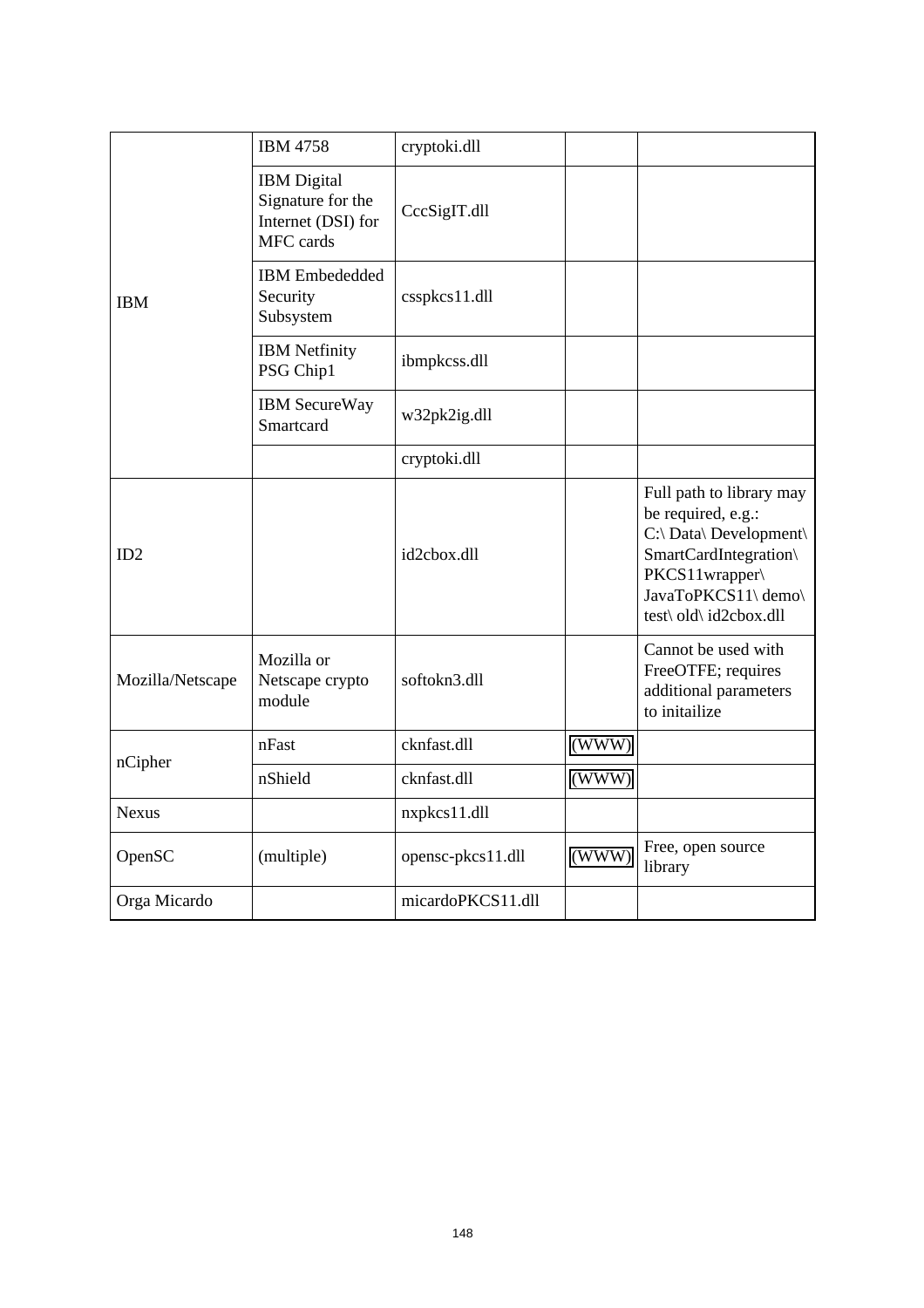| | | | | |
|---|---|---|---|---|
| IBM | IBM 4758 | cryptoki.dll | | |
| | IBM Digital Signature for the Internet (DSI) for MFC cards | CccSigIT.dll | | |
| | IBM Embededded Security Subsystem | csspkcs11.dll | | |
| | IBM Netfinity PSG Chip1 | ibmpkcss.dll | | |
| | IBM SecureWay Smartcard | w32pk2ig.dll | | |
| | | cryptoki.dll | | |
| ID2 | | id2cbox.dll | | Full path to library may be required, e.g.: C:\ Data\ Development\ SmartCardIntegration\ PKCS11wrapper\ JavaToPKCS11\ demo\ test\ old\ id2cbox.dll |
| Mozilla/Netscape | Mozilla or Netscape crypto module | softokn3.dll | | Cannot be used with FreeOTFE; requires additional parameters to initailize |
| nCipher | nFast | cknfast.dll | (WWW) | |
| | nShield | cknfast.dll | (WWW) | |
| Nexus | | nxpkcs11.dll | | |
| OpenSC | (multiple) | opensc-pkcs11.dll | (WWW) | Free, open source library |
| Orga Micardo | | micardoPKCS11.dll | | |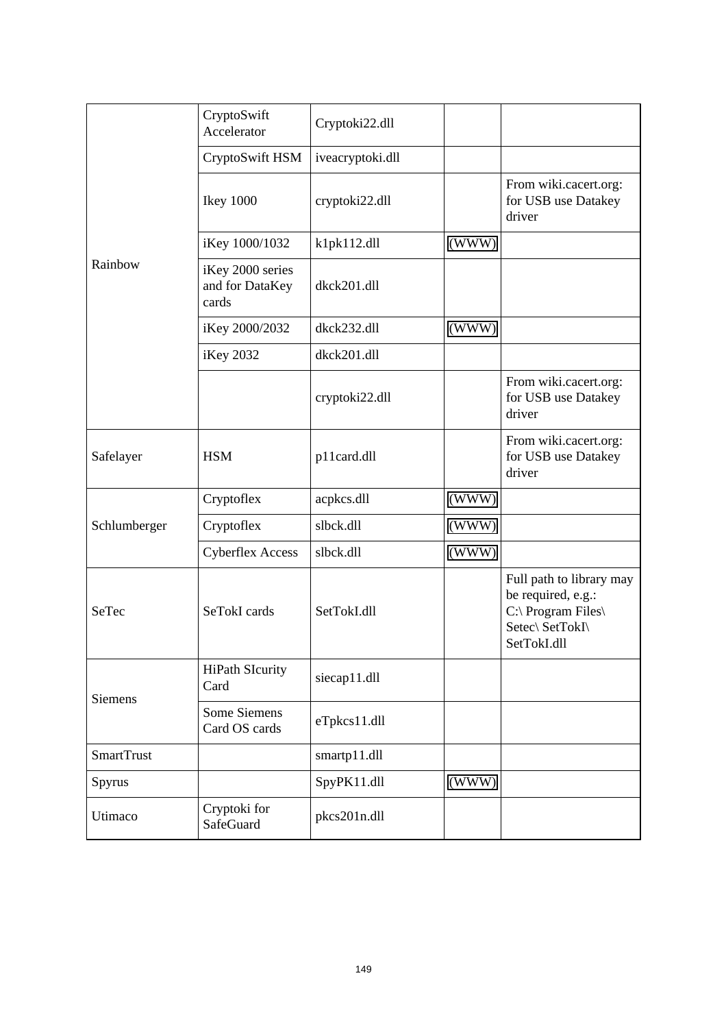| | | | | |
|---|---|---|---|---|
| Rainbow | CryptoSwift Accelerator | Cryptoki22.dll | | |
| | CryptoSwift HSM | iveacryptoki.dll | | |
| | Ikey 1000 | cryptoki22.dll | | From wiki.cacert.org: for USB use Datakey driver |
| | iKey 1000/1032 | k1pk112.dll | (WWW) | |
| | iKey 2000 series and for DataKey cards | dkck201.dll | | |
| | iKey 2000/2032 | dkck232.dll | (WWW) | |
| | iKey 2032 | dkck201.dll | | |
| | | cryptoki22.dll | | From wiki.cacert.org: for USB use Datakey driver |
| Safelayer | HSM | p11card.dll | | From wiki.cacert.org: for USB use Datakey driver |
| Schlumberger | Cryptoflex | acpkcs.dll | (WWW) | |
| | Cryptoflex | slbck.dll | (WWW) | |
| | Cyberflex Access | slbck.dll | (WWW) | |
| SeTec | SeTokI cards | SetTokI.dll | | Full path to library may be required, e.g.: C:\ Program Files\ Setec\ SetTokI\ SetTokI.dll |
| Siemens | HiPath SIcurity Card | siecap11.dll | | |
| | Some Siemens Card OS cards | eTpkcs11.dll | | |
| SmartTrust | | smartp11.dll | | |
| Spyrus | | SpyPK11.dll | (WWW) | |
| Utimaco | Cryptoki for SafeGuard | pkcs201n.dll | | |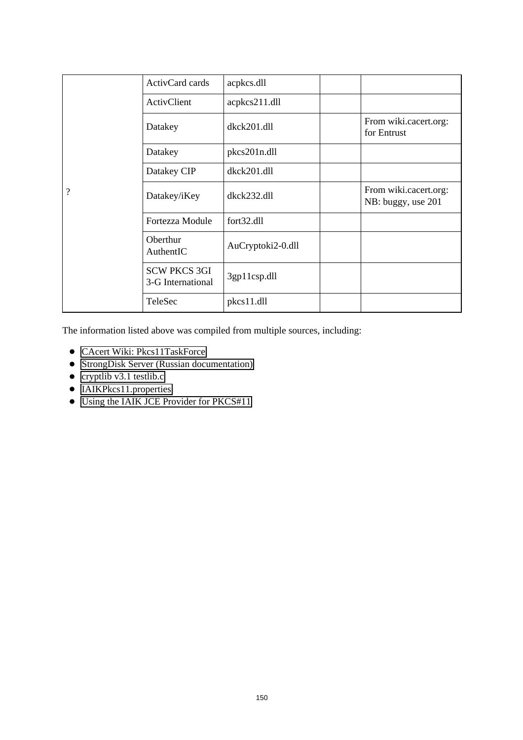| | | | | |
|---|---|---|---|---|
| ? | ActivCard cards | acpkcs.dll | | |
| | ActivClient | acpkcs211.dll | | |
| | Datakey | dkck201.dll | | From wiki.cacert.org: for Entrust |
| | Datakey | pkcs201n.dll | | |
| | Datakey CIP | dkck201.dll | | |
| | Datakey/iKey | dkck232.dll | | From wiki.cacert.org: NB: buggy, use 201 |
| | Fortezza Module | fort32.dll | | |
| | Oberthur AuthentIC | AuCryptoki2-0.dll | | |
| | SCW PKCS 3GI 3-G International | 3gp11csp.dll | | |
| | TeleSec | pkcs11.dll | | |

The information listed above was compiled from multiple sources, including:

- CAcert Wiki: Pkcs11TaskForce
- StrongDisk Server (Russian documentation)
- cryptlib v3.1 testlib.c
- IAIKPkcs11.properties
- Using the IAIK JCE Provider for PKCS#11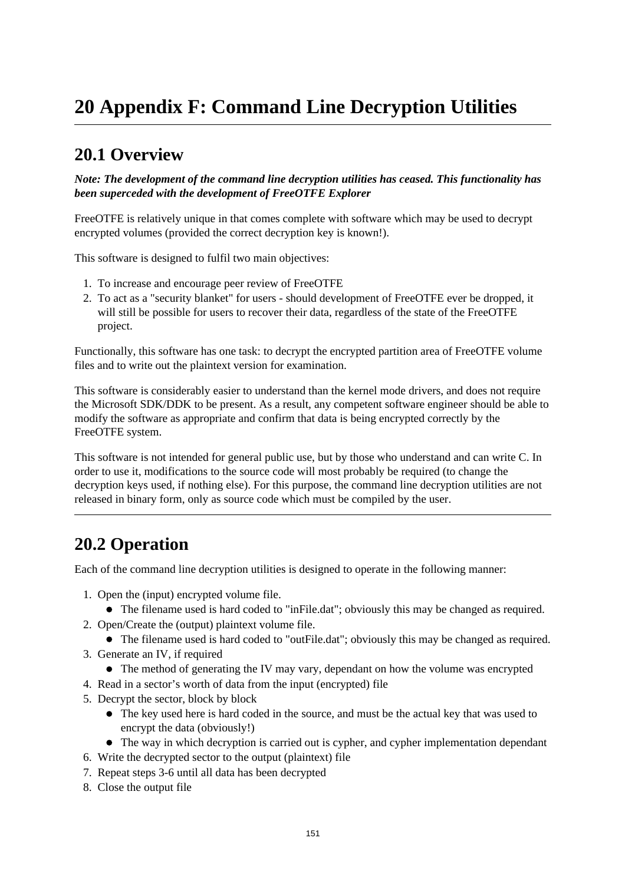# 20 Appendix F: Command Line Decryption Utilities

## 20.1 Overview

***Note: The development of the command line decryption utilities has ceased. This functionality has been superceded with the development of FreeOTFE Explorer***

FreeOTFE is relatively unique in that comes complete with software which may be used to decrypt encrypted volumes (provided the correct decryption key is known!).

This software is designed to fulfil two main objectives:

1. To increase and encourage peer review of FreeOTFE
2. To act as a "security blanket" for users - should development of FreeOTFE ever be dropped, it will still be possible for users to recover their data, regardless of the state of the FreeOTFE project.

Functionally, this software has one task: to decrypt the encrypted partition area of FreeOTFE volume files and to write out the plaintext version for examination.

This software is considerably easier to understand than the kernel mode drivers, and does not require the Microsoft SDK/DDK to be present. As a result, any competent software engineer should be able to modify the software as appropriate and confirm that data is being encrypted correctly by the FreeOTFE system.

This software is not intended for general public use, but by those who understand and can write C. In order to use it, modifications to the source code will most probably be required (to change the decryption keys used, if nothing else). For this purpose, the command line decryption utilities are not released in binary form, only as source code which must be compiled by the user.

---

## 20.2 Operation

Each of the command line decryption utilities is designed to operate in the following manner:

1. Open the (input) encrypted volume file.
   - The filename used is hard coded to "inFile.dat"; obviously this may be changed as required.
2. Open/Create the (output) plaintext volume file.
   - The filename used is hard coded to "outFile.dat"; obviously this may be changed as required.
3. Generate an IV, if required
   - The method of generating the IV may vary, dependant on how the volume was encrypted
4. Read in a sector's worth of data from the input (encrypted) file
5. Decrypt the sector, block by block
   - The key used here is hard coded in the source, and must be the actual key that was used to encrypt the data (obviously!)
   - The way in which decryption is carried out is cypher, and cypher implementation dependant
6. Write the decrypted sector to the output (plaintext) file
7. Repeat steps 3-6 until all data has been decrypted
8. Close the output file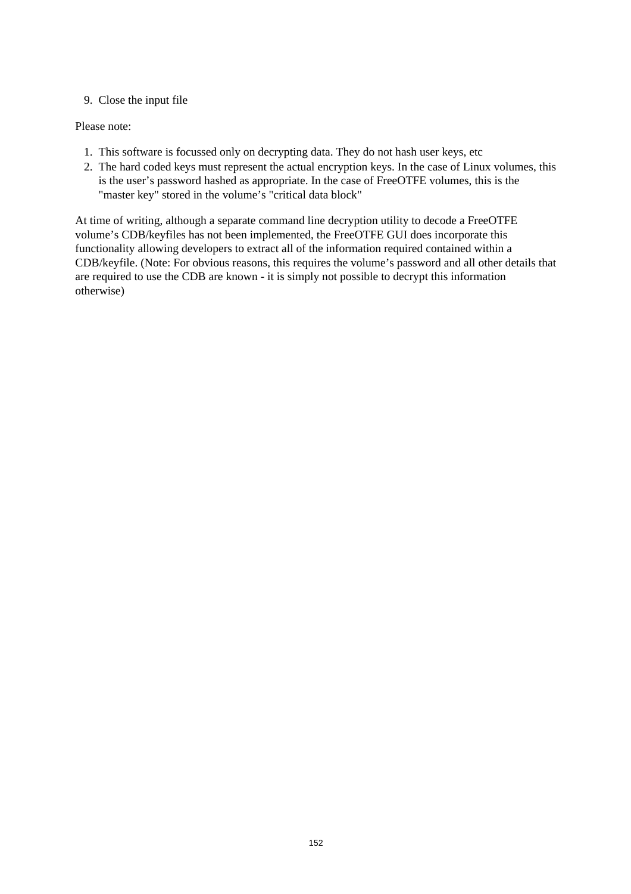9. Close the input file

Please note:

1. This software is focussed only on decrypting data. They do not hash user keys, etc
2. The hard coded keys must represent the actual encryption keys. In the case of Linux volumes, this is the user’s password hashed as appropriate. In the case of FreeOTFE volumes, this is the "master key" stored in the volume’s "critical data block"

At time of writing, although a separate command line decryption utility to decode a FreeOTFE volume’s CDB/keyfiles has not been implemented, the FreeOTFE GUI does incorporate this functionality allowing developers to extract all of the information required contained within a CDB/keyfile. (Note: For obvious reasons, this requires the volume’s password and all other details that are required to use the CDB are known - it is simply not possible to decrypt this information otherwise)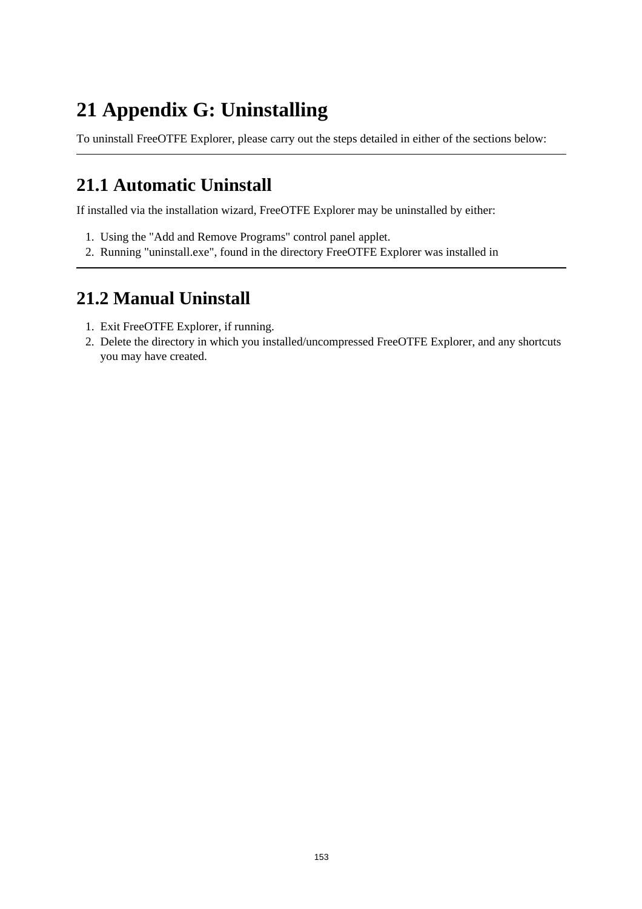# 21 Appendix G: Uninstalling

To uninstall FreeOTFE Explorer, please carry out the steps detailed in either of the sections below:

---

## 21.1 Automatic Uninstall

If installed via the installation wizard, FreeOTFE Explorer may be uninstalled by either:

1. Using the "Add and Remove Programs" control panel applet.
2. Running "uninstall.exe", found in the directory FreeOTFE Explorer was installed in

---

## 21.2 Manual Uninstall

1. Exit FreeOTFE Explorer, if running.
2. Delete the directory in which you installed/uncompressed FreeOTFE Explorer, and any shortcuts you may have created.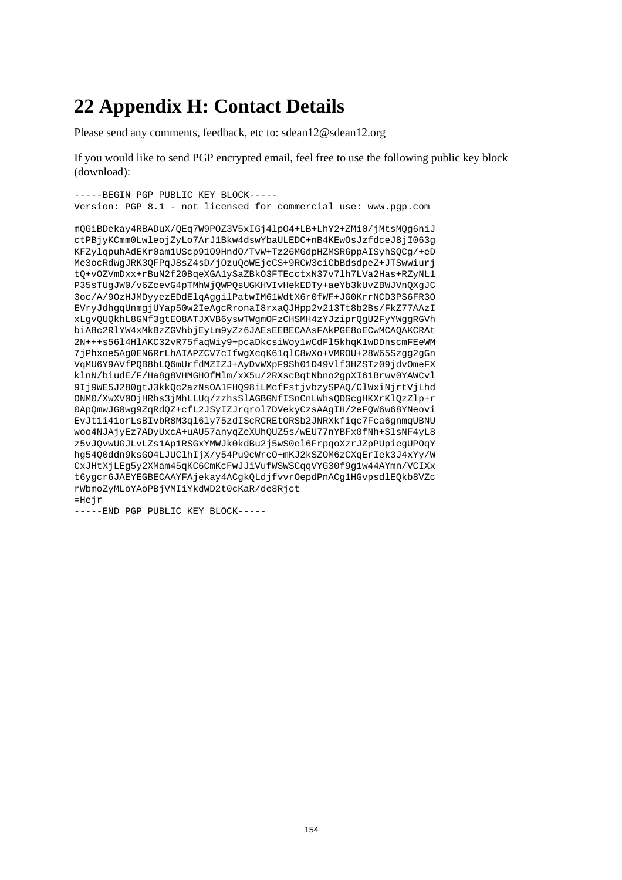# 22 Appendix H: Contact Details

Please send any comments, feedback, etc to: sdean12@sdean12.org

If you would like to send PGP encrypted email, feel free to use the following public key block (download):

```
-----BEGIN PGP PUBLIC KEY BLOCK-----
Version: PGP 8.1 - not licensed for commercial use: www.pgp.com

mQGiBDekay4RBADuX/QEq7W9POZ3V5xIGj4lpO4+LB+LhY2+ZMi0/jMtsMQg6niJ
ctPBjyKCmm0LwleojZyLo7ArJ1Bkw4dswYbaULEDC+nB4KEwOsJzfdceJ8jI063g
KFZylqpuhAdEKr0am1UScp91O9HndO/TvW+Tz26MGdpHZMSR6ppAISyhSQCg/+eD
Me3ocRdWgJRK3QFPqJ8sZ4sD/jOzuQoWEjcCS+9RCW3ciCbBdsdpeZ+JTSwwiurj
tQ+vOZVmDxx+rBuN2f20BqeXGA1ySaZBkO3FTEcctxN37v7lh7LVa2Has+RZyNL1
P35sTUgJW0/v6ZcevG4pTMhWjQWPQsUGKHVIvHekEDTy+aeYb3kUvZBWJVnQXgJC
3oc/A/9OzHJMDyyezEDdElqAggilPatwIM61WdtX6r0fWF+JG0KrrNCD3PS6FR3O
EVryJdhgqUnmgjUYap50w2IeAgcRronaI8rxaQJHpp2v213Tt8b2Bs/FkZ77AAzI
xLgvQUQkhL8GNf3gtEO8ATJXVB6yswTWgmOFzCHSMH4zYJziprQgU2FyYWggRGVh
biA8c2RlYW4xMkBzZGVhbjEyLm9yZz6JAEsEEBECAAsFAkPGE8oECwMCAQAKCRAt
2N+++s56l4HlAKC32vR75faqWiy9+pcaDkcsiWoy1wCdFl5khqK1wDDnscmFEeWM
7jPhxoe5Ag0EN6RrLhAIAPZCV7cIfwgXcqK61qlC8wXo+VMROU+28W65Szgg2gGn
VqMU6Y9AVfPQB8bLQ6mUrfdMZIZJ+AyDvWXpF9Sh01D49Vlf3HZSTz09jdvOmeFX
klnN/biudE/F/Ha8g8VHMGHOfMlm/xX5u/2RXscBqtNbno2gpXI61Brwv0YAWCvl
9Ij9WE5J280gtJ3kkQc2azNsOA1FHQ98iLMcfFstjvbzySPAQ/ClWxiNjrtVjLhd
ONM0/XwXV0OjHRhs3jMhLLUq/zzhsSlAGBGNfISnCnLWhsQDGcgHKXrKlQzZlp+r
0ApQmwJG0wg9ZqRdQZ+cfL2JSyIZJrqrol7DVekyCzsAAgIH/2eFQW6w68YNeovi
EvJt1i41orLsBIvbR8M3ql6ly75zdIScRCREtORSb2JNRXkfiqc7Fca6gnmqUBNU
woo4NJAjyEz7ADyUxcA+uAU57anyqZeXUhQUZ5s/wEU77nYBFx0fNh+SlsNF4yL8
z5vJQvwUGJLvLZs1Ap1RSGxYMWJk0kdBu2j5wS0el6FrpqoXzrJZpPUpiegUPOqY
hg54Q0ddn9ksGO4LJUClhIjX/y54Pu9cWrcO+mKJ2kSZOM6zCXqErIek3J4xYy/W
CxJHtXjLEg5y2XMam45qKC6CmKcFwJJiVufWSWSCqqVYG30f9g1w44AYmn/VCIXx
t6ygcr6JAEYEGBECAAYFAjekay4ACgkQLdjfvvrOepdPnACg1HGvpsdlEQkb8VZc
rWbmoZyMLoYAoPBjVMIiYkdWD2t0cKaR/de8Rjct
=Hejr
-----END PGP PUBLIC KEY BLOCK-----
```